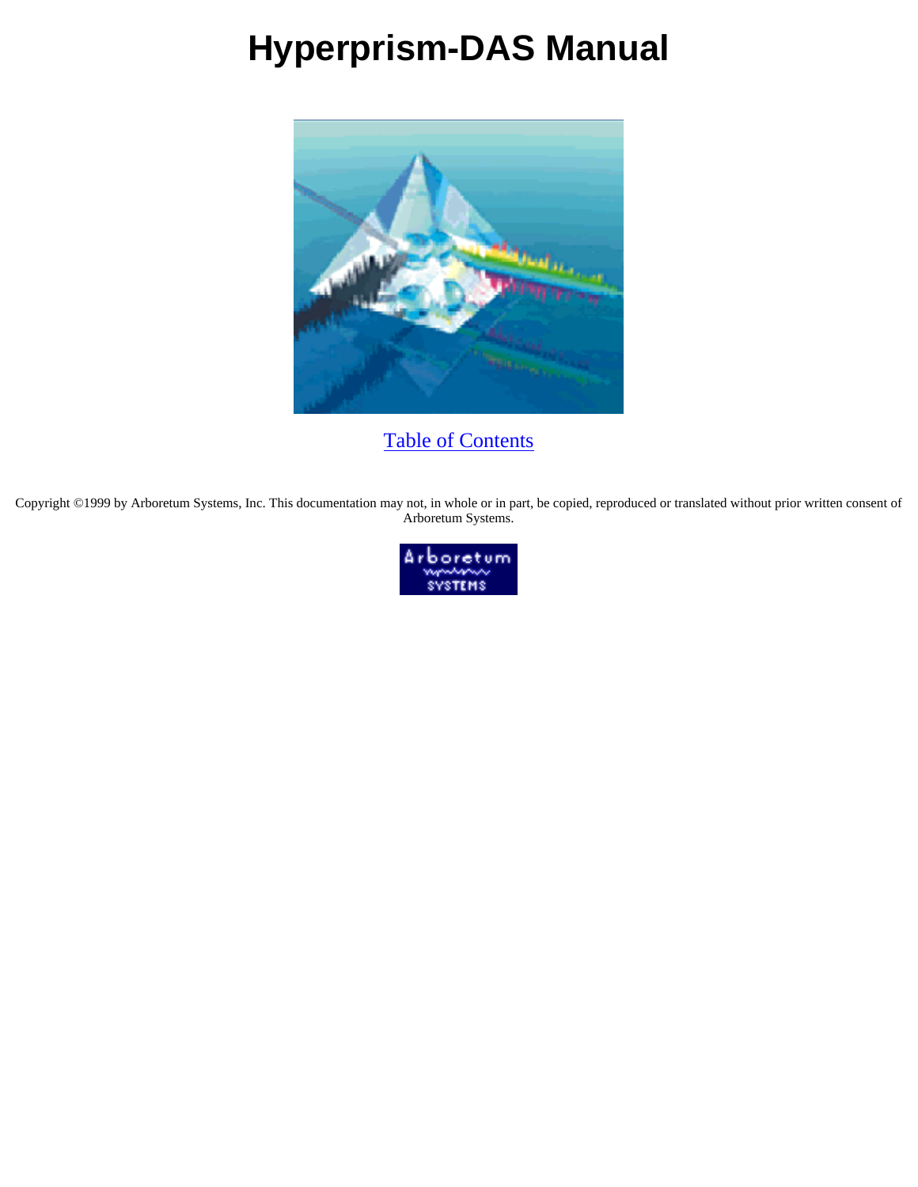# Hyperprism-DAS Manual

Table of Contents

Copyright ©1999 by Arboretum Systems, Inc. This documentation may not, in whole or in part, be copied, reproduced or translated without prior written consent of Arboretum Systems.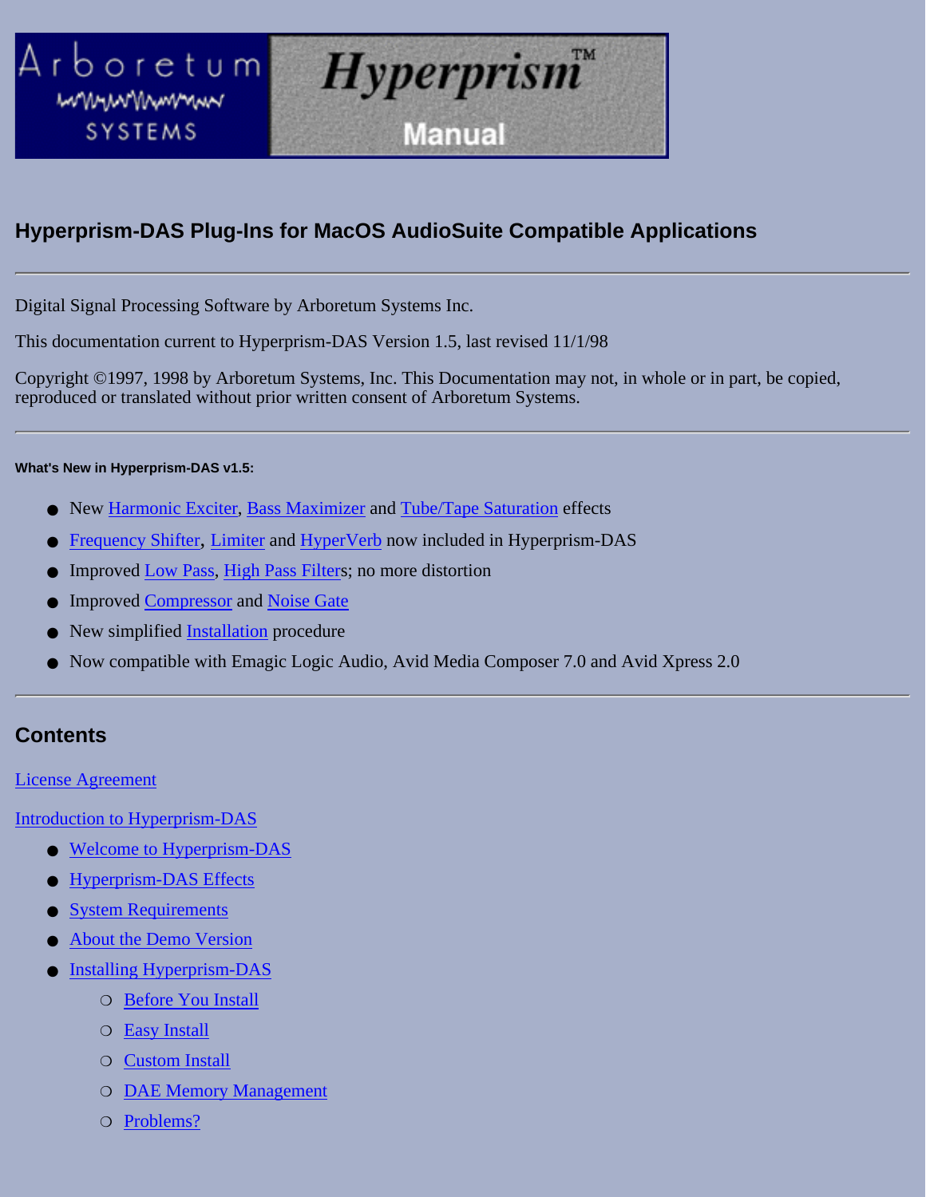Arboretum SYSTEMS — Hyperprism™ Manual

## Hyperprism-DAS Plug-Ins for MacOS AudioSuite Compatible Applications

---

Digital Signal Processing Software by Arboretum Systems Inc.

This documentation current to Hyperprism-DAS Version 1.5, last revised 11/1/98

Copyright ©1997, 1998 by Arboretum Systems, Inc. This Documentation may not, in whole or in part, be copied, reproduced or translated without prior written consent of Arboretum Systems.

---

##### What's New in Hyperprism-DAS v1.5:

- New Harmonic Exciter, Bass Maximizer and Tube/Tape Saturation effects
- Frequency Shifter, Limiter and HyperVerb now included in Hyperprism-DAS
- Improved Low Pass, High Pass Filters; no more distortion
- Improved Compressor and Noise Gate
- New simplified Installation procedure
- Now compatible with Emagic Logic Audio, Avid Media Composer 7.0 and Avid Xpress 2.0

---

## Contents

License Agreement

Introduction to Hyperprism-DAS

- Welcome to Hyperprism-DAS
- Hyperprism-DAS Effects
- System Requirements
- About the Demo Version
- Installing Hyperprism-DAS
    - Before You Install
    - Easy Install
    - Custom Install
    - DAE Memory Management
    - Problems?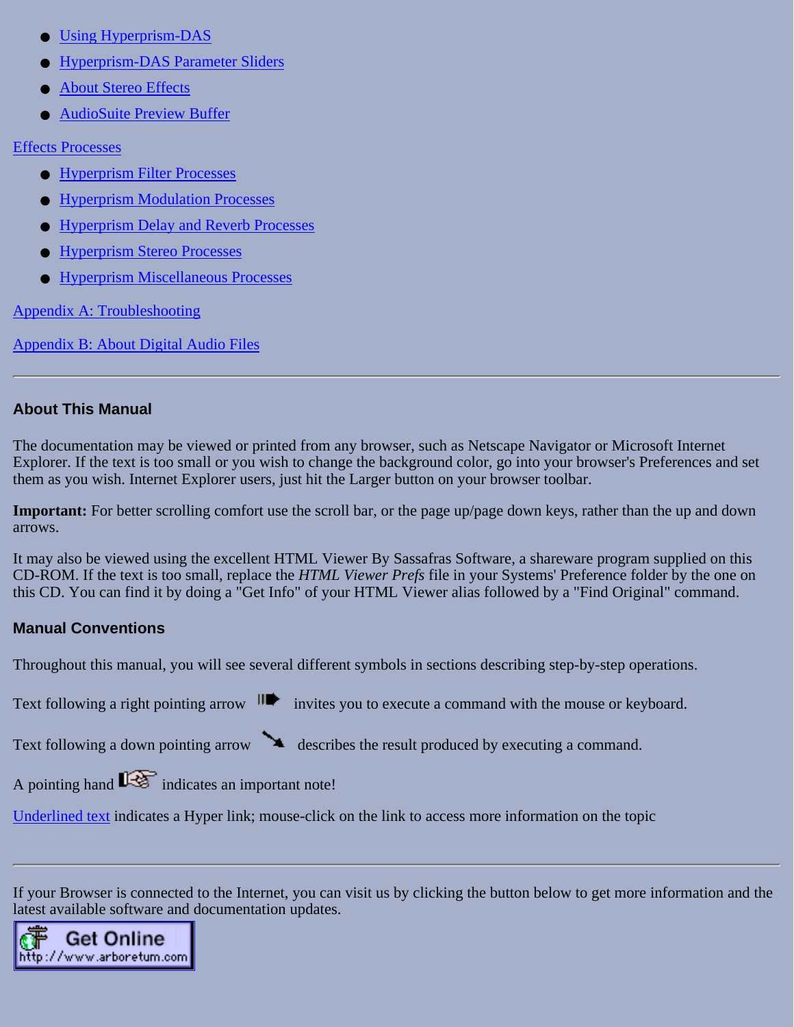- Using Hyperprism-DAS
- Hyperprism-DAS Parameter Sliders
- About Stereo Effects
- AudioSuite Preview Buffer

Effects Processes

- Hyperprism Filter Processes
- Hyperprism Modulation Processes
- Hyperprism Delay and Reverb Processes
- Hyperprism Stereo Processes
- Hyperprism Miscellaneous Processes

Appendix A: Troubleshooting

Appendix B: About Digital Audio Files

---

### About This Manual

The documentation may be viewed or printed from any browser, such as Netscape Navigator or Microsoft Internet Explorer. If the text is too small or you wish to change the background color, go into your browser's Preferences and set them as you wish. Internet Explorer users, just hit the Larger button on your browser toolbar.

**Important:** For better scrolling comfort use the scroll bar, or the page up/page down keys, rather than the up and down arrows.

It may also be viewed using the excellent HTML Viewer By Sassafras Software, a shareware program supplied on this CD-ROM. If the text is too small, replace the *HTML Viewer Prefs* file in your Systems' Preference folder by the one on this CD. You can find it by doing a "Get Info" of your HTML Viewer alias followed by a "Find Original" command.

### Manual Conventions

Throughout this manual, you will see several different symbols in sections describing step-by-step operations.

Text following a right pointing arrow invites you to execute a command with the mouse or keyboard.

Text following a down pointing arrow describes the result produced by executing a command.

A pointing hand indicates an important note!

Underlined text indicates a Hyper link; mouse-click on the link to access more information on the topic

---

If your Browser is connected to the Internet, you can visit us by clicking the button below to get more information and the latest available software and documentation updates.

Get Online http://www.arboretum.com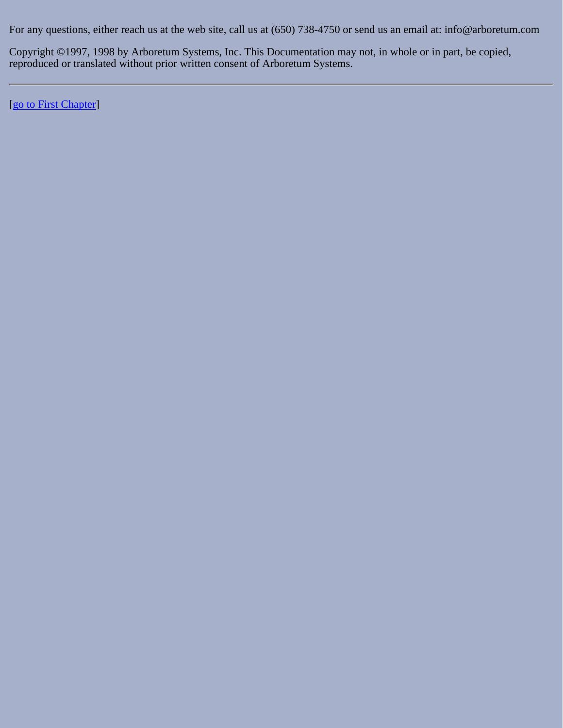For any questions, either reach us at the web site, call us at (650) 738-4750 or send us an email at: info@arboretum.com

Copyright ©1997, 1998 by Arboretum Systems, Inc. This Documentation may not, in whole or in part, be copied, reproduced or translated without prior written consent of Arboretum Systems.

---

[go to First Chapter]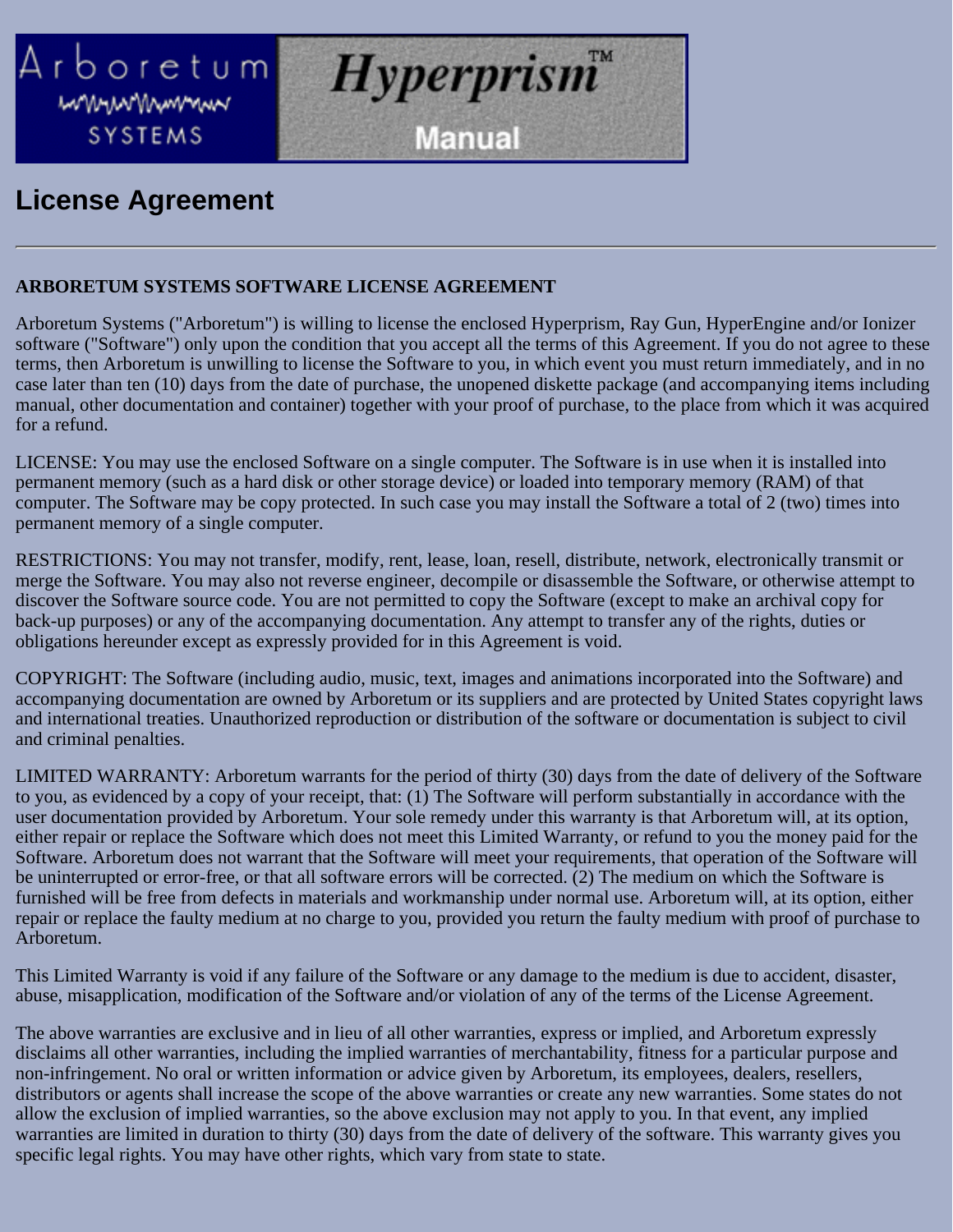# License Agreement

---

**ARBORETUM SYSTEMS SOFTWARE LICENSE AGREEMENT**

Arboretum Systems ("Arboretum") is willing to license the enclosed Hyperprism, Ray Gun, HyperEngine and/or Ionizer software ("Software") only upon the condition that you accept all the terms of this Agreement. If you do not agree to these terms, then Arboretum is unwilling to license the Software to you, in which event you must return immediately, and in no case later than ten (10) days from the date of purchase, the unopened diskette package (and accompanying items including manual, other documentation and container) together with your proof of purchase, to the place from which it was acquired for a refund.

LICENSE: You may use the enclosed Software on a single computer. The Software is in use when it is installed into permanent memory (such as a hard disk or other storage device) or loaded into temporary memory (RAM) of that computer. The Software may be copy protected. In such case you may install the Software a total of 2 (two) times into permanent memory of a single computer.

RESTRICTIONS: You may not transfer, modify, rent, lease, loan, resell, distribute, network, electronically transmit or merge the Software. You may also not reverse engineer, decompile or disassemble the Software, or otherwise attempt to discover the Software source code. You are not permitted to copy the Software (except to make an archival copy for back-up purposes) or any of the accompanying documentation. Any attempt to transfer any of the rights, duties or obligations hereunder except as expressly provided for in this Agreement is void.

COPYRIGHT: The Software (including audio, music, text, images and animations incorporated into the Software) and accompanying documentation are owned by Arboretum or its suppliers and are protected by United States copyright laws and international treaties. Unauthorized reproduction or distribution of the software or documentation is subject to civil and criminal penalties.

LIMITED WARRANTY: Arboretum warrants for the period of thirty (30) days from the date of delivery of the Software to you, as evidenced by a copy of your receipt, that: (1) The Software will perform substantially in accordance with the user documentation provided by Arboretum. Your sole remedy under this warranty is that Arboretum will, at its option, either repair or replace the Software which does not meet this Limited Warranty, or refund to you the money paid for the Software. Arboretum does not warrant that the Software will meet your requirements, that operation of the Software will be uninterrupted or error-free, or that all software errors will be corrected. (2) The medium on which the Software is furnished will be free from defects in materials and workmanship under normal use. Arboretum will, at its option, either repair or replace the faulty medium at no charge to you, provided you return the faulty medium with proof of purchase to Arboretum.

This Limited Warranty is void if any failure of the Software or any damage to the medium is due to accident, disaster, abuse, misapplication, modification of the Software and/or violation of any of the terms of the License Agreement.

The above warranties are exclusive and in lieu of all other warranties, express or implied, and Arboretum expressly disclaims all other warranties, including the implied warranties of merchantability, fitness for a particular purpose and non-infringement. No oral or written information or advice given by Arboretum, its employees, dealers, resellers, distributors or agents shall increase the scope of the above warranties or create any new warranties. Some states do not allow the exclusion of implied warranties, so the above exclusion may not apply to you. In that event, any implied warranties are limited in duration to thirty (30) days from the date of delivery of the software. This warranty gives you specific legal rights. You may have other rights, which vary from state to state.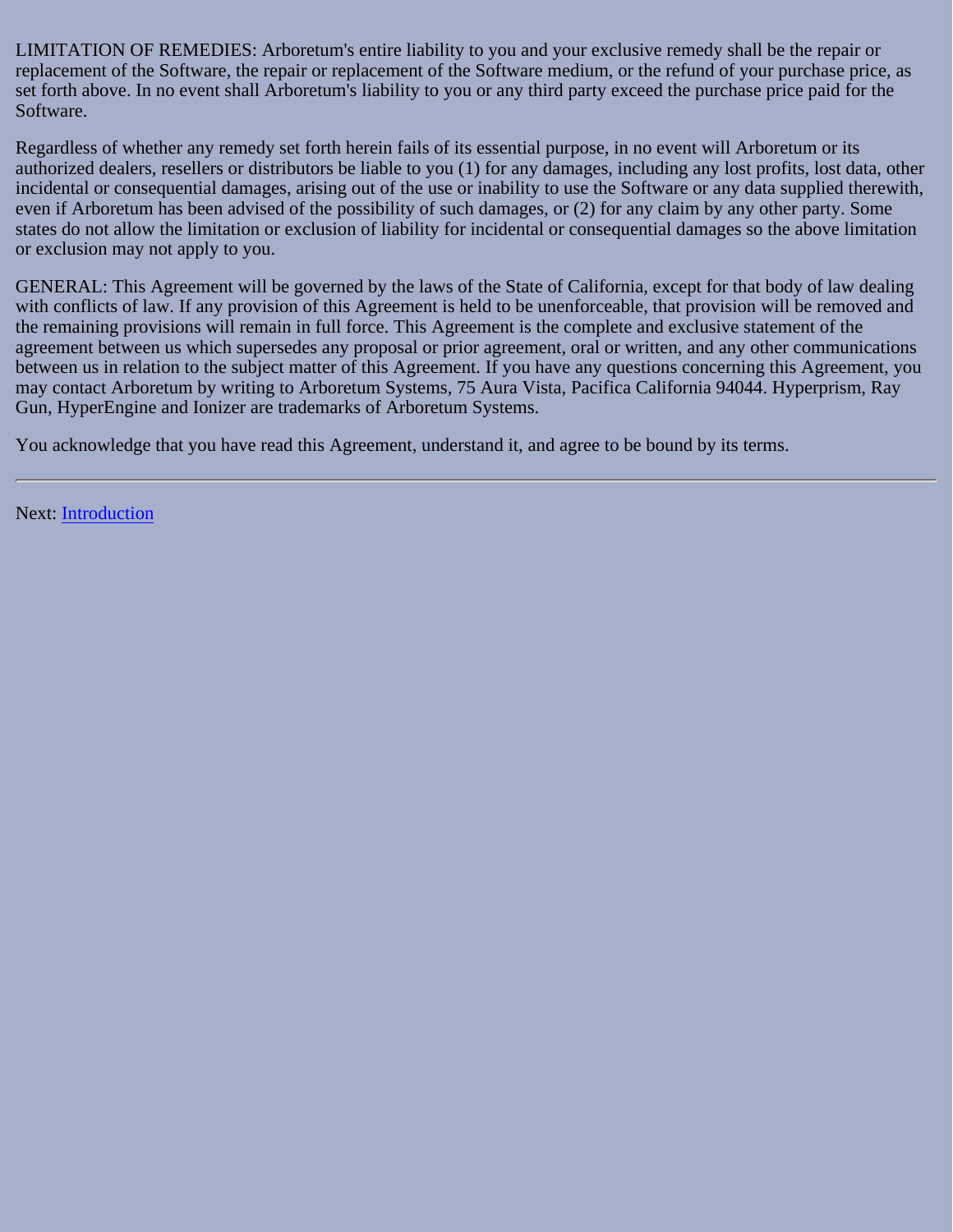LIMITATION OF REMEDIES: Arboretum's entire liability to you and your exclusive remedy shall be the repair or replacement of the Software, the repair or replacement of the Software medium, or the refund of your purchase price, as set forth above. In no event shall Arboretum's liability to you or any third party exceed the purchase price paid for the Software.

Regardless of whether any remedy set forth herein fails of its essential purpose, in no event will Arboretum or its authorized dealers, resellers or distributors be liable to you (1) for any damages, including any lost profits, lost data, other incidental or consequential damages, arising out of the use or inability to use the Software or any data supplied therewith, even if Arboretum has been advised of the possibility of such damages, or (2) for any claim by any other party. Some states do not allow the limitation or exclusion of liability for incidental or consequential damages so the above limitation or exclusion may not apply to you.

GENERAL: This Agreement will be governed by the laws of the State of California, except for that body of law dealing with conflicts of law. If any provision of this Agreement is held to be unenforceable, that provision will be removed and the remaining provisions will remain in full force. This Agreement is the complete and exclusive statement of the agreement between us which supersedes any proposal or prior agreement, oral or written, and any other communications between us in relation to the subject matter of this Agreement. If you have any questions concerning this Agreement, you may contact Arboretum by writing to Arboretum Systems, 75 Aura Vista, Pacifica California 94044. Hyperprism, Ray Gun, HyperEngine and Ionizer are trademarks of Arboretum Systems.

You acknowledge that you have read this Agreement, understand it, and agree to be bound by its terms.

---

Next: Introduction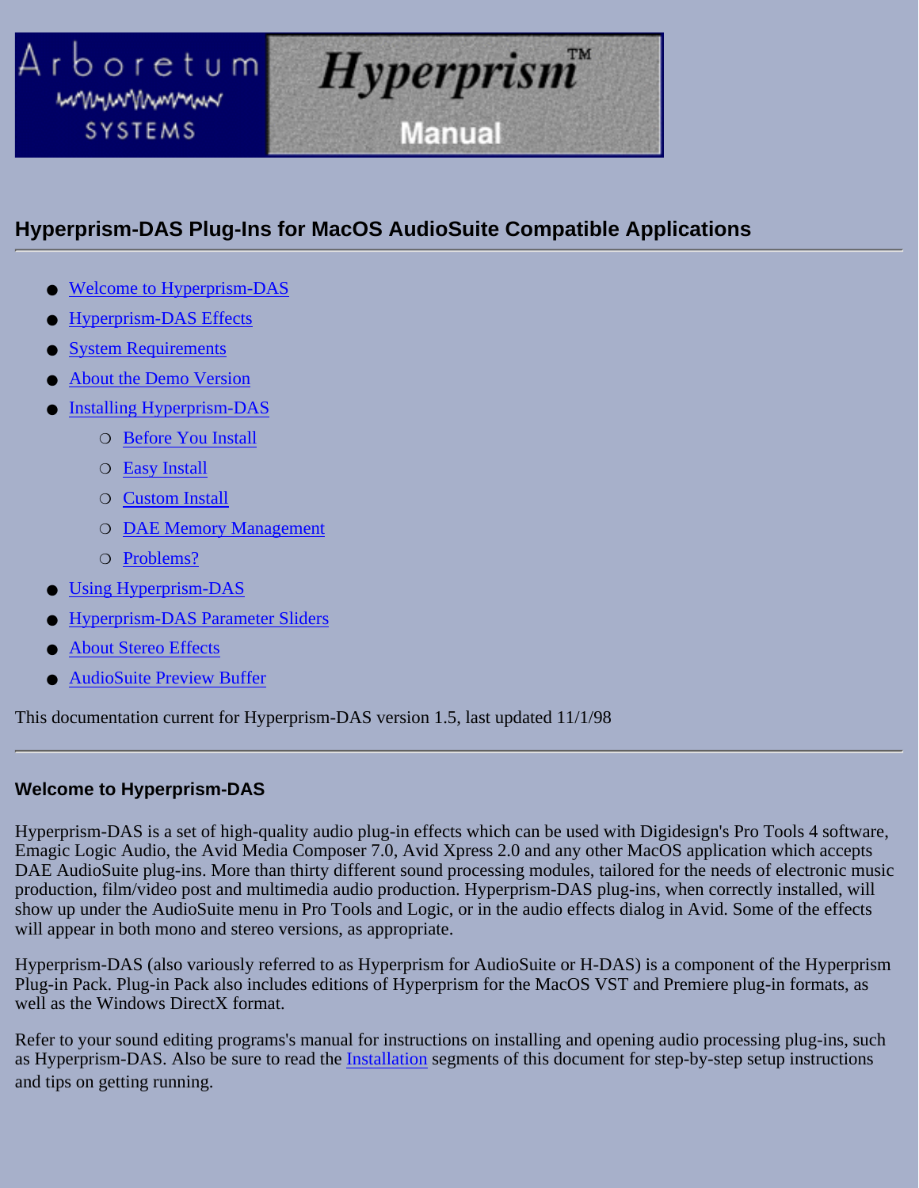# Arboretum Systems — Hyperprism™ Manual

## Hyperprism-DAS Plug-Ins for MacOS AudioSuite Compatible Applications

- Welcome to Hyperprism-DAS
- Hyperprism-DAS Effects
- System Requirements
- About the Demo Version
- Installing Hyperprism-DAS
  - Before You Install
  - Easy Install
  - Custom Install
  - DAE Memory Management
  - Problems?
- Using Hyperprism-DAS
- Hyperprism-DAS Parameter Sliders
- About Stereo Effects
- AudioSuite Preview Buffer

This documentation current for Hyperprism-DAS version 1.5, last updated 11/1/98

---

### Welcome to Hyperprism-DAS

Hyperprism-DAS is a set of high-quality audio plug-in effects which can be used with Digidesign's Pro Tools 4 software, Emagic Logic Audio, the Avid Media Composer 7.0, Avid Xpress 2.0 and any other MacOS application which accepts DAE AudioSuite plug-ins. More than thirty different sound processing modules, tailored for the needs of electronic music production, film/video post and multimedia audio production. Hyperprism-DAS plug-ins, when correctly installed, will show up under the AudioSuite menu in Pro Tools and Logic, or in the audio effects dialog in Avid. Some of the effects will appear in both mono and stereo versions, as appropriate.

Hyperprism-DAS (also variously referred to as Hyperprism for AudioSuite or H-DAS) is a component of the Hyperprism Plug-in Pack. Plug-in Pack also includes editions of Hyperprism for the MacOS VST and Premiere plug-in formats, as well as the Windows DirectX format.

Refer to your sound editing programs's manual for instructions on installing and opening audio processing plug-ins, such as Hyperprism-DAS. Also be sure to read the Installation segments of this document for step-by-step setup instructions and tips on getting running.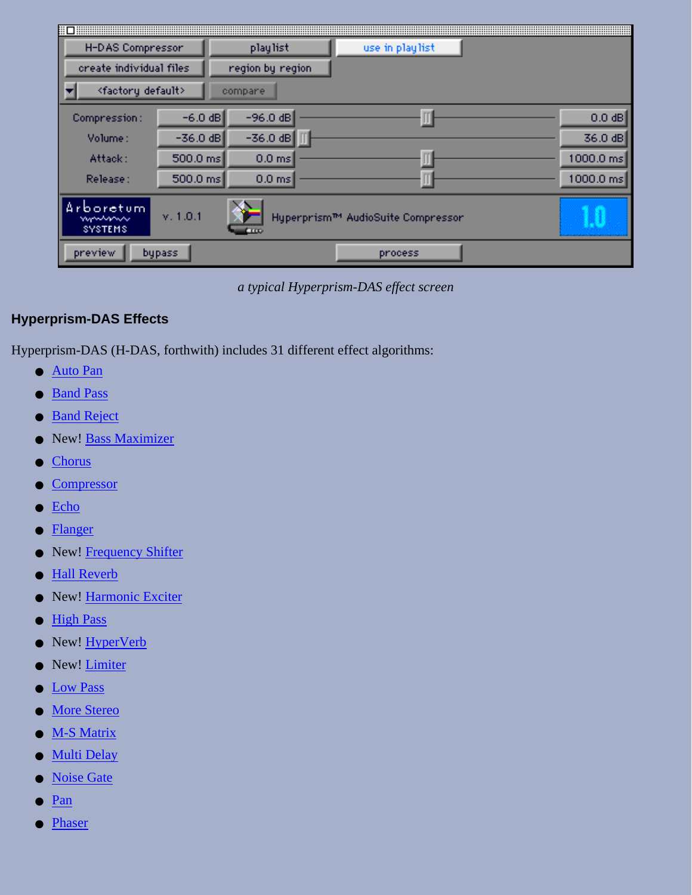*a typical Hyperprism-DAS effect screen*

### Hyperprism-DAS Effects

Hyperprism-DAS (H-DAS, forthwith) includes 31 different effect algorithms:

- Auto Pan
- Band Pass
- Band Reject
- New! Bass Maximizer
- Chorus
- Compressor
- Echo
- Flanger
- New! Frequency Shifter
- Hall Reverb
- New! Harmonic Exciter
- High Pass
- New! HyperVerb
- New! Limiter
- Low Pass
- More Stereo
- M-S Matrix
- Multi Delay
- Noise Gate
- Pan
- Phaser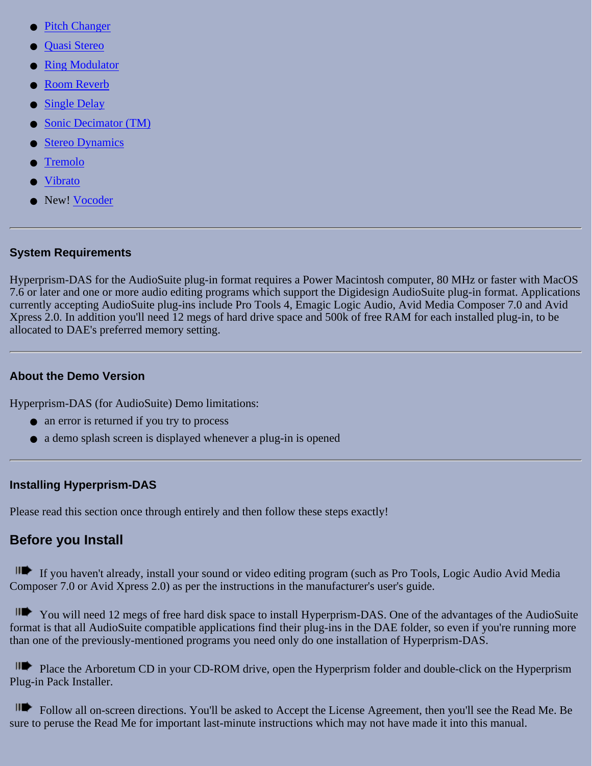- Pitch Changer
- Quasi Stereo
- Ring Modulator
- Room Reverb
- Single Delay
- Sonic Decimator (TM)
- Stereo Dynamics
- Tremolo
- Vibrato
- New! Vocoder

---

### System Requirements

Hyperprism-DAS for the AudioSuite plug-in format requires a Power Macintosh computer, 80 MHz or faster with MacOS 7.6 or later and one or more audio editing programs which support the Digidesign AudioSuite plug-in format. Applications currently accepting AudioSuite plug-ins include Pro Tools 4, Emagic Logic Audio, Avid Media Composer 7.0 and Avid Xpress 2.0. In addition you'll need 12 megs of hard drive space and 500k of free RAM for each installed plug-in, to be allocated to DAE's preferred memory setting.

---

### About the Demo Version

Hyperprism-DAS (for AudioSuite) Demo limitations:

- an error is returned if you try to process
- a demo splash screen is displayed whenever a plug-in is opened

---

### Installing Hyperprism-DAS

Please read this section once through entirely and then follow these steps exactly!

## Before you Install

➠ If you haven't already, install your sound or video editing program (such as Pro Tools, Logic Audio Avid Media Composer 7.0 or Avid Xpress 2.0) as per the instructions in the manufacturer's user's guide.

➠ You will need 12 megs of free hard disk space to install Hyperprism-DAS. One of the advantages of the AudioSuite format is that all AudioSuite compatible applications find their plug-ins in the DAE folder, so even if you're running more than one of the previously-mentioned programs you need only do one installation of Hyperprism-DAS.

➠ Place the Arboretum CD in your CD-ROM drive, open the Hyperprism folder and double-click on the Hyperprism Plug-in Pack Installer.

➠ Follow all on-screen directions. You'll be asked to Accept the License Agreement, then you'll see the Read Me. Be sure to peruse the Read Me for important last-minute instructions which may not have made it into this manual.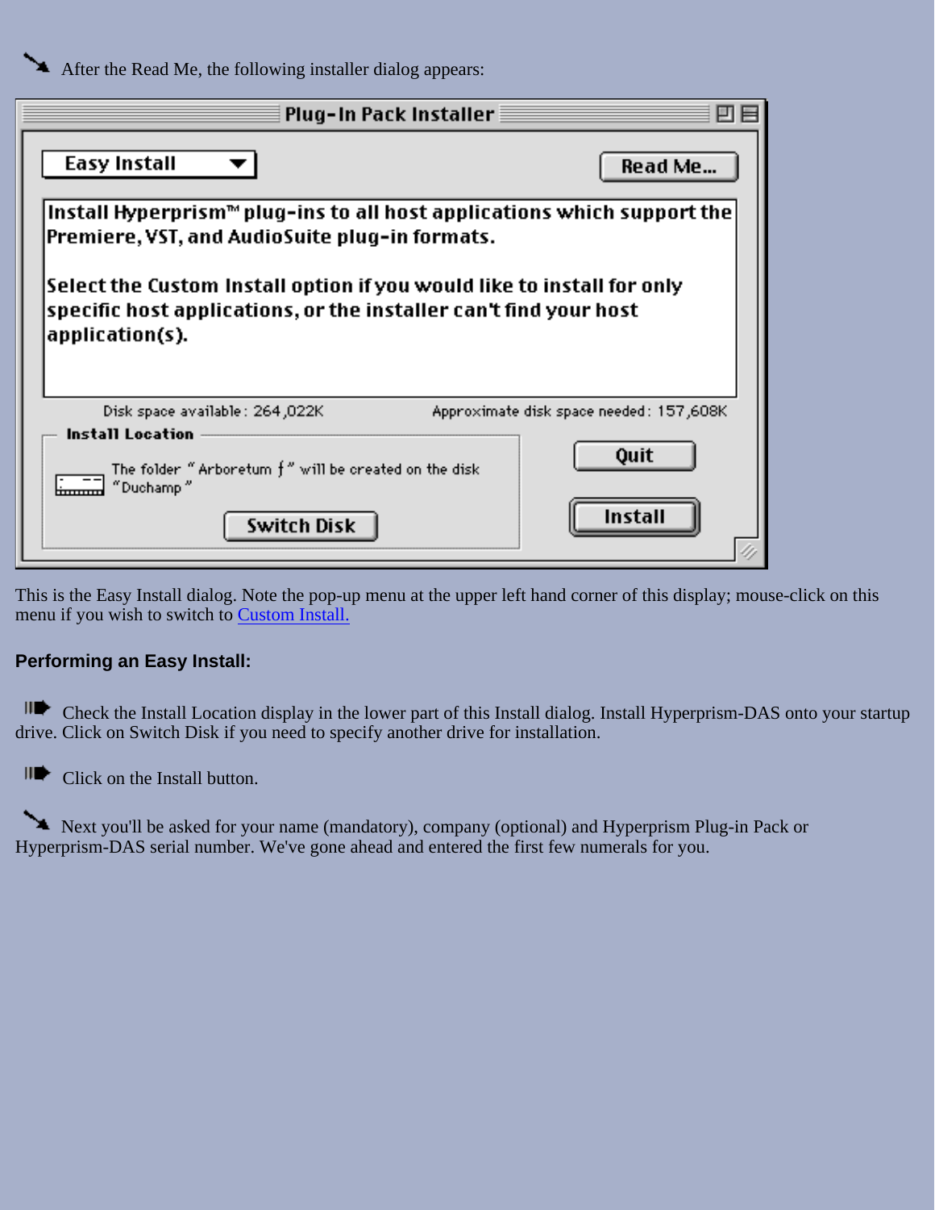After the Read Me, the following installer dialog appears:

Plug-In Pack Installer

Easy Install

Read Me...

Install Hyperprism™ plug-ins to all host applications which support the Premiere, VST, and AudioSuite plug-in formats.

Select the Custom Install option if you would like to install for only specific host applications, or the installer can't find your host application(s).

Disk space available: 264,022K

Approximate disk space needed: 157,608K

Install Location

The folder "Arboretum ƒ" will be created on the disk "Duchamp"

Switch Disk

Quit

Install

This is the Easy Install dialog. Note the pop-up menu at the upper left hand corner of this display; mouse-click on this menu if you wish to switch to Custom Install.

**Performing an Easy Install:**

Check the Install Location display in the lower part of this Install dialog. Install Hyperprism-DAS onto your startup drive. Click on Switch Disk if you need to specify another drive for installation.

Click on the Install button.

Next you'll be asked for your name (mandatory), company (optional) and Hyperprism Plug-in Pack or Hyperprism-DAS serial number. We've gone ahead and entered the first few numerals for you.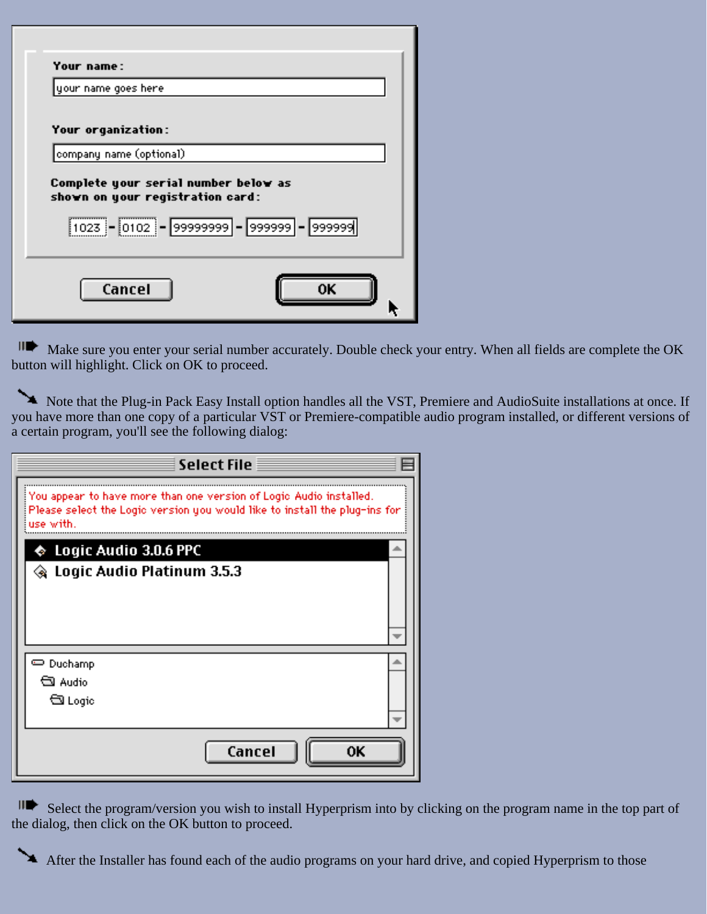Make sure you enter your serial number accurately. Double check your entry. When all fields are complete the OK button will highlight. Click on OK to proceed.

Note that the Plug-in Pack Easy Install option handles all the VST, Premiere and AudioSuite installations at once. If you have more than one copy of a particular VST or Premiere-compatible audio program installed, or different versions of a certain program, you'll see the following dialog:

Select the program/version you wish to install Hyperprism into by clicking on the program name in the top part of the dialog, then click on the OK button to proceed.

After the Installer has found each of the audio programs on your hard drive, and copied Hyperprism to those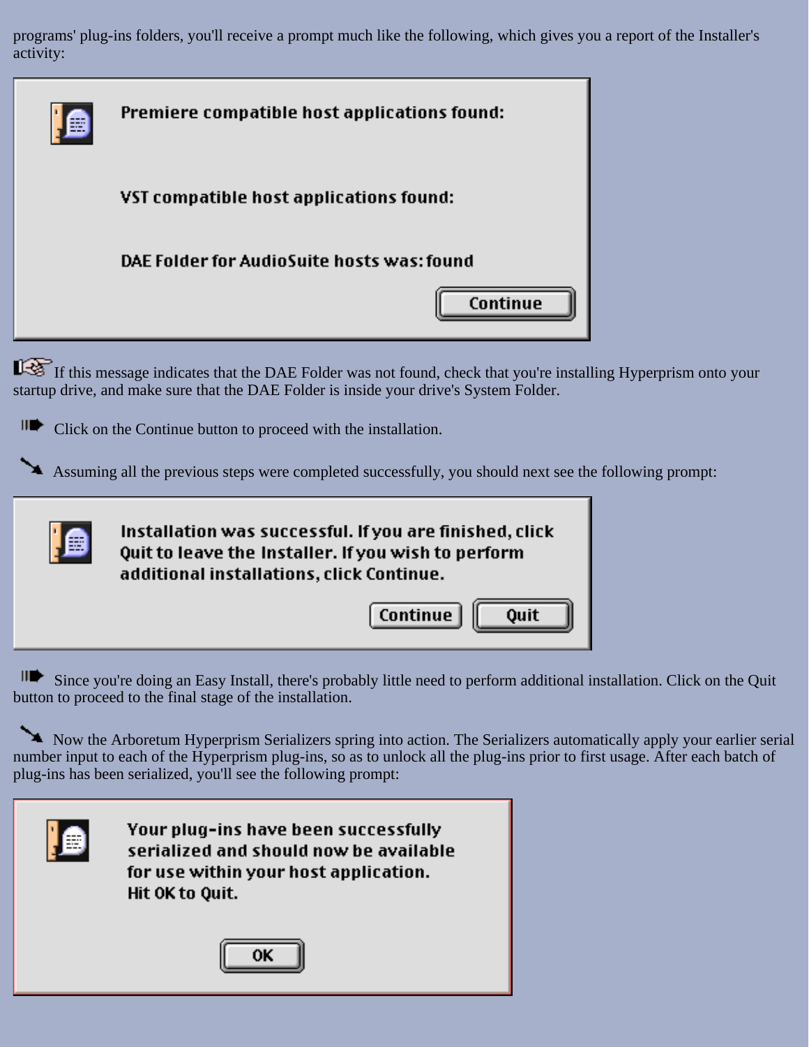programs' plug-ins folders, you'll receive a prompt much like the following, which gives you a report of the Installer's activity:

Premiere compatible host applications found:

VST compatible host applications found:

DAE Folder for AudioSuite hosts was: found

Continue

If this message indicates that the DAE Folder was not found, check that you're installing Hyperprism onto your startup drive, and make sure that the DAE Folder is inside your drive's System Folder.

Click on the Continue button to proceed with the installation.

Assuming all the previous steps were completed successfully, you should next see the following prompt:

Installation was successful. If you are finished, click Quit to leave the Installer. If you wish to perform additional installations, click Continue.

Continue    Quit

Since you're doing an Easy Install, there's probably little need to perform additional installation. Click on the Quit button to proceed to the final stage of the installation.

Now the Arboretum Hyperprism Serializers spring into action. The Serializers automatically apply your earlier serial number input to each of the Hyperprism plug-ins, so as to unlock all the plug-ins prior to first usage. After each batch of plug-ins has been serialized, you'll see the following prompt:

Your plug-ins have been successfully serialized and should now be available for use within your host application. Hit OK to Quit.

OK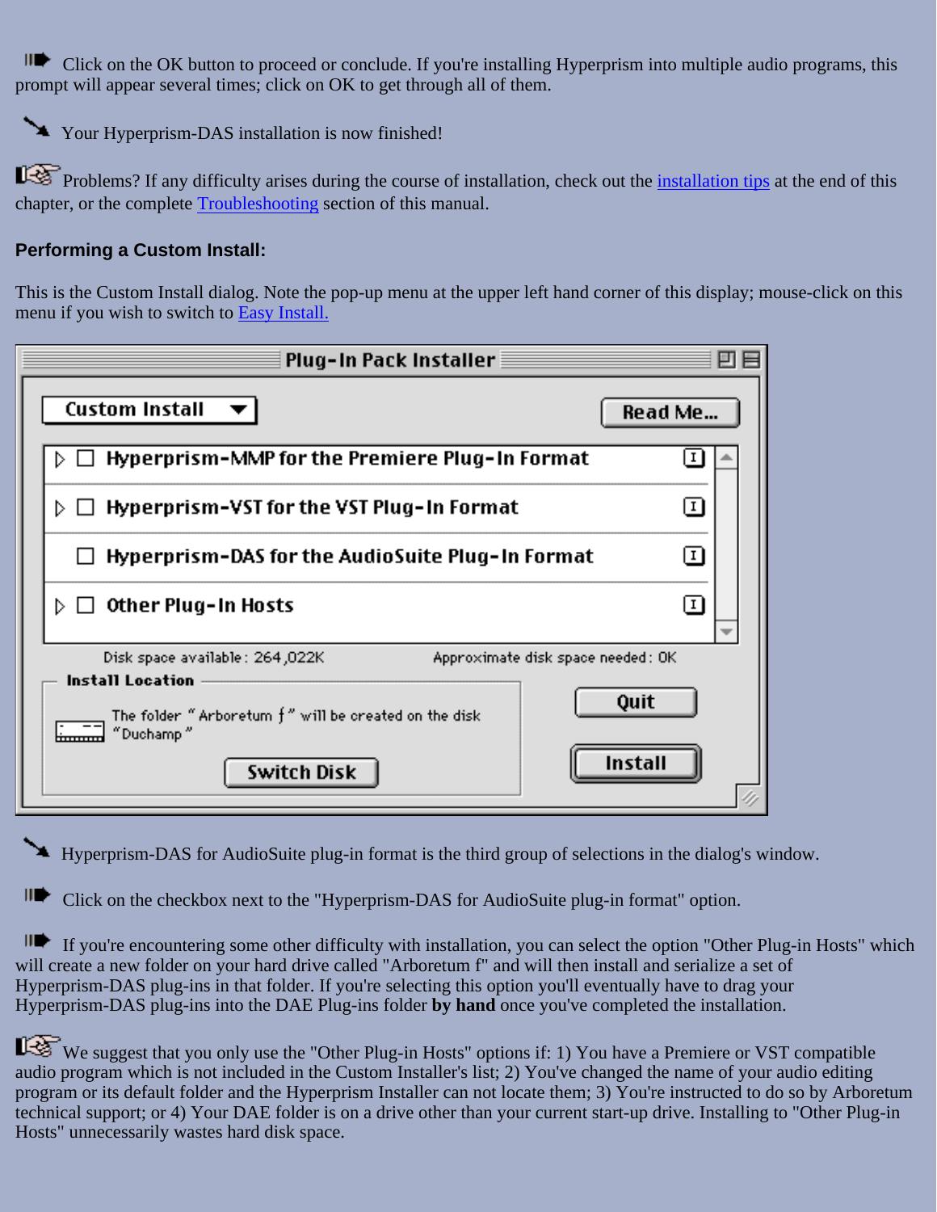Click on the OK button to proceed or conclude. If you're installing Hyperprism into multiple audio programs, this prompt will appear several times; click on OK to get through all of them.

Your Hyperprism-DAS installation is now finished!

Problems? If any difficulty arises during the course of installation, check out the installation tips at the end of this chapter, or the complete Troubleshooting section of this manual.

**Performing a Custom Install:**

This is the Custom Install dialog. Note the pop-up menu at the upper left hand corner of this display; mouse-click on this menu if you wish to switch to Easy Install.

Plug-In Pack Installer

Custom Install

Read Me...

- Hyperprism-MMP for the Premiere Plug-In Format
- Hyperprism-VST for the VST Plug-In Format
- Hyperprism-DAS for the AudioSuite Plug-In Format
- Other Plug-In Hosts

Disk space available: 264,022K

Approximate disk space needed: 0K

Install Location

The folder "Arboretum ƒ" will be created on the disk "Duchamp"

Switch Disk

Quit

Install

Hyperprism-DAS for AudioSuite plug-in format is the third group of selections in the dialog's window.

Click on the checkbox next to the "Hyperprism-DAS for AudioSuite plug-in format" option.

If you're encountering some other difficulty with installation, you can select the option "Other Plug-in Hosts" which will create a new folder on your hard drive called "Arboretum f" and will then install and serialize a set of Hyperprism-DAS plug-ins in that folder. If you're selecting this option you'll eventually have to drag your Hyperprism-DAS plug-ins into the DAE Plug-ins folder **by hand** once you've completed the installation.

We suggest that you only use the "Other Plug-in Hosts" options if: 1) You have a Premiere or VST compatible audio program which is not included in the Custom Installer's list; 2) You've changed the name of your audio editing program or its default folder and the Hyperprism Installer can not locate them; 3) You're instructed to do so by Arboretum technical support; or 4) Your DAE folder is on a drive other than your current start-up drive. Installing to "Other Plug-in Hosts" unnecessarily wastes hard disk space.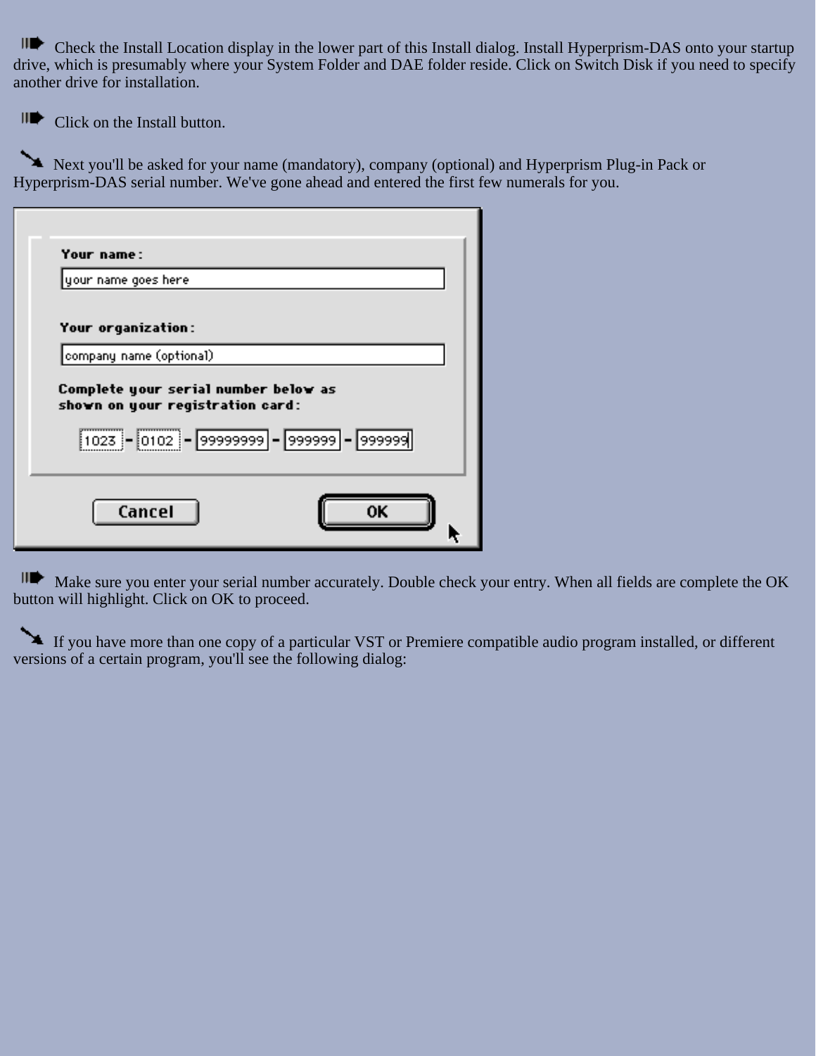Check the Install Location display in the lower part of this Install dialog. Install Hyperprism-DAS onto your startup drive, which is presumably where your System Folder and DAE folder reside. Click on Switch Disk if you need to specify another drive for installation.

Click on the Install button.

Next you'll be asked for your name (mandatory), company (optional) and Hyperprism Plug-in Pack or Hyperprism-DAS serial number. We've gone ahead and entered the first few numerals for you.

Make sure you enter your serial number accurately. Double check your entry. When all fields are complete the OK button will highlight. Click on OK to proceed.

If you have more than one copy of a particular VST or Premiere compatible audio program installed, or different versions of a certain program, you'll see the following dialog: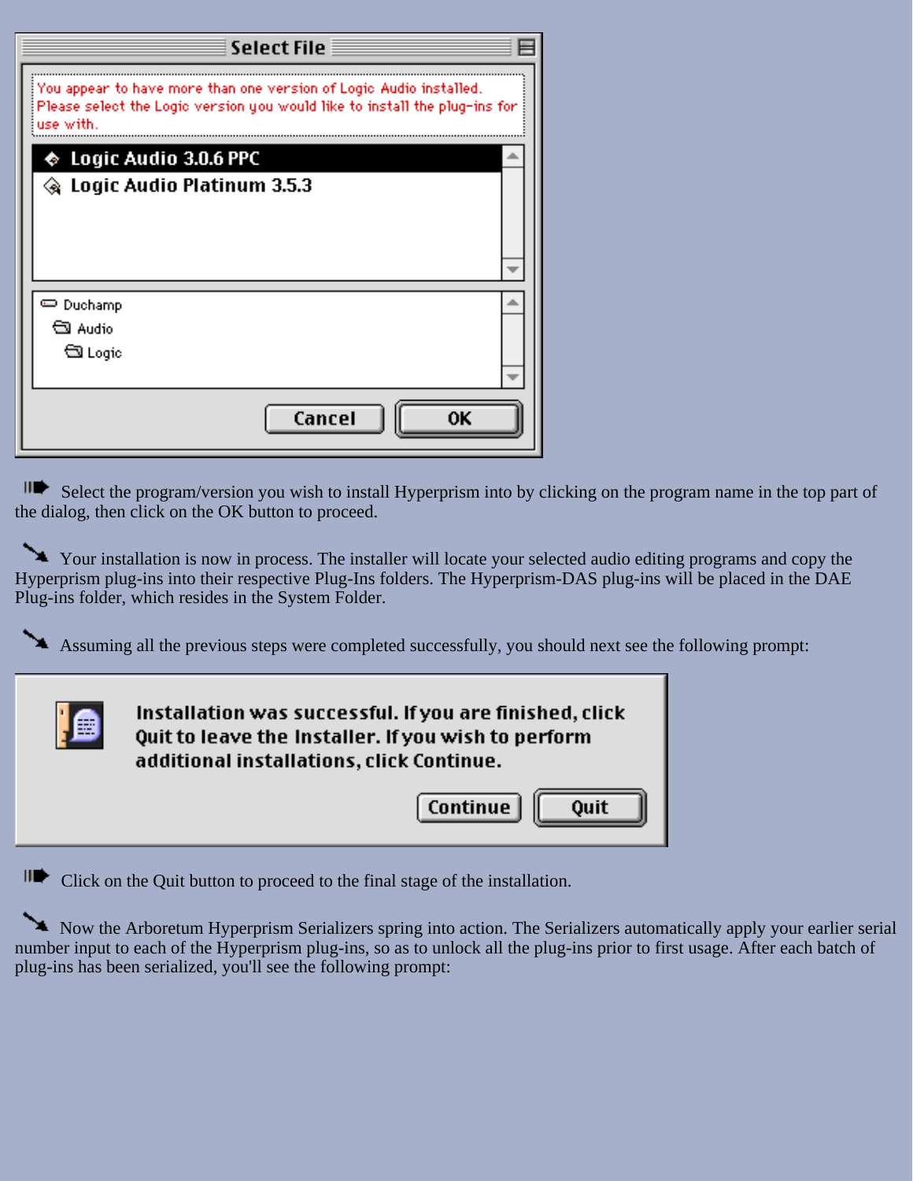**Select File**

You appear to have more than one version of Logic Audio installed. Please select the Logic version you would like to install the plug-ins for use with.

- Logic Audio 3.0.6 PPC
- Logic Audio Platinum 3.5.3

Duchamp
Audio
Logic

Cancel | OK

Select the program/version you wish to install Hyperprism into by clicking on the program name in the top part of the dialog, then click on the OK button to proceed.

Your installation is now in process. The installer will locate your selected audio editing programs and copy the Hyperprism plug-ins into their respective Plug-Ins folders. The Hyperprism-DAS plug-ins will be placed in the DAE Plug-ins folder, which resides in the System Folder.

Assuming all the previous steps were completed successfully, you should next see the following prompt:

**Installation was successful. If you are finished, click Quit to leave the Installer. If you wish to perform additional installations, click Continue.**

Continue | Quit

Click on the Quit button to proceed to the final stage of the installation.

Now the Arboretum Hyperprism Serializers spring into action. The Serializers automatically apply your earlier serial number input to each of the Hyperprism plug-ins, so as to unlock all the plug-ins prior to first usage. After each batch of plug-ins has been serialized, you'll see the following prompt: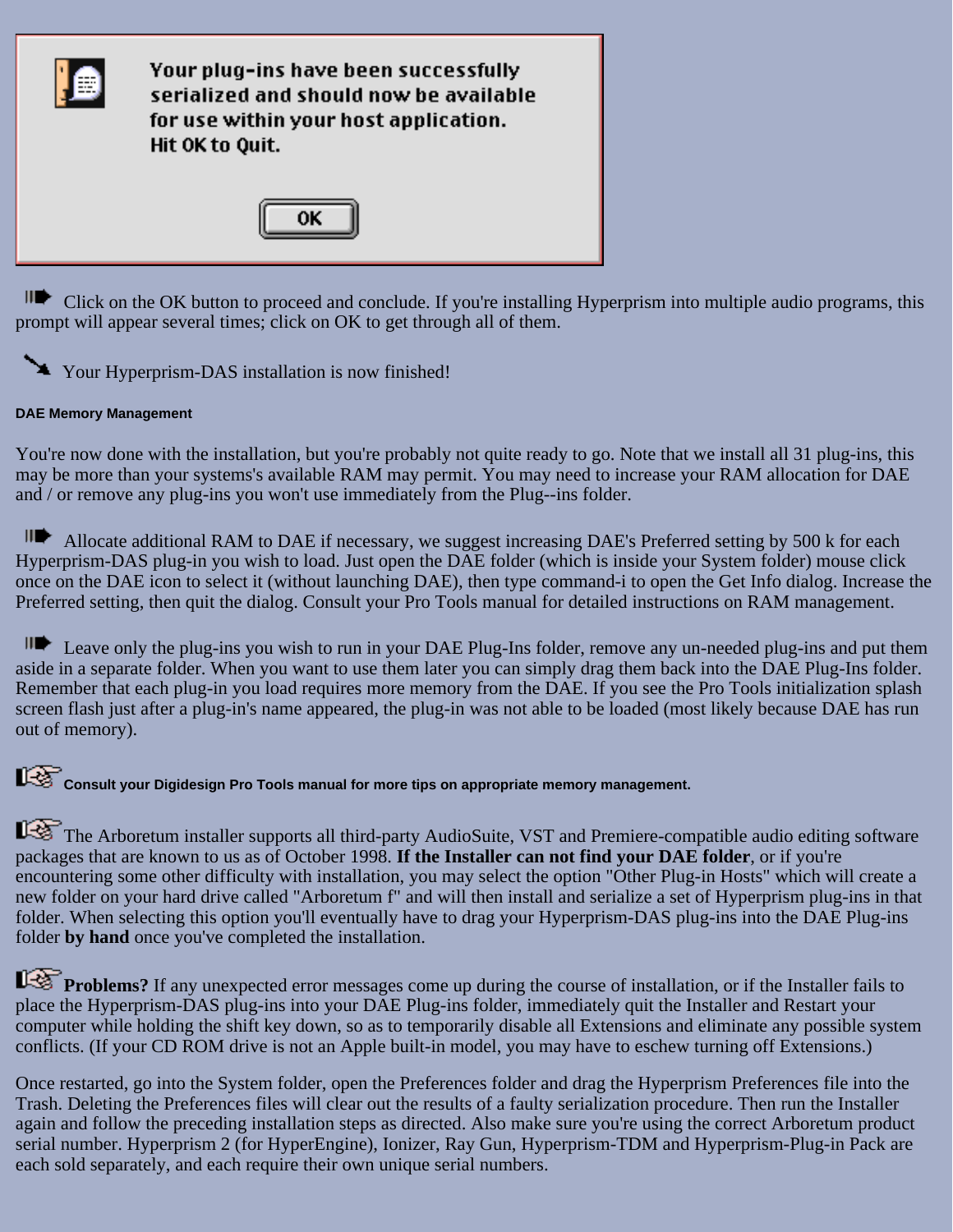Your plug-ins have been successfully serialized and should now be available for use within your host application. Hit OK to Quit.

OK

Click on the OK button to proceed and conclude. If you're installing Hyperprism into multiple audio programs, this prompt will appear several times; click on OK to get through all of them.

Your Hyperprism-DAS installation is now finished!

#### DAE Memory Management

You're now done with the installation, but you're probably not quite ready to go. Note that we install all 31 plug-ins, this may be more than your systems's available RAM may permit. You may need to increase your RAM allocation for DAE and / or remove any plug-ins you won't use immediately from the Plug--ins folder.

Allocate additional RAM to DAE if necessary, we suggest increasing DAE's Preferred setting by 500 k for each Hyperprism-DAS plug-in you wish to load. Just open the DAE folder (which is inside your System folder) mouse click once on the DAE icon to select it (without launching DAE), then type command-i to open the Get Info dialog. Increase the Preferred setting, then quit the dialog. Consult your Pro Tools manual for detailed instructions on RAM management.

Leave only the plug-ins you wish to run in your DAE Plug-Ins folder, remove any un-needed plug-ins and put them aside in a separate folder. When you want to use them later you can simply drag them back into the DAE Plug-Ins folder. Remember that each plug-in you load requires more memory from the DAE. If you see the Pro Tools initialization splash screen flash just after a plug-in's name appeared, the plug-in was not able to be loaded (most likely because DAE has run out of memory).

**Consult your Digidesign Pro Tools manual for more tips on appropriate memory management.**

The Arboretum installer supports all third-party AudioSuite, VST and Premiere-compatible audio editing software packages that are known to us as of October 1998. **If the Installer can not find your DAE folder**, or if you're encountering some other difficulty with installation, you may select the option "Other Plug-in Hosts" which will create a new folder on your hard drive called "Arboretum f" and will then install and serialize a set of Hyperprism plug-ins in that folder. When selecting this option you'll eventually have to drag your Hyperprism-DAS plug-ins into the DAE Plug-ins folder **by hand** once you've completed the installation.

**Problems?** If any unexpected error messages come up during the course of installation, or if the Installer fails to place the Hyperprism-DAS plug-ins into your DAE Plug-ins folder, immediately quit the Installer and Restart your computer while holding the shift key down, so as to temporarily disable all Extensions and eliminate any possible system conflicts. (If your CD ROM drive is not an Apple built-in model, you may have to eschew turning off Extensions.)

Once restarted, go into the System folder, open the Preferences folder and drag the Hyperprism Preferences file into the Trash. Deleting the Preferences files will clear out the results of a faulty serialization procedure. Then run the Installer again and follow the preceding installation steps as directed. Also make sure you're using the correct Arboretum product serial number. Hyperprism 2 (for HyperEngine), Ionizer, Ray Gun, Hyperprism-TDM and Hyperprism-Plug-in Pack are each sold separately, and each require their own unique serial numbers.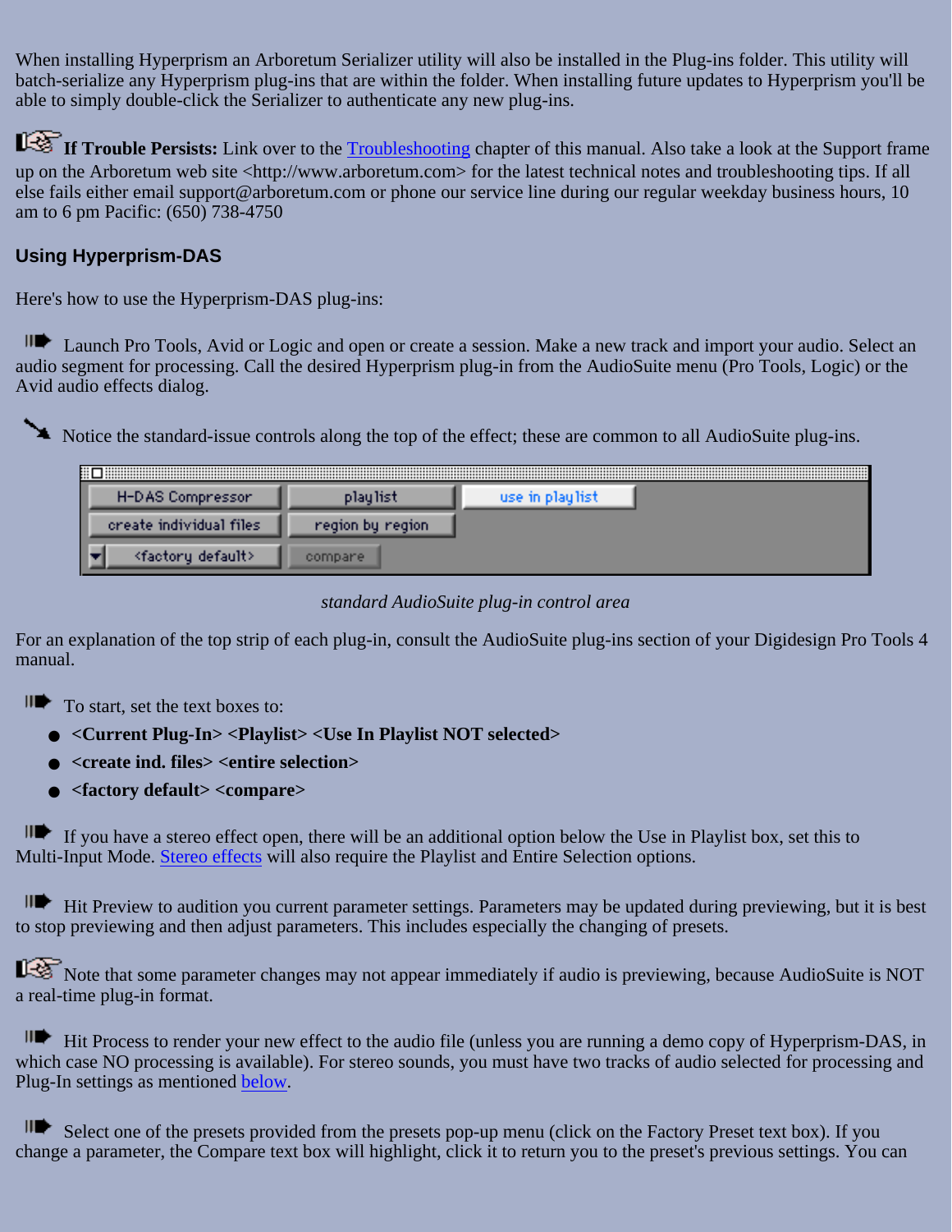When installing Hyperprism an Arboretum Serializer utility will also be installed in the Plug-ins folder. This utility will batch-serialize any Hyperprism plug-ins that are within the folder. When installing future updates to Hyperprism you'll be able to simply double-click the Serializer to authenticate any new plug-ins.

**If Trouble Persists:** Link over to the Troubleshooting chapter of this manual. Also take a look at the Support frame up on the Arboretum web site <http://www.arboretum.com> for the latest technical notes and troubleshooting tips. If all else fails either email support@arboretum.com or phone our service line during our regular weekday business hours, 10 am to 6 pm Pacific: (650) 738-4750

### Using Hyperprism-DAS

Here's how to use the Hyperprism-DAS plug-ins:

Launch Pro Tools, Avid or Logic and open or create a session. Make a new track and import your audio. Select an audio segment for processing. Call the desired Hyperprism plug-in from the AudioSuite menu (Pro Tools, Logic) or the Avid audio effects dialog.

Notice the standard-issue controls along the top of the effect; these are common to all AudioSuite plug-ins.

| H-DAS Compressor | playlist | use in playlist |
|---|---|---|
| create individual files | region by region | |
| <factory default> | compare | |

*standard AudioSuite plug-in control area*

For an explanation of the top strip of each plug-in, consult the AudioSuite plug-ins section of your Digidesign Pro Tools 4 manual.

To start, set the text boxes to:

- **<Current Plug-In> <Playlist> <Use In Playlist NOT selected>**
- **<create ind. files> <entire selection>**
- **<factory default> <compare>**

If you have a stereo effect open, there will be an additional option below the Use in Playlist box, set this to Multi-Input Mode. Stereo effects will also require the Playlist and Entire Selection options.

Hit Preview to audition you current parameter settings. Parameters may be updated during previewing, but it is best to stop previewing and then adjust parameters. This includes especially the changing of presets.

Note that some parameter changes may not appear immediately if audio is previewing, because AudioSuite is NOT a real-time plug-in format.

Hit Process to render your new effect to the audio file (unless you are running a demo copy of Hyperprism-DAS, in which case NO processing is available). For stereo sounds, you must have two tracks of audio selected for processing and Plug-In settings as mentioned below.

Select one of the presets provided from the presets pop-up menu (click on the Factory Preset text box). If you change a parameter, the Compare text box will highlight, click it to return you to the preset's previous settings. You can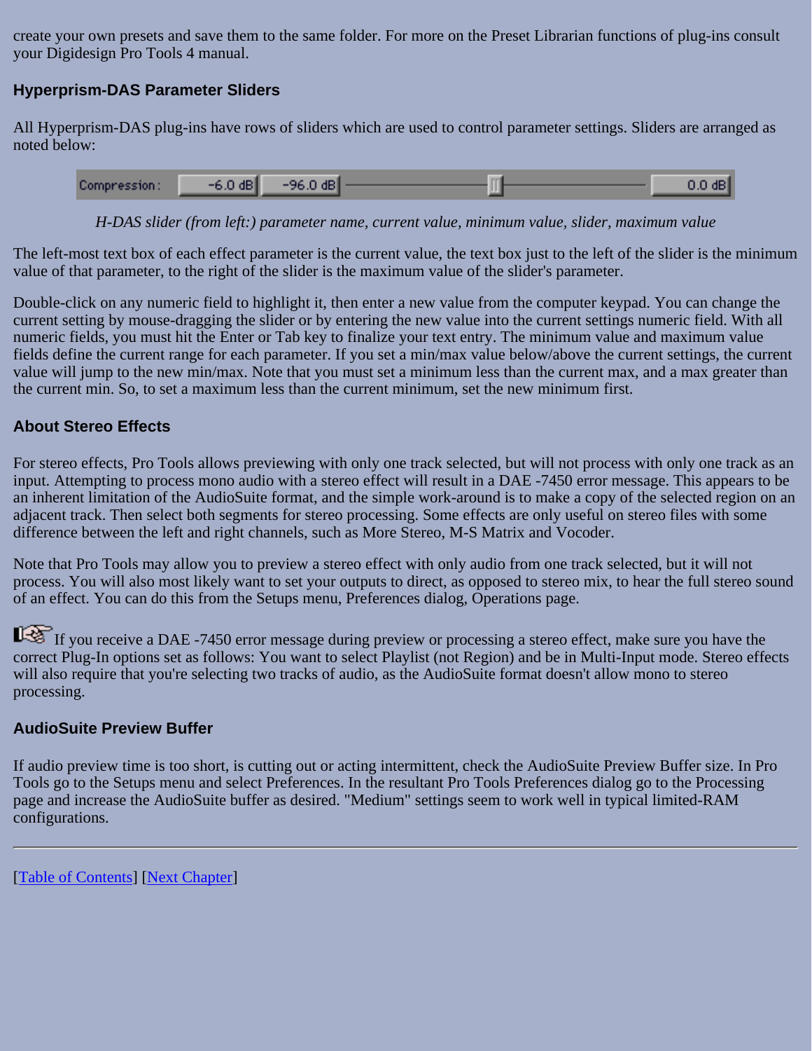create your own presets and save them to the same folder. For more on the Preset Librarian functions of plug-ins consult your Digidesign Pro Tools 4 manual.

### Hyperprism-DAS Parameter Sliders

All Hyperprism-DAS plug-ins have rows of sliders which are used to control parameter settings. Sliders are arranged as noted below:

*H-DAS slider (from left:) parameter name, current value, minimum value, slider, maximum value*

The left-most text box of each effect parameter is the current value, the text box just to the left of the slider is the minimum value of that parameter, to the right of the slider is the maximum value of the slider's parameter.

Double-click on any numeric field to highlight it, then enter a new value from the computer keypad. You can change the current setting by mouse-dragging the slider or by entering the new value into the current settings numeric field. With all numeric fields, you must hit the Enter or Tab key to finalize your text entry. The minimum value and maximum value fields define the current range for each parameter. If you set a min/max value below/above the current settings, the current value will jump to the new min/max. Note that you must set a minimum less than the current max, and a max greater than the current min. So, to set a maximum less than the current minimum, set the new minimum first.

### About Stereo Effects

For stereo effects, Pro Tools allows previewing with only one track selected, but will not process with only one track as an input. Attempting to process mono audio with a stereo effect will result in a DAE -7450 error message. This appears to be an inherent limitation of the AudioSuite format, and the simple work-around is to make a copy of the selected region on an adjacent track. Then select both segments for stereo processing. Some effects are only useful on stereo files with some difference between the left and right channels, such as More Stereo, M-S Matrix and Vocoder.

Note that Pro Tools may allow you to preview a stereo effect with only audio from one track selected, but it will not process. You will also most likely want to set your outputs to direct, as opposed to stereo mix, to hear the full stereo sound of an effect. You can do this from the Setups menu, Preferences dialog, Operations page.

If you receive a DAE -7450 error message during preview or processing a stereo effect, make sure you have the correct Plug-In options set as follows: You want to select Playlist (not Region) and be in Multi-Input mode. Stereo effects will also require that you're selecting two tracks of audio, as the AudioSuite format doesn't allow mono to stereo processing.

### AudioSuite Preview Buffer

If audio preview time is too short, is cutting out or acting intermittent, check the AudioSuite Preview Buffer size. In Pro Tools go to the Setups menu and select Preferences. In the resultant Pro Tools Preferences dialog go to the Processing page and increase the AudioSuite buffer as desired. "Medium" settings seem to work well in typical limited-RAM configurations.

---

[Table of Contents] [Next Chapter]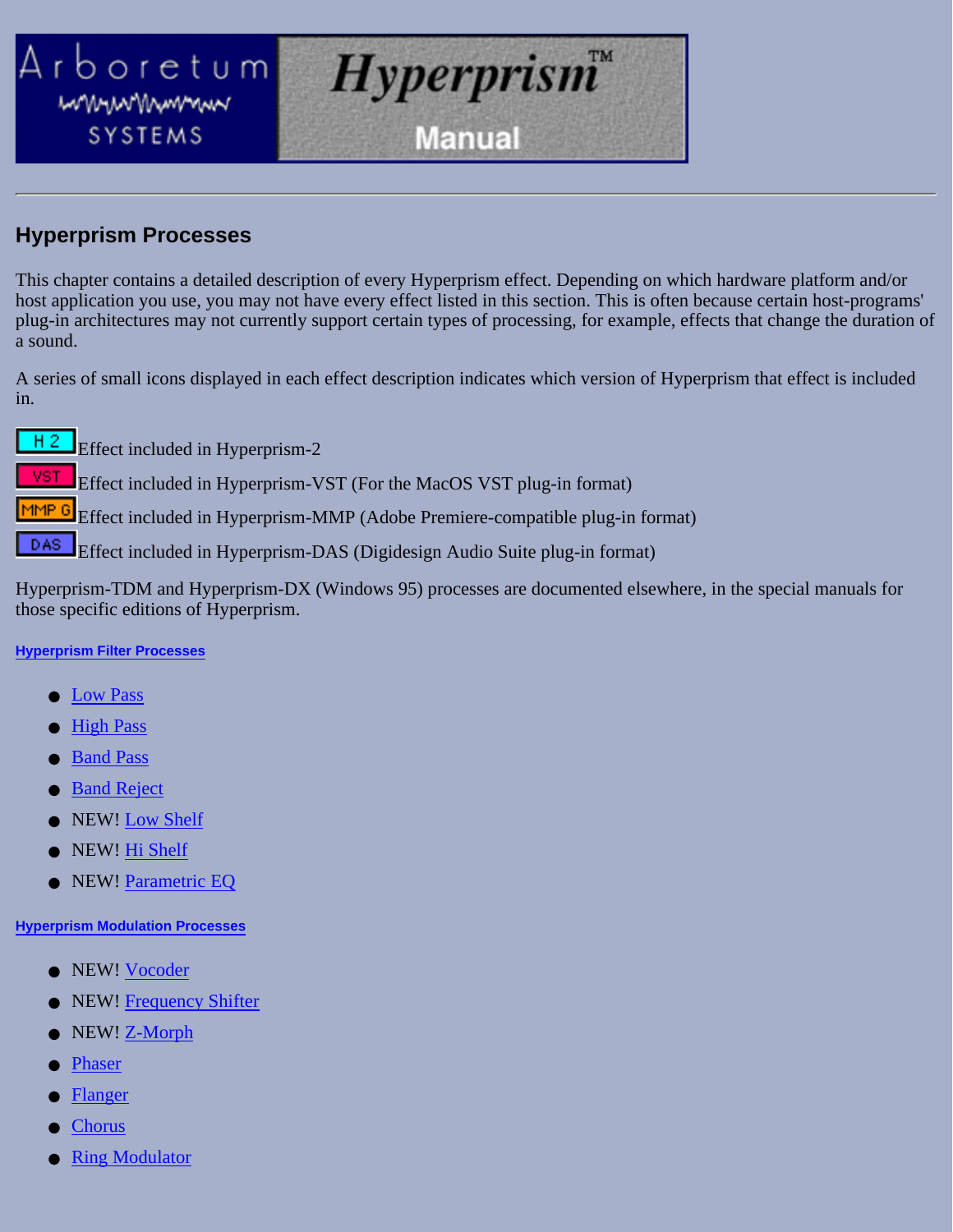## Hyperprism Processes

This chapter contains a detailed description of every Hyperprism effect. Depending on which hardware platform and/or host application you use, you may not have every effect listed in this section. This is often because certain host-programs' plug-in architectures may not currently support certain types of processing, for example, effects that change the duration of a sound.

A series of small icons displayed in each effect description indicates which version of Hyperprism that effect is included in.

H 2 Effect included in Hyperprism-2

VST Effect included in Hyperprism-VST (For the MacOS VST plug-in format)

MMP G Effect included in Hyperprism-MMP (Adobe Premiere-compatible plug-in format)

DAS Effect included in Hyperprism-DAS (Digidesign Audio Suite plug-in format)

Hyperprism-TDM and Hyperprism-DX (Windows 95) processes are documented elsewhere, in the special manuals for those specific editions of Hyperprism.

**Hyperprism Filter Processes**

- Low Pass
- High Pass
- Band Pass
- Band Reject
- NEW! Low Shelf
- NEW! Hi Shelf
- NEW! Parametric EQ

**Hyperprism Modulation Processes**

- NEW! Vocoder
- NEW! Frequency Shifter
- NEW! Z-Morph
- Phaser
- Flanger
- Chorus
- Ring Modulator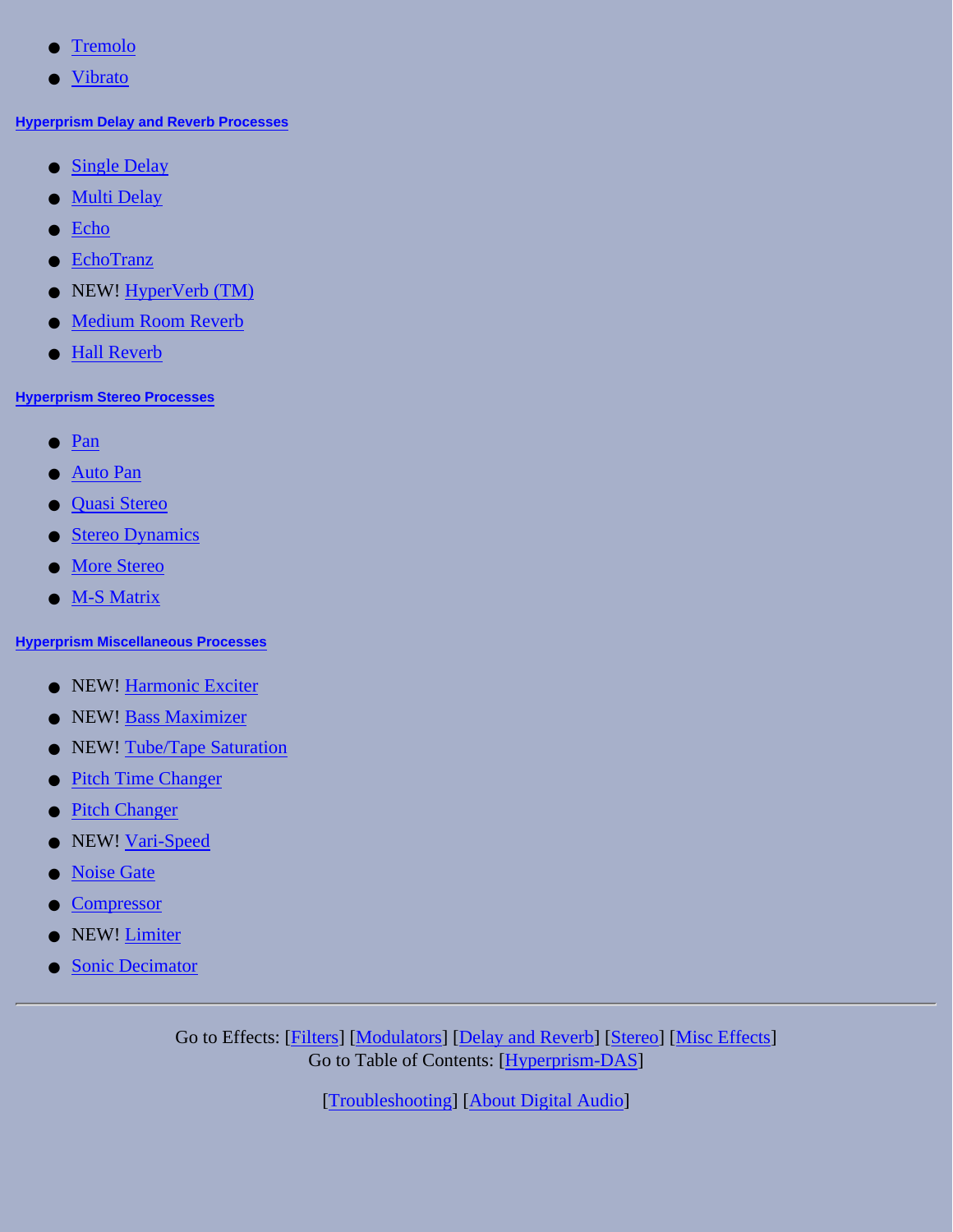- Tremolo
- Vibrato

#### Hyperprism Delay and Reverb Processes

- Single Delay
- Multi Delay
- Echo
- EchoTranz
- NEW! HyperVerb (TM)
- Medium Room Reverb
- Hall Reverb

#### Hyperprism Stereo Processes

- Pan
- Auto Pan
- Quasi Stereo
- Stereo Dynamics
- More Stereo
- M-S Matrix

#### Hyperprism Miscellaneous Processes

- NEW! Harmonic Exciter
- NEW! Bass Maximizer
- NEW! Tube/Tape Saturation
- Pitch Time Changer
- Pitch Changer
- NEW! Vari-Speed
- Noise Gate
- Compressor
- NEW! Limiter
- Sonic Decimator

---

Go to Effects: [Filters] [Modulators] [Delay and Reverb] [Stereo] [Misc Effects]
Go to Table of Contents: [Hyperprism-DAS]

[Troubleshooting] [About Digital Audio]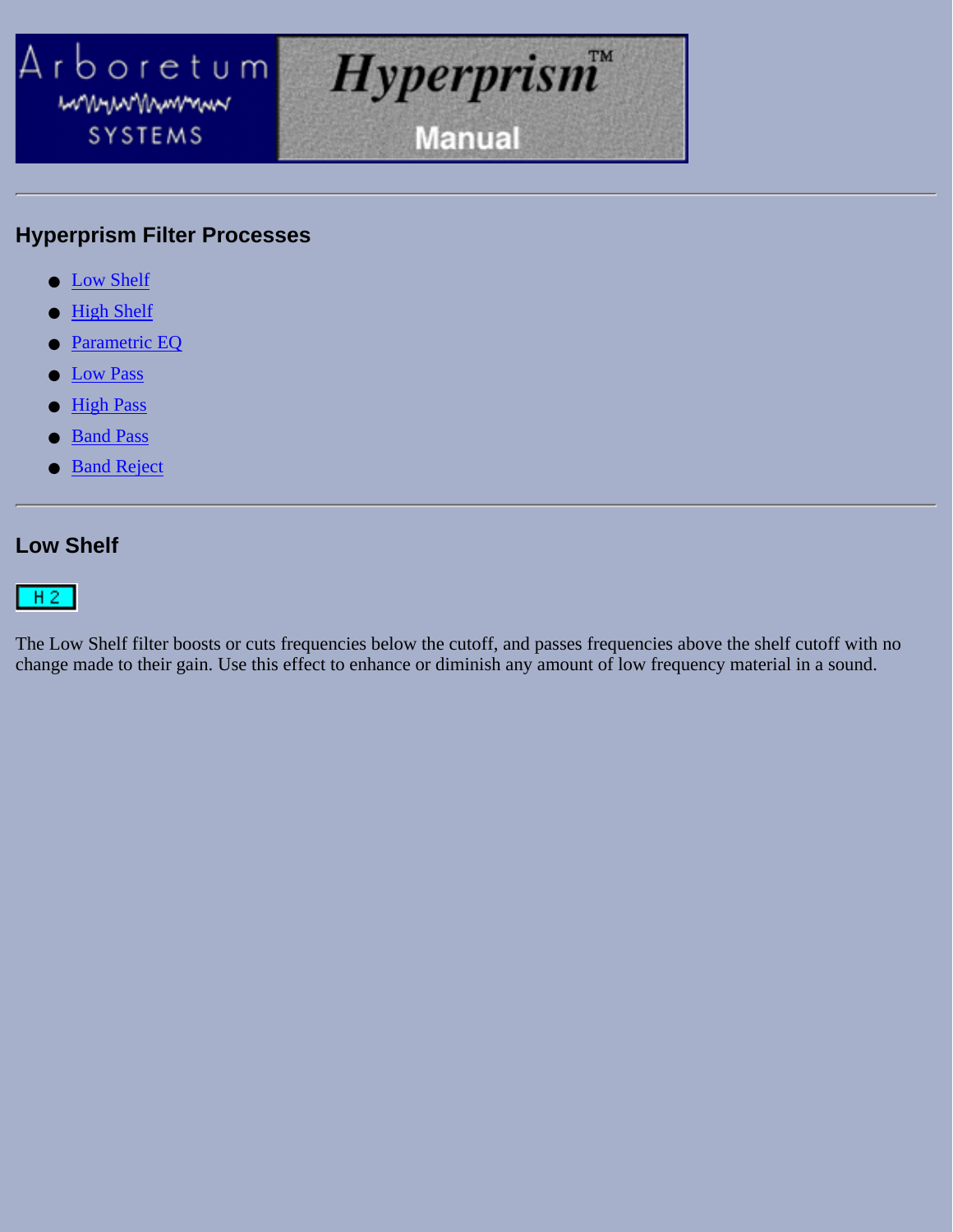## Hyperprism Filter Processes

- Low Shelf
- High Shelf
- Parametric EQ
- Low Pass
- High Pass
- Band Pass
- Band Reject

---

## Low Shelf

H 2

The Low Shelf filter boosts or cuts frequencies below the cutoff, and passes frequencies above the shelf cutoff with no change made to their gain. Use this effect to enhance or diminish any amount of low frequency material in a sound.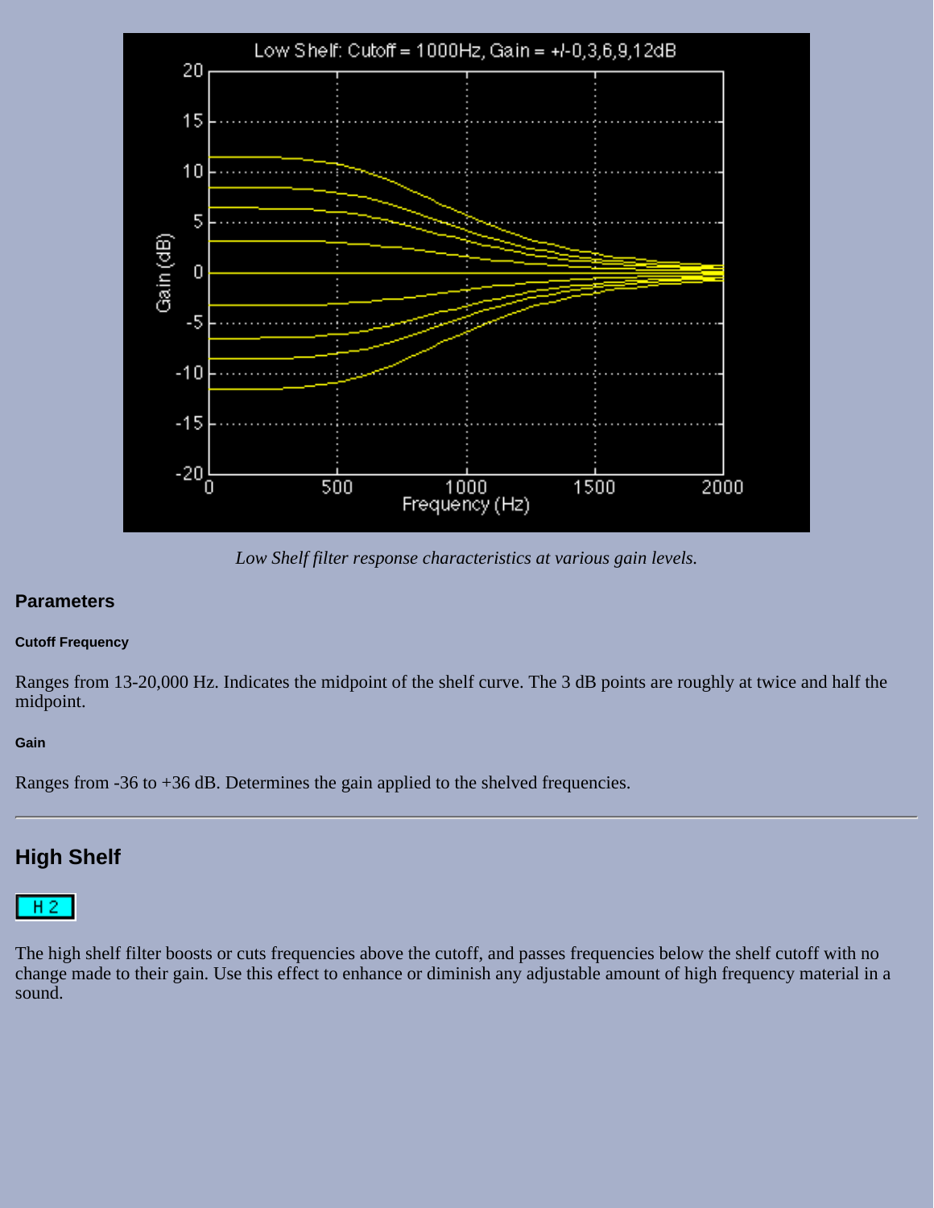*Low Shelf filter response characteristics at various gain levels.*

### Parameters

#### Cutoff Frequency

Ranges from 13-20,000 Hz. Indicates the midpoint of the shelf curve. The 3 dB points are roughly at twice and half the midpoint.

#### Gain

Ranges from -36 to +36 dB. Determines the gain applied to the shelved frequencies.

---

## High Shelf

H2

The high shelf filter boosts or cuts frequencies above the cutoff, and passes frequencies below the shelf cutoff with no change made to their gain. Use this effect to enhance or diminish any adjustable amount of high frequency material in a sound.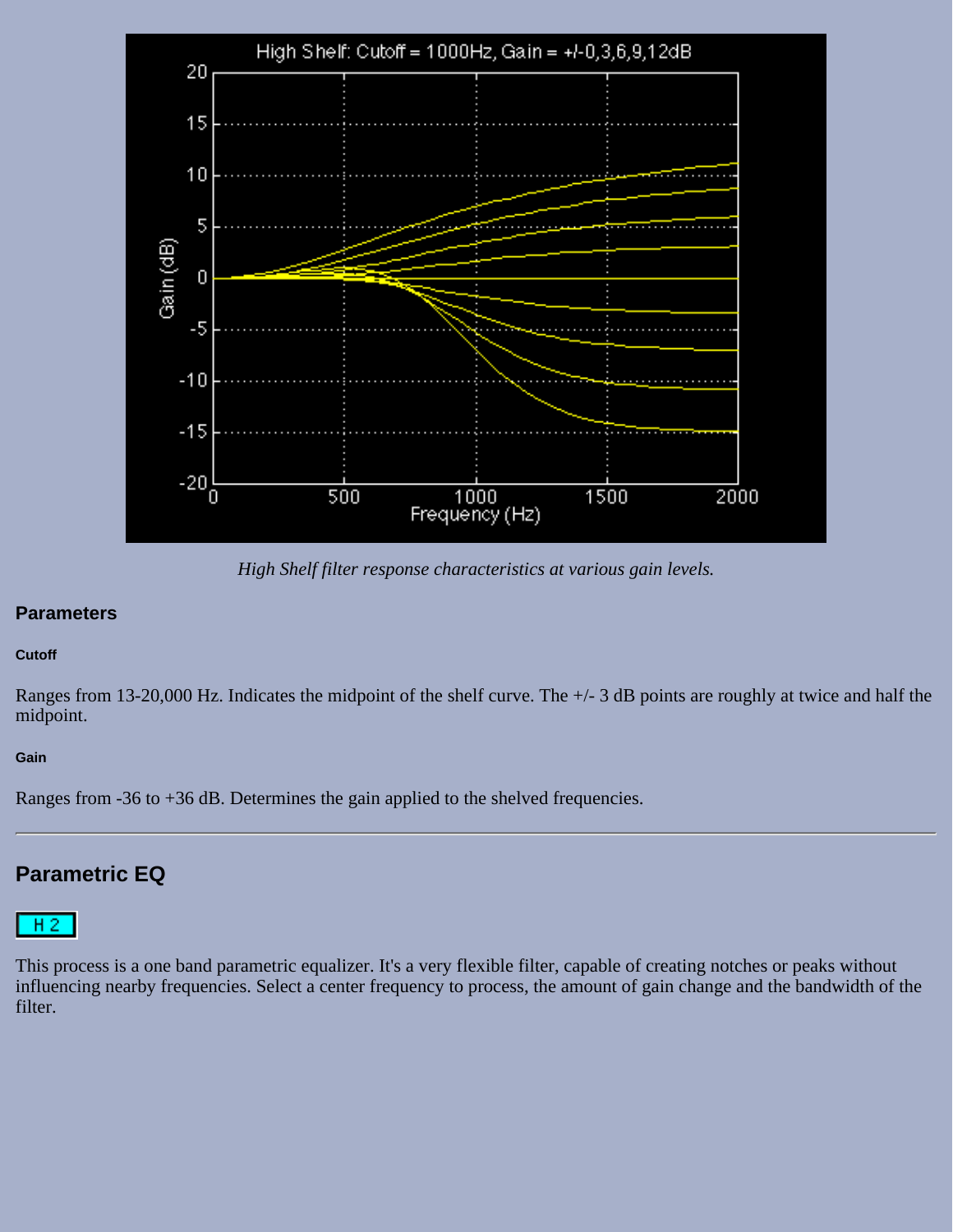*High Shelf filter response characteristics at various gain levels.*

### Parameters

#### Cutoff

Ranges from 13-20,000 Hz. Indicates the midpoint of the shelf curve. The +/- 3 dB points are roughly at twice and half the midpoint.

#### Gain

Ranges from -36 to +36 dB. Determines the gain applied to the shelved frequencies.

---

## Parametric EQ

H 2

This process is a one band parametric equalizer. It's a very flexible filter, capable of creating notches or peaks without influencing nearby frequencies. Select a center frequency to process, the amount of gain change and the bandwidth of the filter.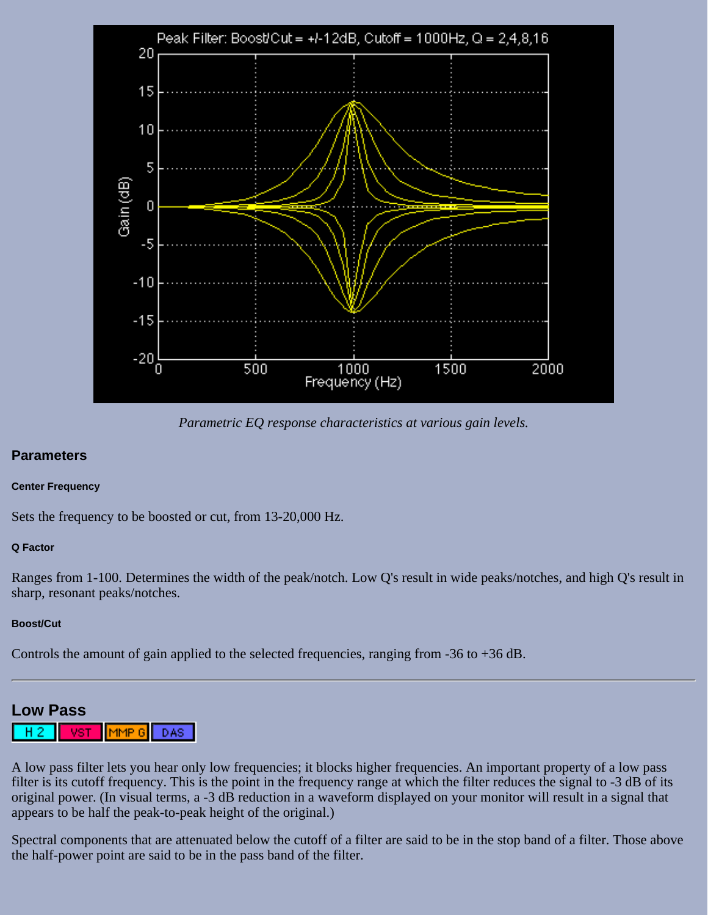*Parametric EQ response characteristics at various gain levels.*

### Parameters

#### Center Frequency

Sets the frequency to be boosted or cut, from 13-20,000 Hz.

#### Q Factor

Ranges from 1-100. Determines the width of the peak/notch. Low Q's result in wide peaks/notches, and high Q's result in sharp, resonant peaks/notches.

#### Boost/Cut

Controls the amount of gain applied to the selected frequencies, ranging from -36 to +36 dB.

---

## Low Pass

H 2 | VST | MMP G | DAS

A low pass filter lets you hear only low frequencies; it blocks higher frequencies. An important property of a low pass filter is its cutoff frequency. This is the point in the frequency range at which the filter reduces the signal to -3 dB of its original power. (In visual terms, a -3 dB reduction in a waveform displayed on your monitor will result in a signal that appears to be half the peak-to-peak height of the original.)

Spectral components that are attenuated below the cutoff of a filter are said to be in the stop band of a filter. Those above the half-power point are said to be in the pass band of the filter.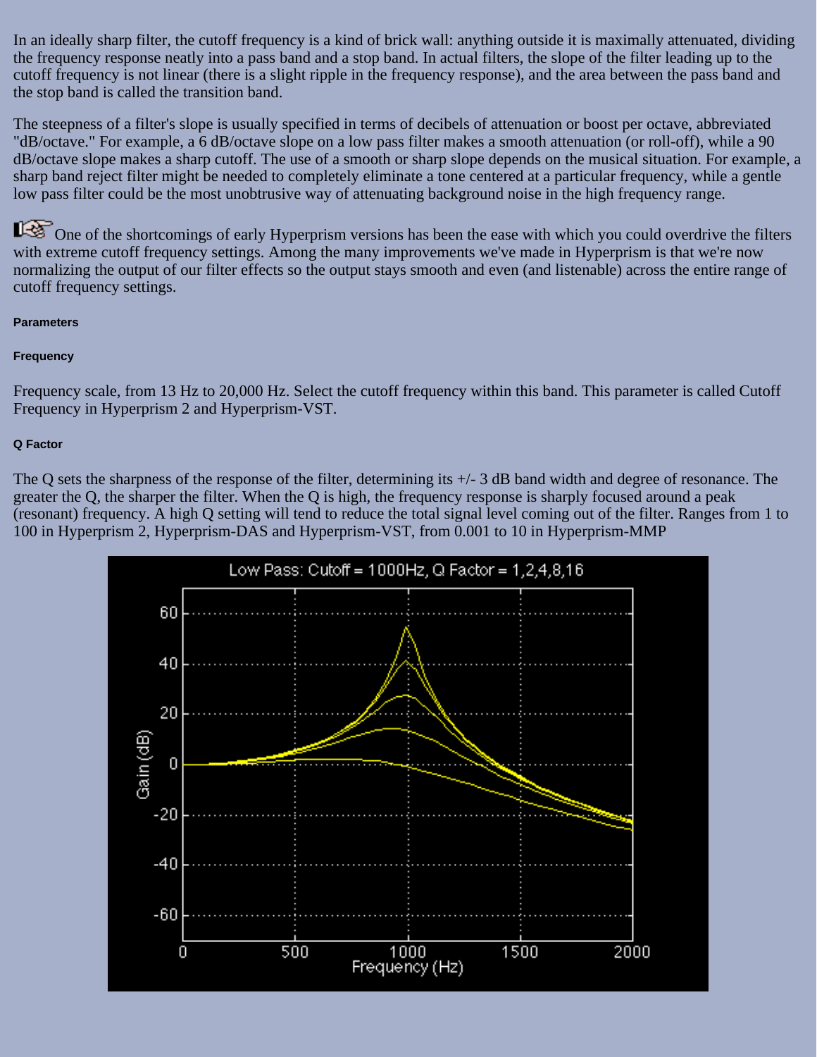In an ideally sharp filter, the cutoff frequency is a kind of brick wall: anything outside it is maximally attenuated, dividing the frequency response neatly into a pass band and a stop band. In actual filters, the slope of the filter leading up to the cutoff frequency is not linear (there is a slight ripple in the frequency response), and the area between the pass band and the stop band is called the transition band.

The steepness of a filter's slope is usually specified in terms of decibels of attenuation or boost per octave, abbreviated "dB/octave." For example, a 6 dB/octave slope on a low pass filter makes a smooth attenuation (or roll-off), while a 90 dB/octave slope makes a sharp cutoff. The use of a smooth or sharp slope depends on the musical situation. For example, a sharp band reject filter might be needed to completely eliminate a tone centered at a particular frequency, while a gentle low pass filter could be the most unobtrusive way of attenuating background noise in the high frequency range.

One of the shortcomings of early Hyperprism versions has been the ease with which you could overdrive the filters with extreme cutoff frequency settings. Among the many improvements we've made in Hyperprism is that we're now normalizing the output of our filter effects so the output stays smooth and even (and listenable) across the entire range of cutoff frequency settings.

#### Parameters

#### Frequency

Frequency scale, from 13 Hz to 20,000 Hz. Select the cutoff frequency within this band. This parameter is called Cutoff Frequency in Hyperprism 2 and Hyperprism-VST.

#### Q Factor

The Q sets the sharpness of the response of the filter, determining its +/- 3 dB band width and degree of resonance. The greater the Q, the sharper the filter. When the Q is high, the frequency response is sharply focused around a peak (resonant) frequency. A high Q setting will tend to reduce the total signal level coming out of the filter. Ranges from 1 to 100 in Hyperprism 2, Hyperprism-DAS and Hyperprism-VST, from 0.001 to 10 in Hyperprism-MMP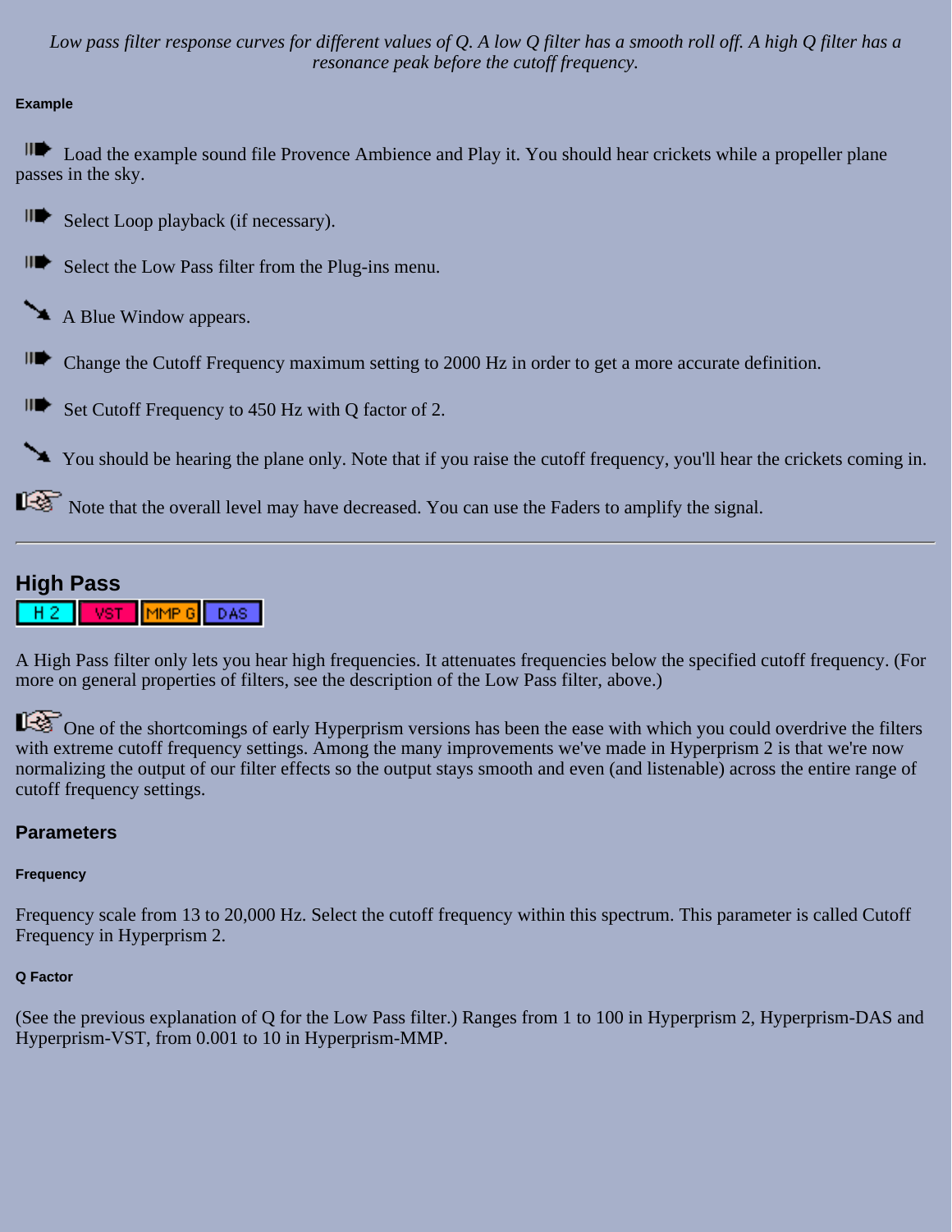*Low pass filter response curves for different values of Q. A low Q filter has a smooth roll off. A high Q filter has a resonance peak before the cutoff frequency.*

#### Example

Load the example sound file Provence Ambience and Play it. You should hear crickets while a propeller plane passes in the sky.

Select Loop playback (if necessary).

Select the Low Pass filter from the Plug-ins menu.

A Blue Window appears.

Change the Cutoff Frequency maximum setting to 2000 Hz in order to get a more accurate definition.

Set Cutoff Frequency to 450 Hz with Q factor of 2.

You should be hearing the plane only. Note that if you raise the cutoff frequency, you'll hear the crickets coming in.

Note that the overall level may have decreased. You can use the Faders to amplify the signal.

---

## High Pass

H 2 | VST | MMP G | DAS

A High Pass filter only lets you hear high frequencies. It attenuates frequencies below the specified cutoff frequency. (For more on general properties of filters, see the description of the Low Pass filter, above.)

One of the shortcomings of early Hyperprism versions has been the ease with which you could overdrive the filters with extreme cutoff frequency settings. Among the many improvements we've made in Hyperprism 2 is that we're now normalizing the output of our filter effects so the output stays smooth and even (and listenable) across the entire range of cutoff frequency settings.

### Parameters

#### Frequency

Frequency scale from 13 to 20,000 Hz. Select the cutoff frequency within this spectrum. This parameter is called Cutoff Frequency in Hyperprism 2.

#### Q Factor

(See the previous explanation of Q for the Low Pass filter.) Ranges from 1 to 100 in Hyperprism 2, Hyperprism-DAS and Hyperprism-VST, from 0.001 to 10 in Hyperprism-MMP.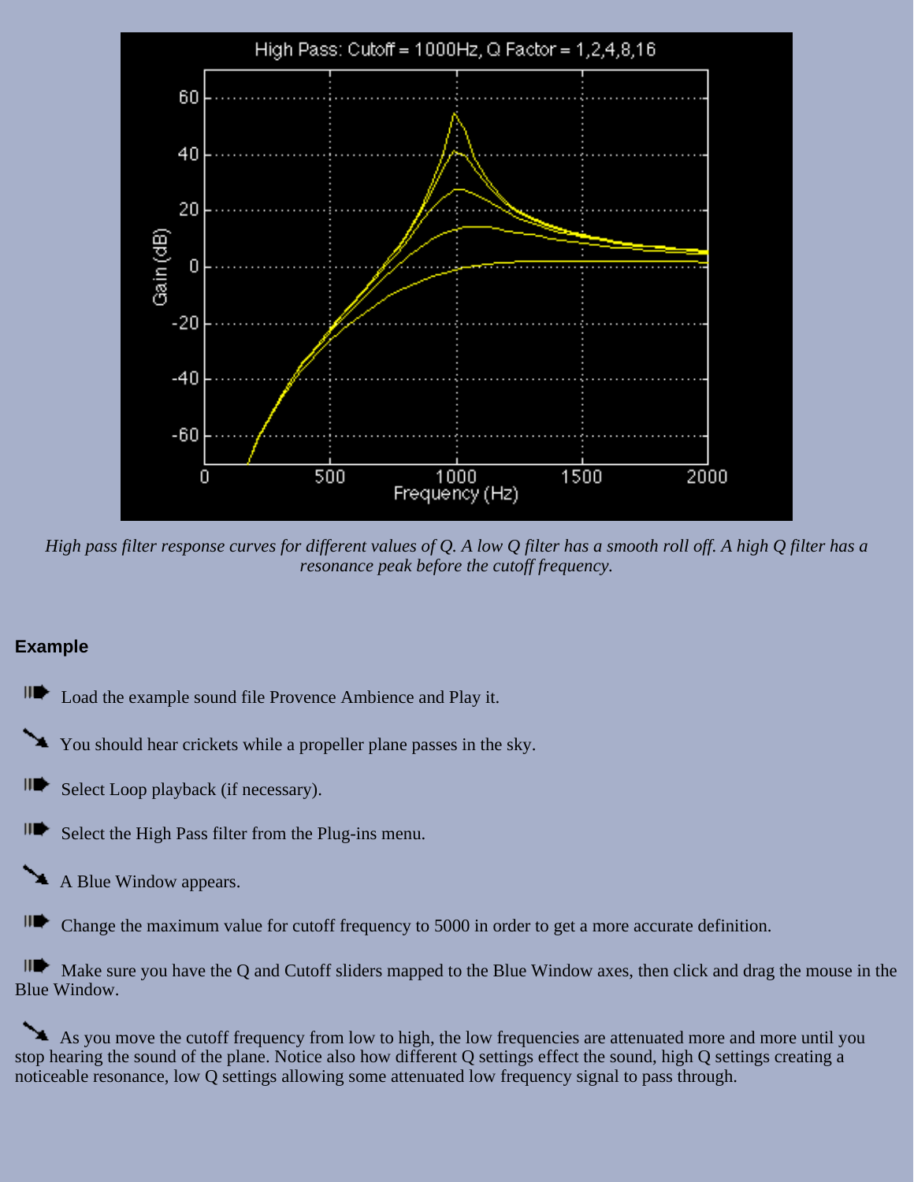*High pass filter response curves for different values of Q. A low Q filter has a smooth roll off. A high Q filter has a resonance peak before the cutoff frequency.*

### Example

- Load the example sound file Provence Ambience and Play it.

- You should hear crickets while a propeller plane passes in the sky.

- Select Loop playback (if necessary).

- Select the High Pass filter from the Plug-ins menu.

- A Blue Window appears.

- Change the maximum value for cutoff frequency to 5000 in order to get a more accurate definition.

- Make sure you have the Q and Cutoff sliders mapped to the Blue Window axes, then click and drag the mouse in the Blue Window.

- As you move the cutoff frequency from low to high, the low frequencies are attenuated more and more until you stop hearing the sound of the plane. Notice also how different Q settings effect the sound, high Q settings creating a noticeable resonance, low Q settings allowing some attenuated low frequency signal to pass through.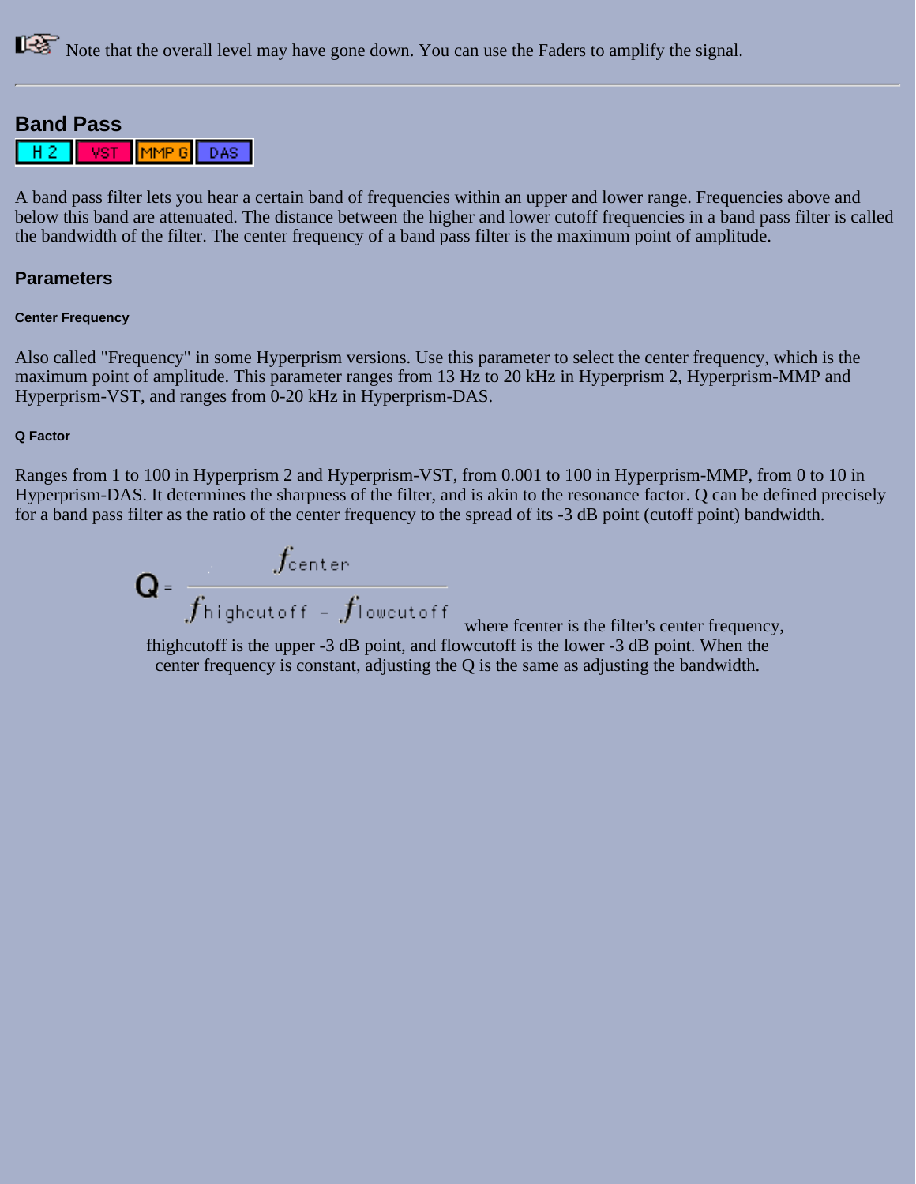Note that the overall level may have gone down. You can use the Faders to amplify the signal.

---

## Band Pass

H 2 | VST | MMP G | DAS

A band pass filter lets you hear a certain band of frequencies within an upper and lower range. Frequencies above and below this band are attenuated. The distance between the higher and lower cutoff frequencies in a band pass filter is called the bandwidth of the filter. The center frequency of a band pass filter is the maximum point of amplitude.

### Parameters

#### Center Frequency

Also called "Frequency" in some Hyperprism versions. Use this parameter to select the center frequency, which is the maximum point of amplitude. This parameter ranges from 13 Hz to 20 kHz in Hyperprism 2, Hyperprism-MMP and Hyperprism-VST, and ranges from 0-20 kHz in Hyperprism-DAS.

#### Q Factor

Ranges from 1 to 100 in Hyperprism 2 and Hyperprism-VST, from 0.001 to 100 in Hyperprism-MMP, from 0 to 10 in Hyperprism-DAS. It determines the sharpness of the filter, and is akin to the resonance factor. Q can be defined precisely for a band pass filter as the ratio of the center frequency to the spread of its -3 dB point (cutoff point) bandwidth.

$$Q = \frac{f_{center}}{f_{highcutoff} - f_{lowcutoff}}$$

where fcenter is the filter's center frequency, fhighcutoff is the upper -3 dB point, and flowcutoff is the lower -3 dB point. When the center frequency is constant, adjusting the Q is the same as adjusting the bandwidth.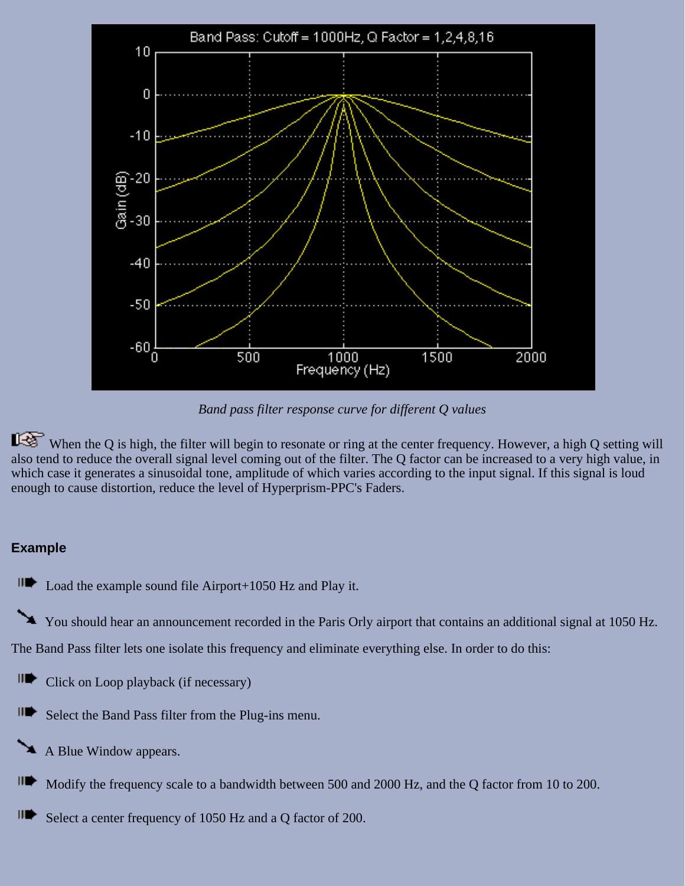*Band pass filter response curve for different Q values*

When the Q is high, the filter will begin to resonate or ring at the center frequency. However, a high Q setting will also tend to reduce the overall signal level coming out of the filter. The Q factor can be increased to a very high value, in which case it generates a sinusoidal tone, amplitude of which varies according to the input signal. If this signal is loud enough to cause distortion, reduce the level of Hyperprism-PPC's Faders.

### Example

- Load the example sound file Airport+1050 Hz and Play it.

- You should hear an announcement recorded in the Paris Orly airport that contains an additional signal at 1050 Hz.

The Band Pass filter lets one isolate this frequency and eliminate everything else. In order to do this:

- Click on Loop playback (if necessary)

- Select the Band Pass filter from the Plug-ins menu.

- A Blue Window appears.

- Modify the frequency scale to a bandwidth between 500 and 2000 Hz, and the Q factor from 10 to 200.

- Select a center frequency of 1050 Hz and a Q factor of 200.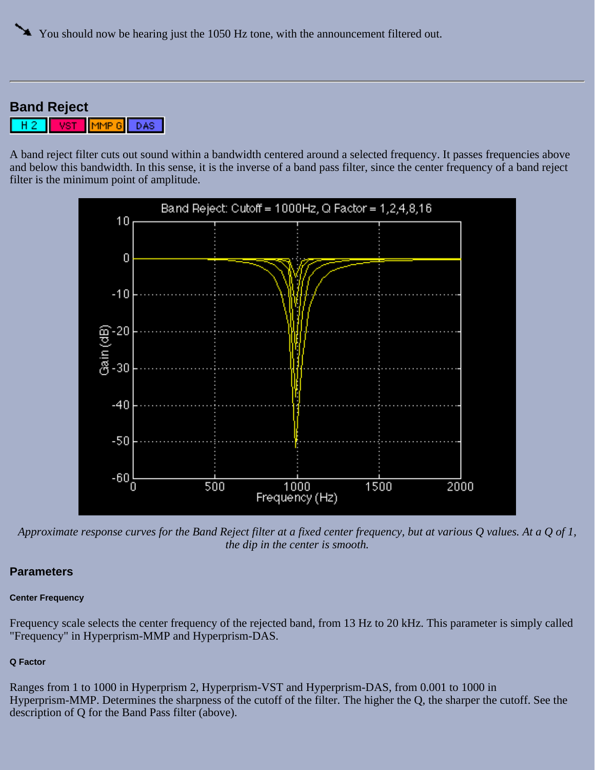You should now be hearing just the 1050 Hz tone, with the announcement filtered out.

---

## Band Reject

H 2 | VST | MMP G | DAS

A band reject filter cuts out sound within a bandwidth centered around a selected frequency. It passes frequencies above and below this bandwidth. In this sense, it is the inverse of a band pass filter, since the center frequency of a band reject filter is the minimum point of amplitude.

*Approximate response curves for the Band Reject filter at a fixed center frequency, but at various Q values. At a Q of 1, the dip in the center is smooth.*

### Parameters

#### Center Frequency

Frequency scale selects the center frequency of the rejected band, from 13 Hz to 20 kHz. This parameter is simply called "Frequency" in Hyperprism-MMP and Hyperprism-DAS.

#### Q Factor

Ranges from 1 to 1000 in Hyperprism 2, Hyperprism-VST and Hyperprism-DAS, from 0.001 to 1000 in Hyperprism-MMP. Determines the sharpness of the cutoff of the filter. The higher the Q, the sharper the cutoff. See the description of Q for the Band Pass filter (above).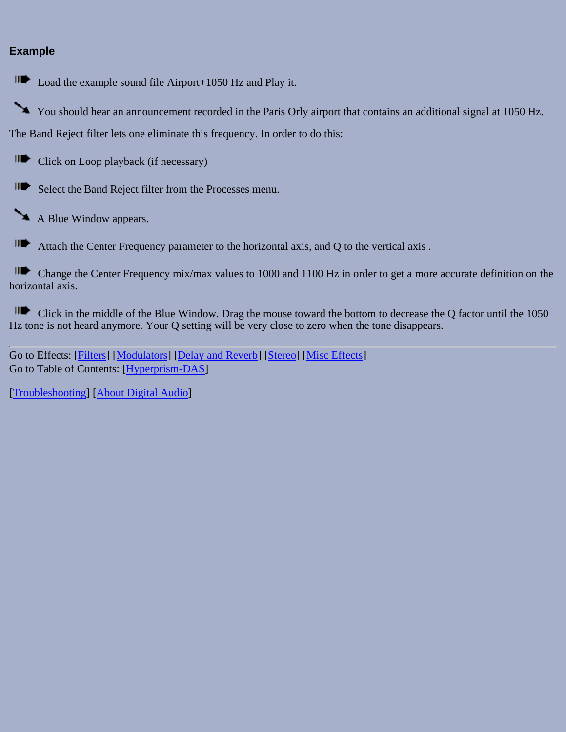### Example

- Load the example sound file Airport+1050 Hz and Play it.

- You should hear an announcement recorded in the Paris Orly airport that contains an additional signal at 1050 Hz.

The Band Reject filter lets one eliminate this frequency. In order to do this:

- Click on Loop playback (if necessary)

- Select the Band Reject filter from the Processes menu.

- A Blue Window appears.

- Attach the Center Frequency parameter to the horizontal axis, and Q to the vertical axis .

- Change the Center Frequency mix/max values to 1000 and 1100 Hz in order to get a more accurate definition on the horizontal axis.

- Click in the middle of the Blue Window. Drag the mouse toward the bottom to decrease the Q factor until the 1050 Hz tone is not heard anymore. Your Q setting will be very close to zero when the tone disappears.

---

Go to Effects: [Filters] [Modulators] [Delay and Reverb] [Stereo] [Misc Effects]
Go to Table of Contents: [Hyperprism-DAS]

[Troubleshooting] [About Digital Audio]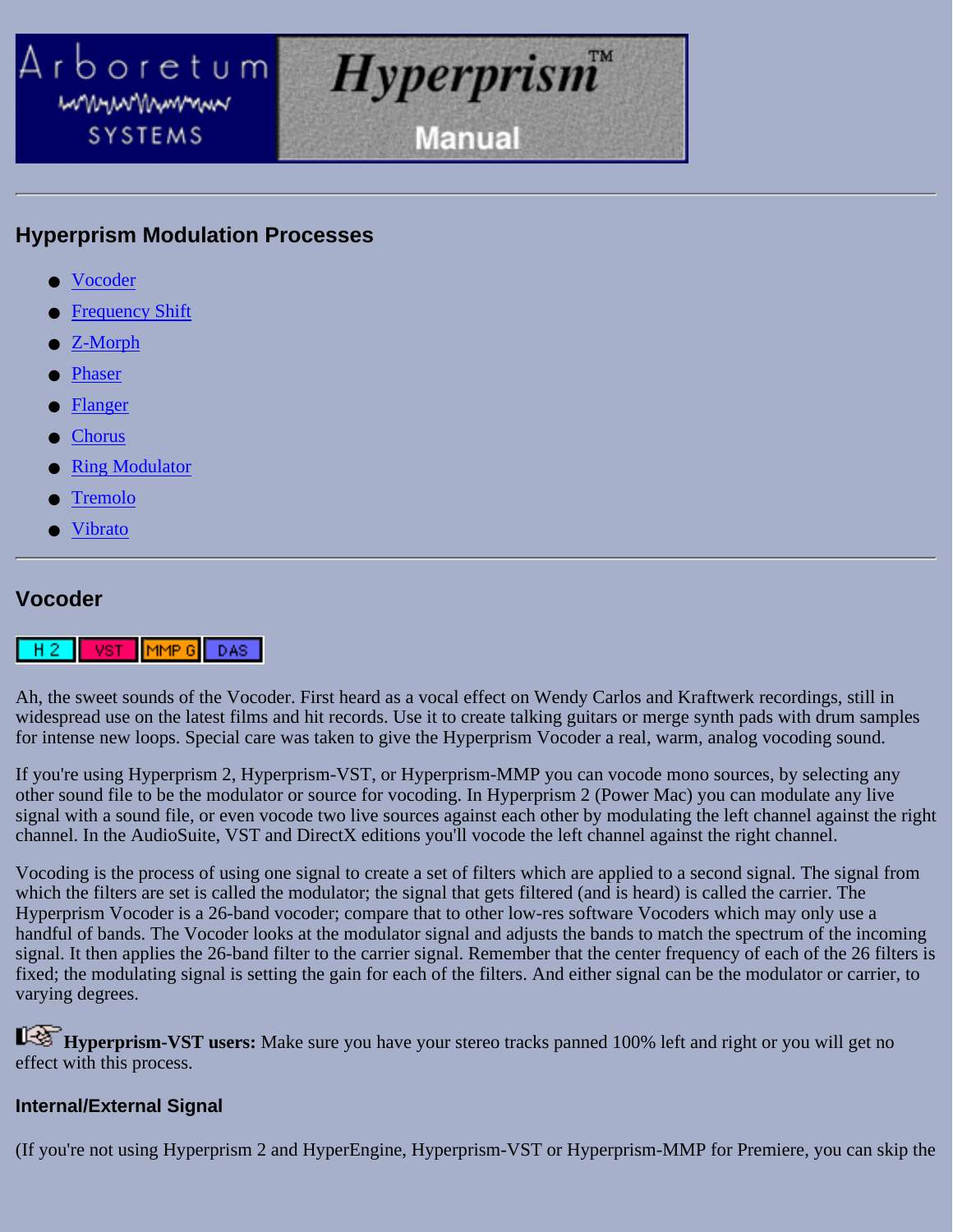# Arboretum Systems Hyperprism™ Manual

---

## Hyperprism Modulation Processes

- Vocoder
- Frequency Shift
- Z-Morph
- Phaser
- Flanger
- Chorus
- Ring Modulator
- Tremolo
- Vibrato

---

## Vocoder

H 2 | VST | MMP G | DAS

Ah, the sweet sounds of the Vocoder. First heard as a vocal effect on Wendy Carlos and Kraftwerk recordings, still in widespread use on the latest films and hit records. Use it to create talking guitars or merge synth pads with drum samples for intense new loops. Special care was taken to give the Hyperprism Vocoder a real, warm, analog vocoding sound.

If you're using Hyperprism 2, Hyperprism-VST, or Hyperprism-MMP you can vocode mono sources, by selecting any other sound file to be the modulator or source for vocoding. In Hyperprism 2 (Power Mac) you can modulate any live signal with a sound file, or even vocode two live sources against each other by modulating the left channel against the right channel. In the AudioSuite, VST and DirectX editions you'll vocode the left channel against the right channel.

Vocoding is the process of using one signal to create a set of filters which are applied to a second signal. The signal from which the filters are set is called the modulator; the signal that gets filtered (and is heard) is called the carrier. The Hyperprism Vocoder is a 26-band vocoder; compare that to other low-res software Vocoders which may only use a handful of bands. The Vocoder looks at the modulator signal and adjusts the bands to match the spectrum of the incoming signal. It then applies the 26-band filter to the carrier signal. Remember that the center frequency of each of the 26 filters is fixed; the modulating signal is setting the gain for each of the filters. And either signal can be the modulator or carrier, to varying degrees.

☞ **Hyperprism-VST users:** Make sure you have your stereo tracks panned 100% left and right or you will get no effect with this process.

### Internal/External Signal

(If you're not using Hyperprism 2 and HyperEngine, Hyperprism-VST or Hyperprism-MMP for Premiere, you can skip the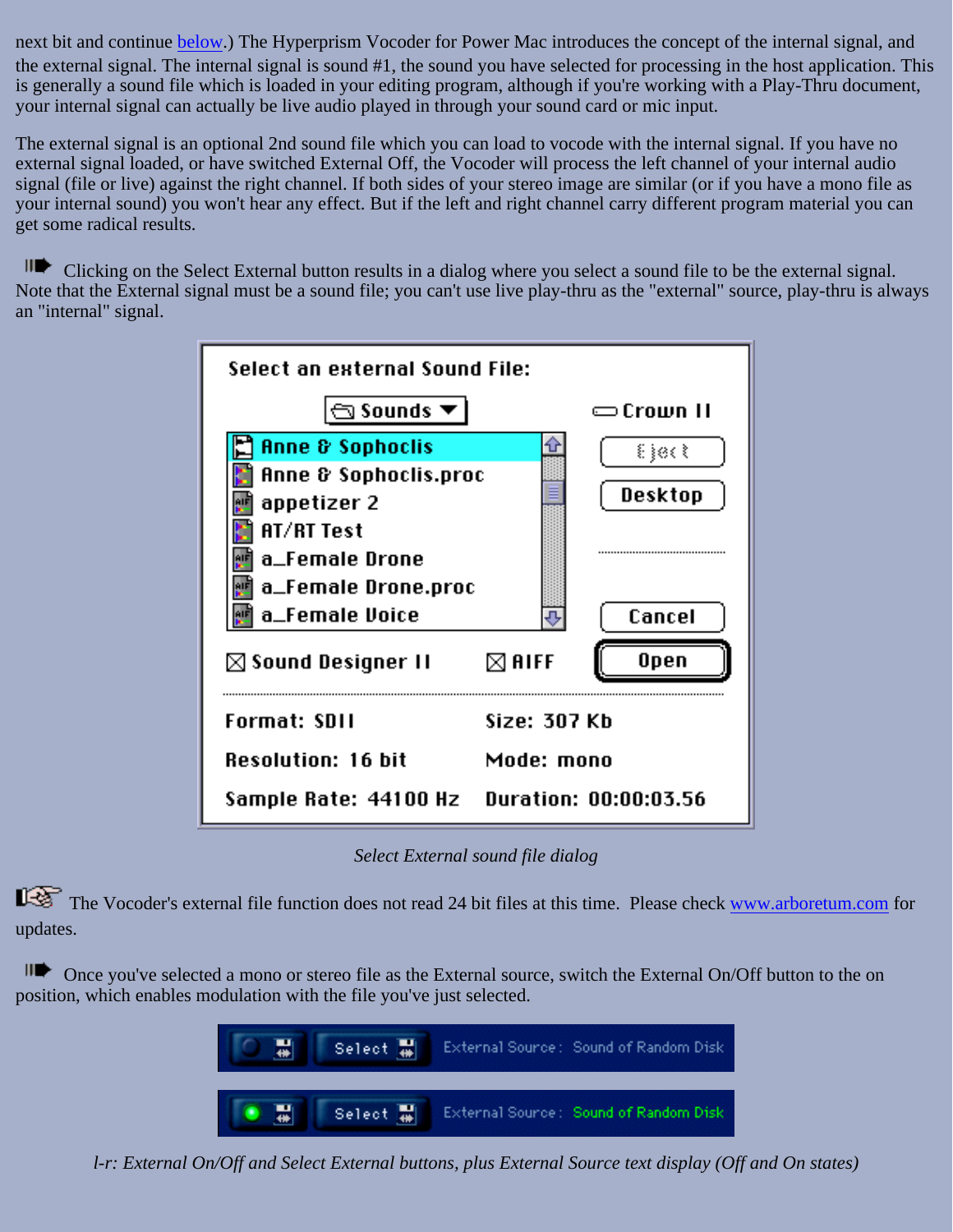next bit and continue [below](#).) The Hyperprism Vocoder for Power Mac introduces the concept of the internal signal, and the external signal. The internal signal is sound #1, the sound you have selected for processing in the host application. This is generally a sound file which is loaded in your editing program, although if you're working with a Play-Thru document, your internal signal can actually be live audio played in through your sound card or mic input.

The external signal is an optional 2nd sound file which you can load to vocode with the internal signal. If you have no external signal loaded, or have switched External Off, the Vocoder will process the left channel of your internal audio signal (file or live) against the right channel. If both sides of your stereo image are similar (or if you have a mono file as your internal sound) you won't hear any effect. But if the left and right channel carry different program material you can get some radical results.

Clicking on the Select External button results in a dialog where you select a sound file to be the external signal. Note that the External signal must be a sound file; you can't use live play-thru as the "external" source, play-thru is always an "internal" signal.

*Select External sound file dialog*

The Vocoder's external file function does not read 24 bit files at this time. Please check [www.arboretum.com](http://www.arboretum.com) for updates.

Once you've selected a mono or stereo file as the External source, switch the External On/Off button to the on position, which enables modulation with the file you've just selected.

*l-r: External On/Off and Select External buttons, plus External Source text display (Off and On states)*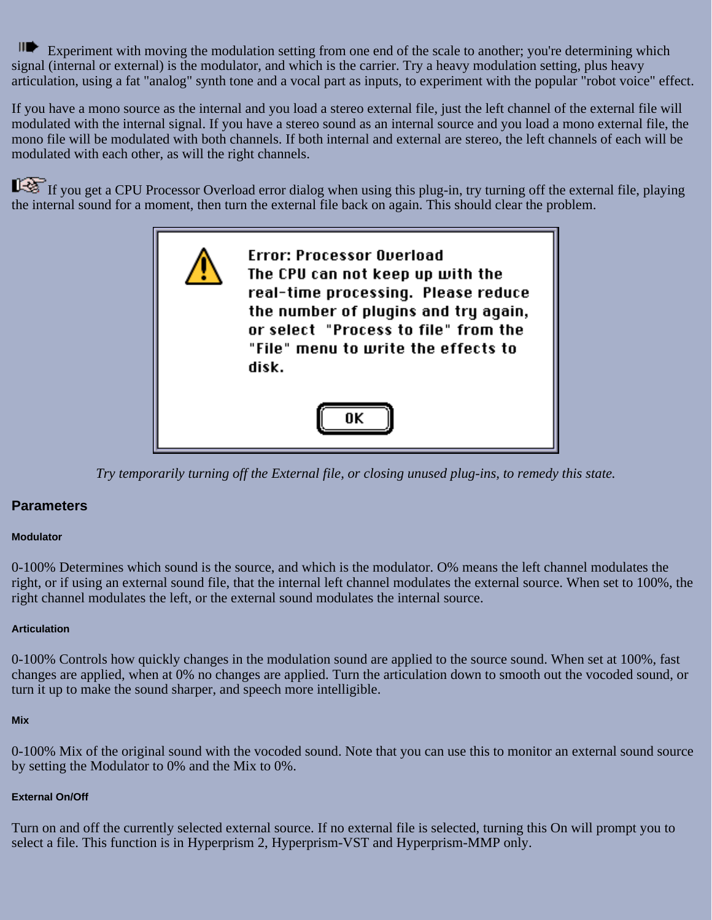Experiment with moving the modulation setting from one end of the scale to another; you're determining which signal (internal or external) is the modulator, and which is the carrier. Try a heavy modulation setting, plus heavy articulation, using a fat "analog" synth tone and a vocal part as inputs, to experiment with the popular "robot voice" effect.

If you have a mono source as the internal and you load a stereo external file, just the left channel of the external file will modulated with the internal signal. If you have a stereo sound as an internal source and you load a mono external file, the mono file will be modulated with both channels. If both internal and external are stereo, the left channels of each will be modulated with each other, as will the right channels.

If you get a CPU Processor Overload error dialog when using this plug-in, try turning off the external file, playing the internal sound for a moment, then turn the external file back on again. This should clear the problem.

Error: Processor Overload
The CPU can not keep up with the real-time processing. Please reduce the number of plugins and try again, or select "Process to file" from the "File" menu to write the effects to disk.

OK

*Try temporarily turning off the External file, or closing unused plug-ins, to remedy this state.*

## Parameters

#### Modulator

0-100% Determines which sound is the source, and which is the modulator. O% means the left channel modulates the right, or if using an external sound file, that the internal left channel modulates the external source. When set to 100%, the right channel modulates the left, or the external sound modulates the internal source.

#### Articulation

0-100% Controls how quickly changes in the modulation sound are applied to the source sound. When set at 100%, fast changes are applied, when at 0% no changes are applied. Turn the articulation down to smooth out the vocoded sound, or turn it up to make the sound sharper, and speech more intelligible.

#### Mix

0-100% Mix of the original sound with the vocoded sound. Note that you can use this to monitor an external sound source by setting the Modulator to 0% and the Mix to 0%.

#### External On/Off

Turn on and off the currently selected external source. If no external file is selected, turning this On will prompt you to select a file. This function is in Hyperprism 2, Hyperprism-VST and Hyperprism-MMP only.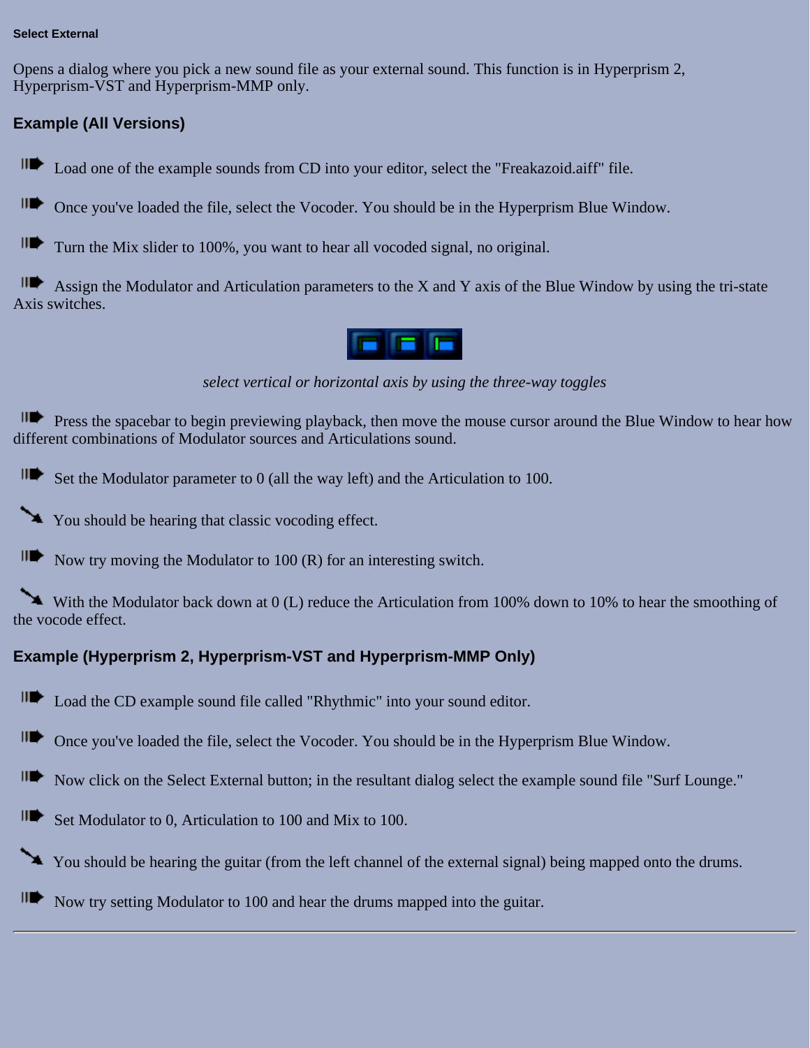#### Select External

Opens a dialog where you pick a new sound file as your external sound. This function is in Hyperprism 2, Hyperprism-VST and Hyperprism-MMP only.

### Example (All Versions)

- Load one of the example sounds from CD into your editor, select the "Freakazoid.aiff" file.
- Once you've loaded the file, select the Vocoder. You should be in the Hyperprism Blue Window.
- Turn the Mix slider to 100%, you want to hear all vocoded signal, no original.
- Assign the Modulator and Articulation parameters to the X and Y axis of the Blue Window by using the tri-state Axis switches.

*select vertical or horizontal axis by using the three-way toggles*

- Press the spacebar to begin previewing playback, then move the mouse cursor around the Blue Window to hear how different combinations of Modulator sources and Articulations sound.
- Set the Modulator parameter to 0 (all the way left) and the Articulation to 100.
- You should be hearing that classic vocoding effect.
- Now try moving the Modulator to 100 (R) for an interesting switch.
- With the Modulator back down at 0 (L) reduce the Articulation from 100% down to 10% to hear the smoothing of the vocode effect.

### Example (Hyperprism 2, Hyperprism-VST and Hyperprism-MMP Only)

- Load the CD example sound file called "Rhythmic" into your sound editor.
- Once you've loaded the file, select the Vocoder. You should be in the Hyperprism Blue Window.
- Now click on the Select External button; in the resultant dialog select the example sound file "Surf Lounge."
- Set Modulator to 0, Articulation to 100 and Mix to 100.
- You should be hearing the guitar (from the left channel of the external signal) being mapped onto the drums.
- Now try setting Modulator to 100 and hear the drums mapped into the guitar.

---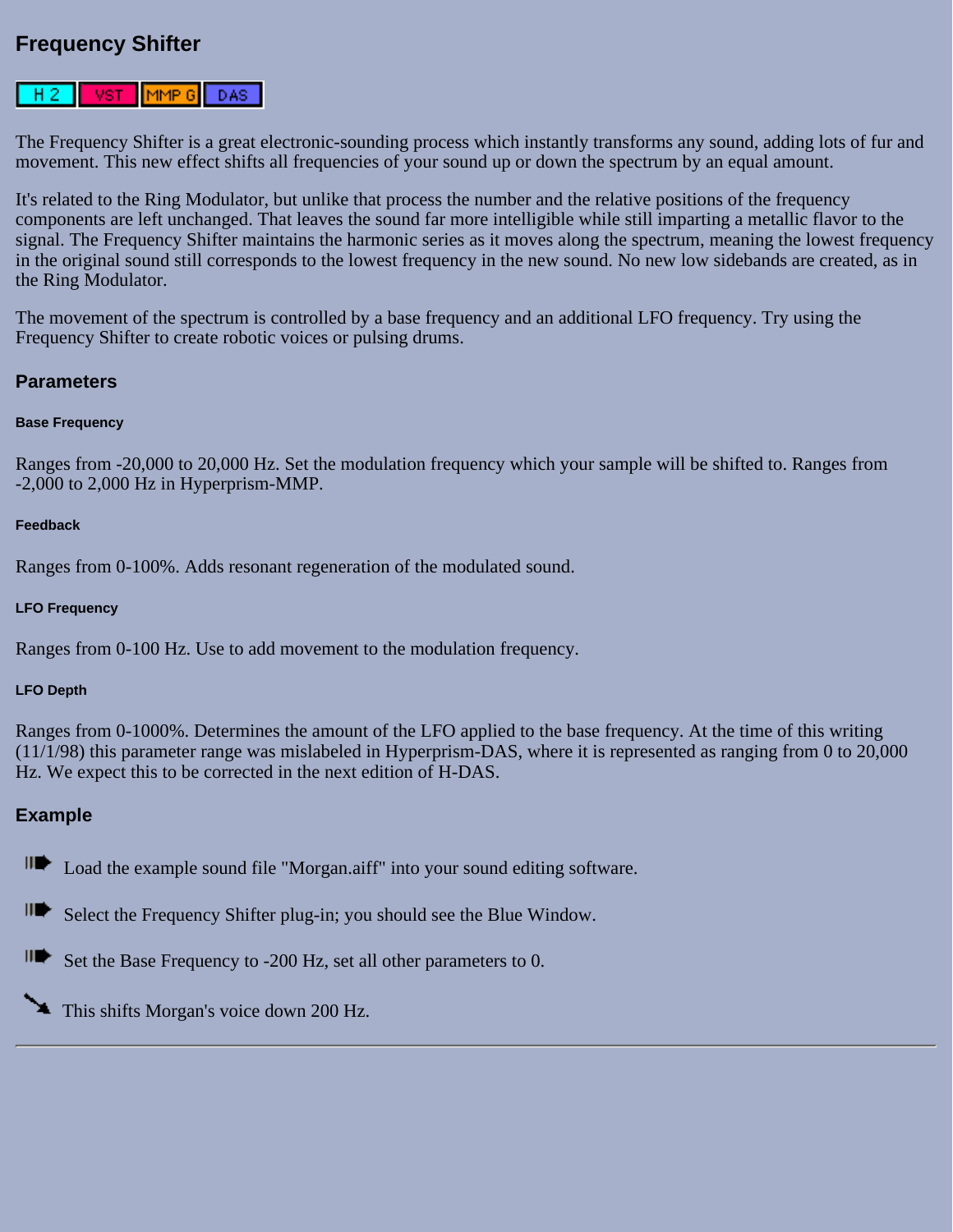## Frequency Shifter

H 2 | VST | MMP G | DAS

The Frequency Shifter is a great electronic-sounding process which instantly transforms any sound, adding lots of fur and movement. This new effect shifts all frequencies of your sound up or down the spectrum by an equal amount.

It's related to the Ring Modulator, but unlike that process the number and the relative positions of the frequency components are left unchanged. That leaves the sound far more intelligible while still imparting a metallic flavor to the signal. The Frequency Shifter maintains the harmonic series as it moves along the spectrum, meaning the lowest frequency in the original sound still corresponds to the lowest frequency in the new sound. No new low sidebands are created, as in the Ring Modulator.

The movement of the spectrum is controlled by a base frequency and an additional LFO frequency. Try using the Frequency Shifter to create robotic voices or pulsing drums.

### Parameters

#### Base Frequency

Ranges from -20,000 to 20,000 Hz. Set the modulation frequency which your sample will be shifted to. Ranges from -2,000 to 2,000 Hz in Hyperprism-MMP.

#### Feedback

Ranges from 0-100%. Adds resonant regeneration of the modulated sound.

#### LFO Frequency

Ranges from 0-100 Hz. Use to add movement to the modulation frequency.

#### LFO Depth

Ranges from 0-1000%. Determines the amount of the LFO applied to the base frequency. At the time of this writing (11/1/98) this parameter range was mislabeled in Hyperprism-DAS, where it is represented as ranging from 0 to 20,000 Hz. We expect this to be corrected in the next edition of H-DAS.

### Example

- Load the example sound file "Morgan.aiff" into your sound editing software.
- Select the Frequency Shifter plug-in; you should see the Blue Window.
- Set the Base Frequency to -200 Hz, set all other parameters to 0.

This shifts Morgan's voice down 200 Hz.

---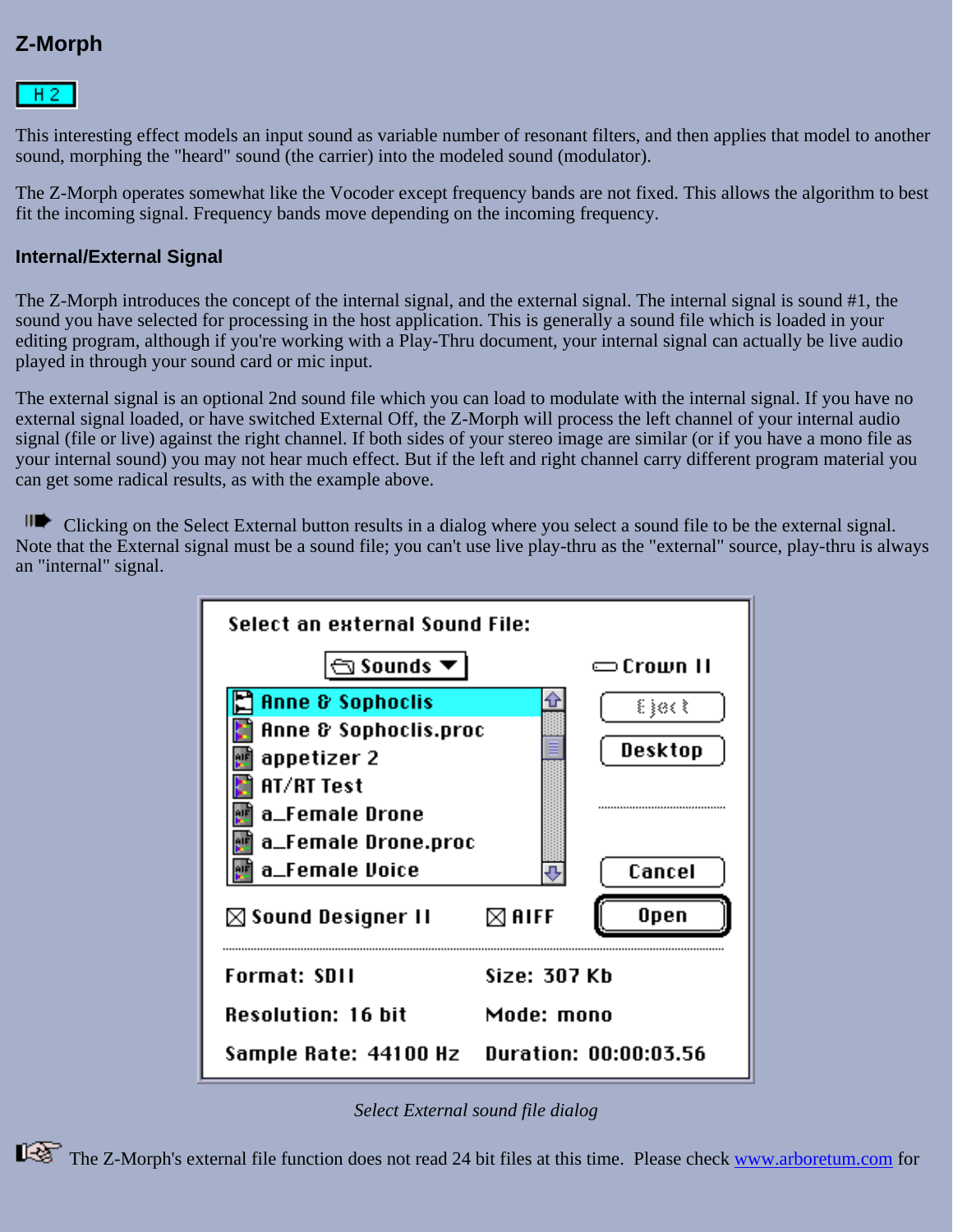## Z-Morph

H 2

This interesting effect models an input sound as variable number of resonant filters, and then applies that model to another sound, morphing the "heard" sound (the carrier) into the modeled sound (modulator).

The Z-Morph operates somewhat like the Vocoder except frequency bands are not fixed. This allows the algorithm to best fit the incoming signal. Frequency bands move depending on the incoming frequency.

### Internal/External Signal

The Z-Morph introduces the concept of the internal signal, and the external signal. The internal signal is sound #1, the sound you have selected for processing in the host application. This is generally a sound file which is loaded in your editing program, although if you're working with a Play-Thru document, your internal signal can actually be live audio played in through your sound card or mic input.

The external signal is an optional 2nd sound file which you can load to modulate with the internal signal. If you have no external signal loaded, or have switched External Off, the Z-Morph will process the left channel of your internal audio signal (file or live) against the right channel. If both sides of your stereo image are similar (or if you have a mono file as your internal sound) you may not hear much effect. But if the left and right channel carry different program material you can get some radical results, as with the example above.

Clicking on the Select External button results in a dialog where you select a sound file to be the external signal. Note that the External signal must be a sound file; you can't use live play-thru as the "external" source, play-thru is always an "internal" signal.

*Select External sound file dialog*

The Z-Morph's external file function does not read 24 bit files at this time. Please check www.arboretum.com for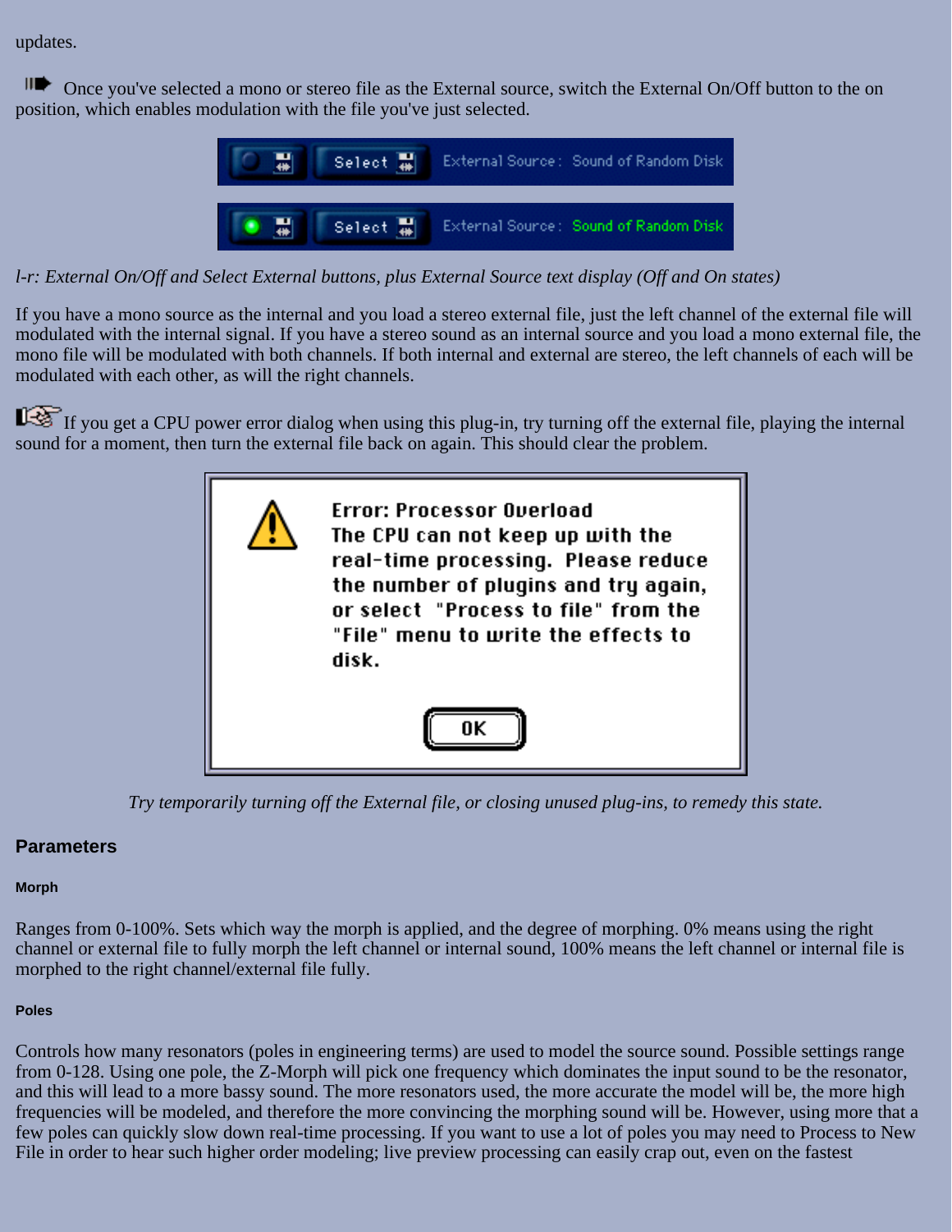updates.

Once you've selected a mono or stereo file as the External source, switch the External On/Off button to the on position, which enables modulation with the file you've just selected.

*l-r: External On/Off and Select External buttons, plus External Source text display (Off and On states)*

If you have a mono source as the internal and you load a stereo external file, just the left channel of the external file will modulated with the internal signal. If you have a stereo sound as an internal source and you load a mono external file, the mono file will be modulated with both channels. If both internal and external are stereo, the left channels of each will be modulated with each other, as will the right channels.

If you get a CPU power error dialog when using this plug-in, try turning off the external file, playing the internal sound for a moment, then turn the external file back on again. This should clear the problem.

*Try temporarily turning off the External file, or closing unused plug-ins, to remedy this state.*

### Parameters

#### Morph

Ranges from 0-100%. Sets which way the morph is applied, and the degree of morphing. 0% means using the right channel or external file to fully morph the left channel or internal sound, 100% means the left channel or internal file is morphed to the right channel/external file fully.

#### Poles

Controls how many resonators (poles in engineering terms) are used to model the source sound. Possible settings range from 0-128. Using one pole, the Z-Morph will pick one frequency which dominates the input sound to be the resonator, and this will lead to a more bassy sound. The more resonators used, the more accurate the model will be, the more high frequencies will be modeled, and therefore the more convincing the morphing sound will be. However, using more that a few poles can quickly slow down real-time processing. If you want to use a lot of poles you may need to Process to New File in order to hear such higher order modeling; live preview processing can easily crap out, even on the fastest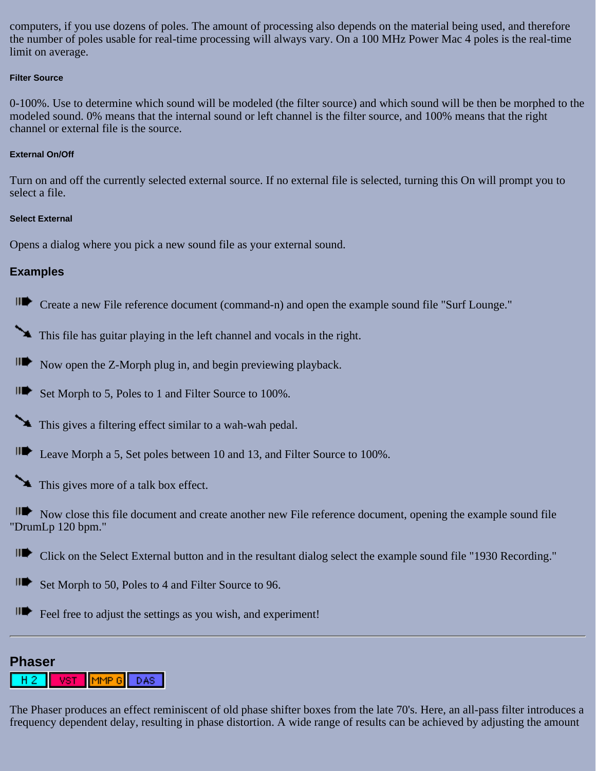computers, if you use dozens of poles. The amount of processing also depends on the material being used, and therefore the number of poles usable for real-time processing will always vary. On a 100 MHz Power Mac 4 poles is the real-time limit on average.

#### Filter Source

0-100%. Use to determine which sound will be modeled (the filter source) and which sound will be then be morphed to the modeled sound. 0% means that the internal sound or left channel is the filter source, and 100% means that the right channel or external file is the source.

#### External On/Off

Turn on and off the currently selected external source. If no external file is selected, turning this On will prompt you to select a file.

#### Select External

Opens a dialog where you pick a new sound file as your external sound.

### Examples

- Create a new File reference document (command-n) and open the example sound file "Surf Lounge."
- This file has guitar playing in the left channel and vocals in the right.
- Now open the Z-Morph plug in, and begin previewing playback.
- Set Morph to 5, Poles to 1 and Filter Source to 100%.
- This gives a filtering effect similar to a wah-wah pedal.
- Leave Morph a 5, Set poles between 10 and 13, and Filter Source to 100%.
- This gives more of a talk box effect.
- Now close this file document and create another new File reference document, opening the example sound file "DrumLp 120 bpm."
- Click on the Select External button and in the resultant dialog select the example sound file "1930 Recording."
- Set Morph to 50, Poles to 4 and Filter Source to 96.
- Feel free to adjust the settings as you wish, and experiment!

---

## Phaser

H 2 | VST | MMP G | DAS

The Phaser produces an effect reminiscent of old phase shifter boxes from the late 70's. Here, an all-pass filter introduces a frequency dependent delay, resulting in phase distortion. A wide range of results can be achieved by adjusting the amount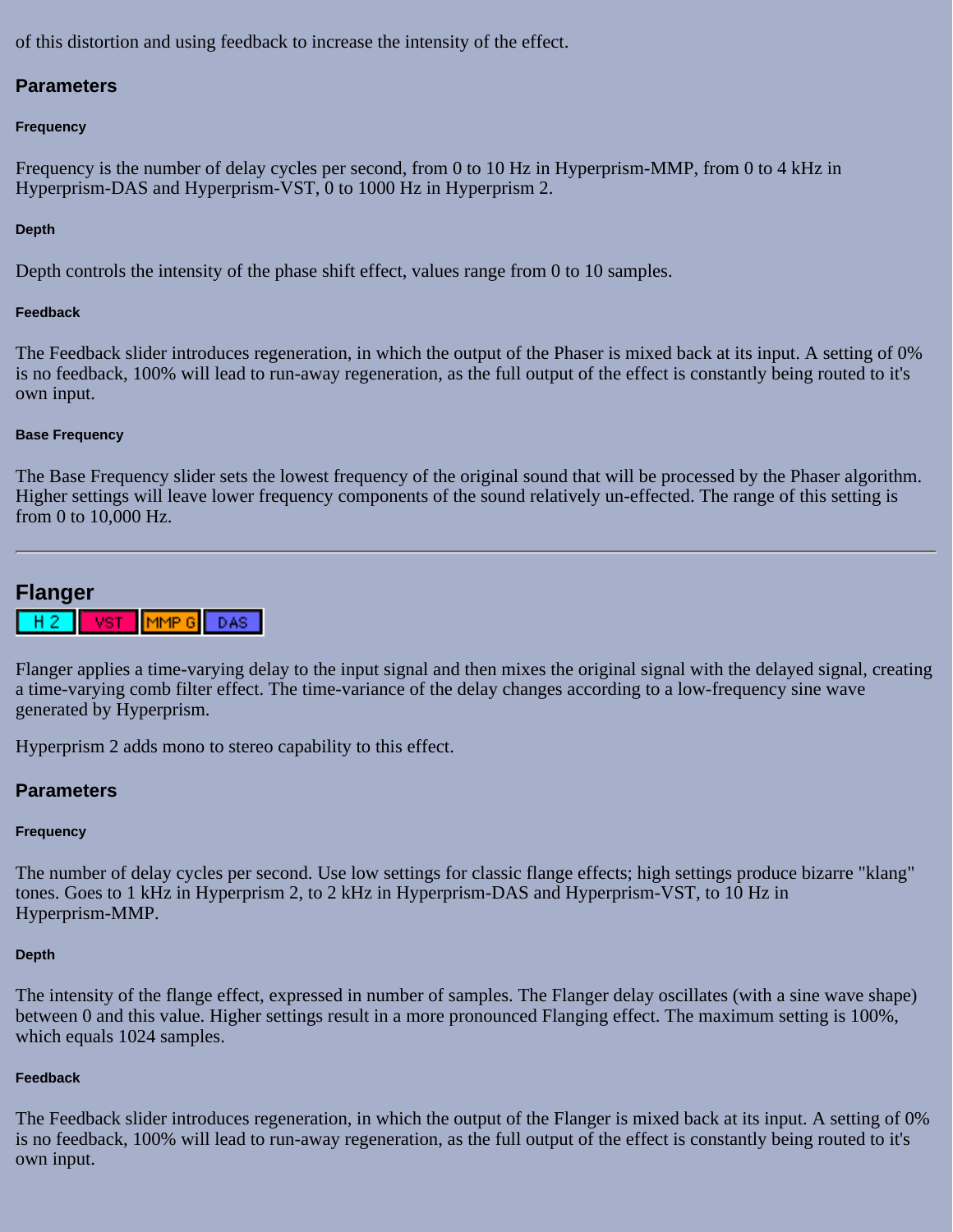of this distortion and using feedback to increase the intensity of the effect.

## Parameters

#### Frequency

Frequency is the number of delay cycles per second, from 0 to 10 Hz in Hyperprism-MMP, from 0 to 4 kHz in Hyperprism-DAS and Hyperprism-VST, 0 to 1000 Hz in Hyperprism 2.

#### Depth

Depth controls the intensity of the phase shift effect, values range from 0 to 10 samples.

#### Feedback

The Feedback slider introduces regeneration, in which the output of the Phaser is mixed back at its input. A setting of 0% is no feedback, 100% will lead to run-away regeneration, as the full output of the effect is constantly being routed to it's own input.

#### Base Frequency

The Base Frequency slider sets the lowest frequency of the original sound that will be processed by the Phaser algorithm. Higher settings will leave lower frequency components of the sound relatively un-effected. The range of this setting is from 0 to 10,000 Hz.

---

# Flanger

H 2 | VST | MMP G | DAS

Flanger applies a time-varying delay to the input signal and then mixes the original signal with the delayed signal, creating a time-varying comb filter effect. The time-variance of the delay changes according to a low-frequency sine wave generated by Hyperprism.

Hyperprism 2 adds mono to stereo capability to this effect.

## Parameters

#### Frequency

The number of delay cycles per second. Use low settings for classic flange effects; high settings produce bizarre "klang" tones. Goes to 1 kHz in Hyperprism 2, to 2 kHz in Hyperprism-DAS and Hyperprism-VST, to 10 Hz in Hyperprism-MMP.

#### Depth

The intensity of the flange effect, expressed in number of samples. The Flanger delay oscillates (with a sine wave shape) between 0 and this value. Higher settings result in a more pronounced Flanging effect. The maximum setting is 100%, which equals 1024 samples.

#### Feedback

The Feedback slider introduces regeneration, in which the output of the Flanger is mixed back at its input. A setting of 0% is no feedback, 100% will lead to run-away regeneration, as the full output of the effect is constantly being routed to it's own input.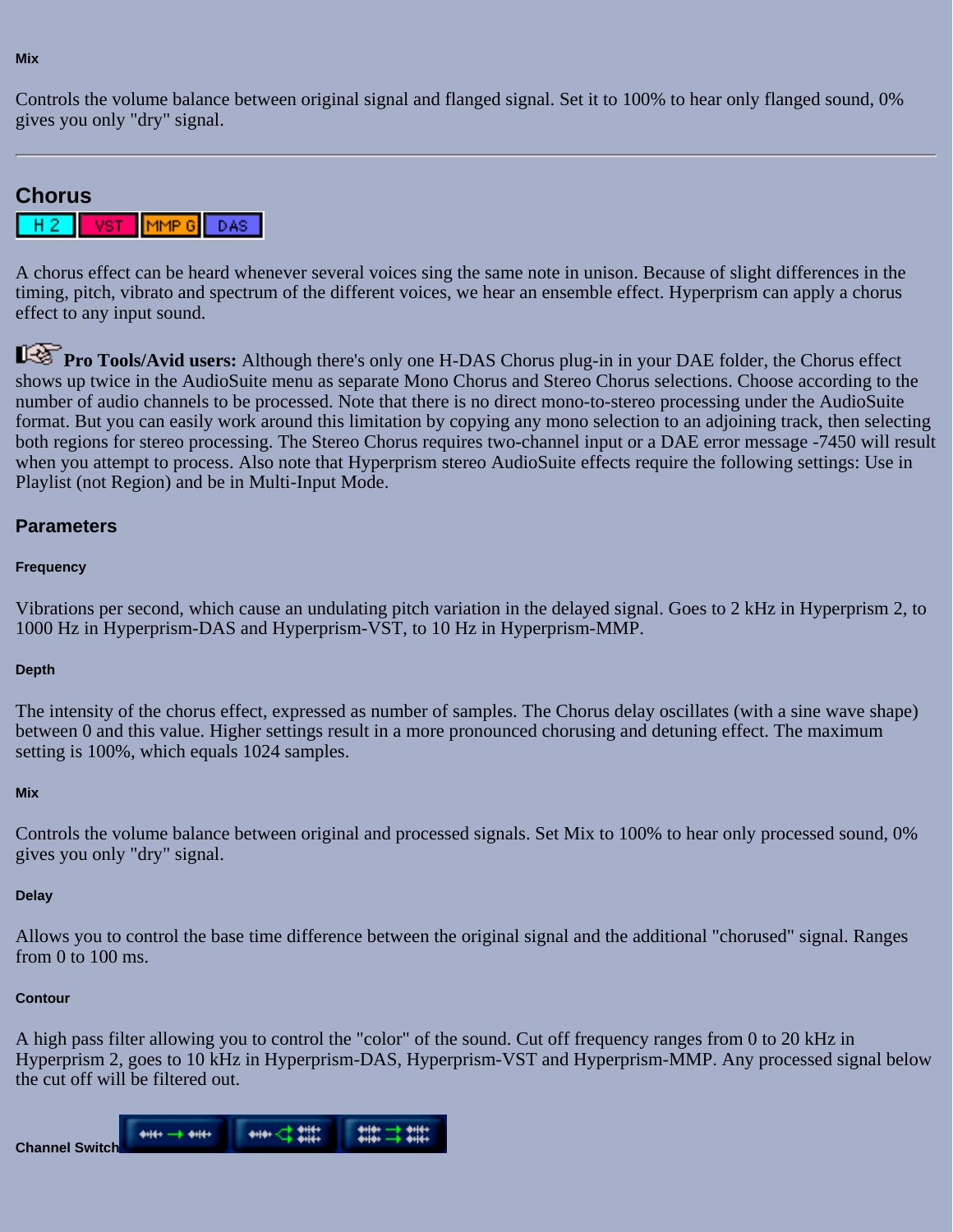#### Mix

Controls the volume balance between original signal and flanged signal. Set it to 100% to hear only flanged sound, 0% gives you only "dry" signal.

---

## Chorus

H 2 | VST | MMP G | DAS

A chorus effect can be heard whenever several voices sing the same note in unison. Because of slight differences in the timing, pitch, vibrato and spectrum of the different voices, we hear an ensemble effect. Hyperprism can apply a chorus effect to any input sound.

**Pro Tools/Avid users:** Although there's only one H-DAS Chorus plug-in in your DAE folder, the Chorus effect shows up twice in the AudioSuite menu as separate Mono Chorus and Stereo Chorus selections. Choose according to the number of audio channels to be processed. Note that there is no direct mono-to-stereo processing under the AudioSuite format. But you can easily work around this limitation by copying any mono selection to an adjoining track, then selecting both regions for stereo processing. The Stereo Chorus requires two-channel input or a DAE error message -7450 will result when you attempt to process. Also note that Hyperprism stereo AudioSuite effects require the following settings: Use in Playlist (not Region) and be in Multi-Input Mode.

### Parameters

#### Frequency

Vibrations per second, which cause an undulating pitch variation in the delayed signal. Goes to 2 kHz in Hyperprism 2, to 1000 Hz in Hyperprism-DAS and Hyperprism-VST, to 10 Hz in Hyperprism-MMP.

#### Depth

The intensity of the chorus effect, expressed as number of samples. The Chorus delay oscillates (with a sine wave shape) between 0 and this value. Higher settings result in a more pronounced chorusing and detuning effect. The maximum setting is 100%, which equals 1024 samples.

#### Mix

Controls the volume balance between original and processed signals. Set Mix to 100% to hear only processed sound, 0% gives you only "dry" signal.

#### Delay

Allows you to control the base time difference between the original signal and the additional "chorused" signal. Ranges from 0 to 100 ms.

#### Contour

A high pass filter allowing you to control the "color" of the sound. Cut off frequency ranges from 0 to 20 kHz in Hyperprism 2, goes to 10 kHz in Hyperprism-DAS, Hyperprism-VST and Hyperprism-MMP. Any processed signal below the cut off will be filtered out.

#### Channel Switch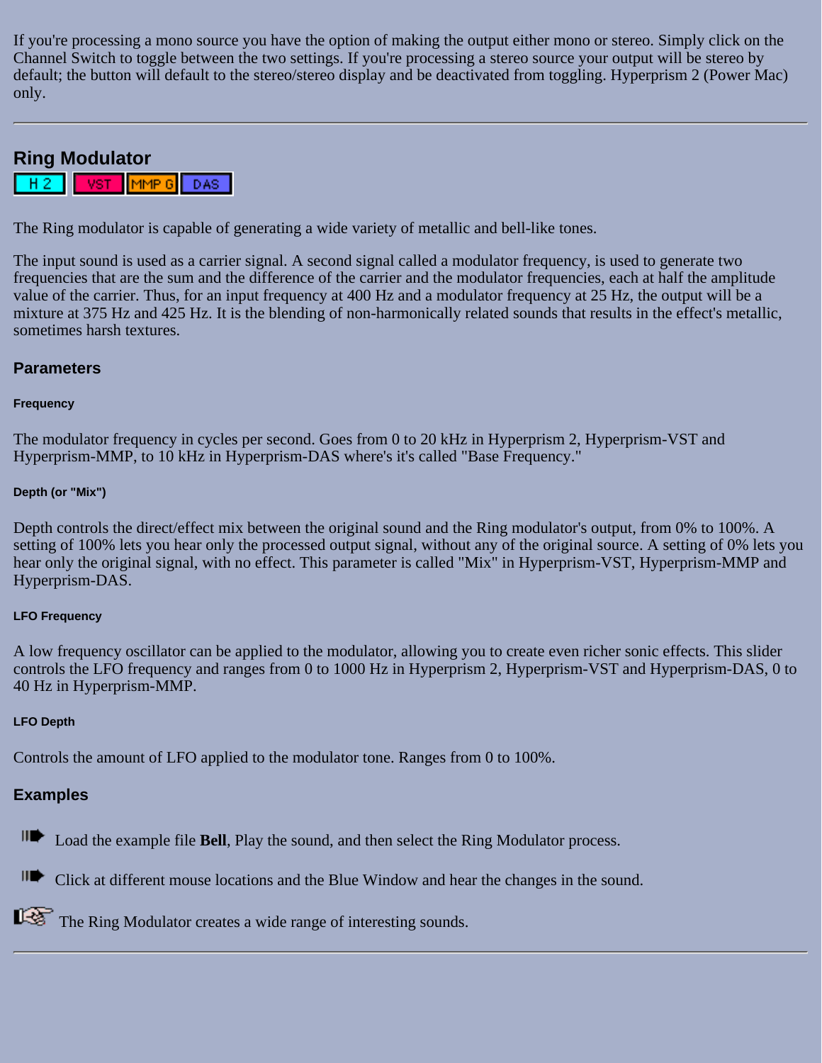If you're processing a mono source you have the option of making the output either mono or stereo. Simply click on the Channel Switch to toggle between the two settings. If you're processing a stereo source your output will be stereo by default; the button will default to the stereo/stereo display and be deactivated from toggling. Hyperprism 2 (Power Mac) only.

---

## Ring Modulator

H 2 | VST | MMP G | DAS

The Ring modulator is capable of generating a wide variety of metallic and bell-like tones.

The input sound is used as a carrier signal. A second signal called a modulator frequency, is used to generate two frequencies that are the sum and the difference of the carrier and the modulator frequencies, each at half the amplitude value of the carrier. Thus, for an input frequency at 400 Hz and a modulator frequency at 25 Hz, the output will be a mixture at 375 Hz and 425 Hz. It is the blending of non-harmonically related sounds that results in the effect's metallic, sometimes harsh textures.

### Parameters

#### Frequency

The modulator frequency in cycles per second. Goes from 0 to 20 kHz in Hyperprism 2, Hyperprism-VST and Hyperprism-MMP, to 10 kHz in Hyperprism-DAS where's it's called "Base Frequency."

#### Depth (or "Mix")

Depth controls the direct/effect mix between the original sound and the Ring modulator's output, from 0% to 100%. A setting of 100% lets you hear only the processed output signal, without any of the original source. A setting of 0% lets you hear only the original signal, with no effect. This parameter is called "Mix" in Hyperprism-VST, Hyperprism-MMP and Hyperprism-DAS.

#### LFO Frequency

A low frequency oscillator can be applied to the modulator, allowing you to create even richer sonic effects. This slider controls the LFO frequency and ranges from 0 to 1000 Hz in Hyperprism 2, Hyperprism-VST and Hyperprism-DAS, 0 to 40 Hz in Hyperprism-MMP.

#### LFO Depth

Controls the amount of LFO applied to the modulator tone. Ranges from 0 to 100%.

### Examples

- Load the example file **Bell**, Play the sound, and then select the Ring Modulator process.
- Click at different mouse locations and the Blue Window and hear the changes in the sound.

The Ring Modulator creates a wide range of interesting sounds.

---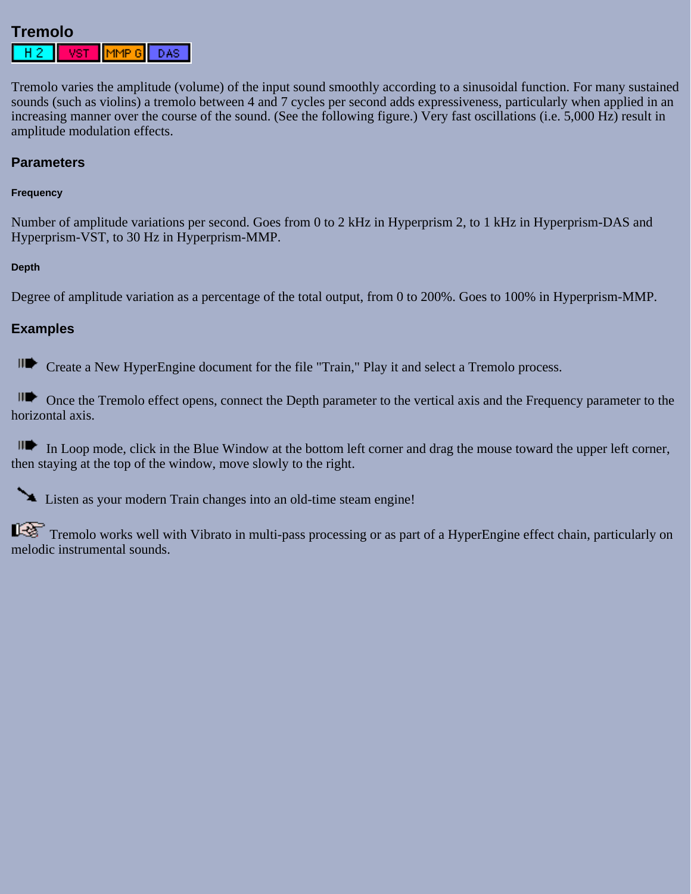# Tremolo

H 2 | VST | MMP G | DAS

Tremolo varies the amplitude (volume) of the input sound smoothly according to a sinusoidal function. For many sustained sounds (such as violins) a tremolo between 4 and 7 cycles per second adds expressiveness, particularly when applied in an increasing manner over the course of the sound. (See the following figure.) Very fast oscillations (i.e. 5,000 Hz) result in amplitude modulation effects.

## Parameters

#### Frequency

Number of amplitude variations per second. Goes from 0 to 2 kHz in Hyperprism 2, to 1 kHz in Hyperprism-DAS and Hyperprism-VST, to 30 Hz in Hyperprism-MMP.

#### Depth

Degree of amplitude variation as a percentage of the total output, from 0 to 200%. Goes to 100% in Hyperprism-MMP.

## Examples

- Create a New HyperEngine document for the file "Train," Play it and select a Tremolo process.

- Once the Tremolo effect opens, connect the Depth parameter to the vertical axis and the Frequency parameter to the horizontal axis.

- In Loop mode, click in the Blue Window at the bottom left corner and drag the mouse toward the upper left corner, then staying at the top of the window, move slowly to the right.

Listen as your modern Train changes into an old-time steam engine!

Tremolo works well with Vibrato in multi-pass processing or as part of a HyperEngine effect chain, particularly on melodic instrumental sounds.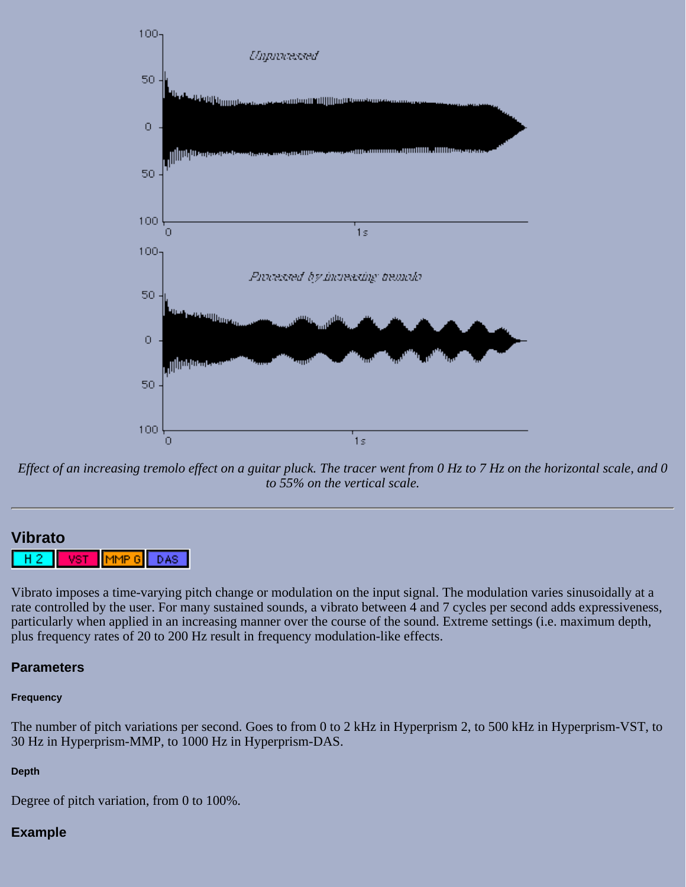Effect of an increasing tremolo effect on a guitar pluck. The tracer went from 0 Hz to 7 Hz on the horizontal scale, and 0 to 55% on the vertical scale.

---

## Vibrato

H 2 | VST | MMP G | DAS

Vibrato imposes a time-varying pitch change or modulation on the input signal. The modulation varies sinusoidally at a rate controlled by the user. For many sustained sounds, a vibrato between 4 and 7 cycles per second adds expressiveness, particularly when applied in an increasing manner over the course of the sound. Extreme settings (i.e. maximum depth, plus frequency rates of 20 to 200 Hz result in frequency modulation-like effects.

### Parameters

#### Frequency

The number of pitch variations per second. Goes to from 0 to 2 kHz in Hyperprism 2, to 500 kHz in Hyperprism-VST, to 30 Hz in Hyperprism-MMP, to 1000 Hz in Hyperprism-DAS.

#### Depth

Degree of pitch variation, from 0 to 100%.

### Example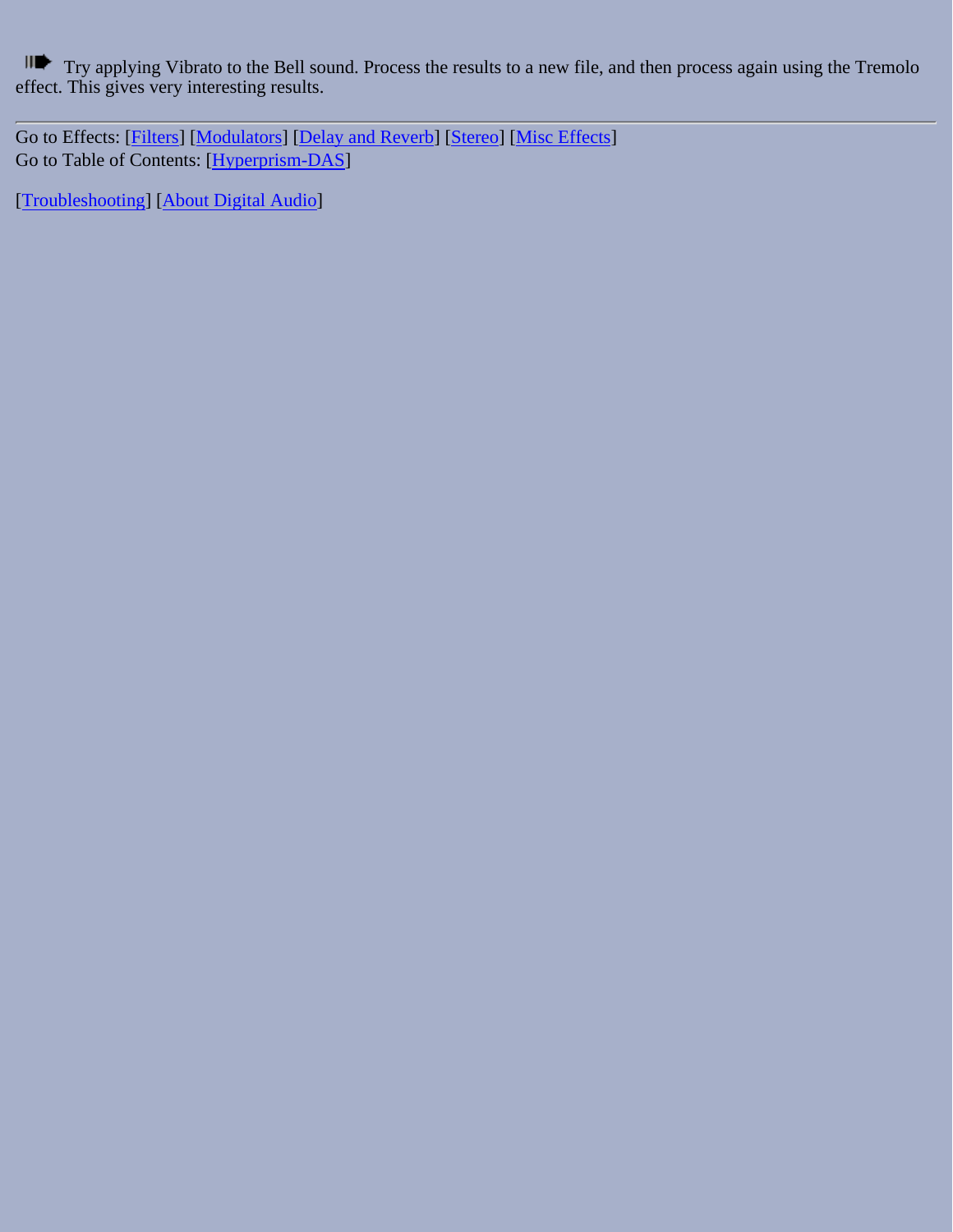Try applying Vibrato to the Bell sound. Process the results to a new file, and then process again using the Tremolo effect. This gives very interesting results.

---

Go to Effects: [Filters] [Modulators] [Delay and Reverb] [Stereo] [Misc Effects]
Go to Table of Contents: [Hyperprism-DAS]

[Troubleshooting] [About Digital Audio]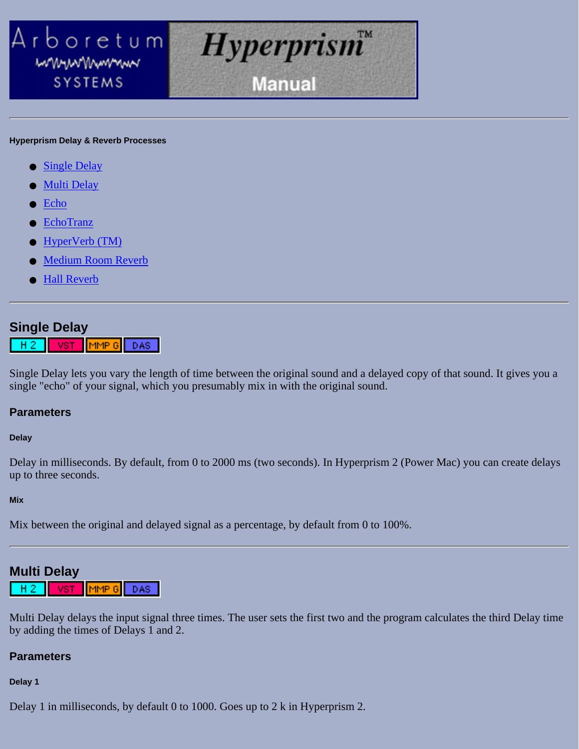# Arboretum Systems Hyperprism™ Manual

---

**Hyperprism Delay & Reverb Processes**

- Single Delay
- Multi Delay
- Echo
- EchoTranz
- HyperVerb (TM)
- Medium Room Reverb
- Hall Reverb

---

## Single Delay

H 2 | VST | MMP G | DAS

Single Delay lets you vary the length of time between the original sound and a delayed copy of that sound. It gives you a single "echo" of your signal, which you presumably mix in with the original sound.

### Parameters

#### Delay

Delay in milliseconds. By default, from 0 to 2000 ms (two seconds). In Hyperprism 2 (Power Mac) you can create delays up to three seconds.

#### Mix

Mix between the original and delayed signal as a percentage, by default from 0 to 100%.

---

## Multi Delay

H 2 | VST | MMP G | DAS

Multi Delay delays the input signal three times. The user sets the first two and the program calculates the third Delay time by adding the times of Delays 1 and 2.

### Parameters

#### Delay 1

Delay 1 in milliseconds, by default 0 to 1000. Goes up to 2 k in Hyperprism 2.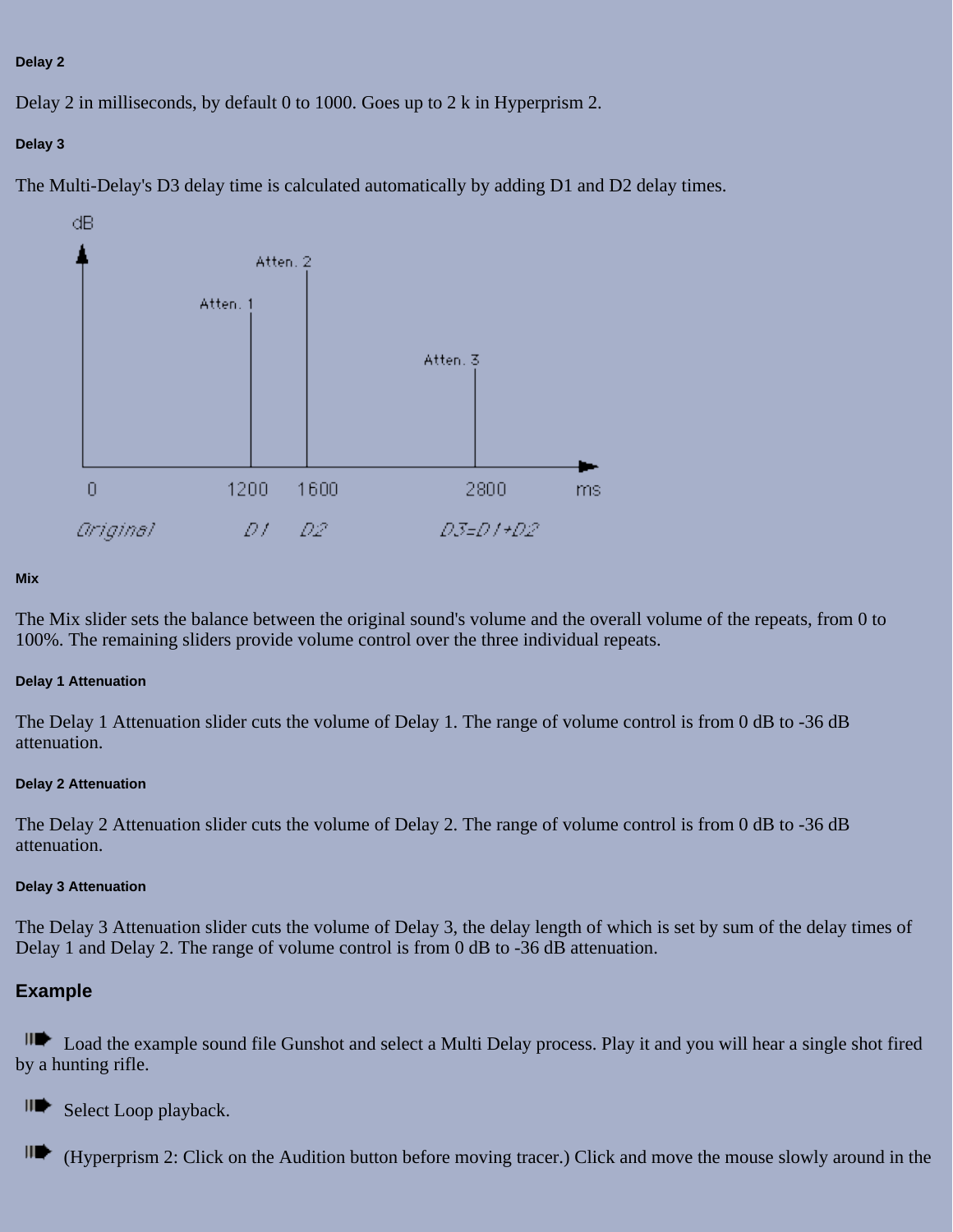##### Delay 2

Delay 2 in milliseconds, by default 0 to 1000. Goes up to 2 k in Hyperprism 2.

##### Delay 3

The Multi-Delay's D3 delay time is calculated automatically by adding D1 and D2 delay times.

##### Mix

The Mix slider sets the balance between the original sound's volume and the overall volume of the repeats, from 0 to 100%. The remaining sliders provide volume control over the three individual repeats.

##### Delay 1 Attenuation

The Delay 1 Attenuation slider cuts the volume of Delay 1. The range of volume control is from 0 dB to -36 dB attenuation.

##### Delay 2 Attenuation

The Delay 2 Attenuation slider cuts the volume of Delay 2. The range of volume control is from 0 dB to -36 dB attenuation.

##### Delay 3 Attenuation

The Delay 3 Attenuation slider cuts the volume of Delay 3, the delay length of which is set by sum of the delay times of Delay 1 and Delay 2. The range of volume control is from 0 dB to -36 dB attenuation.

### Example

- Load the example sound file Gunshot and select a Multi Delay process. Play it and you will hear a single shot fired by a hunting rifle.
- Select Loop playback.
- (Hyperprism 2: Click on the Audition button before moving tracer.) Click and move the mouse slowly around in the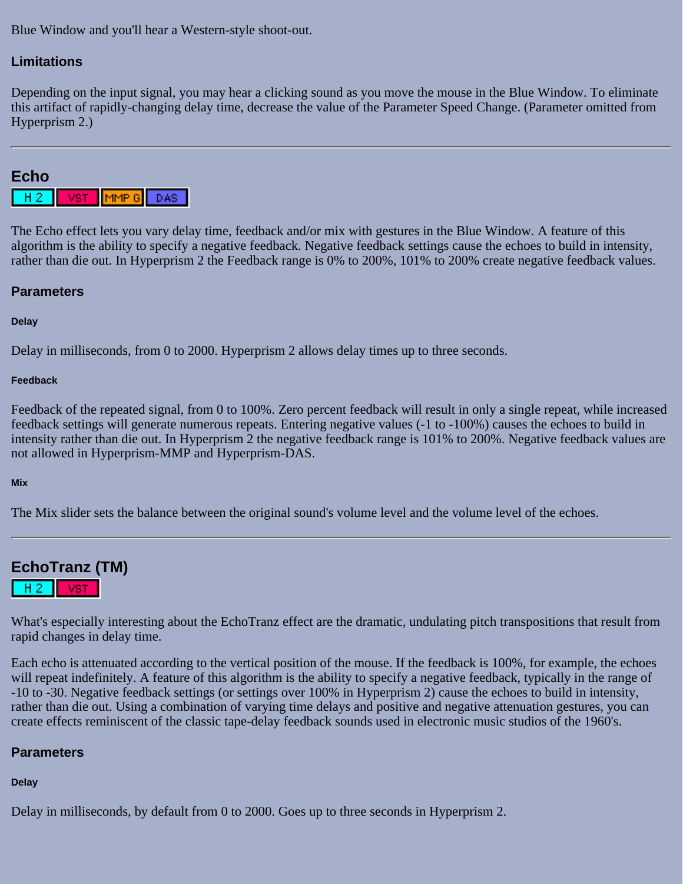Blue Window and you'll hear a Western-style shoot-out.

### Limitations

Depending on the input signal, you may hear a clicking sound as you move the mouse in the Blue Window. To eliminate this artifact of rapidly-changing delay time, decrease the value of the Parameter Speed Change. (Parameter omitted from Hyperprism 2.)

---

## Echo

H 2 | VST | MMP G | DAS

The Echo effect lets you vary delay time, feedback and/or mix with gestures in the Blue Window. A feature of this algorithm is the ability to specify a negative feedback. Negative feedback settings cause the echoes to build in intensity, rather than die out. In Hyperprism 2 the Feedback range is 0% to 200%, 101% to 200% create negative feedback values.

### Parameters

#### Delay

Delay in milliseconds, from 0 to 2000. Hyperprism 2 allows delay times up to three seconds.

#### Feedback

Feedback of the repeated signal, from 0 to 100%. Zero percent feedback will result in only a single repeat, while increased feedback settings will generate numerous repeats. Entering negative values (-1 to -100%) causes the echoes to build in intensity rather than die out. In Hyperprism 2 the negative feedback range is 101% to 200%. Negative feedback values are not allowed in Hyperprism-MMP and Hyperprism-DAS.

#### Mix

The Mix slider sets the balance between the original sound's volume level and the volume level of the echoes.

---

## EchoTranz (TM)

H 2 | VST

What's especially interesting about the EchoTranz effect are the dramatic, undulating pitch transpositions that result from rapid changes in delay time.

Each echo is attenuated according to the vertical position of the mouse. If the feedback is 100%, for example, the echoes will repeat indefinitely. A feature of this algorithm is the ability to specify a negative feedback, typically in the range of -10 to -30. Negative feedback settings (or settings over 100% in Hyperprism 2) cause the echoes to build in intensity, rather than die out. Using a combination of varying time delays and positive and negative attenuation gestures, you can create effects reminiscent of the classic tape-delay feedback sounds used in electronic music studios of the 1960's.

### Parameters

#### Delay

Delay in milliseconds, by default from 0 to 2000. Goes up to three seconds in Hyperprism 2.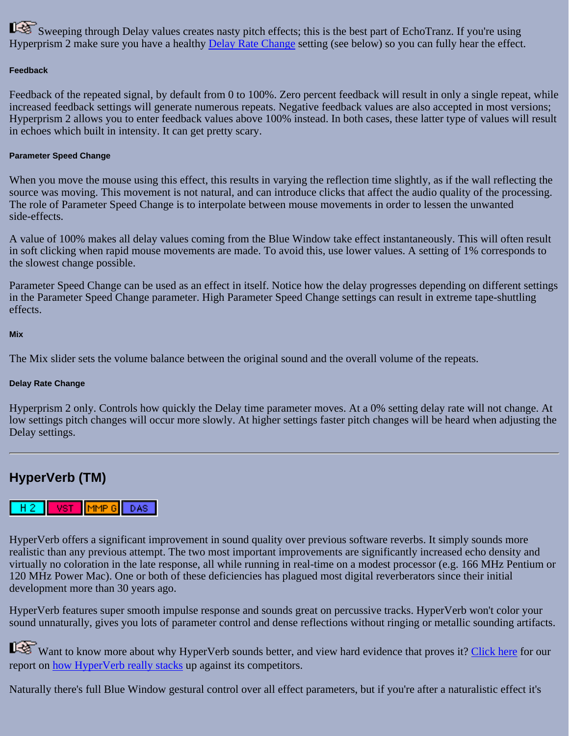☞ Sweeping through Delay values creates nasty pitch effects; this is the best part of EchoTranz. If you're using Hyperprism 2 make sure you have a healthy Delay Rate Change setting (see below) so you can fully hear the effect.

#### Feedback

Feedback of the repeated signal, by default from 0 to 100%. Zero percent feedback will result in only a single repeat, while increased feedback settings will generate numerous repeats. Negative feedback values are also accepted in most versions; Hyperprism 2 allows you to enter feedback values above 100% instead. In both cases, these latter type of values will result in echoes which built in intensity. It can get pretty scary.

#### Parameter Speed Change

When you move the mouse using this effect, this results in varying the reflection time slightly, as if the wall reflecting the source was moving. This movement is not natural, and can introduce clicks that affect the audio quality of the processing. The role of Parameter Speed Change is to interpolate between mouse movements in order to lessen the unwanted side-effects.

A value of 100% makes all delay values coming from the Blue Window take effect instantaneously. This will often result in soft clicking when rapid mouse movements are made. To avoid this, use lower values. A setting of 1% corresponds to the slowest change possible.

Parameter Speed Change can be used as an effect in itself. Notice how the delay progresses depending on different settings in the Parameter Speed Change parameter. High Parameter Speed Change settings can result in extreme tape-shuttling effects.

#### Mix

The Mix slider sets the volume balance between the original sound and the overall volume of the repeats.

#### Delay Rate Change

Hyperprism 2 only. Controls how quickly the Delay time parameter moves. At a 0% setting delay rate will not change. At low settings pitch changes will occur more slowly. At higher settings faster pitch changes will be heard when adjusting the Delay settings.

---

## HyperVerb (TM)

H 2 | VST | MMP G | DAS

HyperVerb offers a significant improvement in sound quality over previous software reverbs. It simply sounds more realistic than any previous attempt. The two most important improvements are significantly increased echo density and virtually no coloration in the late response, all while running in real-time on a modest processor (e.g. 166 MHz Pentium or 120 MHz Power Mac). One or both of these deficiencies has plagued most digital reverberators since their initial development more than 30 years ago.

HyperVerb features super smooth impulse response and sounds great on percussive tracks. HyperVerb won't color your sound unnaturally, gives you lots of parameter control and dense reflections without ringing or metallic sounding artifacts.

☞ Want to know more about why HyperVerb sounds better, and view hard evidence that proves it? Click here for our report on how HyperVerb really stacks up against its competitors.

Naturally there's full Blue Window gestural control over all effect parameters, but if you're after a naturalistic effect it's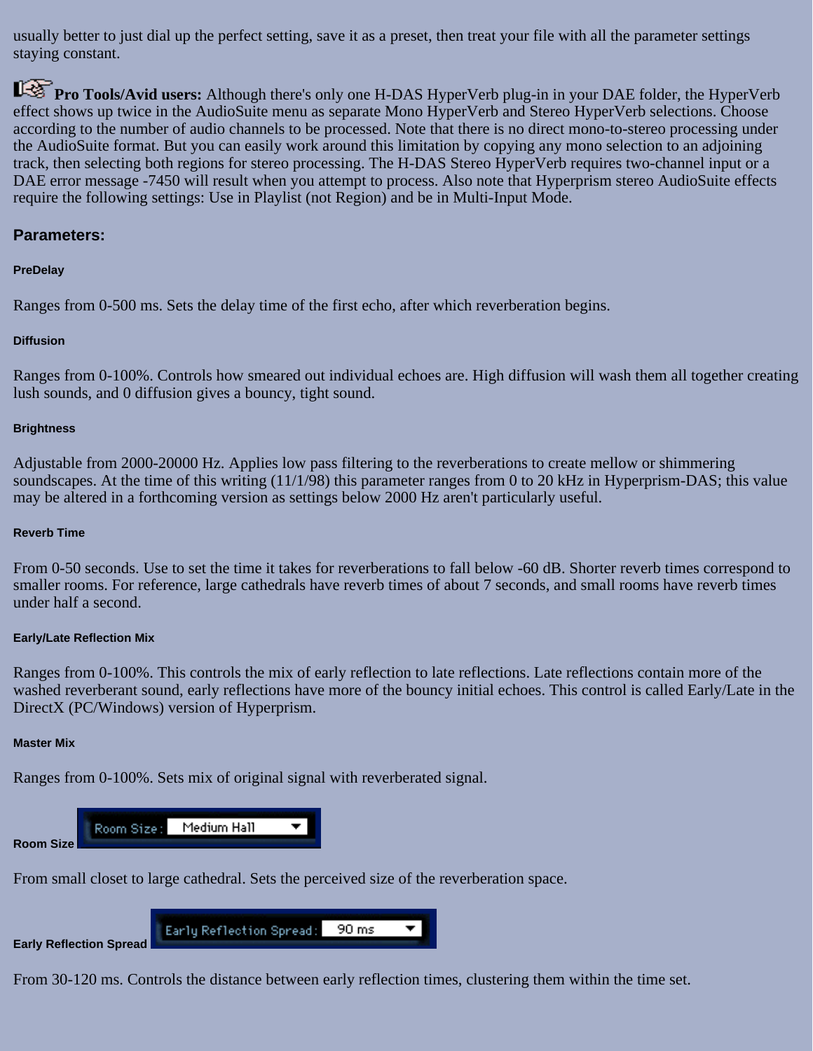usually better to just dial up the perfect setting, save it as a preset, then treat your file with all the parameter settings staying constant.

**Pro Tools/Avid users:** Although there's only one H-DAS HyperVerb plug-in in your DAE folder, the HyperVerb effect shows up twice in the AudioSuite menu as separate Mono HyperVerb and Stereo HyperVerb selections. Choose according to the number of audio channels to be processed. Note that there is no direct mono-to-stereo processing under the AudioSuite format. But you can easily work around this limitation by copying any mono selection to an adjoining track, then selecting both regions for stereo processing. The H-DAS Stereo HyperVerb requires two-channel input or a DAE error message -7450 will result when you attempt to process. Also note that Hyperprism stereo AudioSuite effects require the following settings: Use in Playlist (not Region) and be in Multi-Input Mode.

## Parameters:

#### PreDelay

Ranges from 0-500 ms. Sets the delay time of the first echo, after which reverberation begins.

#### Diffusion

Ranges from 0-100%. Controls how smeared out individual echoes are. High diffusion will wash them all together creating lush sounds, and 0 diffusion gives a bouncy, tight sound.

#### Brightness

Adjustable from 2000-20000 Hz. Applies low pass filtering to the reverberations to create mellow or shimmering soundscapes. At the time of this writing (11/1/98) this parameter ranges from 0 to 20 kHz in Hyperprism-DAS; this value may be altered in a forthcoming version as settings below 2000 Hz aren't particularly useful.

#### Reverb Time

From 0-50 seconds. Use to set the time it takes for reverberations to fall below -60 dB. Shorter reverb times correspond to smaller rooms. For reference, large cathedrals have reverb times of about 7 seconds, and small rooms have reverb times under half a second.

#### Early/Late Reflection Mix

Ranges from 0-100%. This controls the mix of early reflection to late reflections. Late reflections contain more of the washed reverberant sound, early reflections have more of the bouncy initial echoes. This control is called Early/Late in the DirectX (PC/Windows) version of Hyperprism.

#### Master Mix

Ranges from 0-100%. Sets mix of original signal with reverberated signal.

#### Room Size

Room Size: Medium Hall

From small closet to large cathedral. Sets the perceived size of the reverberation space.

#### Early Reflection Spread

Early Reflection Spread: 90 ms

From 30-120 ms. Controls the distance between early reflection times, clustering them within the time set.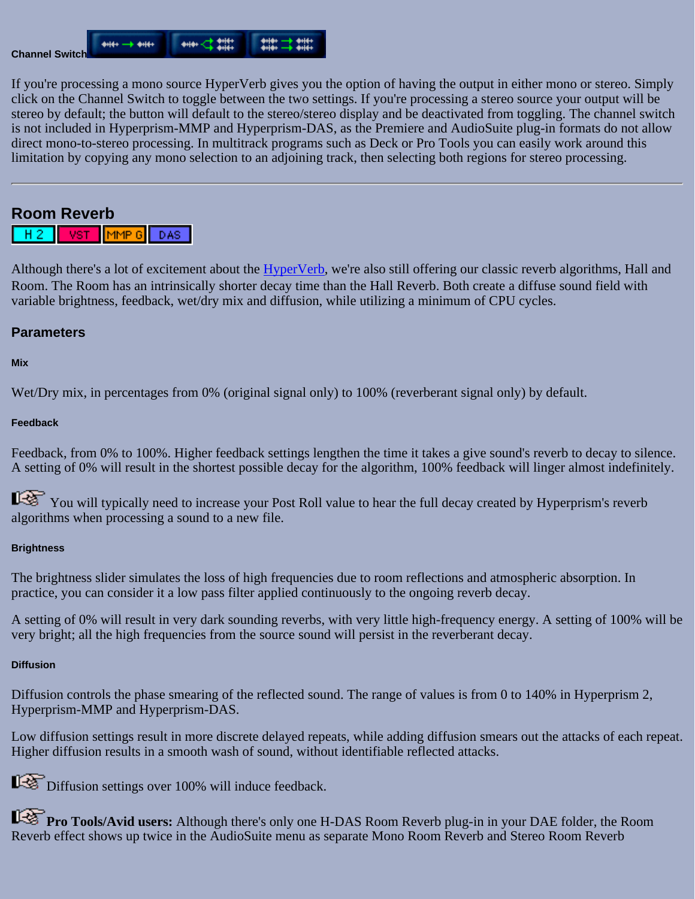#### Channel Switch

If you're processing a mono source HyperVerb gives you the option of having the output in either mono or stereo. Simply click on the Channel Switch to toggle between the two settings. If you're processing a stereo source your output will be stereo by default; the button will default to the stereo/stereo display and be deactivated from toggling. The channel switch is not included in Hyperprism-MMP and Hyperprism-DAS, as the Premiere and AudioSuite plug-in formats do not allow direct mono-to-stereo processing. In multitrack programs such as Deck or Pro Tools you can easily work around this limitation by copying any mono selection to an adjoining track, then selecting both regions for stereo processing.

---

## Room Reverb

H 2 | VST | MMP G | DAS

Although there's a lot of excitement about the HyperVerb, we're also still offering our classic reverb algorithms, Hall and Room. The Room has an intrinsically shorter decay time than the Hall Reverb. Both create a diffuse sound field with variable brightness, feedback, wet/dry mix and diffusion, while utilizing a minimum of CPU cycles.

### Parameters

#### Mix

Wet/Dry mix, in percentages from 0% (original signal only) to 100% (reverberant signal only) by default.

#### Feedback

Feedback, from 0% to 100%. Higher feedback settings lengthen the time it takes a give sound's reverb to decay to silence. A setting of 0% will result in the shortest possible decay for the algorithm, 100% feedback will linger almost indefinitely.

☞ You will typically need to increase your Post Roll value to hear the full decay created by Hyperprism's reverb algorithms when processing a sound to a new file.

#### Brightness

The brightness slider simulates the loss of high frequencies due to room reflections and atmospheric absorption. In practice, you can consider it a low pass filter applied continuously to the ongoing reverb decay.

A setting of 0% will result in very dark sounding reverbs, with very little high-frequency energy. A setting of 100% will be very bright; all the high frequencies from the source sound will persist in the reverberant decay.

#### Diffusion

Diffusion controls the phase smearing of the reflected sound. The range of values is from 0 to 140% in Hyperprism 2, Hyperprism-MMP and Hyperprism-DAS.

Low diffusion settings result in more discrete delayed repeats, while adding diffusion smears out the attacks of each repeat. Higher diffusion results in a smooth wash of sound, without identifiable reflected attacks.

☞ Diffusion settings over 100% will induce feedback.

☞ **Pro Tools/Avid users:** Although there's only one H-DAS Room Reverb plug-in in your DAE folder, the Room Reverb effect shows up twice in the AudioSuite menu as separate Mono Room Reverb and Stereo Room Reverb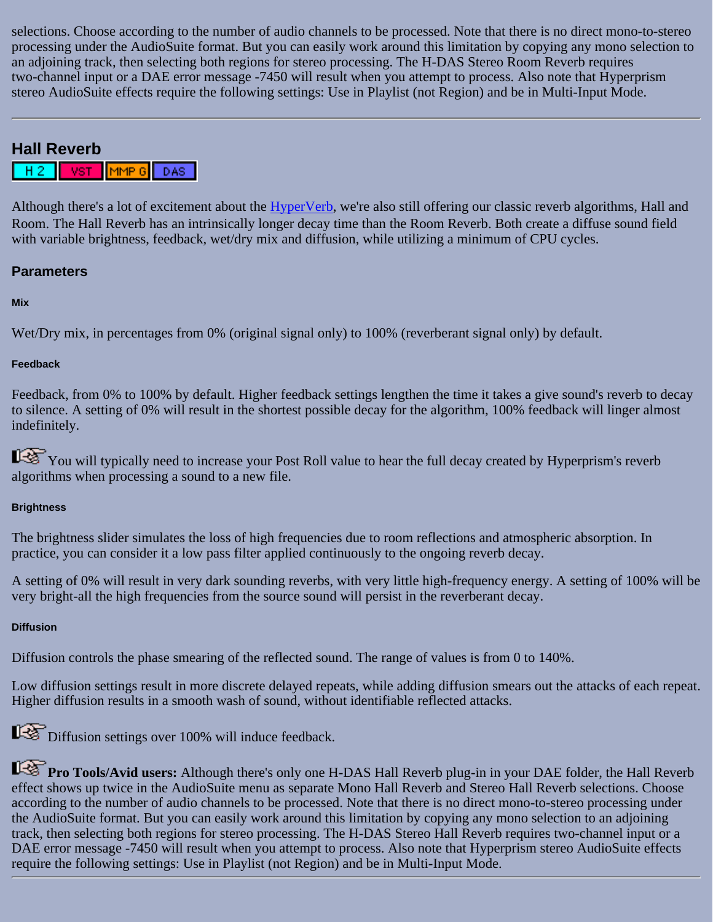selections. Choose according to the number of audio channels to be processed. Note that there is no direct mono-to-stereo processing under the AudioSuite format. But you can easily work around this limitation by copying any mono selection to an adjoining track, then selecting both regions for stereo processing. The H-DAS Stereo Room Reverb requires two-channel input or a DAE error message -7450 will result when you attempt to process. Also note that Hyperprism stereo AudioSuite effects require the following settings: Use in Playlist (not Region) and be in Multi-Input Mode.

---

## Hall Reverb

H 2 | VST | MMP G | DAS

Although there's a lot of excitement about the HyperVerb, we're also still offering our classic reverb algorithms, Hall and Room. The Hall Reverb has an intrinsically longer decay time than the Room Reverb. Both create a diffuse sound field with variable brightness, feedback, wet/dry mix and diffusion, while utilizing a minimum of CPU cycles.

### Parameters

#### Mix

Wet/Dry mix, in percentages from 0% (original signal only) to 100% (reverberant signal only) by default.

#### Feedback

Feedback, from 0% to 100% by default. Higher feedback settings lengthen the time it takes a give sound's reverb to decay to silence. A setting of 0% will result in the shortest possible decay for the algorithm, 100% feedback will linger almost indefinitely.

You will typically need to increase your Post Roll value to hear the full decay created by Hyperprism's reverb algorithms when processing a sound to a new file.

#### Brightness

The brightness slider simulates the loss of high frequencies due to room reflections and atmospheric absorption. In practice, you can consider it a low pass filter applied continuously to the ongoing reverb decay.

A setting of 0% will result in very dark sounding reverbs, with very little high-frequency energy. A setting of 100% will be very bright-all the high frequencies from the source sound will persist in the reverberant decay.

#### Diffusion

Diffusion controls the phase smearing of the reflected sound. The range of values is from 0 to 140%.

Low diffusion settings result in more discrete delayed repeats, while adding diffusion smears out the attacks of each repeat. Higher diffusion results in a smooth wash of sound, without identifiable reflected attacks.

Diffusion settings over 100% will induce feedback.

**Pro Tools/Avid users:** Although there's only one H-DAS Hall Reverb plug-in in your DAE folder, the Hall Reverb effect shows up twice in the AudioSuite menu as separate Mono Hall Reverb and Stereo Hall Reverb selections. Choose according to the number of audio channels to be processed. Note that there is no direct mono-to-stereo processing under the AudioSuite format. But you can easily work around this limitation by copying any mono selection to an adjoining track, then selecting both regions for stereo processing. The H-DAS Stereo Hall Reverb requires two-channel input or a DAE error message -7450 will result when you attempt to process. Also note that Hyperprism stereo AudioSuite effects require the following settings: Use in Playlist (not Region) and be in Multi-Input Mode.

---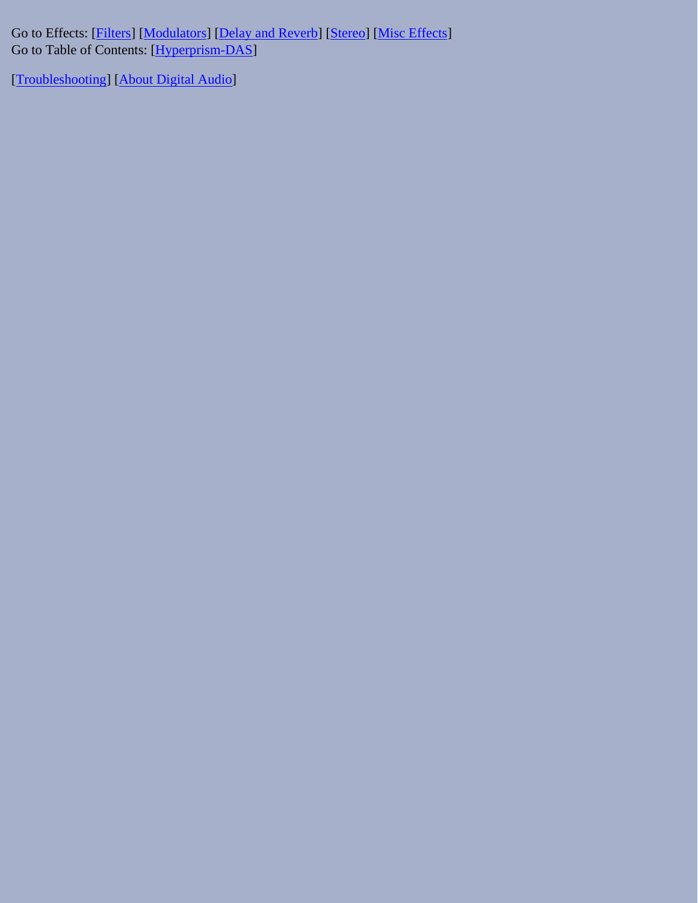Go to Effects: [Filters] [Modulators] [Delay and Reverb] [Stereo] [Misc Effects]
Go to Table of Contents: [Hyperprism-DAS]

[Troubleshooting] [About Digital Audio]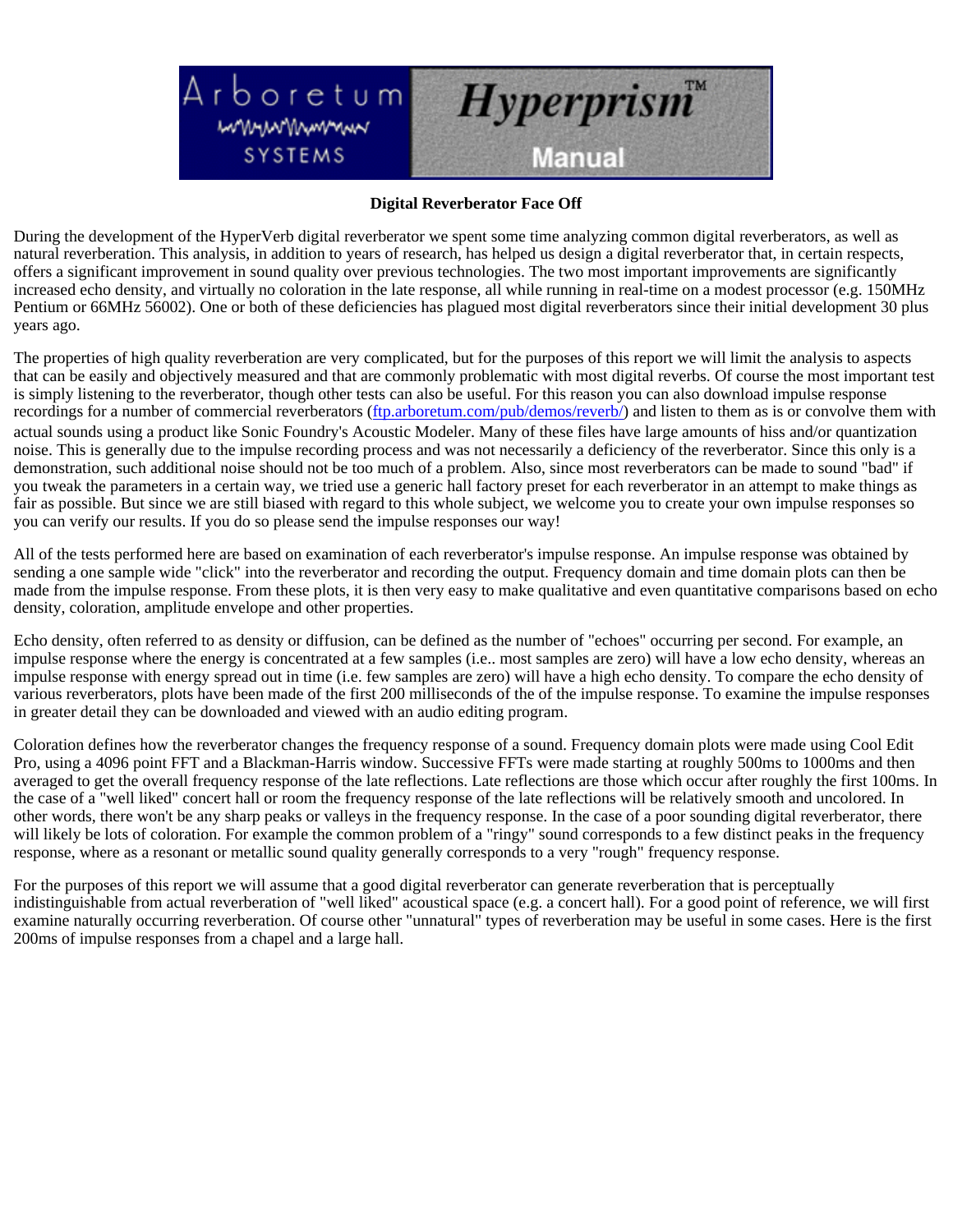## Digital Reverberator Face Off

During the development of the HyperVerb digital reverberator we spent some time analyzing common digital reverberators, as well as natural reverberation. This analysis, in addition to years of research, has helped us design a digital reverberator that, in certain respects, offers a significant improvement in sound quality over previous technologies. The two most important improvements are significantly increased echo density, and virtually no coloration in the late response, all while running in real-time on a modest processor (e.g. 150MHz Pentium or 66MHz 56002). One or both of these deficiencies has plagued most digital reverberators since their initial development 30 plus years ago.

The properties of high quality reverberation are very complicated, but for the purposes of this report we will limit the analysis to aspects that can be easily and objectively measured and that are commonly problematic with most digital reverbs. Of course the most important test is simply listening to the reverberator, though other tests can also be useful. For this reason you can also download impulse response recordings for a number of commercial reverberators ([ftp.arboretum.com/pub/demos/reverb/](ftp.arboretum.com/pub/demos/reverb/)) and listen to them as is or convolve them with actual sounds using a product like Sonic Foundry's Acoustic Modeler. Many of these files have large amounts of hiss and/or quantization noise. This is generally due to the impulse recording process and was not necessarily a deficiency of the reverberator. Since this only is a demonstration, such additional noise should not be too much of a problem. Also, since most reverberators can be made to sound "bad" if you tweak the parameters in a certain way, we tried use a generic hall factory preset for each reverberator in an attempt to make things as fair as possible. But since we are still biased with regard to this whole subject, we welcome you to create your own impulse responses so you can verify our results. If you do so please send the impulse responses our way!

All of the tests performed here are based on examination of each reverberator's impulse response. An impulse response was obtained by sending a one sample wide "click" into the reverberator and recording the output. Frequency domain and time domain plots can then be made from the impulse response. From these plots, it is then very easy to make qualitative and even quantitative comparisons based on echo density, coloration, amplitude envelope and other properties.

Echo density, often referred to as density or diffusion, can be defined as the number of "echoes" occurring per second. For example, an impulse response where the energy is concentrated at a few samples (i.e.. most samples are zero) will have a low echo density, whereas an impulse response with energy spread out in time (i.e. few samples are zero) will have a high echo density. To compare the echo density of various reverberators, plots have been made of the first 200 milliseconds of the of the impulse response. To examine the impulse responses in greater detail they can be downloaded and viewed with an audio editing program.

Coloration defines how the reverberator changes the frequency response of a sound. Frequency domain plots were made using Cool Edit Pro, using a 4096 point FFT and a Blackman-Harris window. Successive FFTs were made starting at roughly 500ms to 1000ms and then averaged to get the overall frequency response of the late reflections. Late reflections are those which occur after roughly the first 100ms. In the case of a "well liked" concert hall or room the frequency response of the late reflections will be relatively smooth and uncolored. In other words, there won't be any sharp peaks or valleys in the frequency response. In the case of a poor sounding digital reverberator, there will likely be lots of coloration. For example the common problem of a "ringy" sound corresponds to a few distinct peaks in the frequency response, where as a resonant or metallic sound quality generally corresponds to a very "rough" frequency response.

For the purposes of this report we will assume that a good digital reverberator can generate reverberation that is perceptually indistinguishable from actual reverberation of "well liked" acoustical space (e.g. a concert hall). For a good point of reference, we will first examine naturally occurring reverberation. Of course other "unnatural" types of reverberation may be useful in some cases. Here is the first 200ms of impulse responses from a chapel and a large hall.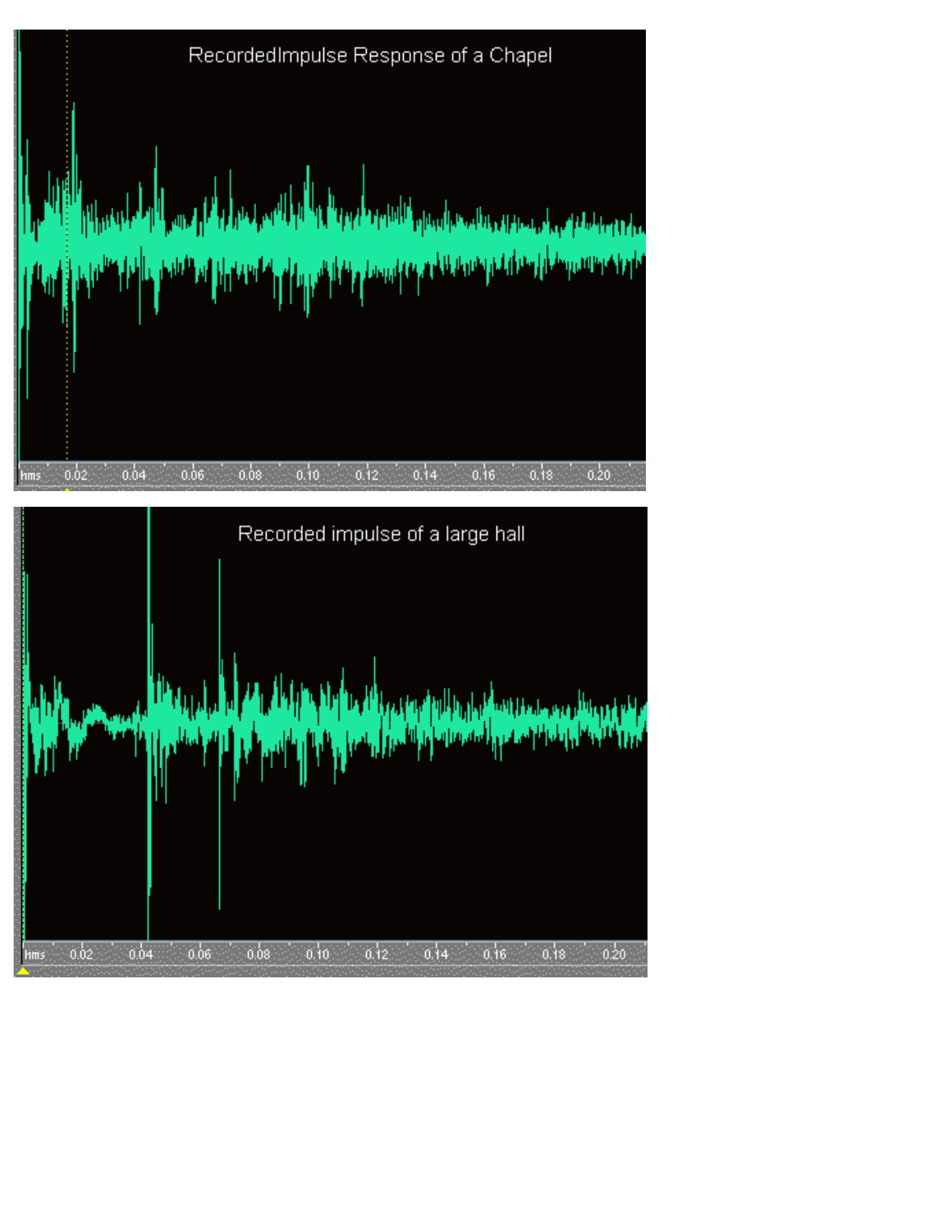RecordedImpulse Response of a Chapel

Recorded impulse of a large hall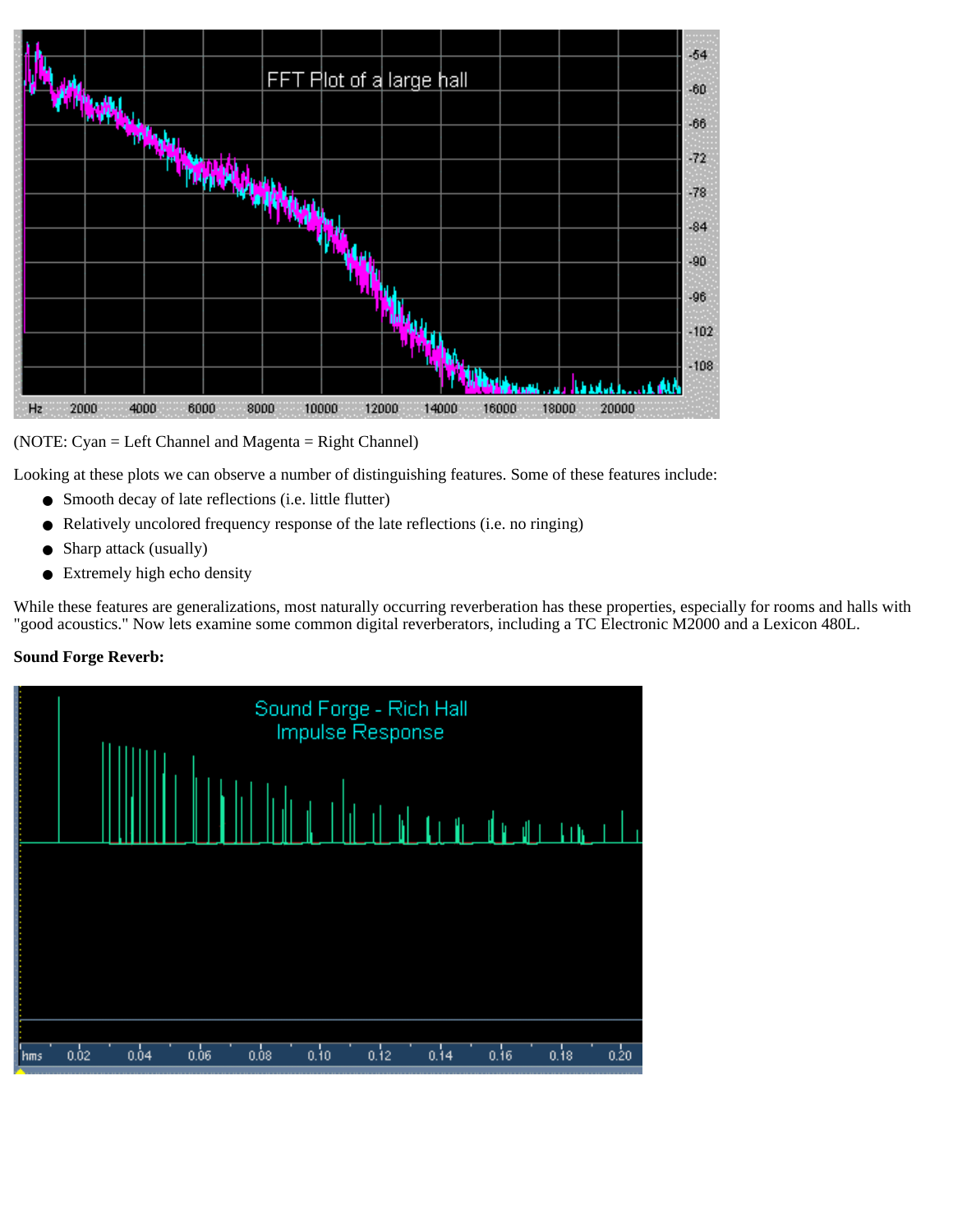(NOTE: Cyan = Left Channel and Magenta = Right Channel)

Looking at these plots we can observe a number of distinguishing features. Some of these features include:

- Smooth decay of late reflections (i.e. little flutter)
- Relatively uncolored frequency response of the late reflections (i.e. no ringing)
- Sharp attack (usually)
- Extremely high echo density

While these features are generalizations, most naturally occurring reverberation has these properties, especially for rooms and halls with "good acoustics." Now lets examine some common digital reverberators, including a TC Electronic M2000 and a Lexicon 480L.

**Sound Forge Reverb:**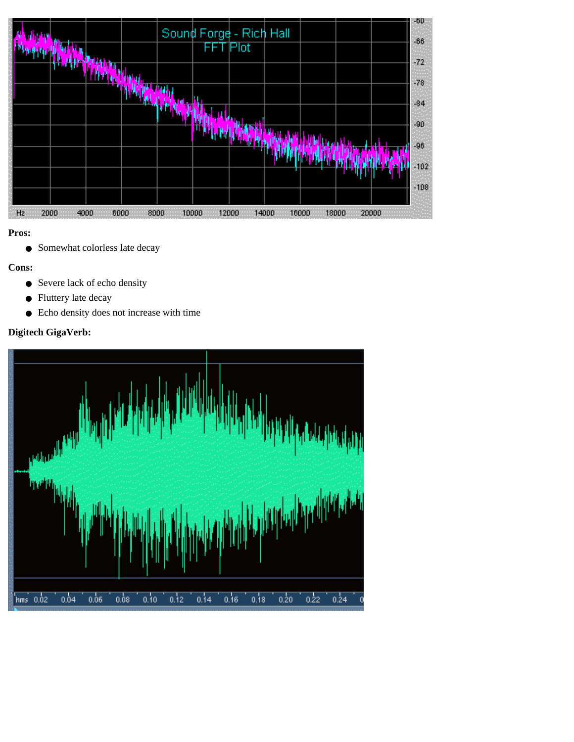**Pros:**

- Somewhat colorless late decay

**Cons:**

- Severe lack of echo density
- Fluttery late decay
- Echo density does not increase with time

**Digitech GigaVerb:**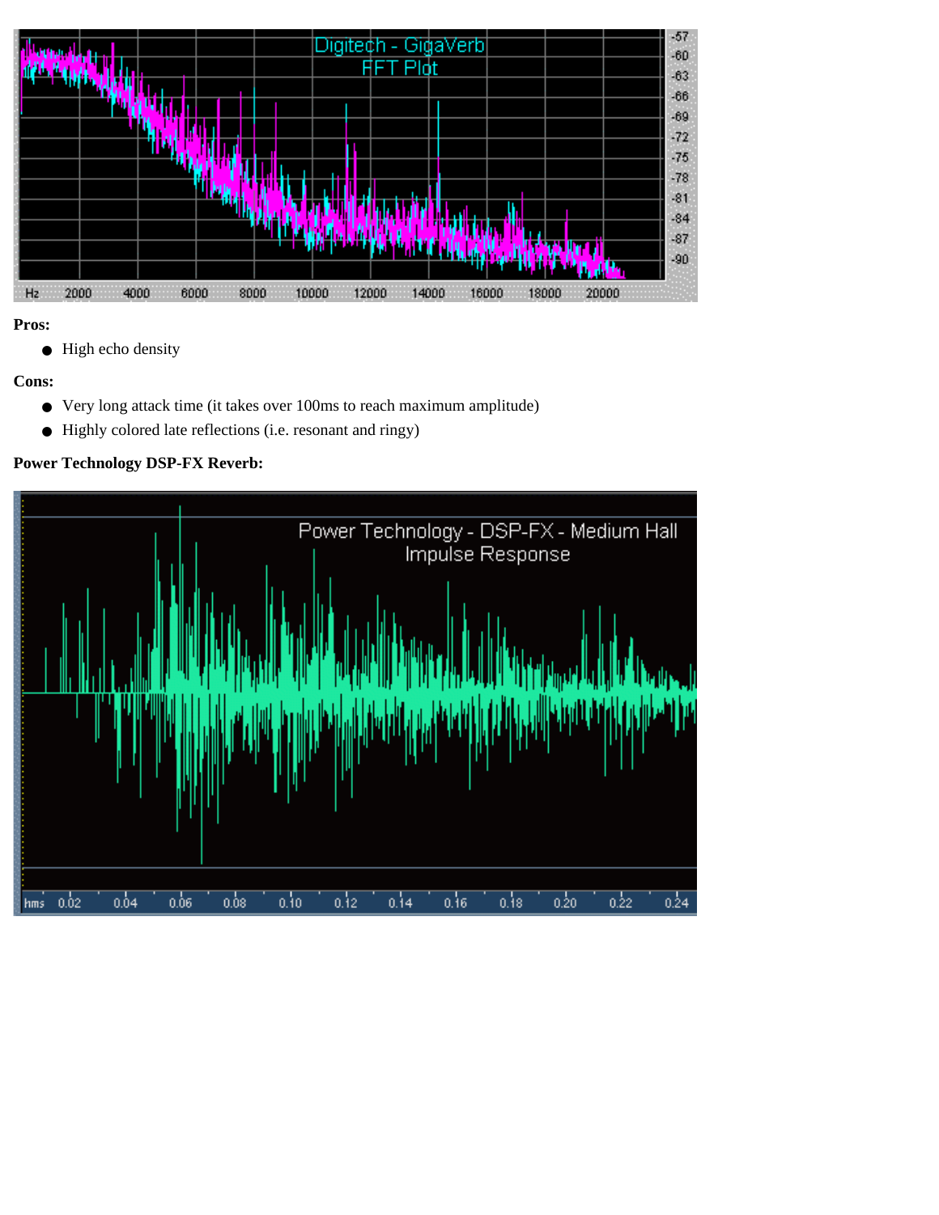**Pros:**

- High echo density

**Cons:**

- Very long attack time (it takes over 100ms to reach maximum amplitude)
- Highly colored late reflections (i.e. resonant and ringy)

**Power Technology DSP-FX Reverb:**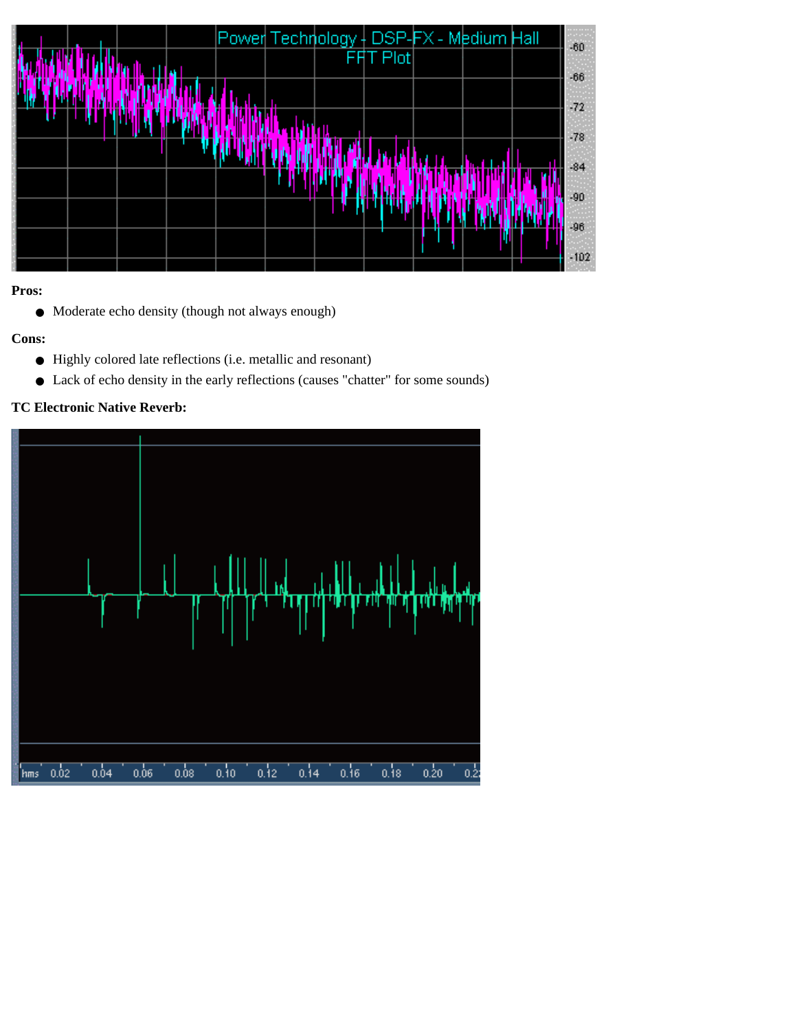**Pros:**

- Moderate echo density (though not always enough)

**Cons:**

- Highly colored late reflections (i.e. metallic and resonant)
- Lack of echo density in the early reflections (causes "chatter" for some sounds)

**TC Electronic Native Reverb:**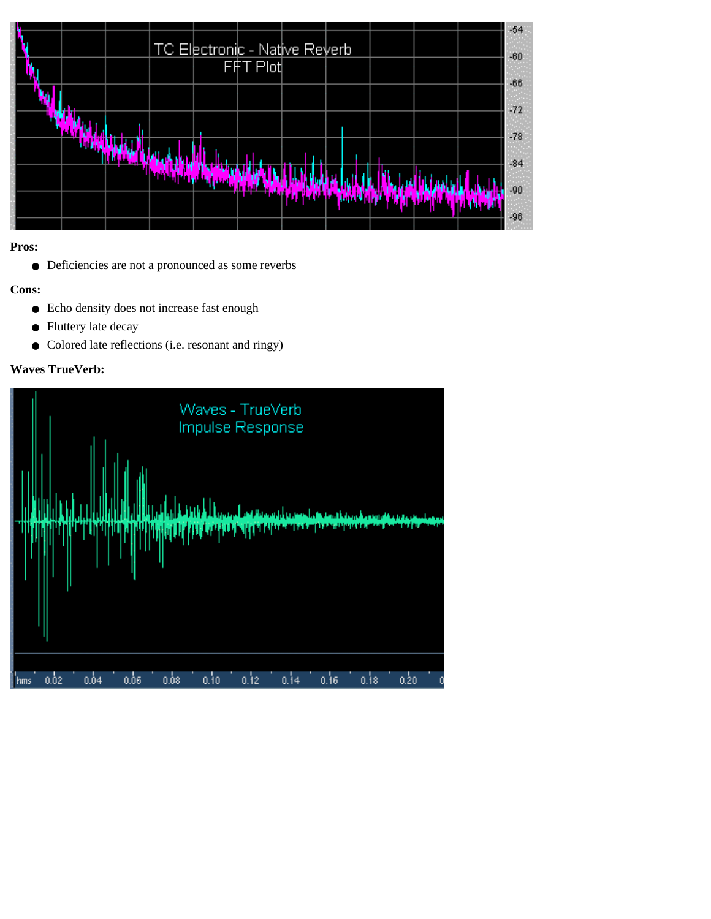**Pros:**

- Deficiencies are not a pronounced as some reverbs

**Cons:**

- Echo density does not increase fast enough
- Fluttery late decay
- Colored late reflections (i.e. resonant and ringy)

**Waves TrueVerb:**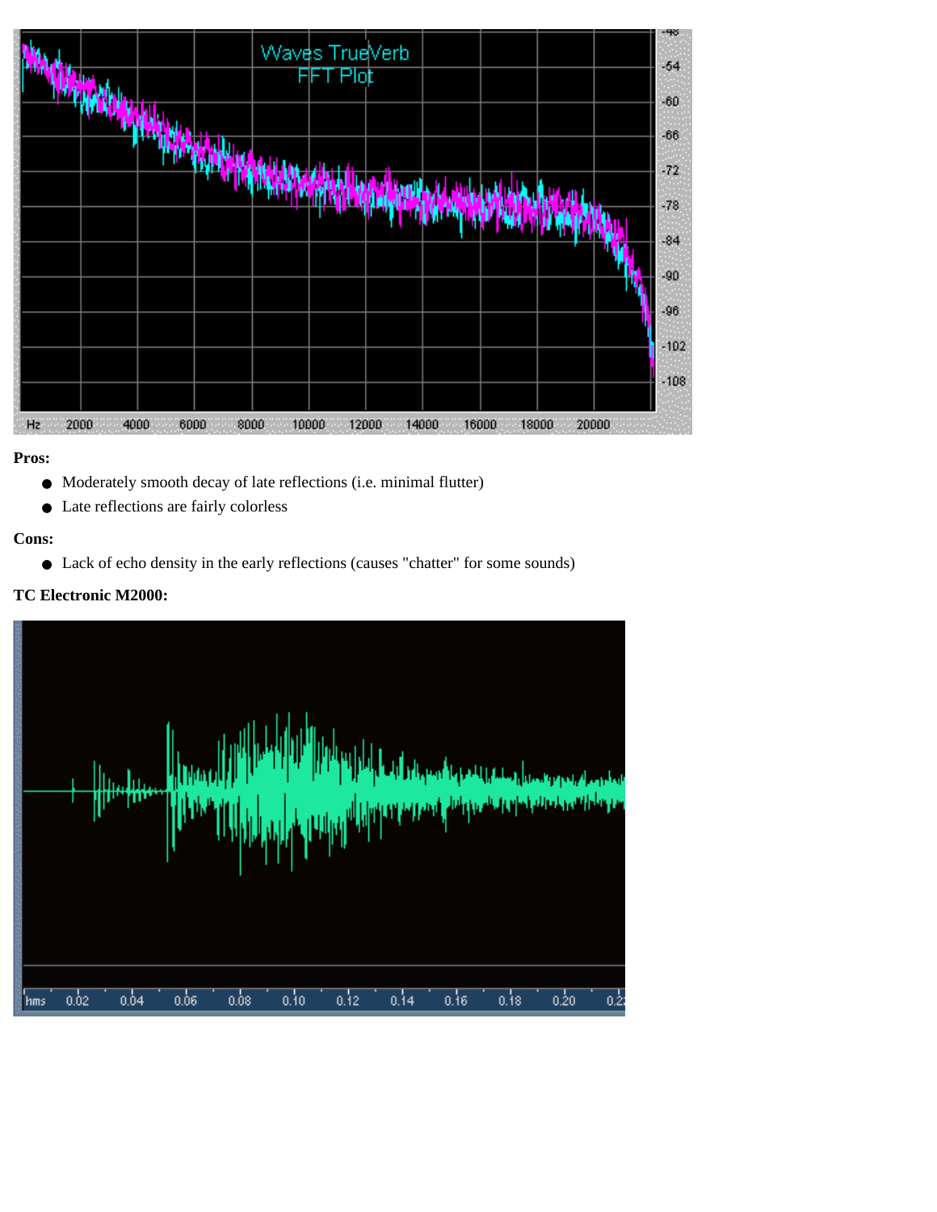**Pros:**

- Moderately smooth decay of late reflections (i.e. minimal flutter)
- Late reflections are fairly colorless

**Cons:**

- Lack of echo density in the early reflections (causes "chatter" for some sounds)

**TC Electronic M2000:**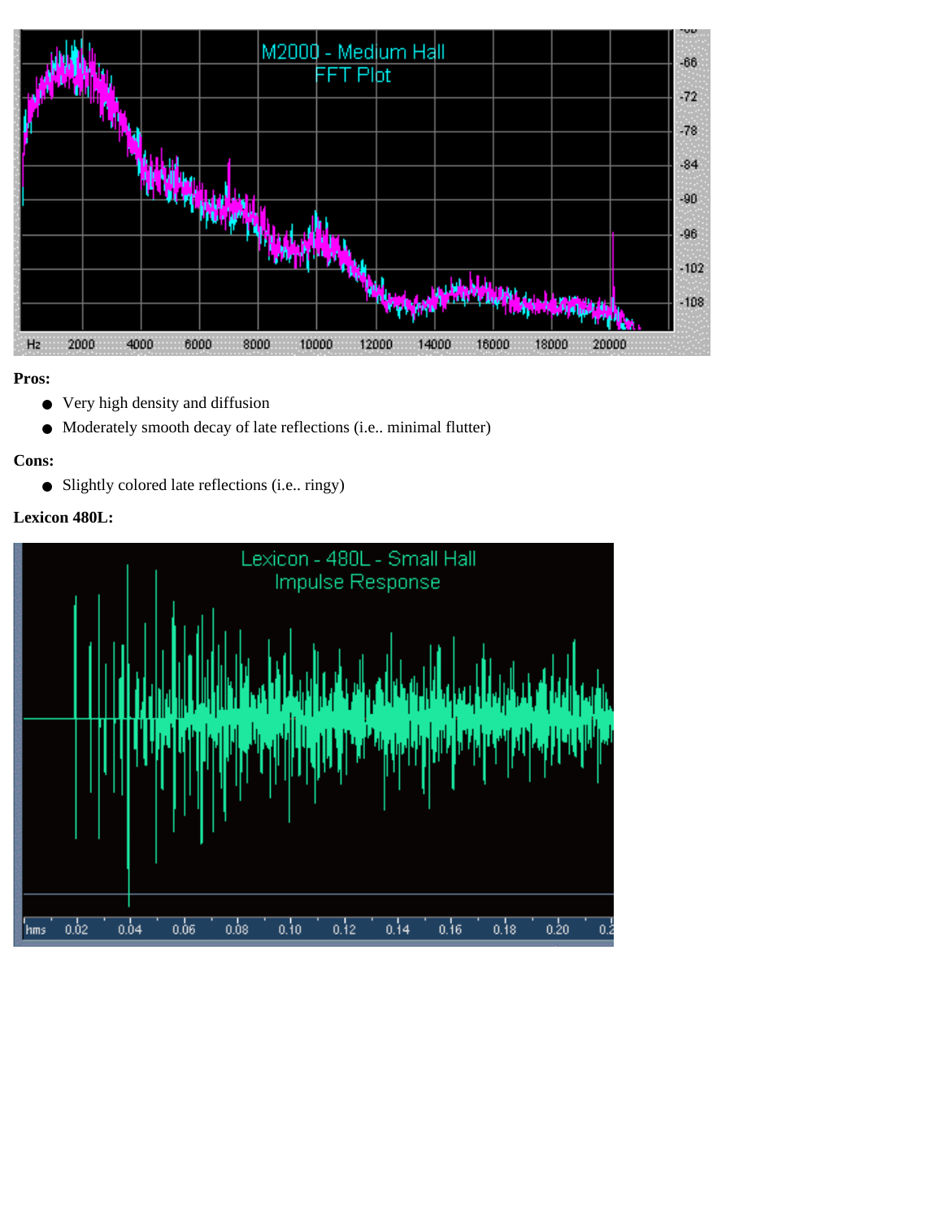**Pros:**

- Very high density and diffusion
- Moderately smooth decay of late reflections (i.e.. minimal flutter)

**Cons:**

- Slightly colored late reflections (i.e.. ringy)

**Lexicon 480L:**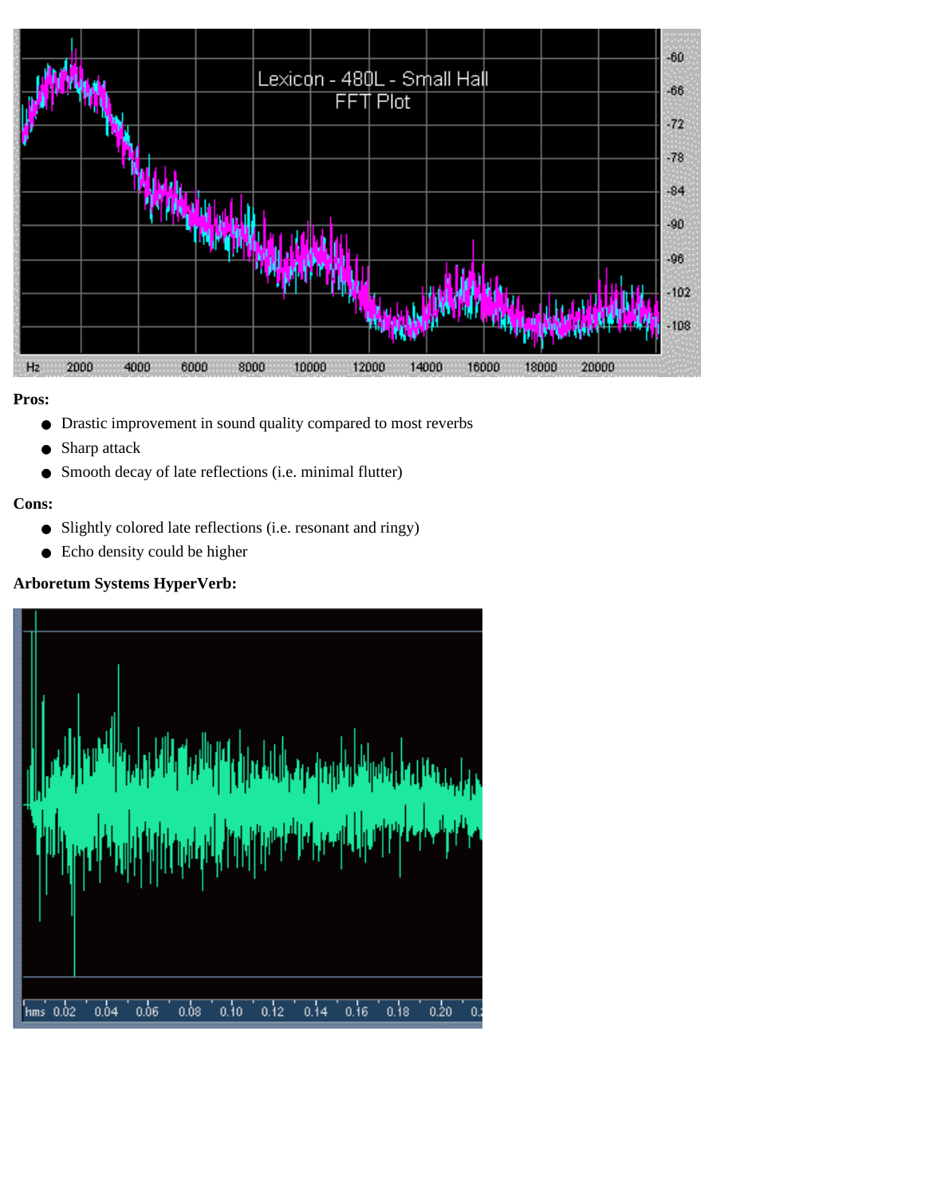**Pros:**

- Drastic improvement in sound quality compared to most reverbs
- Sharp attack
- Smooth decay of late reflections (i.e. minimal flutter)

**Cons:**

- Slightly colored late reflections (i.e. resonant and ringy)
- Echo density could be higher

**Arboretum Systems HyperVerb:**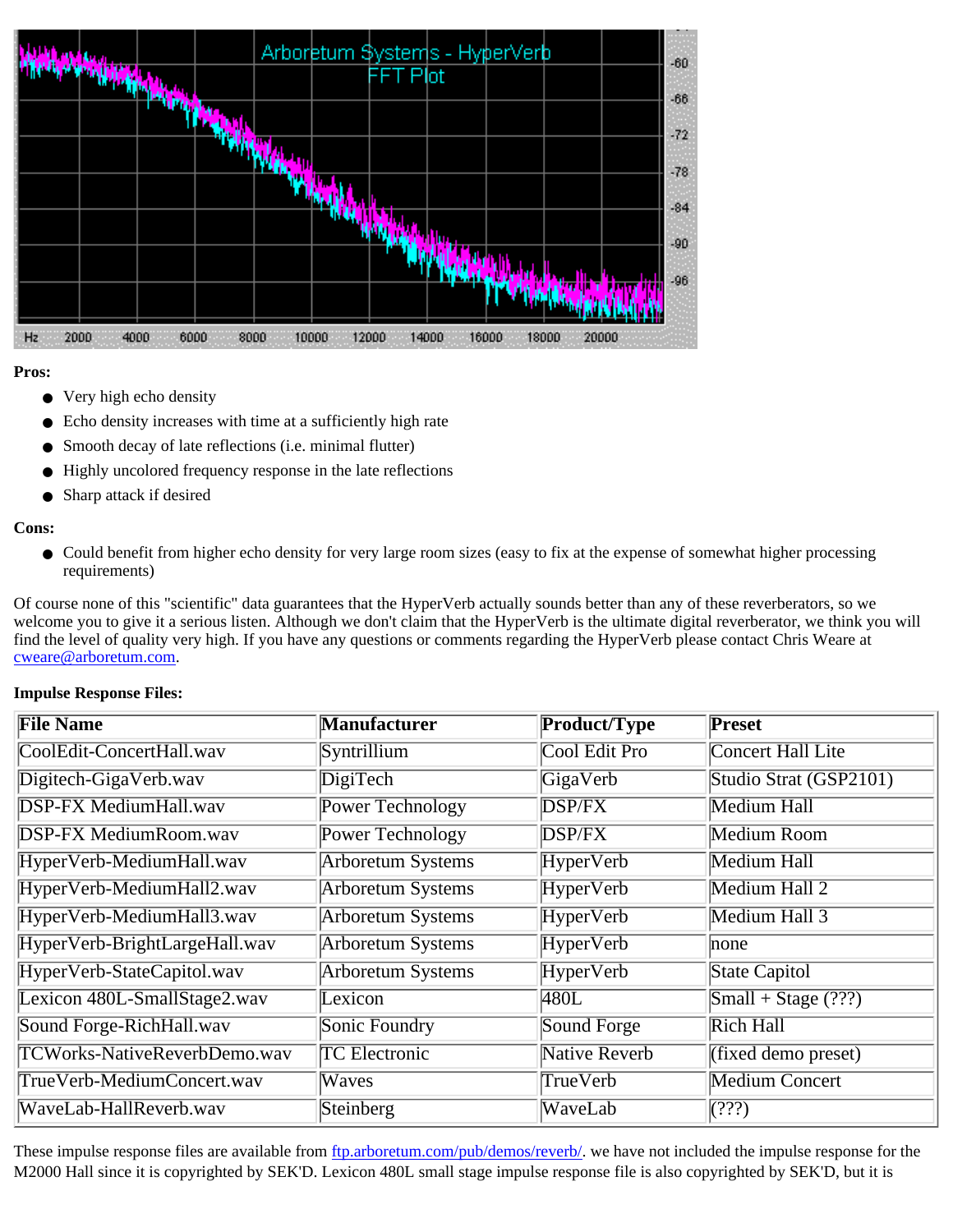**Pros:**

- Very high echo density
- Echo density increases with time at a sufficiently high rate
- Smooth decay of late reflections (i.e. minimal flutter)
- Highly uncolored frequency response in the late reflections
- Sharp attack if desired

**Cons:**

- Could benefit from higher echo density for very large room sizes (easy to fix at the expense of somewhat higher processing requirements)

Of course none of this "scientific" data guarantees that the HyperVerb actually sounds better than any of these reverberators, so we welcome you to give it a serious listen. Although we don't claim that the HyperVerb is the ultimate digital reverberator, we think you will find the level of quality very high. If you have any questions or comments regarding the HyperVerb please contact Chris Weare at cweare@arboretum.com.

**Impulse Response Files:**

| File Name | Manufacturer | Product/Type | Preset |
|---|---|---|---|
| CoolEdit-ConcertHall.wav | Syntrillium | Cool Edit Pro | Concert Hall Lite |
| Digitech-GigaVerb.wav | DigiTech | GigaVerb | Studio Strat (GSP2101) |
| DSP-FX MediumHall.wav | Power Technology | DSP/FX | Medium Hall |
| DSP-FX MediumRoom.wav | Power Technology | DSP/FX | Medium Room |
| HyperVerb-MediumHall.wav | Arboretum Systems | HyperVerb | Medium Hall |
| HyperVerb-MediumHall2.wav | Arboretum Systems | HyperVerb | Medium Hall 2 |
| HyperVerb-MediumHall3.wav | Arboretum Systems | HyperVerb | Medium Hall 3 |
| HyperVerb-BrightLargeHall.wav | Arboretum Systems | HyperVerb | none |
| HyperVerb-StateCapitol.wav | Arboretum Systems | HyperVerb | State Capitol |
| Lexicon 480L-SmallStage2.wav | Lexicon | 480L | Small + Stage (???) |
| Sound Forge-RichHall.wav | Sonic Foundry | Sound Forge | Rich Hall |
| TCWorks-NativeReverbDemo.wav | TC Electronic | Native Reverb | (fixed demo preset) |
| TrueVerb-MediumConcert.wav | Waves | TrueVerb | Medium Concert |
| WaveLab-HallReverb.wav | Steinberg | WaveLab | (???) |

These impulse response files are available from ftp.arboretum.com/pub/demos/reverb/. we have not included the impulse response for the M2000 Hall since it is copyrighted by SEK'D. Lexicon 480L small stage impulse response file is also copyrighted by SEK'D, but it is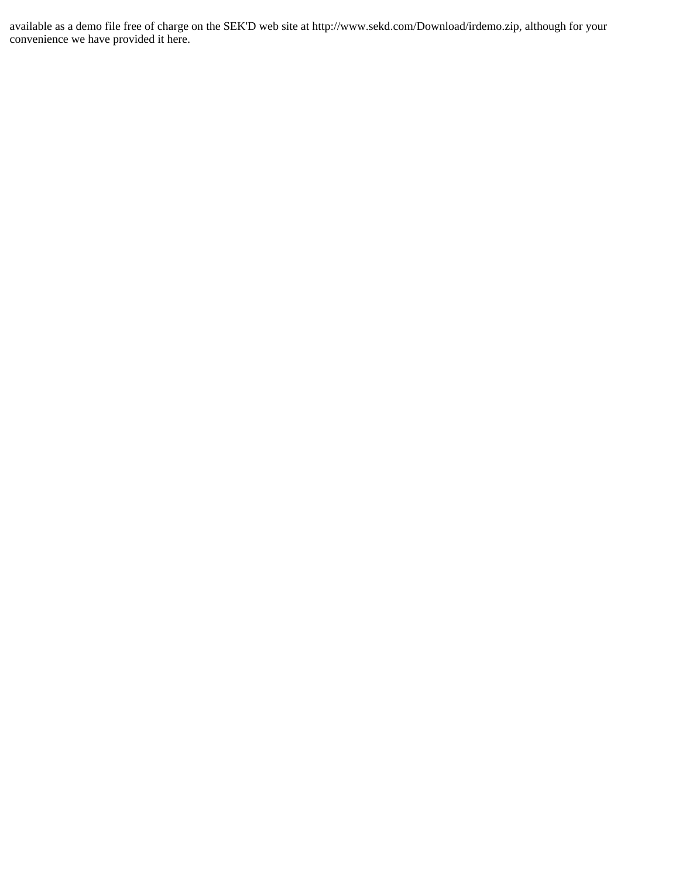available as a demo file free of charge on the SEK'D web site at http://www.sekd.com/Download/irdemo.zip, although for your convenience we have provided it here.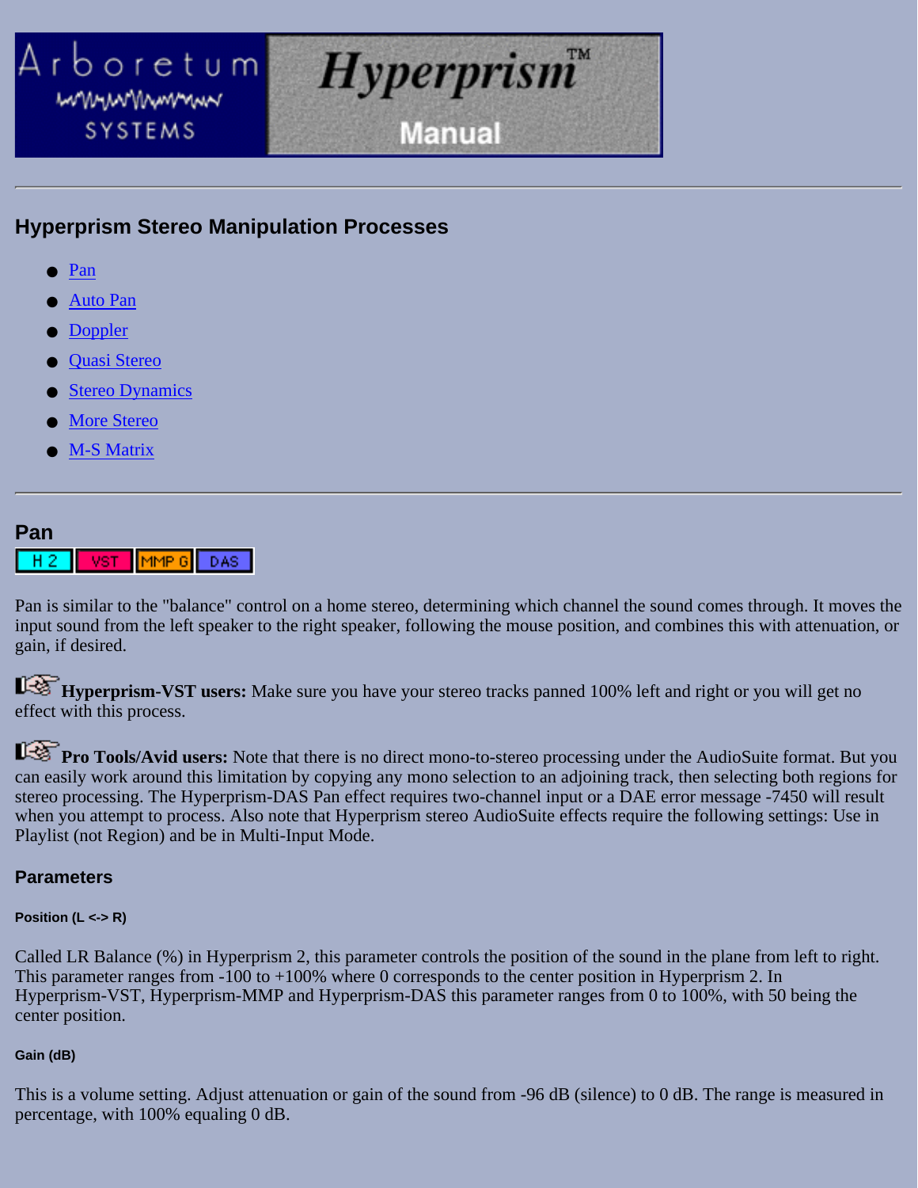# Hyperprism Manual

---

## Hyperprism Stereo Manipulation Processes

- Pan
- Auto Pan
- Doppler
- Quasi Stereo
- Stereo Dynamics
- More Stereo
- M-S Matrix

---

## Pan

H 2 | VST | MMP G | DAS

Pan is similar to the "balance" control on a home stereo, determining which channel the sound comes through. It moves the input sound from the left speaker to the right speaker, following the mouse position, and combines this with attenuation, or gain, if desired.

**Hyperprism-VST users:** Make sure you have your stereo tracks panned 100% left and right or you will get no effect with this process.

**Pro Tools/Avid users:** Note that there is no direct mono-to-stereo processing under the AudioSuite format. But you can easily work around this limitation by copying any mono selection to an adjoining track, then selecting both regions for stereo processing. The Hyperprism-DAS Pan effect requires two-channel input or a DAE error message -7450 will result when you attempt to process. Also note that Hyperprism stereo AudioSuite effects require the following settings: Use in Playlist (not Region) and be in Multi-Input Mode.

### Parameters

#### Position (L <-> R)

Called LR Balance (%) in Hyperprism 2, this parameter controls the position of the sound in the plane from left to right. This parameter ranges from -100 to +100% where 0 corresponds to the center position in Hyperprism 2. In Hyperprism-VST, Hyperprism-MMP and Hyperprism-DAS this parameter ranges from 0 to 100%, with 50 being the center position.

#### Gain (dB)

This is a volume setting. Adjust attenuation or gain of the sound from -96 dB (silence) to 0 dB. The range is measured in percentage, with 100% equaling 0 dB.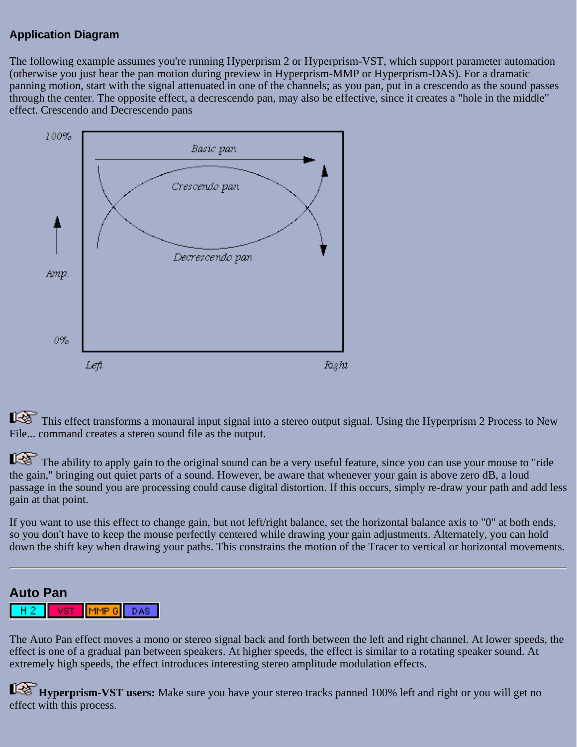### Application Diagram

The following example assumes you're running Hyperprism 2 or Hyperprism-VST, which support parameter automation (otherwise you just hear the pan motion during preview in Hyperprism-MMP or Hyperprism-DAS). For a dramatic panning motion, start with the signal attenuated in one of the channels; as you pan, put in a crescendo as the sound passes through the center. The opposite effect, a decrescendo pan, may also be effective, since it creates a "hole in the middle" effect. Crescendo and Decrescendo pans

This effect transforms a monaural input signal into a stereo output signal. Using the Hyperprism 2 Process to New File... command creates a stereo sound file as the output.

The ability to apply gain to the original sound can be a very useful feature, since you can use your mouse to "ride the gain," bringing out quiet parts of a sound. However, be aware that whenever your gain is above zero dB, a loud passage in the sound you are processing could cause digital distortion. If this occurs, simply re-draw your path and add less gain at that point.

If you want to use this effect to change gain, but not left/right balance, set the horizontal balance axis to "0" at both ends, so you don't have to keep the mouse perfectly centered while drawing your gain adjustments. Alternately, you can hold down the shift key when drawing your paths. This constrains the motion of the Tracer to vertical or horizontal movements.

---

## Auto Pan

H 2 | VST | MMP G | DAS

The Auto Pan effect moves a mono or stereo signal back and forth between the left and right channel. At lower speeds, the effect is one of a gradual pan between speakers. At higher speeds, the effect is similar to a rotating speaker sound. At extremely high speeds, the effect introduces interesting stereo amplitude modulation effects.

**Hyperprism-VST users:** Make sure you have your stereo tracks panned 100% left and right or you will get no effect with this process.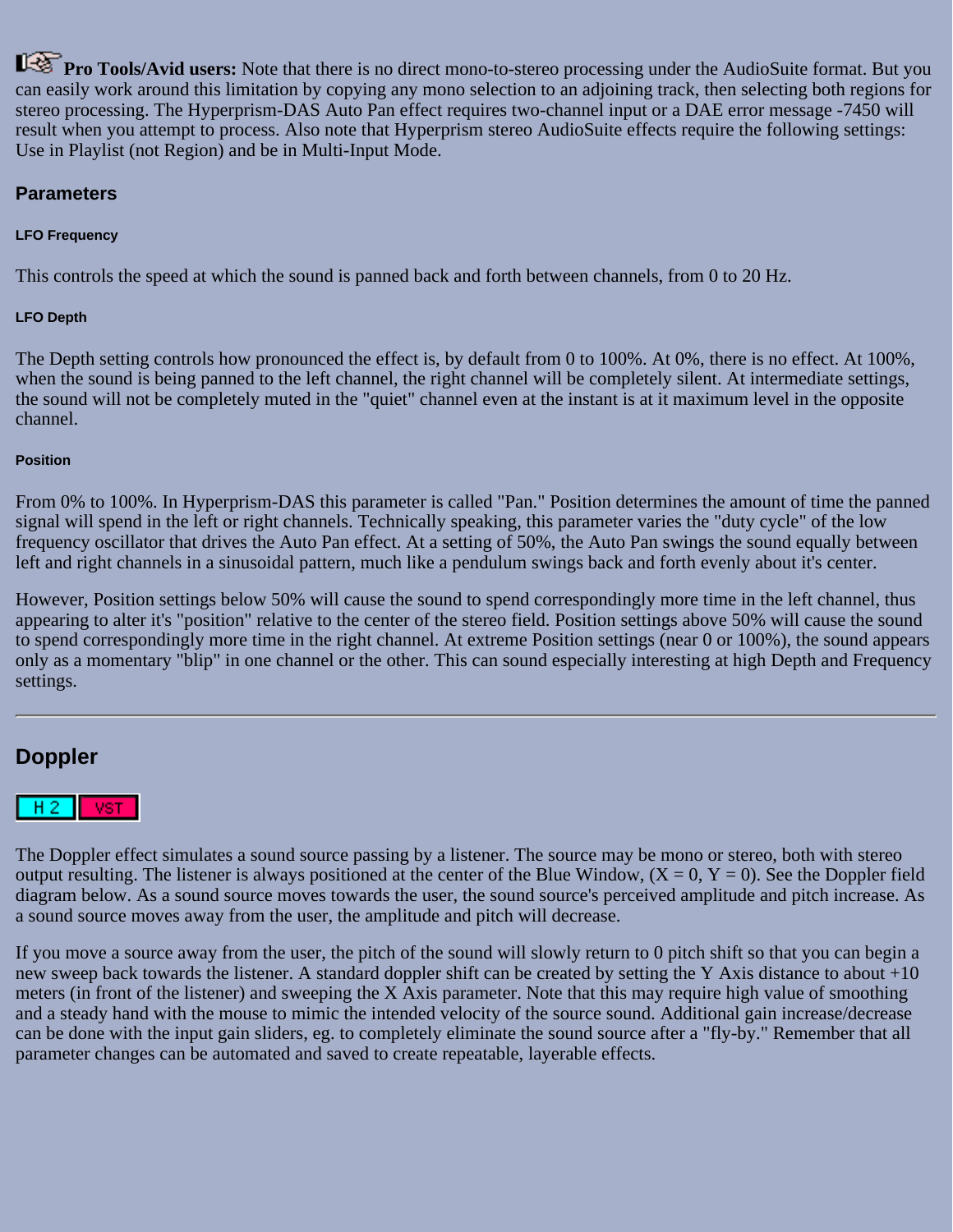**Pro Tools/Avid users:** Note that there is no direct mono-to-stereo processing under the AudioSuite format. But you can easily work around this limitation by copying any mono selection to an adjoining track, then selecting both regions for stereo processing. The Hyperprism-DAS Auto Pan effect requires two-channel input or a DAE error message -7450 will result when you attempt to process. Also note that Hyperprism stereo AudioSuite effects require the following settings: Use in Playlist (not Region) and be in Multi-Input Mode.

### Parameters

#### LFO Frequency

This controls the speed at which the sound is panned back and forth between channels, from 0 to 20 Hz.

#### LFO Depth

The Depth setting controls how pronounced the effect is, by default from 0 to 100%. At 0%, there is no effect. At 100%, when the sound is being panned to the left channel, the right channel will be completely silent. At intermediate settings, the sound will not be completely muted in the "quiet" channel even at the instant is at it maximum level in the opposite channel.

#### Position

From 0% to 100%. In Hyperprism-DAS this parameter is called "Pan." Position determines the amount of time the panned signal will spend in the left or right channels. Technically speaking, this parameter varies the "duty cycle" of the low frequency oscillator that drives the Auto Pan effect. At a setting of 50%, the Auto Pan swings the sound equally between left and right channels in a sinusoidal pattern, much like a pendulum swings back and forth evenly about it's center.

However, Position settings below 50% will cause the sound to spend correspondingly more time in the left channel, thus appearing to alter it's "position" relative to the center of the stereo field. Position settings above 50% will cause the sound to spend correspondingly more time in the right channel. At extreme Position settings (near 0 or 100%), the sound appears only as a momentary "blip" in one channel or the other. This can sound especially interesting at high Depth and Frequency settings.

---

## Doppler

H 2 VST

The Doppler effect simulates a sound source passing by a listener. The source may be mono or stereo, both with stereo output resulting. The listener is always positioned at the center of the Blue Window, (X = 0, Y = 0). See the Doppler field diagram below. As a sound source moves towards the user, the sound source's perceived amplitude and pitch increase. As a sound source moves away from the user, the amplitude and pitch will decrease.

If you move a source away from the user, the pitch of the sound will slowly return to 0 pitch shift so that you can begin a new sweep back towards the listener. A standard doppler shift can be created by setting the Y Axis distance to about +10 meters (in front of the listener) and sweeping the X Axis parameter. Note that this may require high value of smoothing and a steady hand with the mouse to mimic the intended velocity of the source sound. Additional gain increase/decrease can be done with the input gain sliders, eg. to completely eliminate the sound source after a "fly-by." Remember that all parameter changes can be automated and saved to create repeatable, layerable effects.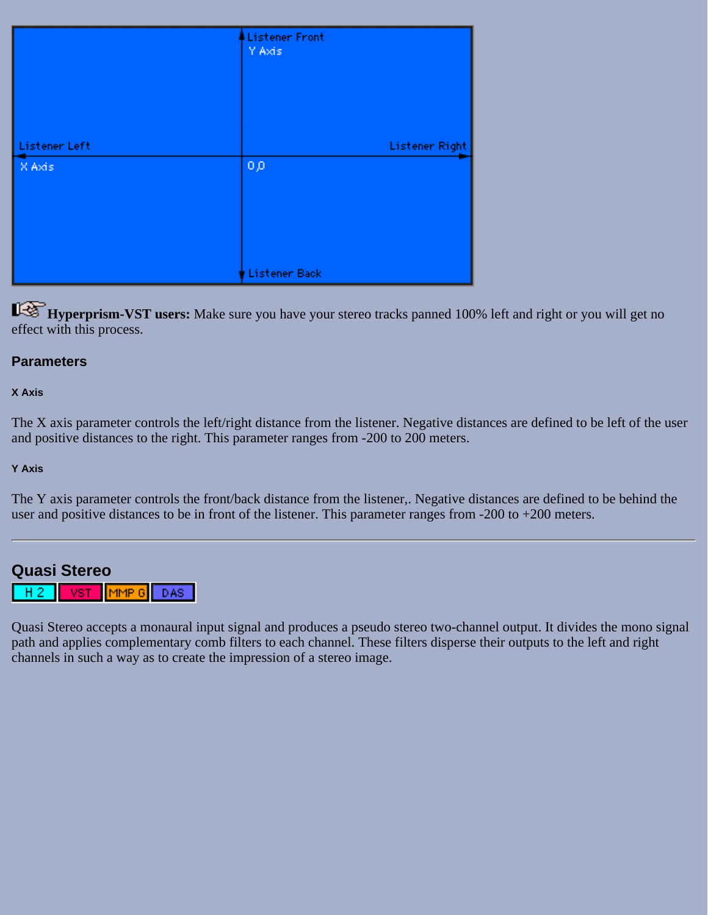**Hyperprism-VST users:** Make sure you have your stereo tracks panned 100% left and right or you will get no effect with this process.

### Parameters

#### X Axis

The X axis parameter controls the left/right distance from the listener. Negative distances are defined to be left of the user and positive distances to the right. This parameter ranges from -200 to 200 meters.

#### Y Axis

The Y axis parameter controls the front/back distance from the listener,. Negative distances are defined to be behind the user and positive distances to be in front of the listener. This parameter ranges from -200 to +200 meters.

---

## Quasi Stereo

H 2 | VST | MMP G | DAS

Quasi Stereo accepts a monaural input signal and produces a pseudo stereo two-channel output. It divides the mono signal path and applies complementary comb filters to each channel. These filters disperse their outputs to the left and right channels in such a way as to create the impression of a stereo image.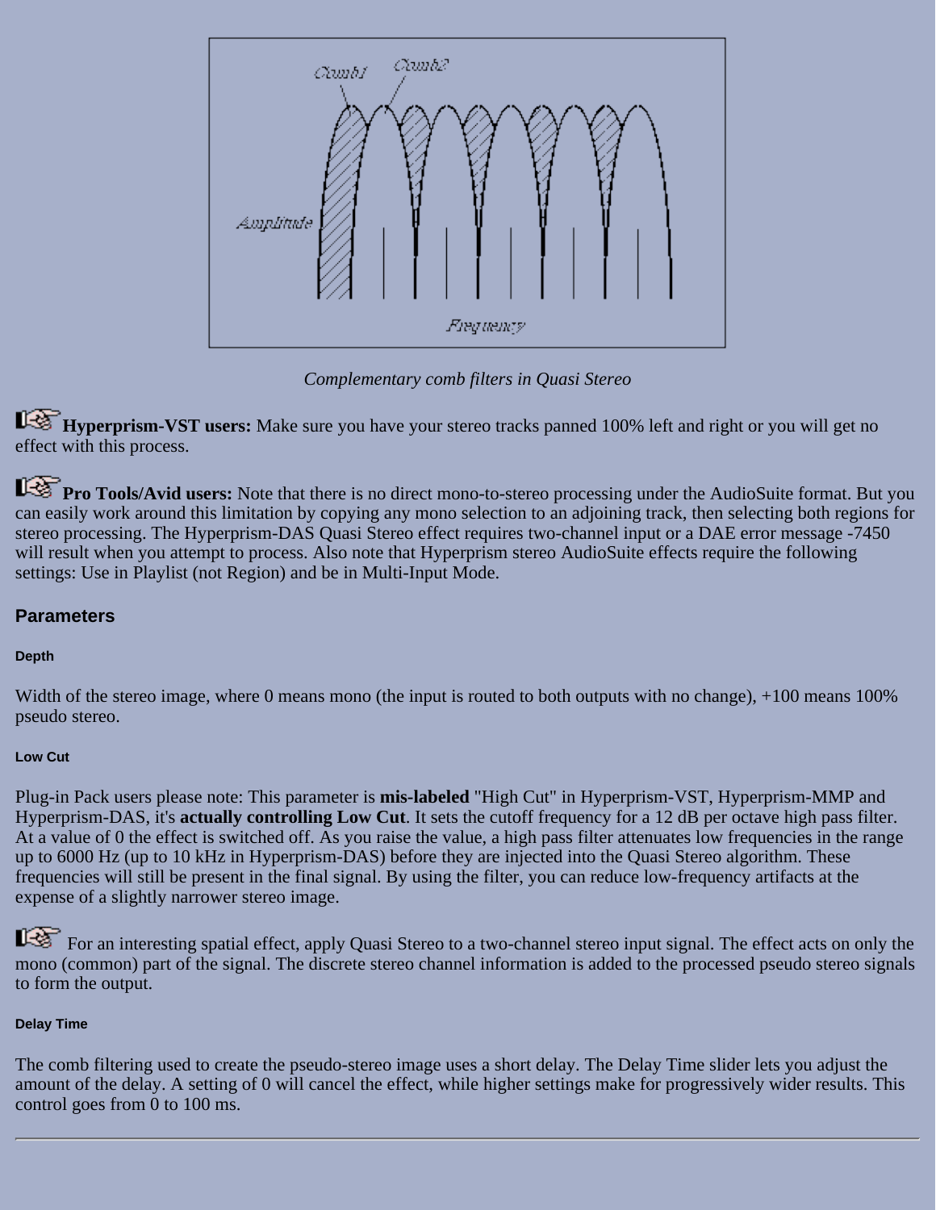*Complementary comb filters in Quasi Stereo*

**Hyperprism-VST users:** Make sure you have your stereo tracks panned 100% left and right or you will get no effect with this process.

**Pro Tools/Avid users:** Note that there is no direct mono-to-stereo processing under the AudioSuite format. But you can easily work around this limitation by copying any mono selection to an adjoining track, then selecting both regions for stereo processing. The Hyperprism-DAS Quasi Stereo effect requires two-channel input or a DAE error message -7450 will result when you attempt to process. Also note that Hyperprism stereo AudioSuite effects require the following settings: Use in Playlist (not Region) and be in Multi-Input Mode.

## Parameters

#### Depth

Width of the stereo image, where 0 means mono (the input is routed to both outputs with no change), +100 means 100% pseudo stereo.

#### Low Cut

Plug-in Pack users please note: This parameter is **mis-labeled** "High Cut" in Hyperprism-VST, Hyperprism-MMP and Hyperprism-DAS, it's **actually controlling Low Cut**. It sets the cutoff frequency for a 12 dB per octave high pass filter. At a value of 0 the effect is switched off. As you raise the value, a high pass filter attenuates low frequencies in the range up to 6000 Hz (up to 10 kHz in Hyperprism-DAS) before they are injected into the Quasi Stereo algorithm. These frequencies will still be present in the final signal. By using the filter, you can reduce low-frequency artifacts at the expense of a slightly narrower stereo image.

For an interesting spatial effect, apply Quasi Stereo to a two-channel stereo input signal. The effect acts on only the mono (common) part of the signal. The discrete stereo channel information is added to the processed pseudo stereo signals to form the output.

#### Delay Time

The comb filtering used to create the pseudo-stereo image uses a short delay. The Delay Time slider lets you adjust the amount of the delay. A setting of 0 will cancel the effect, while higher settings make for progressively wider results. This control goes from 0 to 100 ms.

---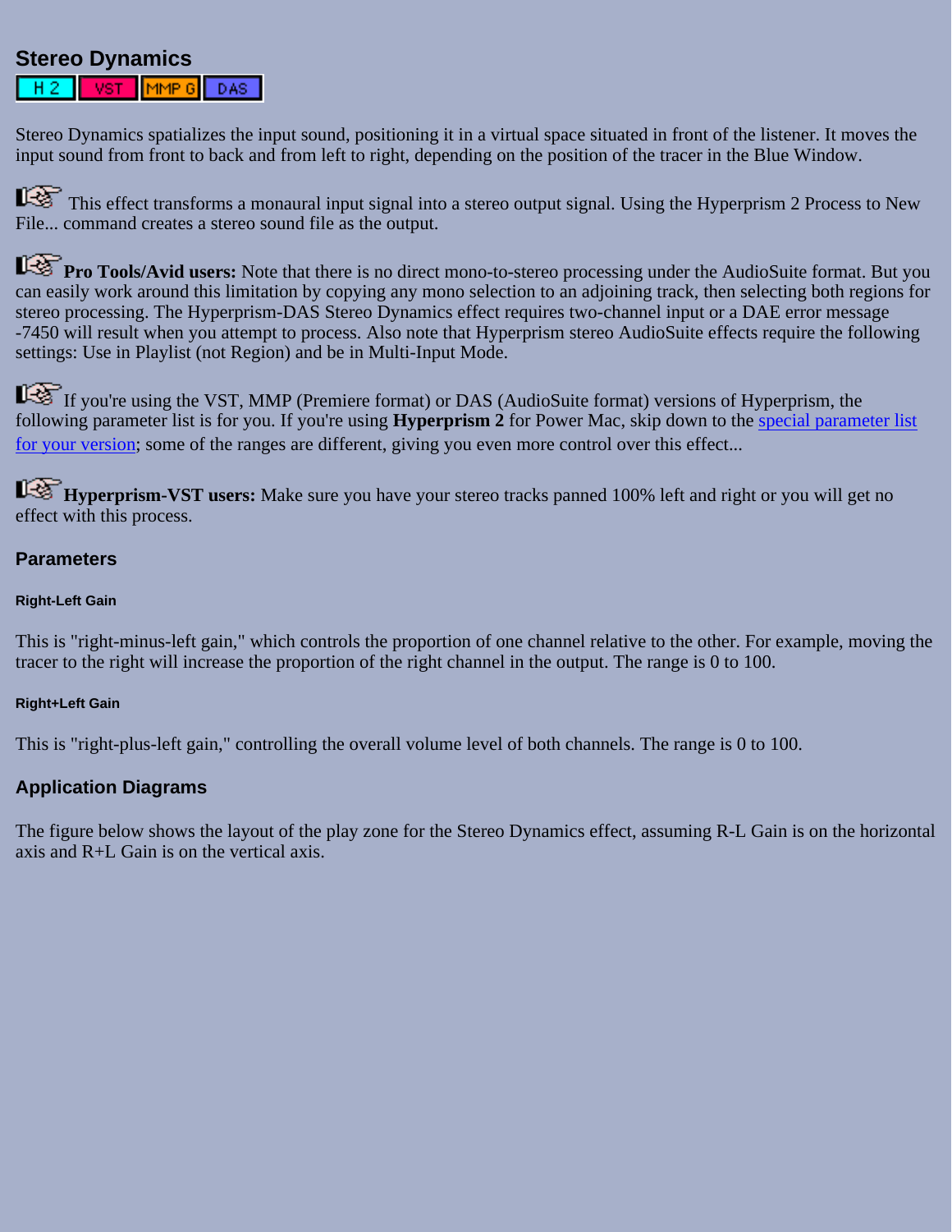## Stereo Dynamics

H 2 | VST | MMP G | DAS

Stereo Dynamics spatializes the input sound, positioning it in a virtual space situated in front of the listener. It moves the input sound from front to back and from left to right, depending on the position of the tracer in the Blue Window.

This effect transforms a monaural input signal into a stereo output signal. Using the Hyperprism 2 Process to New File... command creates a stereo sound file as the output.

**Pro Tools/Avid users:** Note that there is no direct mono-to-stereo processing under the AudioSuite format. But you can easily work around this limitation by copying any mono selection to an adjoining track, then selecting both regions for stereo processing. The Hyperprism-DAS Stereo Dynamics effect requires two-channel input or a DAE error message -7450 will result when you attempt to process. Also note that Hyperprism stereo AudioSuite effects require the following settings: Use in Playlist (not Region) and be in Multi-Input Mode.

If you're using the VST, MMP (Premiere format) or DAS (AudioSuite format) versions of Hyperprism, the following parameter list is for you. If you're using **Hyperprism 2** for Power Mac, skip down to the special parameter list for your version; some of the ranges are different, giving you even more control over this effect...

**Hyperprism-VST users:** Make sure you have your stereo tracks panned 100% left and right or you will get no effect with this process.

### Parameters

#### Right-Left Gain

This is "right-minus-left gain," which controls the proportion of one channel relative to the other. For example, moving the tracer to the right will increase the proportion of the right channel in the output. The range is 0 to 100.

#### Right+Left Gain

This is "right-plus-left gain," controlling the overall volume level of both channels. The range is 0 to 100.

### Application Diagrams

The figure below shows the layout of the play zone for the Stereo Dynamics effect, assuming R-L Gain is on the horizontal axis and R+L Gain is on the vertical axis.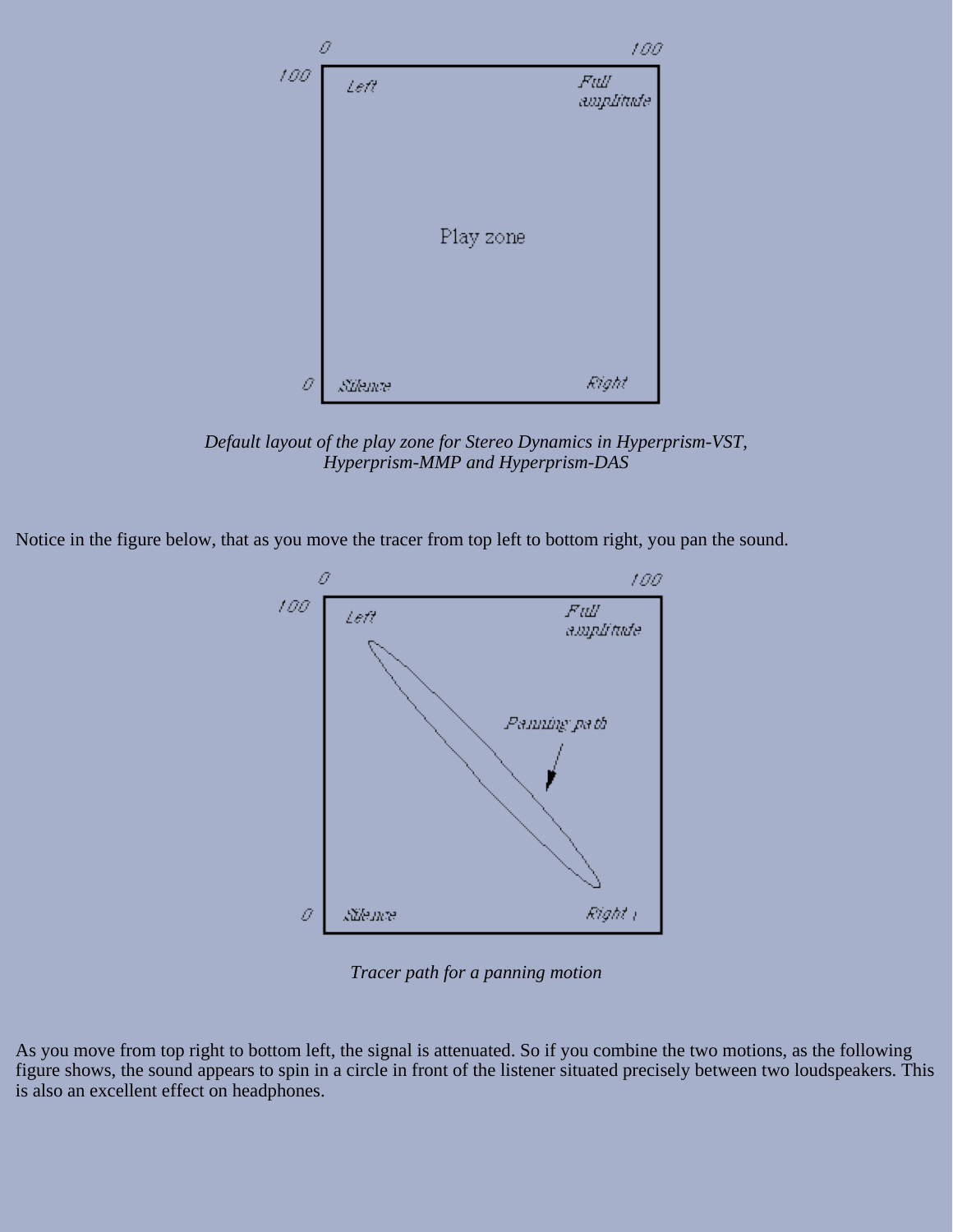*Default layout of the play zone for Stereo Dynamics in Hyperprism-VST, Hyperprism-MMP and Hyperprism-DAS*

Notice in the figure below, that as you move the tracer from top left to bottom right, you pan the sound.

*Tracer path for a panning motion*

As you move from top right to bottom left, the signal is attenuated. So if you combine the two motions, as the following figure shows, the sound appears to spin in a circle in front of the listener situated precisely between two loudspeakers. This is also an excellent effect on headphones.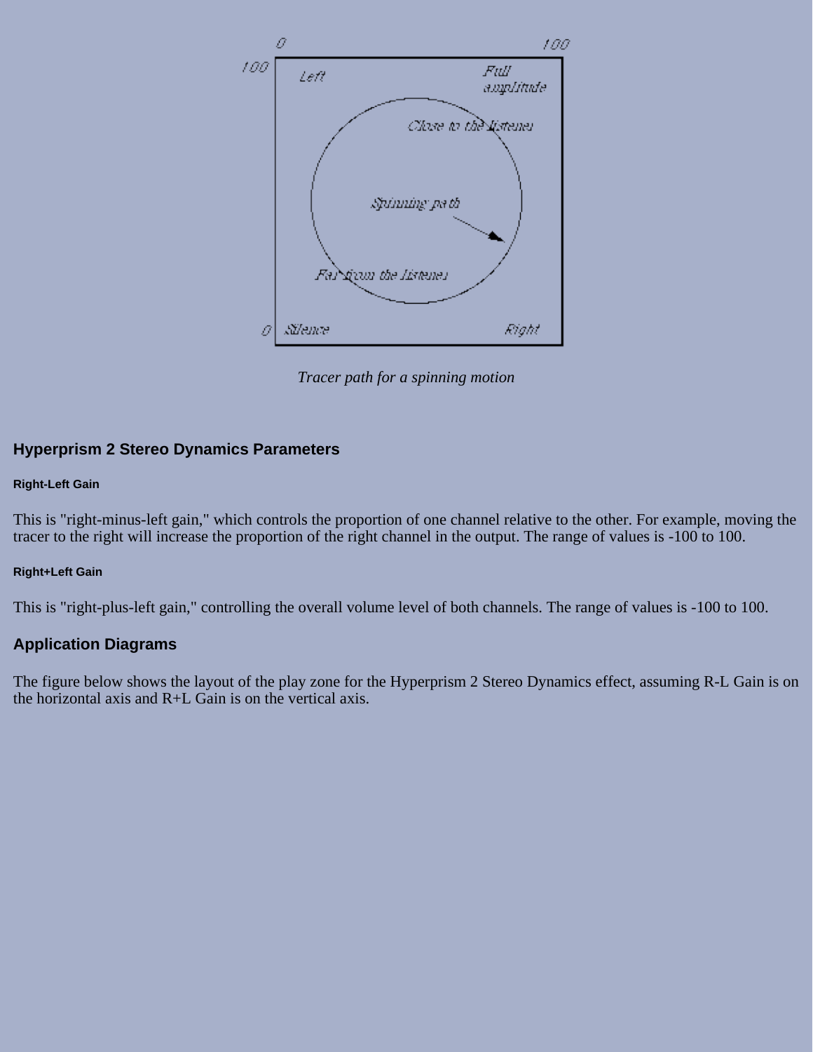*Tracer path for a spinning motion*

### Hyperprism 2 Stereo Dynamics Parameters

##### Right-Left Gain

This is "right-minus-left gain," which controls the proportion of one channel relative to the other. For example, moving the tracer to the right will increase the proportion of the right channel in the output. The range of values is -100 to 100.

##### Right+Left Gain

This is "right-plus-left gain," controlling the overall volume level of both channels. The range of values is -100 to 100.

### Application Diagrams

The figure below shows the layout of the play zone for the Hyperprism 2 Stereo Dynamics effect, assuming R-L Gain is on the horizontal axis and R+L Gain is on the vertical axis.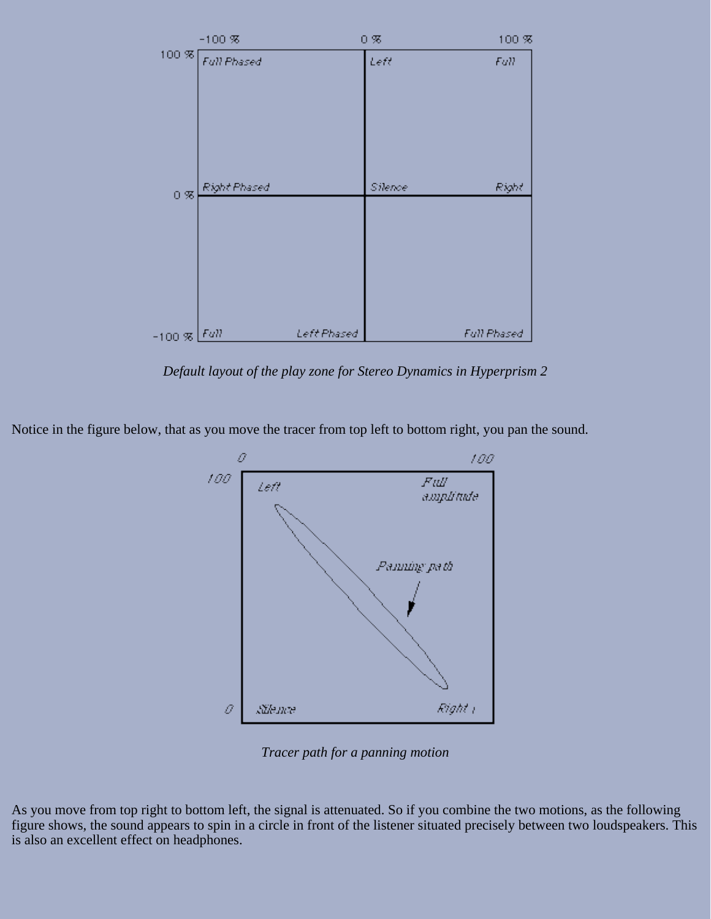Default layout of the play zone for Stereo Dynamics in Hyperprism 2

Notice in the figure below, that as you move the tracer from top left to bottom right, you pan the sound.

Tracer path for a panning motion

As you move from top right to bottom left, the signal is attenuated. So if you combine the two motions, as the following figure shows, the sound appears to spin in a circle in front of the listener situated precisely between two loudspeakers. This is also an excellent effect on headphones.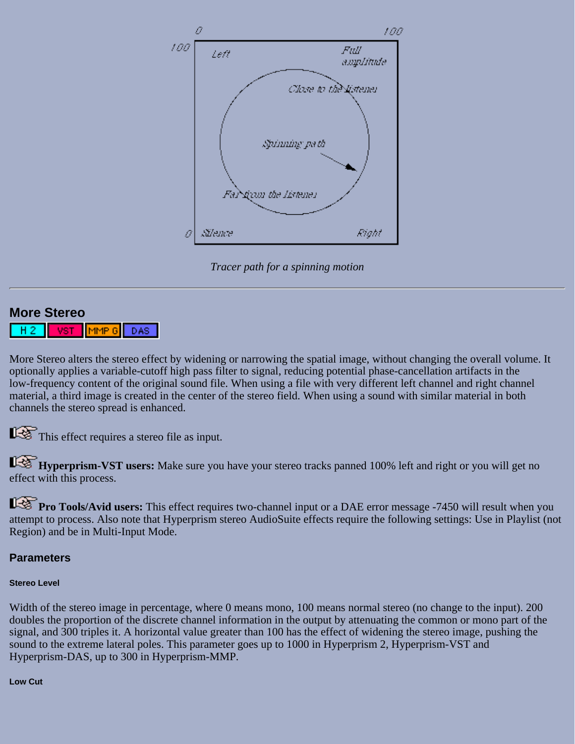Tracer path for a spinning motion

---

## More Stereo

H 2 | VST | MMP G | DAS

More Stereo alters the stereo effect by widening or narrowing the spatial image, without changing the overall volume. It optionally applies a variable-cutoff high pass filter to signal, reducing potential phase-cancellation artifacts in the low-frequency content of the original sound file. When using a file with very different left channel and right channel material, a third image is created in the center of the stereo field. When using a sound with similar material in both channels the stereo spread is enhanced.

This effect requires a stereo file as input.

**Hyperprism-VST users:** Make sure you have your stereo tracks panned 100% left and right or you will get no effect with this process.

**Pro Tools/Avid users:** This effect requires two-channel input or a DAE error message -7450 will result when you attempt to process. Also note that Hyperprism stereo AudioSuite effects require the following settings: Use in Playlist (not Region) and be in Multi-Input Mode.

### Parameters

##### Stereo Level

Width of the stereo image in percentage, where 0 means mono, 100 means normal stereo (no change to the input). 200 doubles the proportion of the discrete channel information in the output by attenuating the common or mono part of the signal, and 300 triples it. A horizontal value greater than 100 has the effect of widening the stereo image, pushing the sound to the extreme lateral poles. This parameter goes up to 1000 in Hyperprism 2, Hyperprism-VST and Hyperprism-DAS, up to 300 in Hyperprism-MMP.

##### Low Cut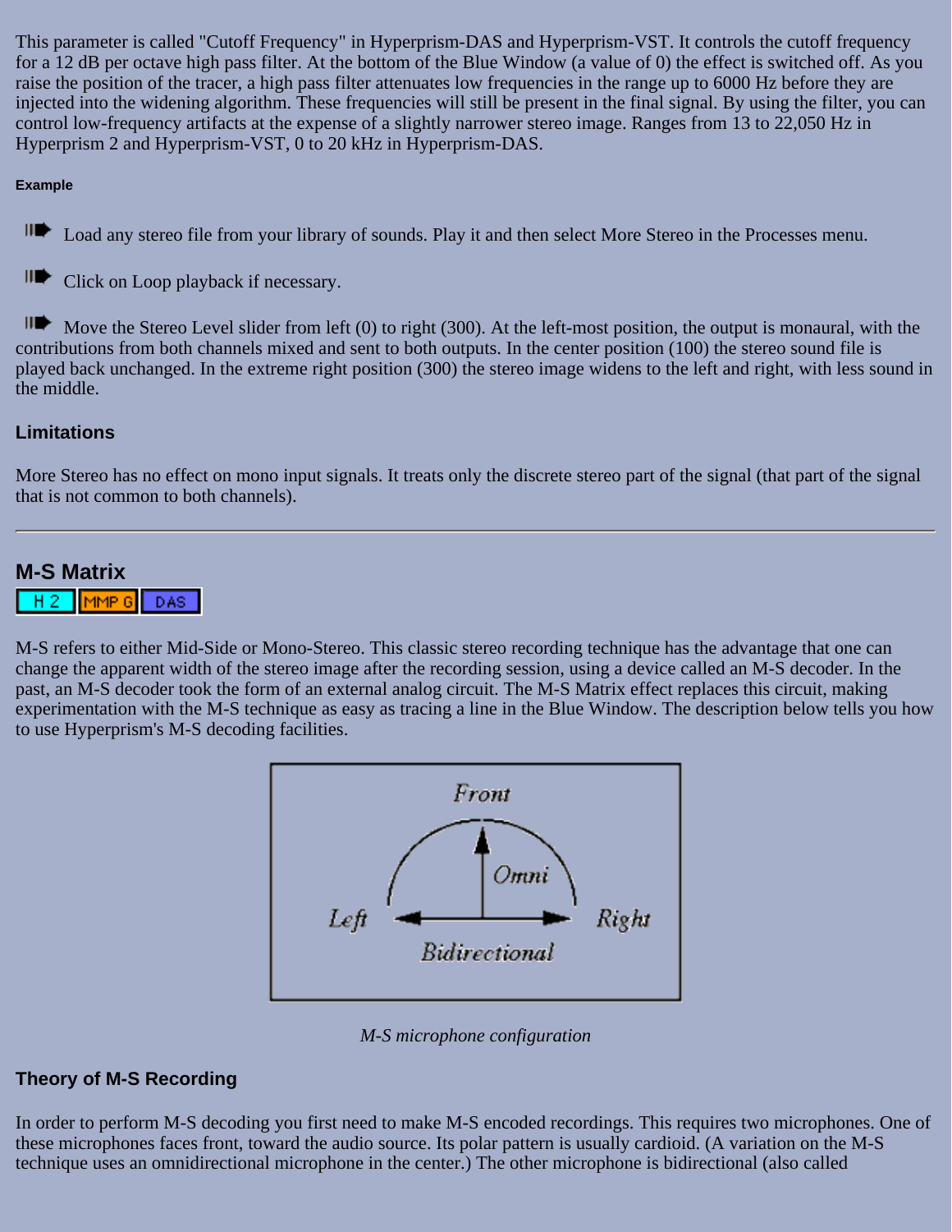This parameter is called "Cutoff Frequency" in Hyperprism-DAS and Hyperprism-VST. It controls the cutoff frequency for a 12 dB per octave high pass filter. At the bottom of the Blue Window (a value of 0) the effect is switched off. As you raise the position of the tracer, a high pass filter attenuates low frequencies in the range up to 6000 Hz before they are injected into the widening algorithm. These frequencies will still be present in the final signal. By using the filter, you can control low-frequency artifacts at the expense of a slightly narrower stereo image. Ranges from 13 to 22,050 Hz in Hyperprism 2 and Hyperprism-VST, 0 to 20 kHz in Hyperprism-DAS.

##### Example

- Load any stereo file from your library of sounds. Play it and then select More Stereo in the Processes menu.
- Click on Loop playback if necessary.
- Move the Stereo Level slider from left (0) to right (300). At the left-most position, the output is monaural, with the contributions from both channels mixed and sent to both outputs. In the center position (100) the stereo sound file is played back unchanged. In the extreme right position (300) the stereo image widens to the left and right, with less sound in the middle.

### Limitations

More Stereo has no effect on mono input signals. It treats only the discrete stereo part of the signal (that part of the signal that is not common to both channels).

---

## M-S Matrix

H 2 | MMP G | DAS

M-S refers to either Mid-Side or Mono-Stereo. This classic stereo recording technique has the advantage that one can change the apparent width of the stereo image after the recording session, using a device called an M-S decoder. In the past, an M-S decoder took the form of an external analog circuit. The M-S Matrix effect replaces this circuit, making experimentation with the M-S technique as easy as tracing a line in the Blue Window. The description below tells you how to use Hyperprism's M-S decoding facilities.

*M-S microphone configuration*

### Theory of M-S Recording

In order to perform M-S decoding you first need to make M-S encoded recordings. This requires two microphones. One of these microphones faces front, toward the audio source. Its polar pattern is usually cardioid. (A variation on the M-S technique uses an omnidirectional microphone in the center.) The other microphone is bidirectional (also called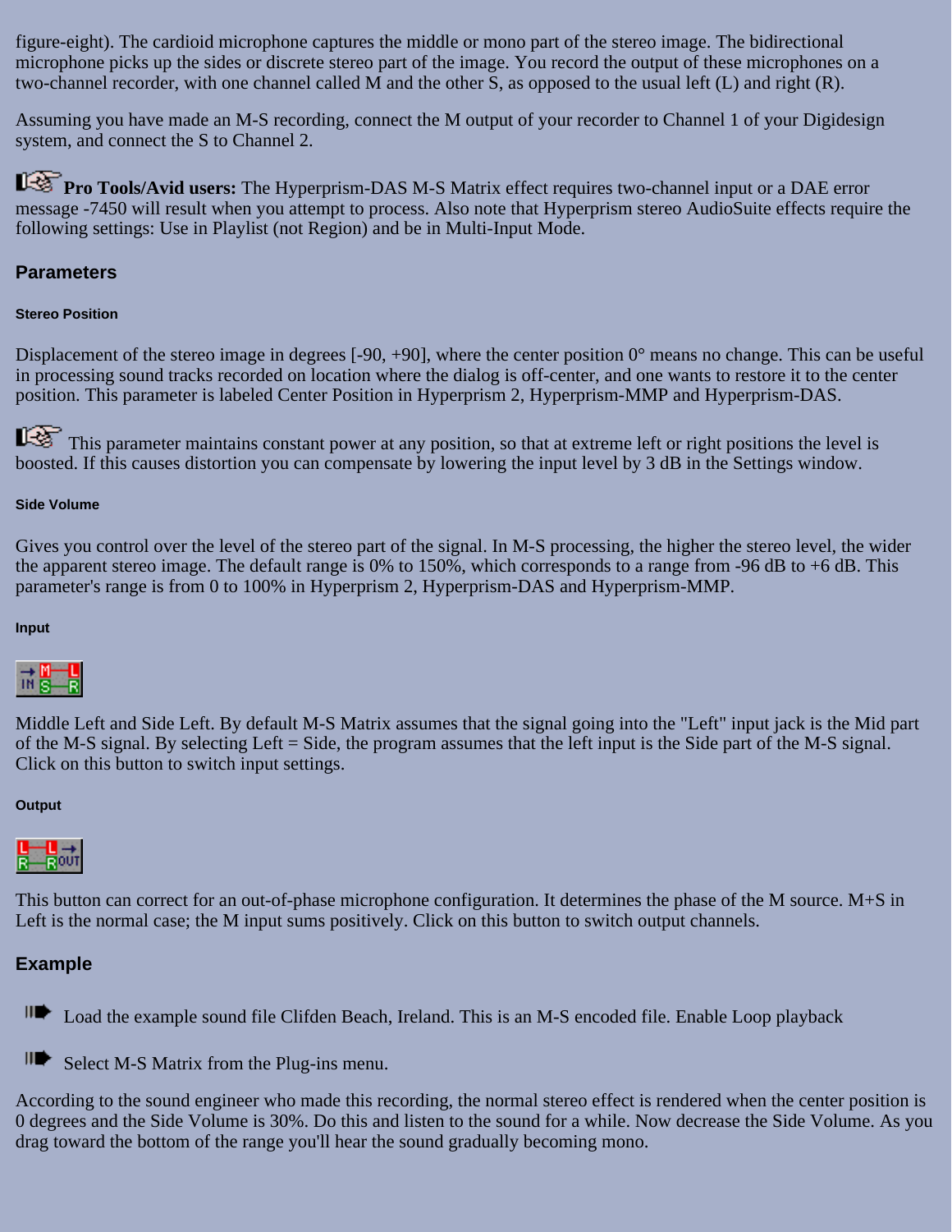figure-eight). The cardioid microphone captures the middle or mono part of the stereo image. The bidirectional microphone picks up the sides or discrete stereo part of the image. You record the output of these microphones on a two-channel recorder, with one channel called M and the other S, as opposed to the usual left (L) and right (R).

Assuming you have made an M-S recording, connect the M output of your recorder to Channel 1 of your Digidesign system, and connect the S to Channel 2.

**Pro Tools/Avid users:** The Hyperprism-DAS M-S Matrix effect requires two-channel input or a DAE error message -7450 will result when you attempt to process. Also note that Hyperprism stereo AudioSuite effects require the following settings: Use in Playlist (not Region) and be in Multi-Input Mode.

## Parameters

#### Stereo Position

Displacement of the stereo image in degrees [-90, +90], where the center position 0° means no change. This can be useful in processing sound tracks recorded on location where the dialog is off-center, and one wants to restore it to the center position. This parameter is labeled Center Position in Hyperprism 2, Hyperprism-MMP and Hyperprism-DAS.

This parameter maintains constant power at any position, so that at extreme left or right positions the level is boosted. If this causes distortion you can compensate by lowering the input level by 3 dB in the Settings window.

#### Side Volume

Gives you control over the level of the stereo part of the signal. In M-S processing, the higher the stereo level, the wider the apparent stereo image. The default range is 0% to 150%, which corresponds to a range from -96 dB to +6 dB. This parameter's range is from 0 to 100% in Hyperprism 2, Hyperprism-DAS and Hyperprism-MMP.

#### Input

Middle Left and Side Left. By default M-S Matrix assumes that the signal going into the "Left" input jack is the Mid part of the M-S signal. By selecting Left = Side, the program assumes that the left input is the Side part of the M-S signal. Click on this button to switch input settings.

#### Output

This button can correct for an out-of-phase microphone configuration. It determines the phase of the M source. M+S in Left is the normal case; the M input sums positively. Click on this button to switch output channels.

## Example

- Load the example sound file Clifden Beach, Ireland. This is an M-S encoded file. Enable Loop playback
- Select M-S Matrix from the Plug-ins menu.

According to the sound engineer who made this recording, the normal stereo effect is rendered when the center position is 0 degrees and the Side Volume is 30%. Do this and listen to the sound for a while. Now decrease the Side Volume. As you drag toward the bottom of the range you'll hear the sound gradually becoming mono.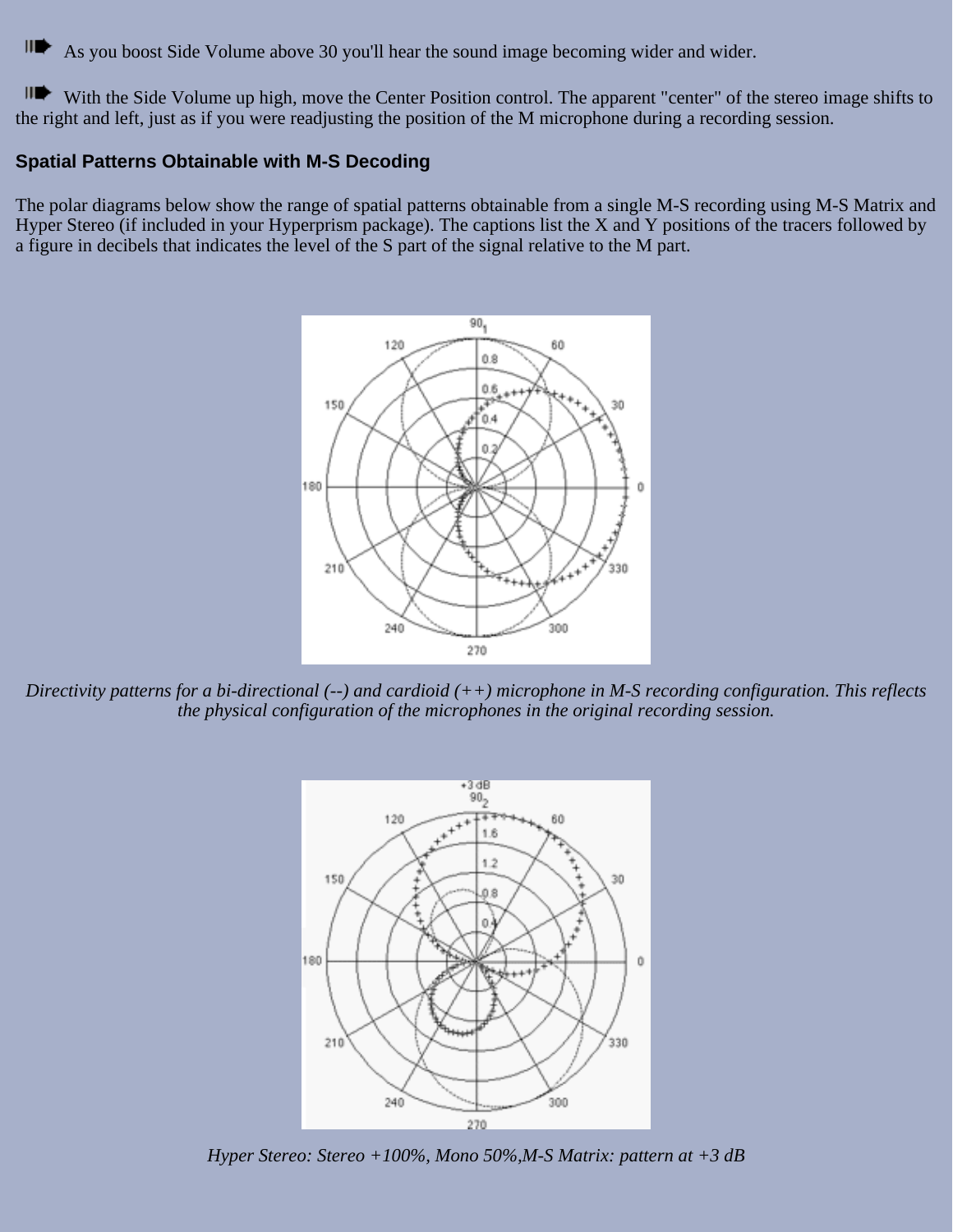➠ As you boost Side Volume above 30 you'll hear the sound image becoming wider and wider.

➠ With the Side Volume up high, move the Center Position control. The apparent "center" of the stereo image shifts to the right and left, just as if you were readjusting the position of the M microphone during a recording session.

### Spatial Patterns Obtainable with M-S Decoding

The polar diagrams below show the range of spatial patterns obtainable from a single M-S recording using M-S Matrix and Hyper Stereo (if included in your Hyperprism package). The captions list the X and Y positions of the tracers followed by a figure in decibels that indicates the level of the S part of the signal relative to the M part.

*Directivity patterns for a bi-directional (--) and cardioid (++) microphone in M-S recording configuration. This reflects the physical configuration of the microphones in the original recording session.*

*Hyper Stereo: Stereo +100%, Mono 50%,M-S Matrix: pattern at +3 dB*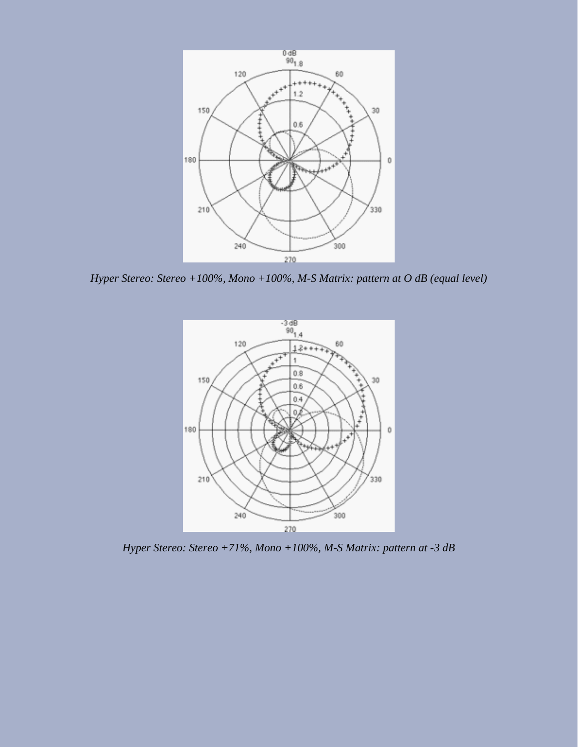*Hyper Stereo: Stereo +100%, Mono +100%, M-S Matrix: pattern at O dB (equal level)*

*Hyper Stereo: Stereo +71%, Mono +100%, M-S Matrix: pattern at -3 dB*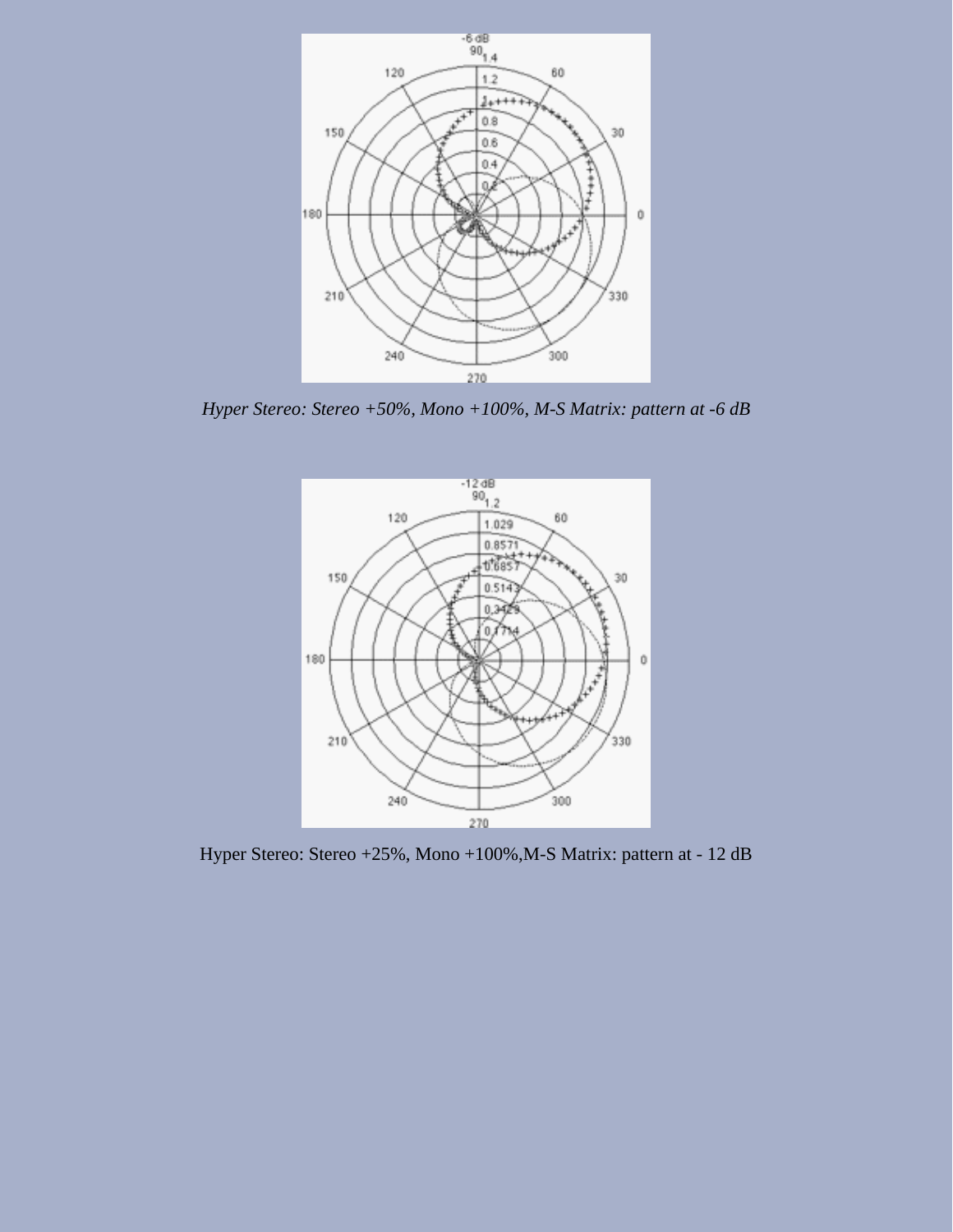*Hyper Stereo: Stereo +50%, Mono +100%, M-S Matrix: pattern at -6 dB*

Hyper Stereo: Stereo +25%, Mono +100%,M-S Matrix: pattern at - 12 dB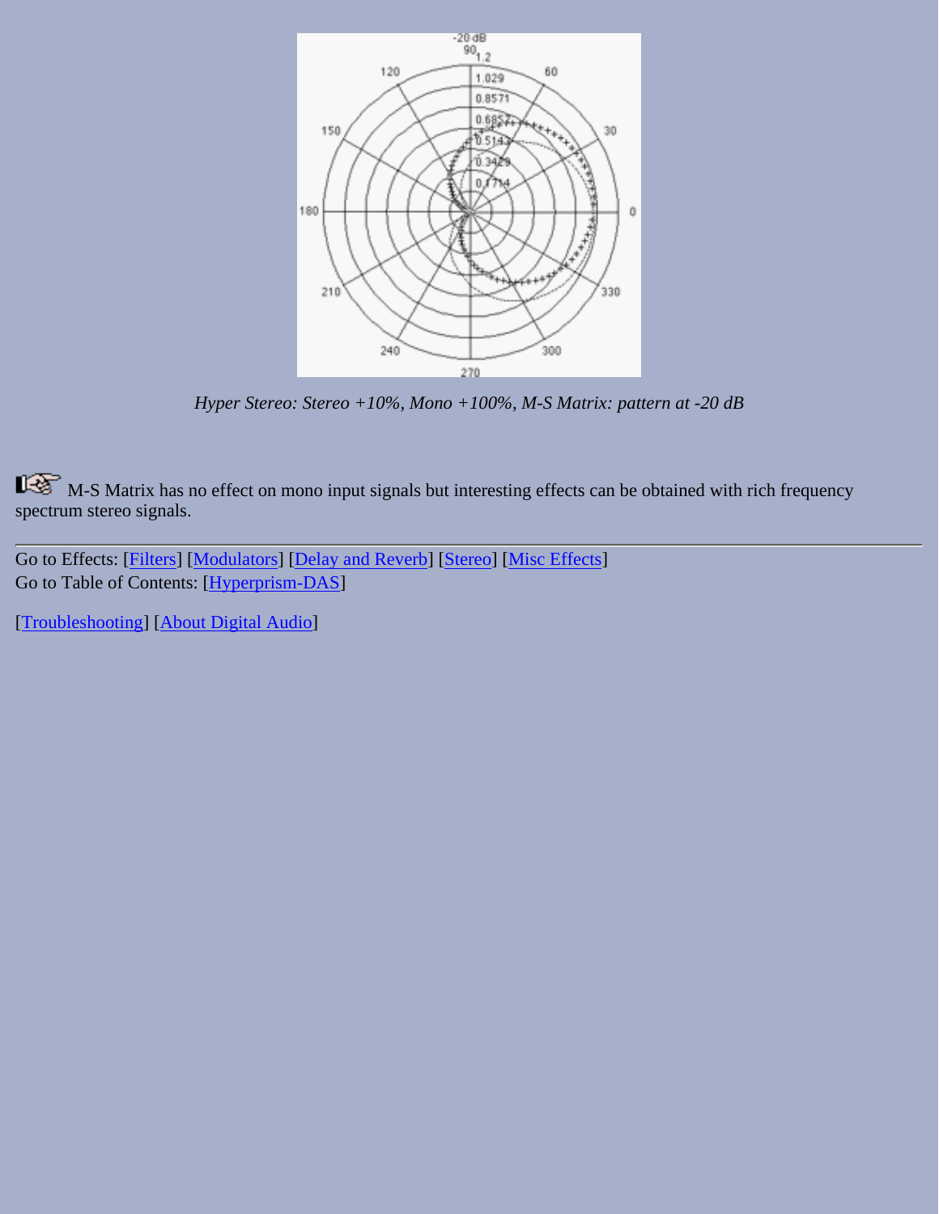*Hyper Stereo: Stereo +10%, Mono +100%, M-S Matrix: pattern at -20 dB*

M-S Matrix has no effect on mono input signals but interesting effects can be obtained with rich frequency spectrum stereo signals.

---

Go to Effects: [Filters] [Modulators] [Delay and Reverb] [Stereo] [Misc Effects]
Go to Table of Contents: [Hyperprism-DAS]

[Troubleshooting] [About Digital Audio]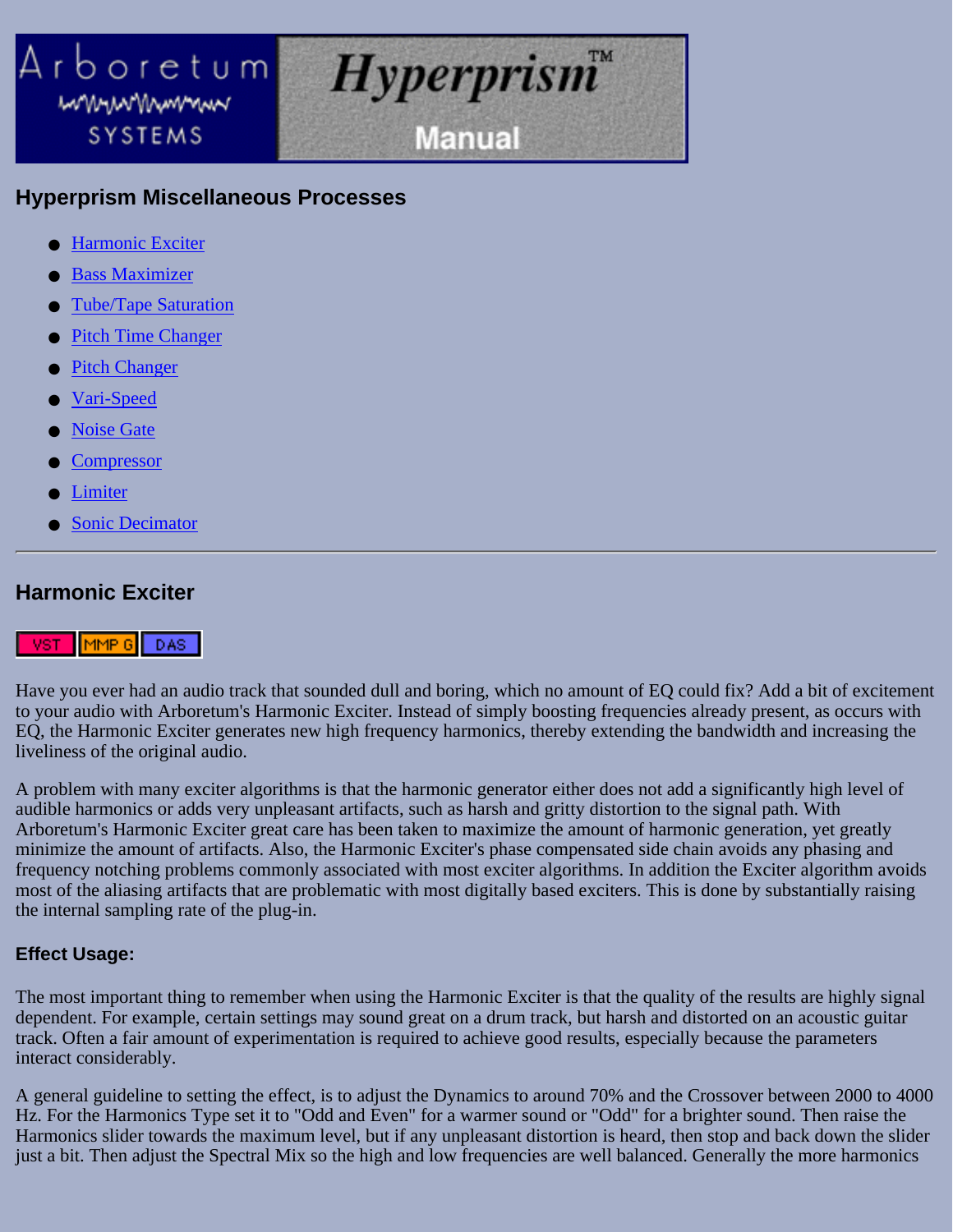Arboretum SYSTEMS — Hyperprism™ Manual

## Hyperprism Miscellaneous Processes

- Harmonic Exciter
- Bass Maximizer
- Tube/Tape Saturation
- Pitch Time Changer
- Pitch Changer
- Vari-Speed
- Noise Gate
- Compressor
- Limiter
- Sonic Decimator

---

## Harmonic Exciter

VST | MMP G | DAS

Have you ever had an audio track that sounded dull and boring, which no amount of EQ could fix? Add a bit of excitement to your audio with Arboretum's Harmonic Exciter. Instead of simply boosting frequencies already present, as occurs with EQ, the Harmonic Exciter generates new high frequency harmonics, thereby extending the bandwidth and increasing the liveliness of the original audio.

A problem with many exciter algorithms is that the harmonic generator either does not add a significantly high level of audible harmonics or adds very unpleasant artifacts, such as harsh and gritty distortion to the signal path. With Arboretum's Harmonic Exciter great care has been taken to maximize the amount of harmonic generation, yet greatly minimize the amount of artifacts. Also, the Harmonic Exciter's phase compensated side chain avoids any phasing and frequency notching problems commonly associated with most exciter algorithms. In addition the Exciter algorithm avoids most of the aliasing artifacts that are problematic with most digitally based exciters. This is done by substantially raising the internal sampling rate of the plug-in.

### Effect Usage:

The most important thing to remember when using the Harmonic Exciter is that the quality of the results are highly signal dependent. For example, certain settings may sound great on a drum track, but harsh and distorted on an acoustic guitar track. Often a fair amount of experimentation is required to achieve good results, especially because the parameters interact considerably.

A general guideline to setting the effect, is to adjust the Dynamics to around 70% and the Crossover between 2000 to 4000 Hz. For the Harmonics Type set it to "Odd and Even" for a warmer sound or "Odd" for a brighter sound. Then raise the Harmonics slider towards the maximum level, but if any unpleasant distortion is heard, then stop and back down the slider just a bit. Then adjust the Spectral Mix so the high and low frequencies are well balanced. Generally the more harmonics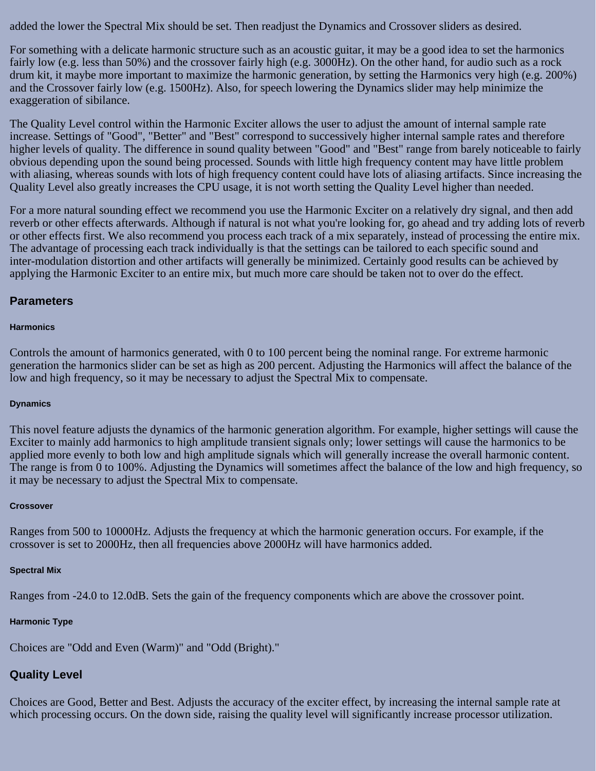added the lower the Spectral Mix should be set. Then readjust the Dynamics and Crossover sliders as desired.

For something with a delicate harmonic structure such as an acoustic guitar, it may be a good idea to set the harmonics fairly low (e.g. less than 50%) and the crossover fairly high (e.g. 3000Hz). On the other hand, for audio such as a rock drum kit, it maybe more important to maximize the harmonic generation, by setting the Harmonics very high (e.g. 200%) and the Crossover fairly low (e.g. 1500Hz). Also, for speech lowering the Dynamics slider may help minimize the exaggeration of sibilance.

The Quality Level control within the Harmonic Exciter allows the user to adjust the amount of internal sample rate increase. Settings of "Good", "Better" and "Best" correspond to successively higher internal sample rates and therefore higher levels of quality. The difference in sound quality between "Good" and "Best" range from barely noticeable to fairly obvious depending upon the sound being processed. Sounds with little high frequency content may have little problem with aliasing, whereas sounds with lots of high frequency content could have lots of aliasing artifacts. Since increasing the Quality Level also greatly increases the CPU usage, it is not worth setting the Quality Level higher than needed.

For a more natural sounding effect we recommend you use the Harmonic Exciter on a relatively dry signal, and then add reverb or other effects afterwards. Although if natural is not what you're looking for, go ahead and try adding lots of reverb or other effects first. We also recommend you process each track of a mix separately, instead of processing the entire mix. The advantage of processing each track individually is that the settings can be tailored to each specific sound and inter-modulation distortion and other artifacts will generally be minimized. Certainly good results can be achieved by applying the Harmonic Exciter to an entire mix, but much more care should be taken not to over do the effect.

## Parameters

#### Harmonics

Controls the amount of harmonics generated, with 0 to 100 percent being the nominal range. For extreme harmonic generation the harmonics slider can be set as high as 200 percent. Adjusting the Harmonics will affect the balance of the low and high frequency, so it may be necessary to adjust the Spectral Mix to compensate.

#### Dynamics

This novel feature adjusts the dynamics of the harmonic generation algorithm. For example, higher settings will cause the Exciter to mainly add harmonics to high amplitude transient signals only; lower settings will cause the harmonics to be applied more evenly to both low and high amplitude signals which will generally increase the overall harmonic content. The range is from 0 to 100%. Adjusting the Dynamics will sometimes affect the balance of the low and high frequency, so it may be necessary to adjust the Spectral Mix to compensate.

#### Crossover

Ranges from 500 to 10000Hz. Adjusts the frequency at which the harmonic generation occurs. For example, if the crossover is set to 2000Hz, then all frequencies above 2000Hz will have harmonics added.

#### Spectral Mix

Ranges from -24.0 to 12.0dB. Sets the gain of the frequency components which are above the crossover point.

#### Harmonic Type

Choices are "Odd and Even (Warm)" and "Odd (Bright)."

## Quality Level

Choices are Good, Better and Best. Adjusts the accuracy of the exciter effect, by increasing the internal sample rate at which processing occurs. On the down side, raising the quality level will significantly increase processor utilization.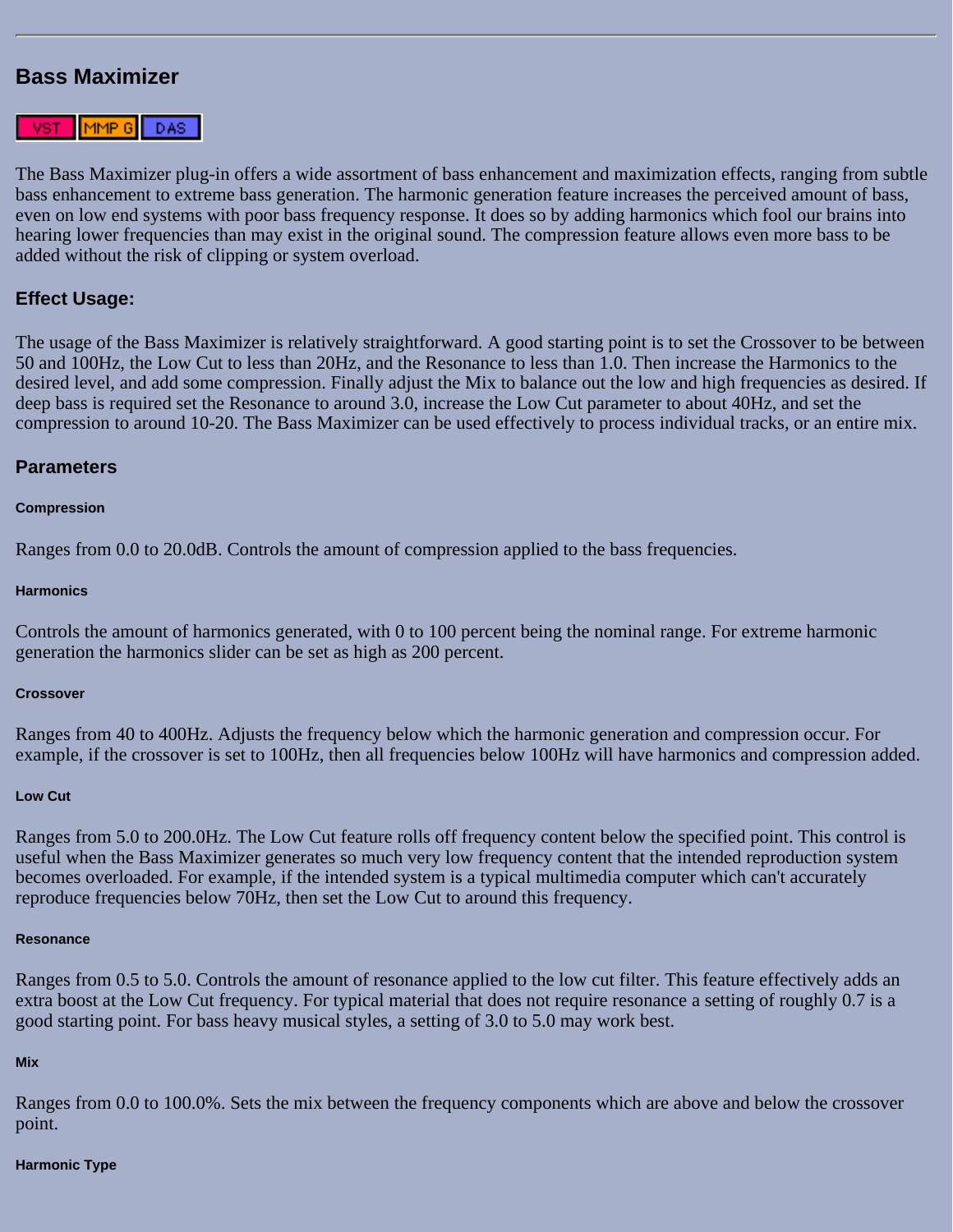---

## Bass Maximizer

VST | MMP G | DAS

The Bass Maximizer plug-in offers a wide assortment of bass enhancement and maximization effects, ranging from subtle bass enhancement to extreme bass generation. The harmonic generation feature increases the perceived amount of bass, even on low end systems with poor bass frequency response. It does so by adding harmonics which fool our brains into hearing lower frequencies than may exist in the original sound. The compression feature allows even more bass to be added without the risk of clipping or system overload.

### Effect Usage:

The usage of the Bass Maximizer is relatively straightforward. A good starting point is to set the Crossover to be between 50 and 100Hz, the Low Cut to less than 20Hz, and the Resonance to less than 1.0. Then increase the Harmonics to the desired level, and add some compression. Finally adjust the Mix to balance out the low and high frequencies as desired. If deep bass is required set the Resonance to around 3.0, increase the Low Cut parameter to about 40Hz, and set the compression to around 10-20. The Bass Maximizer can be used effectively to process individual tracks, or an entire mix.

### Parameters

##### Compression

Ranges from 0.0 to 20.0dB. Controls the amount of compression applied to the bass frequencies.

##### Harmonics

Controls the amount of harmonics generated, with 0 to 100 percent being the nominal range. For extreme harmonic generation the harmonics slider can be set as high as 200 percent.

##### Crossover

Ranges from 40 to 400Hz. Adjusts the frequency below which the harmonic generation and compression occur. For example, if the crossover is set to 100Hz, then all frequencies below 100Hz will have harmonics and compression added.

##### Low Cut

Ranges from 5.0 to 200.0Hz. The Low Cut feature rolls off frequency content below the specified point. This control is useful when the Bass Maximizer generates so much very low frequency content that the intended reproduction system becomes overloaded. For example, if the intended system is a typical multimedia computer which can't accurately reproduce frequencies below 70Hz, then set the Low Cut to around this frequency.

##### Resonance

Ranges from 0.5 to 5.0. Controls the amount of resonance applied to the low cut filter. This feature effectively adds an extra boost at the Low Cut frequency. For typical material that does not require resonance a setting of roughly 0.7 is a good starting point. For bass heavy musical styles, a setting of 3.0 to 5.0 may work best.

##### Mix

Ranges from 0.0 to 100.0%. Sets the mix between the frequency components which are above and below the crossover point.

##### Harmonic Type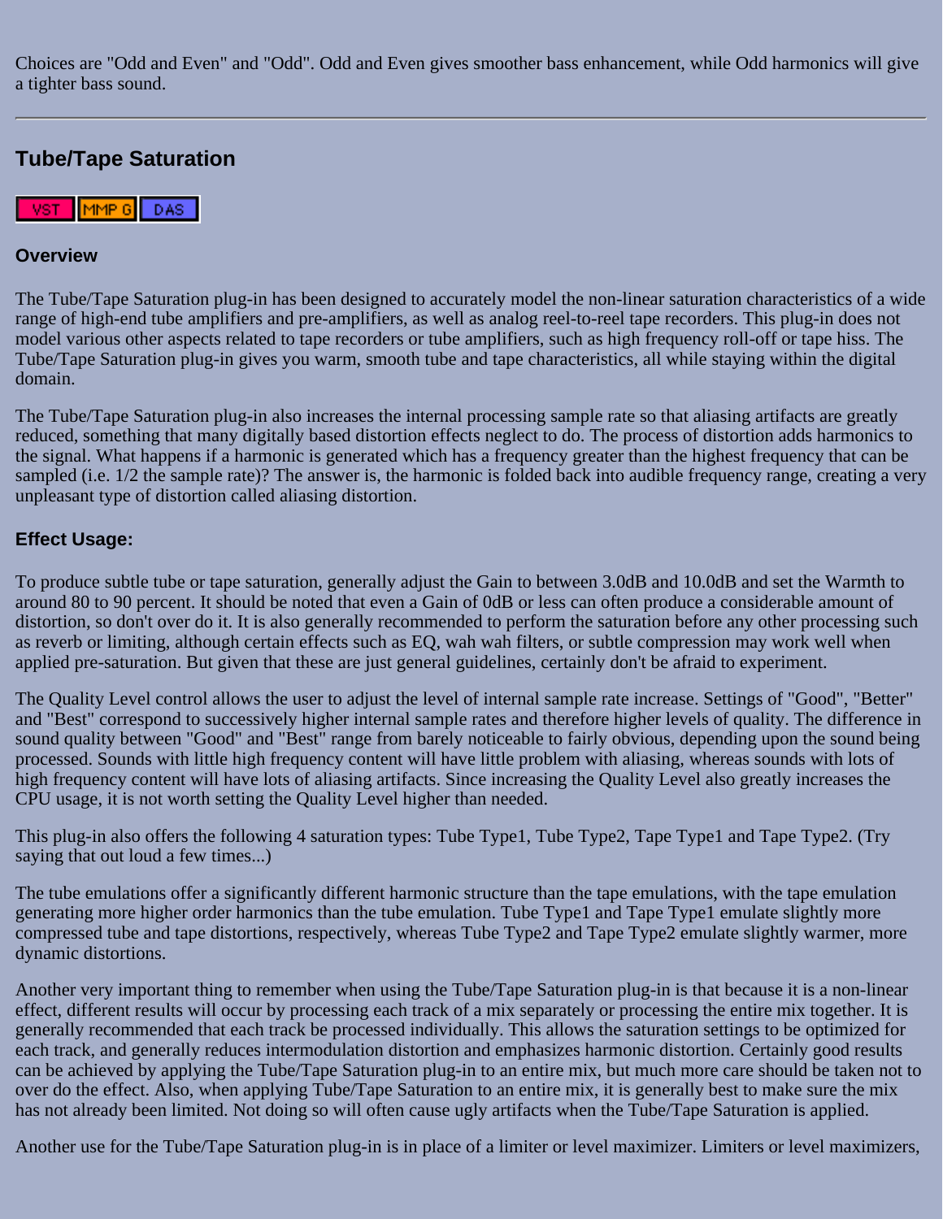Choices are "Odd and Even" and "Odd". Odd and Even gives smoother bass enhancement, while Odd harmonics will give a tighter bass sound.

---

## Tube/Tape Saturation

VST MMP G DAS

### Overview

The Tube/Tape Saturation plug-in has been designed to accurately model the non-linear saturation characteristics of a wide range of high-end tube amplifiers and pre-amplifiers, as well as analog reel-to-reel tape recorders. This plug-in does not model various other aspects related to tape recorders or tube amplifiers, such as high frequency roll-off or tape hiss. The Tube/Tape Saturation plug-in gives you warm, smooth tube and tape characteristics, all while staying within the digital domain.

The Tube/Tape Saturation plug-in also increases the internal processing sample rate so that aliasing artifacts are greatly reduced, something that many digitally based distortion effects neglect to do. The process of distortion adds harmonics to the signal. What happens if a harmonic is generated which has a frequency greater than the highest frequency that can be sampled (i.e. 1/2 the sample rate)? The answer is, the harmonic is folded back into audible frequency range, creating a very unpleasant type of distortion called aliasing distortion.

### Effect Usage:

To produce subtle tube or tape saturation, generally adjust the Gain to between 3.0dB and 10.0dB and set the Warmth to around 80 to 90 percent. It should be noted that even a Gain of 0dB or less can often produce a considerable amount of distortion, so don't over do it. It is also generally recommended to perform the saturation before any other processing such as reverb or limiting, although certain effects such as EQ, wah wah filters, or subtle compression may work well when applied pre-saturation. But given that these are just general guidelines, certainly don't be afraid to experiment.

The Quality Level control allows the user to adjust the level of internal sample rate increase. Settings of "Good", "Better" and "Best" correspond to successively higher internal sample rates and therefore higher levels of quality. The difference in sound quality between "Good" and "Best" range from barely noticeable to fairly obvious, depending upon the sound being processed. Sounds with little high frequency content will have little problem with aliasing, whereas sounds with lots of high frequency content will have lots of aliasing artifacts. Since increasing the Quality Level also greatly increases the CPU usage, it is not worth setting the Quality Level higher than needed.

This plug-in also offers the following 4 saturation types: Tube Type1, Tube Type2, Tape Type1 and Tape Type2. (Try saying that out loud a few times...)

The tube emulations offer a significantly different harmonic structure than the tape emulations, with the tape emulation generating more higher order harmonics than the tube emulation. Tube Type1 and Tape Type1 emulate slightly more compressed tube and tape distortions, respectively, whereas Tube Type2 and Tape Type2 emulate slightly warmer, more dynamic distortions.

Another very important thing to remember when using the Tube/Tape Saturation plug-in is that because it is a non-linear effect, different results will occur by processing each track of a mix separately or processing the entire mix together. It is generally recommended that each track be processed individually. This allows the saturation settings to be optimized for each track, and generally reduces intermodulation distortion and emphasizes harmonic distortion. Certainly good results can be achieved by applying the Tube/Tape Saturation plug-in to an entire mix, but much more care should be taken not to over do the effect. Also, when applying Tube/Tape Saturation to an entire mix, it is generally best to make sure the mix has not already been limited. Not doing so will often cause ugly artifacts when the Tube/Tape Saturation is applied.

Another use for the Tube/Tape Saturation plug-in is in place of a limiter or level maximizer. Limiters or level maximizers,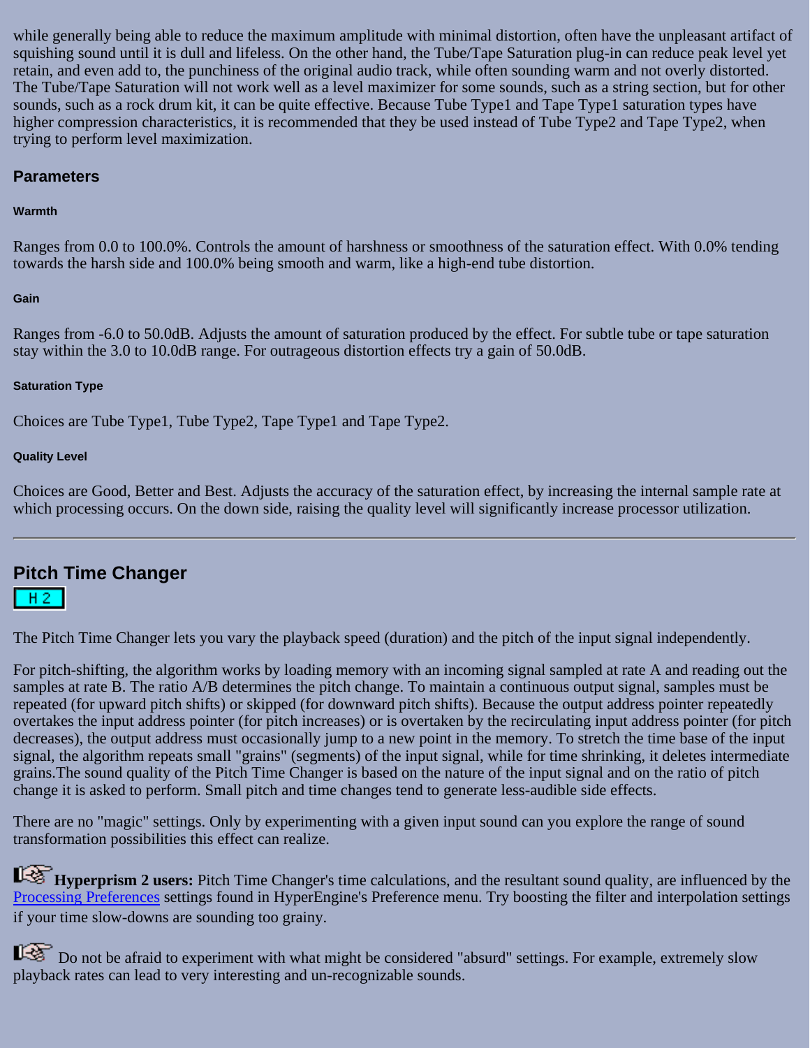while generally being able to reduce the maximum amplitude with minimal distortion, often have the unpleasant artifact of squishing sound until it is dull and lifeless. On the other hand, the Tube/Tape Saturation plug-in can reduce peak level yet retain, and even add to, the punchiness of the original audio track, while often sounding warm and not overly distorted. The Tube/Tape Saturation will not work well as a level maximizer for some sounds, such as a string section, but for other sounds, such as a rock drum kit, it can be quite effective. Because Tube Type1 and Tape Type1 saturation types have higher compression characteristics, it is recommended that they be used instead of Tube Type2 and Tape Type2, when trying to perform level maximization.

### Parameters

#### Warmth

Ranges from 0.0 to 100.0%. Controls the amount of harshness or smoothness of the saturation effect. With 0.0% tending towards the harsh side and 100.0% being smooth and warm, like a high-end tube distortion.

#### Gain

Ranges from -6.0 to 50.0dB. Adjusts the amount of saturation produced by the effect. For subtle tube or tape saturation stay within the 3.0 to 10.0dB range. For outrageous distortion effects try a gain of 50.0dB.

#### Saturation Type

Choices are Tube Type1, Tube Type2, Tape Type1 and Tape Type2.

#### Quality Level

Choices are Good, Better and Best. Adjusts the accuracy of the saturation effect, by increasing the internal sample rate at which processing occurs. On the down side, raising the quality level will significantly increase processor utilization.

---

## Pitch Time Changer

H 2

The Pitch Time Changer lets you vary the playback speed (duration) and the pitch of the input signal independently.

For pitch-shifting, the algorithm works by loading memory with an incoming signal sampled at rate A and reading out the samples at rate B. The ratio A/B determines the pitch change. To maintain a continuous output signal, samples must be repeated (for upward pitch shifts) or skipped (for downward pitch shifts). Because the output address pointer repeatedly overtakes the input address pointer (for pitch increases) or is overtaken by the recirculating input address pointer (for pitch decreases), the output address must occasionally jump to a new point in the memory. To stretch the time base of the input signal, the algorithm repeats small "grains" (segments) of the input signal, while for time shrinking, it deletes intermediate grains.The sound quality of the Pitch Time Changer is based on the nature of the input signal and on the ratio of pitch change it is asked to perform. Small pitch and time changes tend to generate less-audible side effects.

There are no "magic" settings. Only by experimenting with a given input sound can you explore the range of sound transformation possibilities this effect can realize.

**Hyperprism 2 users:** Pitch Time Changer's time calculations, and the resultant sound quality, are influenced by the Processing Preferences settings found in HyperEngine's Preference menu. Try boosting the filter and interpolation settings if your time slow-downs are sounding too grainy.

Do not be afraid to experiment with what might be considered "absurd" settings. For example, extremely slow playback rates can lead to very interesting and un-recognizable sounds.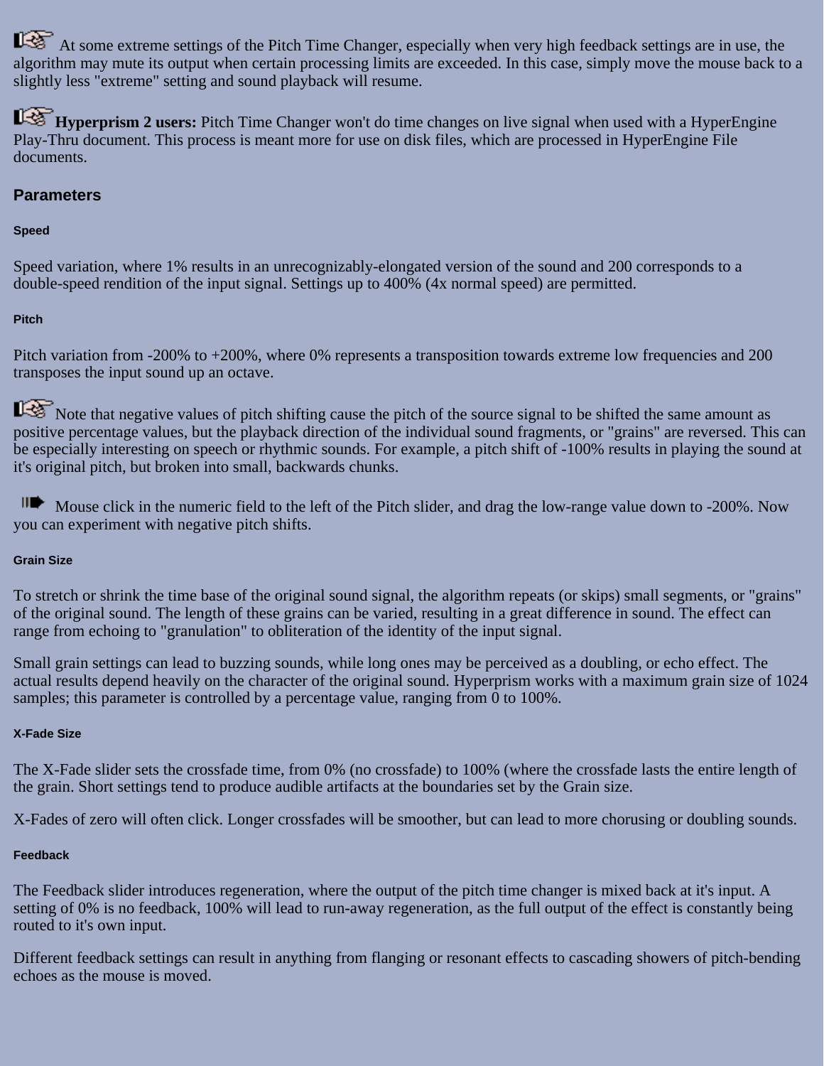At some extreme settings of the Pitch Time Changer, especially when very high feedback settings are in use, the algorithm may mute its output when certain processing limits are exceeded. In this case, simply move the mouse back to a slightly less "extreme" setting and sound playback will resume.

**Hyperprism 2 users:** Pitch Time Changer won't do time changes on live signal when used with a HyperEngine Play-Thru document. This process is meant more for use on disk files, which are processed in HyperEngine File documents.

## Parameters

#### Speed

Speed variation, where 1% results in an unrecognizably-elongated version of the sound and 200 corresponds to a double-speed rendition of the input signal. Settings up to 400% (4x normal speed) are permitted.

#### Pitch

Pitch variation from -200% to +200%, where 0% represents a transposition towards extreme low frequencies and 200 transposes the input sound up an octave.

Note that negative values of pitch shifting cause the pitch of the source signal to be shifted the same amount as positive percentage values, but the playback direction of the individual sound fragments, or "grains" are reversed. This can be especially interesting on speech or rhythmic sounds. For example, a pitch shift of -100% results in playing the sound at it's original pitch, but broken into small, backwards chunks.

Mouse click in the numeric field to the left of the Pitch slider, and drag the low-range value down to -200%. Now you can experiment with negative pitch shifts.

#### Grain Size

To stretch or shrink the time base of the original sound signal, the algorithm repeats (or skips) small segments, or "grains" of the original sound. The length of these grains can be varied, resulting in a great difference in sound. The effect can range from echoing to "granulation" to obliteration of the identity of the input signal.

Small grain settings can lead to buzzing sounds, while long ones may be perceived as a doubling, or echo effect. The actual results depend heavily on the character of the original sound. Hyperprism works with a maximum grain size of 1024 samples; this parameter is controlled by a percentage value, ranging from 0 to 100%.

#### X-Fade Size

The X-Fade slider sets the crossfade time, from 0% (no crossfade) to 100% (where the crossfade lasts the entire length of the grain. Short settings tend to produce audible artifacts at the boundaries set by the Grain size.

X-Fades of zero will often click. Longer crossfades will be smoother, but can lead to more chorusing or doubling sounds.

#### Feedback

The Feedback slider introduces regeneration, where the output of the pitch time changer is mixed back at it's input. A setting of 0% is no feedback, 100% will lead to run-away regeneration, as the full output of the effect is constantly being routed to it's own input.

Different feedback settings can result in anything from flanging or resonant effects to cascading showers of pitch-bending echoes as the mouse is moved.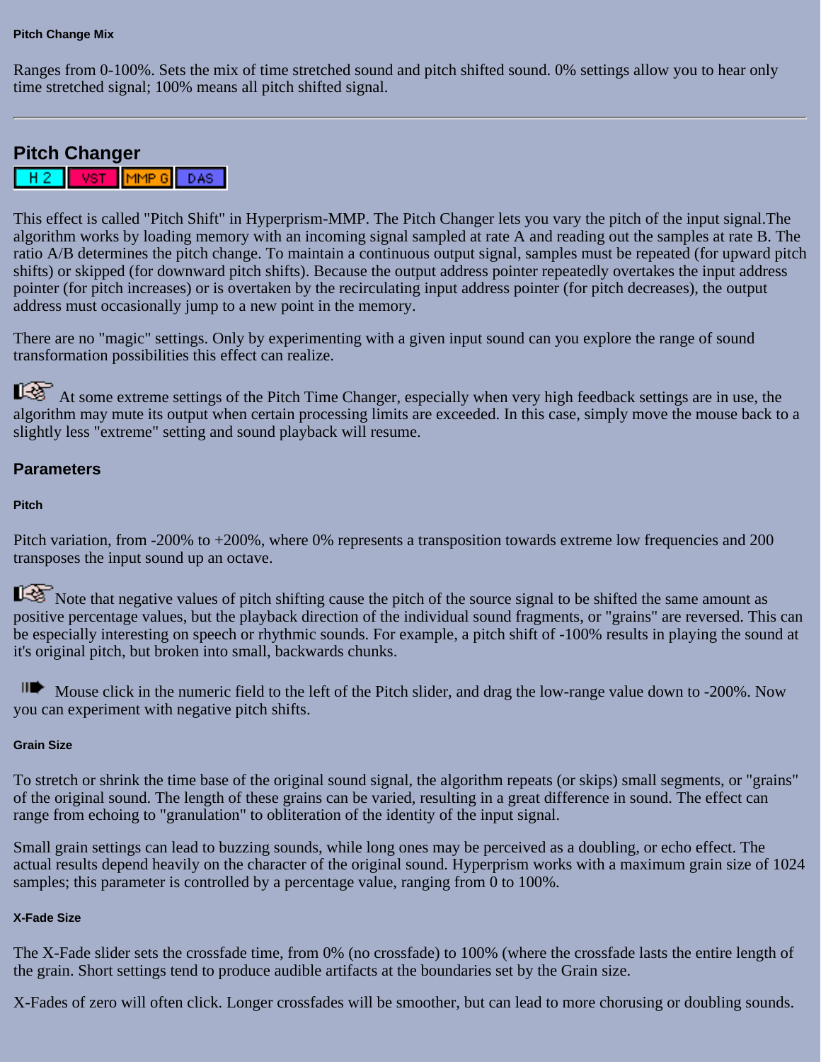#### Pitch Change Mix

Ranges from 0-100%. Sets the mix of time stretched sound and pitch shifted sound. 0% settings allow you to hear only time stretched signal; 100% means all pitch shifted signal.

---

## Pitch Changer

H 2 | VST | MMP G | DAS

This effect is called "Pitch Shift" in Hyperprism-MMP. The Pitch Changer lets you vary the pitch of the input signal.The algorithm works by loading memory with an incoming signal sampled at rate A and reading out the samples at rate B. The ratio A/B determines the pitch change. To maintain a continuous output signal, samples must be repeated (for upward pitch shifts) or skipped (for downward pitch shifts). Because the output address pointer repeatedly overtakes the input address pointer (for pitch increases) or is overtaken by the recirculating input address pointer (for pitch decreases), the output address must occasionally jump to a new point in the memory.

There are no "magic" settings. Only by experimenting with a given input sound can you explore the range of sound transformation possibilities this effect can realize.

At some extreme settings of the Pitch Time Changer, especially when very high feedback settings are in use, the algorithm may mute its output when certain processing limits are exceeded. In this case, simply move the mouse back to a slightly less "extreme" setting and sound playback will resume.

### Parameters

#### Pitch

Pitch variation, from -200% to +200%, where 0% represents a transposition towards extreme low frequencies and 200 transposes the input sound up an octave.

Note that negative values of pitch shifting cause the pitch of the source signal to be shifted the same amount as positive percentage values, but the playback direction of the individual sound fragments, or "grains" are reversed. This can be especially interesting on speech or rhythmic sounds. For example, a pitch shift of -100% results in playing the sound at it's original pitch, but broken into small, backwards chunks.

Mouse click in the numeric field to the left of the Pitch slider, and drag the low-range value down to -200%. Now you can experiment with negative pitch shifts.

#### Grain Size

To stretch or shrink the time base of the original sound signal, the algorithm repeats (or skips) small segments, or "grains" of the original sound. The length of these grains can be varied, resulting in a great difference in sound. The effect can range from echoing to "granulation" to obliteration of the identity of the input signal.

Small grain settings can lead to buzzing sounds, while long ones may be perceived as a doubling, or echo effect. The actual results depend heavily on the character of the original sound. Hyperprism works with a maximum grain size of 1024 samples; this parameter is controlled by a percentage value, ranging from 0 to 100%.

#### X-Fade Size

The X-Fade slider sets the crossfade time, from 0% (no crossfade) to 100% (where the crossfade lasts the entire length of the grain. Short settings tend to produce audible artifacts at the boundaries set by the Grain size.

X-Fades of zero will often click. Longer crossfades will be smoother, but can lead to more chorusing or doubling sounds.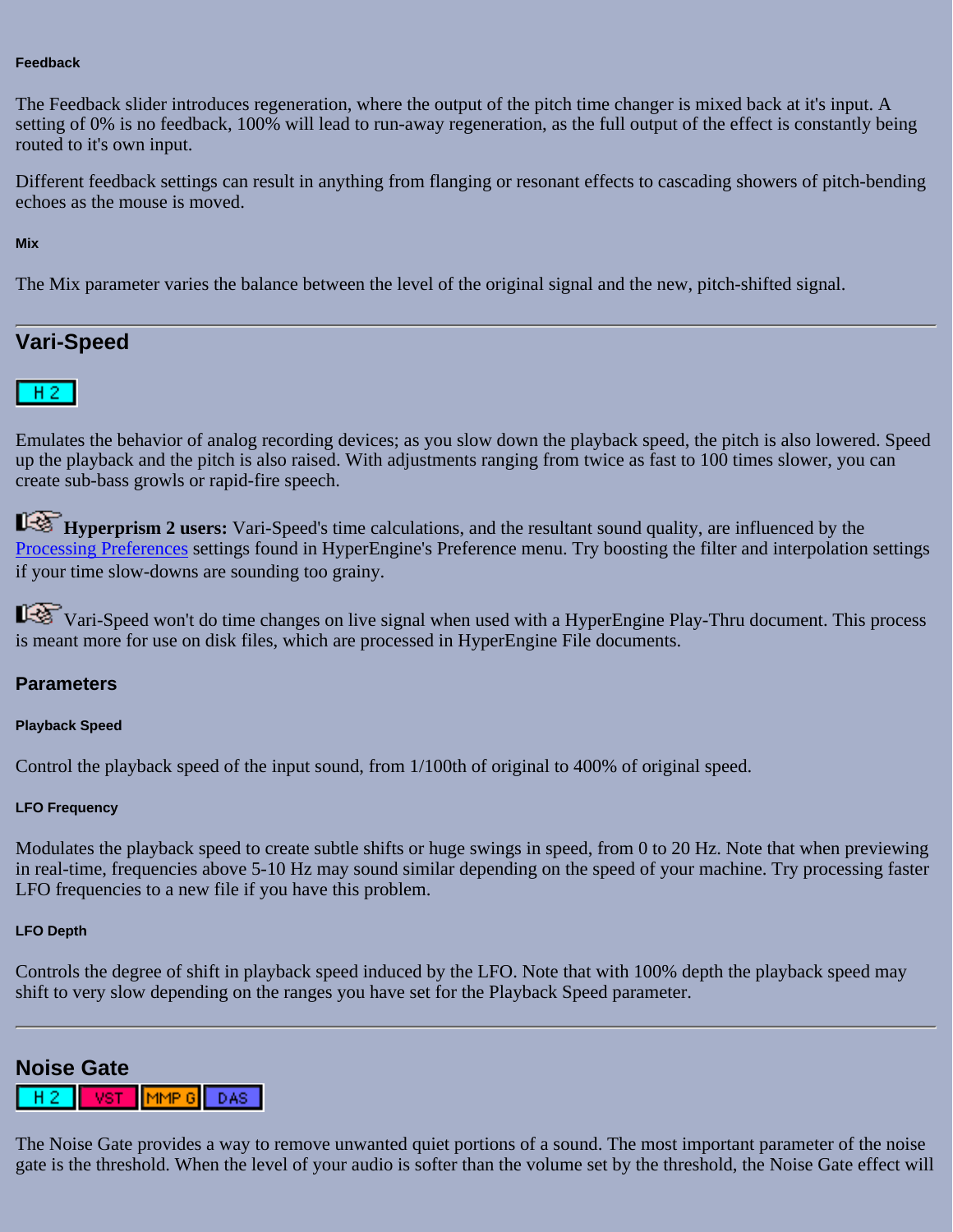#### Feedback

The Feedback slider introduces regeneration, where the output of the pitch time changer is mixed back at it's input. A setting of 0% is no feedback, 100% will lead to run-away regeneration, as the full output of the effect is constantly being routed to it's own input.

Different feedback settings can result in anything from flanging or resonant effects to cascading showers of pitch-bending echoes as the mouse is moved.

#### Mix

The Mix parameter varies the balance between the level of the original signal and the new, pitch-shifted signal.

---

## Vari-Speed

H 2

Emulates the behavior of analog recording devices; as you slow down the playback speed, the pitch is also lowered. Speed up the playback and the pitch is also raised. With adjustments ranging from twice as fast to 100 times slower, you can create sub-bass growls or rapid-fire speech.

**Hyperprism 2 users:** Vari-Speed's time calculations, and the resultant sound quality, are influenced by the Processing Preferences settings found in HyperEngine's Preference menu. Try boosting the filter and interpolation settings if your time slow-downs are sounding too grainy.

Vari-Speed won't do time changes on live signal when used with a HyperEngine Play-Thru document. This process is meant more for use on disk files, which are processed in HyperEngine File documents.

### Parameters

#### Playback Speed

Control the playback speed of the input sound, from 1/100th of original to 400% of original speed.

#### LFO Frequency

Modulates the playback speed to create subtle shifts or huge swings in speed, from 0 to 20 Hz. Note that when previewing in real-time, frequencies above 5-10 Hz may sound similar depending on the speed of your machine. Try processing faster LFO frequencies to a new file if you have this problem.

#### LFO Depth

Controls the degree of shift in playback speed induced by the LFO. Note that with 100% depth the playback speed may shift to very slow depending on the ranges you have set for the Playback Speed parameter.

---

## Noise Gate

H 2 | VST | MMP G | DAS

The Noise Gate provides a way to remove unwanted quiet portions of a sound. The most important parameter of the noise gate is the threshold. When the level of your audio is softer than the volume set by the threshold, the Noise Gate effect will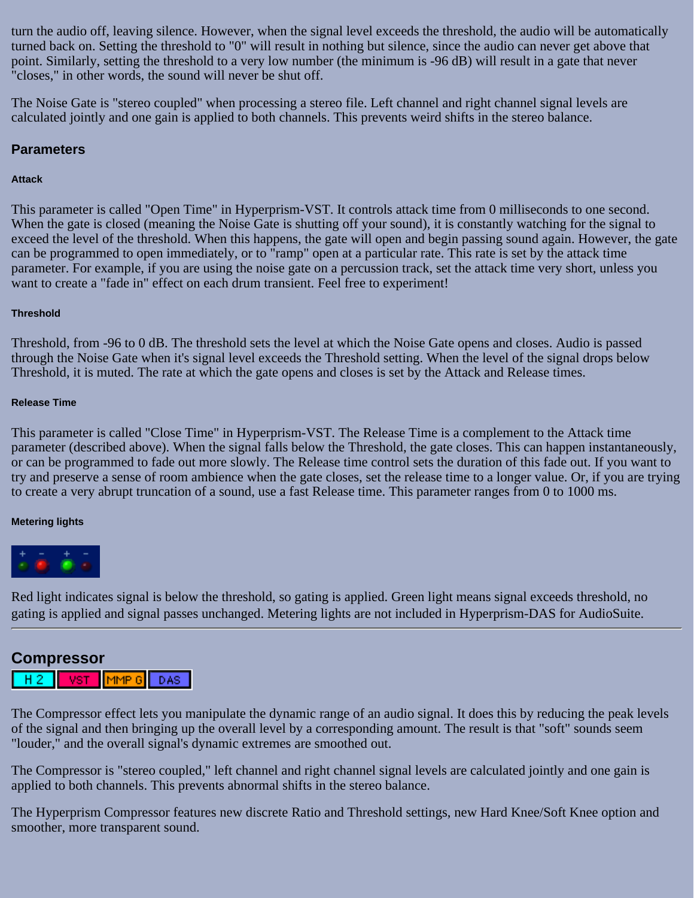turn the audio off, leaving silence. However, when the signal level exceeds the threshold, the audio will be automatically turned back on. Setting the threshold to "0" will result in nothing but silence, since the audio can never get above that point. Similarly, setting the threshold to a very low number (the minimum is -96 dB) will result in a gate that never "closes," in other words, the sound will never be shut off.

The Noise Gate is "stereo coupled" when processing a stereo file. Left channel and right channel signal levels are calculated jointly and one gain is applied to both channels. This prevents weird shifts in the stereo balance.

### Parameters

#### Attack

This parameter is called "Open Time" in Hyperprism-VST. It controls attack time from 0 milliseconds to one second. When the gate is closed (meaning the Noise Gate is shutting off your sound), it is constantly watching for the signal to exceed the level of the threshold. When this happens, the gate will open and begin passing sound again. However, the gate can be programmed to open immediately, or to "ramp" open at a particular rate. This rate is set by the attack time parameter. For example, if you are using the noise gate on a percussion track, set the attack time very short, unless you want to create a "fade in" effect on each drum transient. Feel free to experiment!

#### Threshold

Threshold, from -96 to 0 dB. The threshold sets the level at which the Noise Gate opens and closes. Audio is passed through the Noise Gate when it's signal level exceeds the Threshold setting. When the level of the signal drops below Threshold, it is muted. The rate at which the gate opens and closes is set by the Attack and Release times.

#### Release Time

This parameter is called "Close Time" in Hyperprism-VST. The Release Time is a complement to the Attack time parameter (described above). When the signal falls below the Threshold, the gate closes. This can happen instantaneously, or can be programmed to fade out more slowly. The Release time control sets the duration of this fade out. If you want to try and preserve a sense of room ambience when the gate closes, set the release time to a longer value. Or, if you are trying to create a very abrupt truncation of a sound, use a fast Release time. This parameter ranges from 0 to 1000 ms.

#### Metering lights

Red light indicates signal is below the threshold, so gating is applied. Green light means signal exceeds threshold, no gating is applied and signal passes unchanged. Metering lights are not included in Hyperprism-DAS for AudioSuite.

---

## Compressor

H 2 | VST | MMP G | DAS

The Compressor effect lets you manipulate the dynamic range of an audio signal. It does this by reducing the peak levels of the signal and then bringing up the overall level by a corresponding amount. The result is that "soft" sounds seem "louder," and the overall signal's dynamic extremes are smoothed out.

The Compressor is "stereo coupled," left channel and right channel signal levels are calculated jointly and one gain is applied to both channels. This prevents abnormal shifts in the stereo balance.

The Hyperprism Compressor features new discrete Ratio and Threshold settings, new Hard Knee/Soft Knee option and smoother, more transparent sound.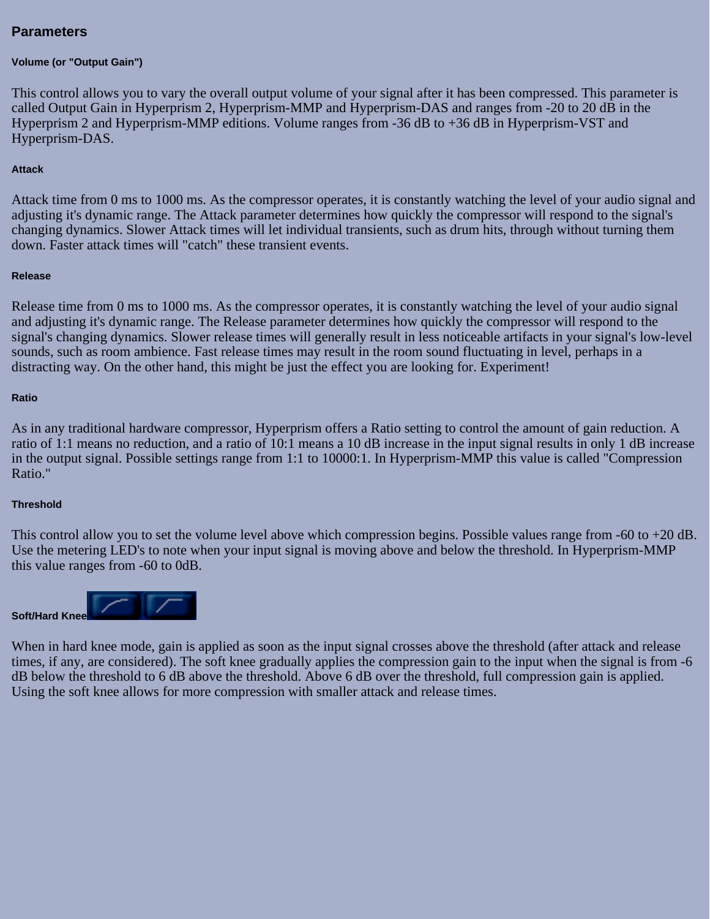## Parameters

#### Volume (or "Output Gain")

This control allows you to vary the overall output volume of your signal after it has been compressed. This parameter is called Output Gain in Hyperprism 2, Hyperprism-MMP and Hyperprism-DAS and ranges from -20 to 20 dB in the Hyperprism 2 and Hyperprism-MMP editions. Volume ranges from -36 dB to +36 dB in Hyperprism-VST and Hyperprism-DAS.

#### Attack

Attack time from 0 ms to 1000 ms. As the compressor operates, it is constantly watching the level of your audio signal and adjusting it's dynamic range. The Attack parameter determines how quickly the compressor will respond to the signal's changing dynamics. Slower Attack times will let individual transients, such as drum hits, through without turning them down. Faster attack times will "catch" these transient events.

#### Release

Release time from 0 ms to 1000 ms. As the compressor operates, it is constantly watching the level of your audio signal and adjusting it's dynamic range. The Release parameter determines how quickly the compressor will respond to the signal's changing dynamics. Slower release times will generally result in less noticeable artifacts in your signal's low-level sounds, such as room ambience. Fast release times may result in the room sound fluctuating in level, perhaps in a distracting way. On the other hand, this might be just the effect you are looking for. Experiment!

#### Ratio

As in any traditional hardware compressor, Hyperprism offers a Ratio setting to control the amount of gain reduction. A ratio of 1:1 means no reduction, and a ratio of 10:1 means a 10 dB increase in the input signal results in only 1 dB increase in the output signal. Possible settings range from 1:1 to 10000:1. In Hyperprism-MMP this value is called "Compression Ratio."

#### Threshold

This control allow you to set the volume level above which compression begins. Possible values range from -60 to +20 dB. Use the metering LED's to note when your input signal is moving above and below the threshold. In Hyperprism-MMP this value ranges from -60 to 0dB.

#### Soft/Hard Knee

When in hard knee mode, gain is applied as soon as the input signal crosses above the threshold (after attack and release times, if any, are considered). The soft knee gradually applies the compression gain to the input when the signal is from -6 dB below the threshold to 6 dB above the threshold. Above 6 dB over the threshold, full compression gain is applied. Using the soft knee allows for more compression with smaller attack and release times.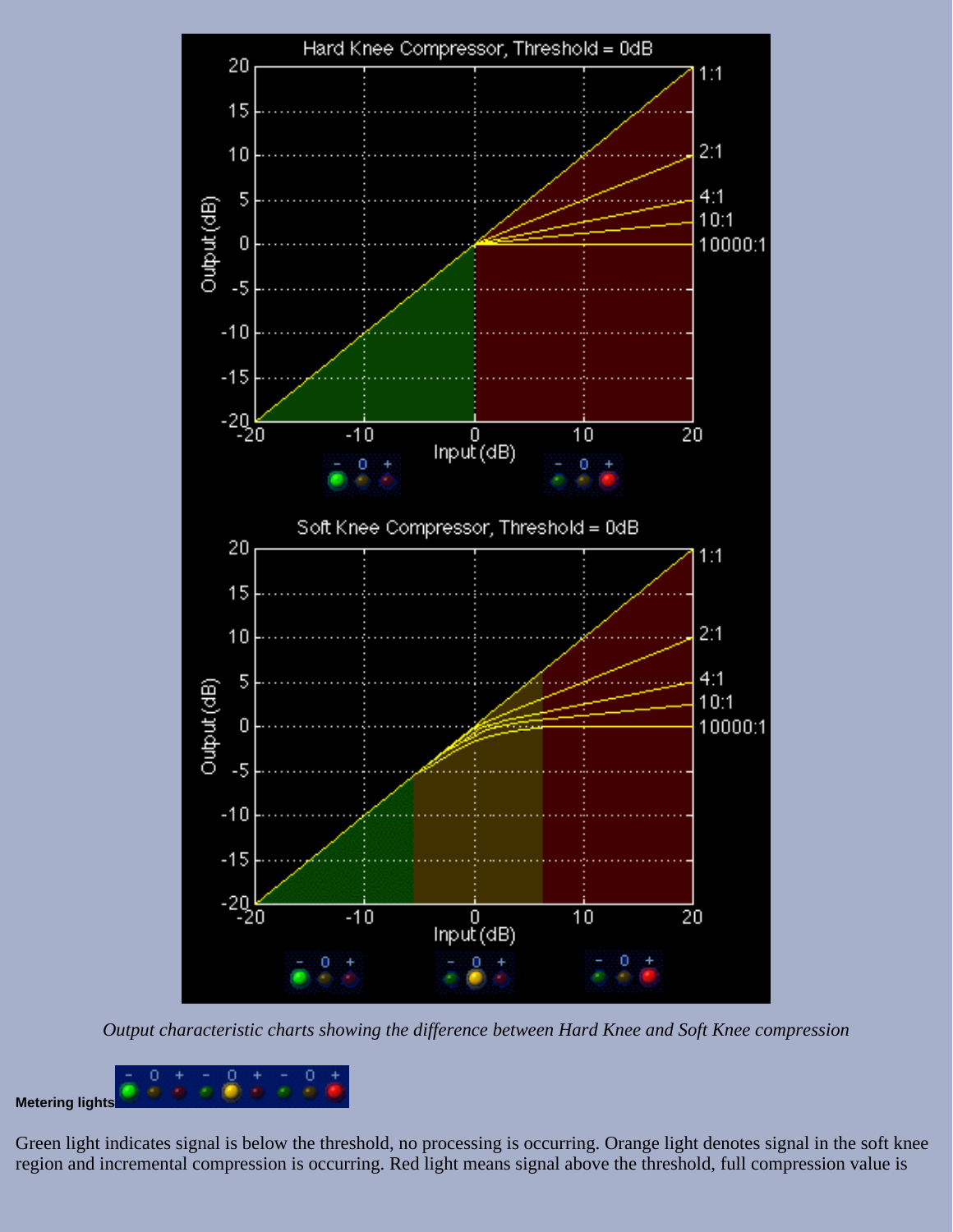*Output characteristic charts showing the difference between Hard Knee and Soft Knee compression*

**Metering lights**

Green light indicates signal is below the threshold, no processing is occurring. Orange light denotes signal in the soft knee region and incremental compression is occurring. Red light means signal above the threshold, full compression value is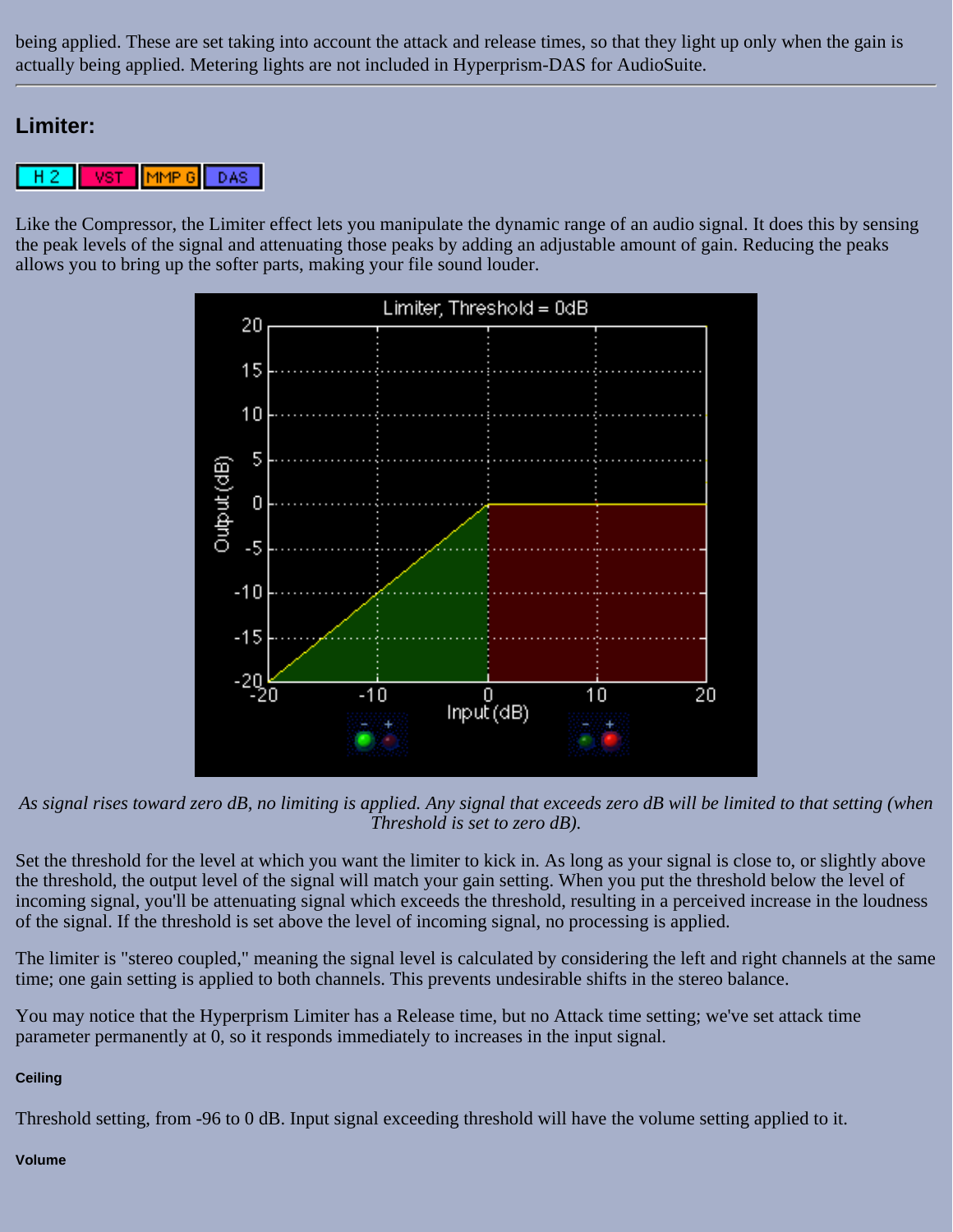being applied. These are set taking into account the attack and release times, so that they light up only when the gain is actually being applied. Metering lights are not included in Hyperprism-DAS for AudioSuite.

---

## Limiter:

H 2 | VST | MMP G | DAS

Like the Compressor, the Limiter effect lets you manipulate the dynamic range of an audio signal. It does this by sensing the peak levels of the signal and attenuating those peaks by adding an adjustable amount of gain. Reducing the peaks allows you to bring up the softer parts, making your file sound louder.

*As signal rises toward zero dB, no limiting is applied. Any signal that exceeds zero dB will be limited to that setting (when Threshold is set to zero dB).*

Set the threshold for the level at which you want the limiter to kick in. As long as your signal is close to, or slightly above the threshold, the output level of the signal will match your gain setting. When you put the threshold below the level of incoming signal, you'll be attenuating signal which exceeds the threshold, resulting in a perceived increase in the loudness of the signal. If the threshold is set above the level of incoming signal, no processing is applied.

The limiter is "stereo coupled," meaning the signal level is calculated by considering the left and right channels at the same time; one gain setting is applied to both channels. This prevents undesirable shifts in the stereo balance.

You may notice that the Hyperprism Limiter has a Release time, but no Attack time setting; we've set attack time parameter permanently at 0, so it responds immediately to increases in the input signal.

##### Ceiling

Threshold setting, from -96 to 0 dB. Input signal exceeding threshold will have the volume setting applied to it.

##### Volume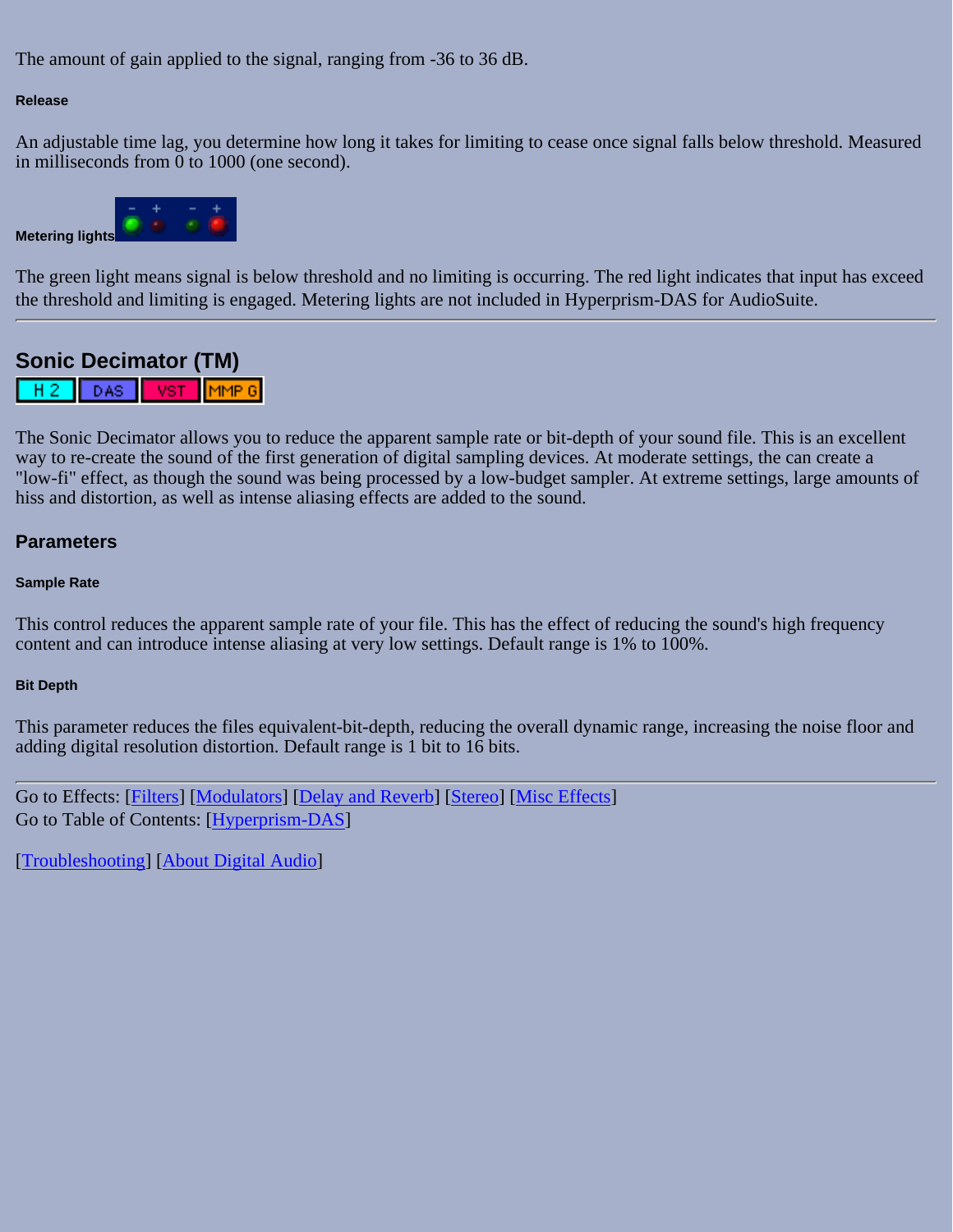The amount of gain applied to the signal, ranging from -36 to 36 dB.

#### Release

An adjustable time lag, you determine how long it takes for limiting to cease once signal falls below threshold. Measured in milliseconds from 0 to 1000 (one second).

#### Metering lights

The green light means signal is below threshold and no limiting is occurring. The red light indicates that input has exceed the threshold and limiting is engaged. Metering lights are not included in Hyperprism-DAS for AudioSuite.

---

## Sonic Decimator (TM)

H2 DAS VST MMP G

The Sonic Decimator allows you to reduce the apparent sample rate or bit-depth of your sound file. This is an excellent way to re-create the sound of the first generation of digital sampling devices. At moderate settings, the can create a "low-fi" effect, as though the sound was being processed by a low-budget sampler. At extreme settings, large amounts of hiss and distortion, as well as intense aliasing effects are added to the sound.

### Parameters

#### Sample Rate

This control reduces the apparent sample rate of your file. This has the effect of reducing the sound's high frequency content and can introduce intense aliasing at very low settings. Default range is 1% to 100%.

#### Bit Depth

This parameter reduces the files equivalent-bit-depth, reducing the overall dynamic range, increasing the noise floor and adding digital resolution distortion. Default range is 1 bit to 16 bits.

---

Go to Effects: [Filters] [Modulators] [Delay and Reverb] [Stereo] [Misc Effects]
Go to Table of Contents: [Hyperprism-DAS]

[Troubleshooting] [About Digital Audio]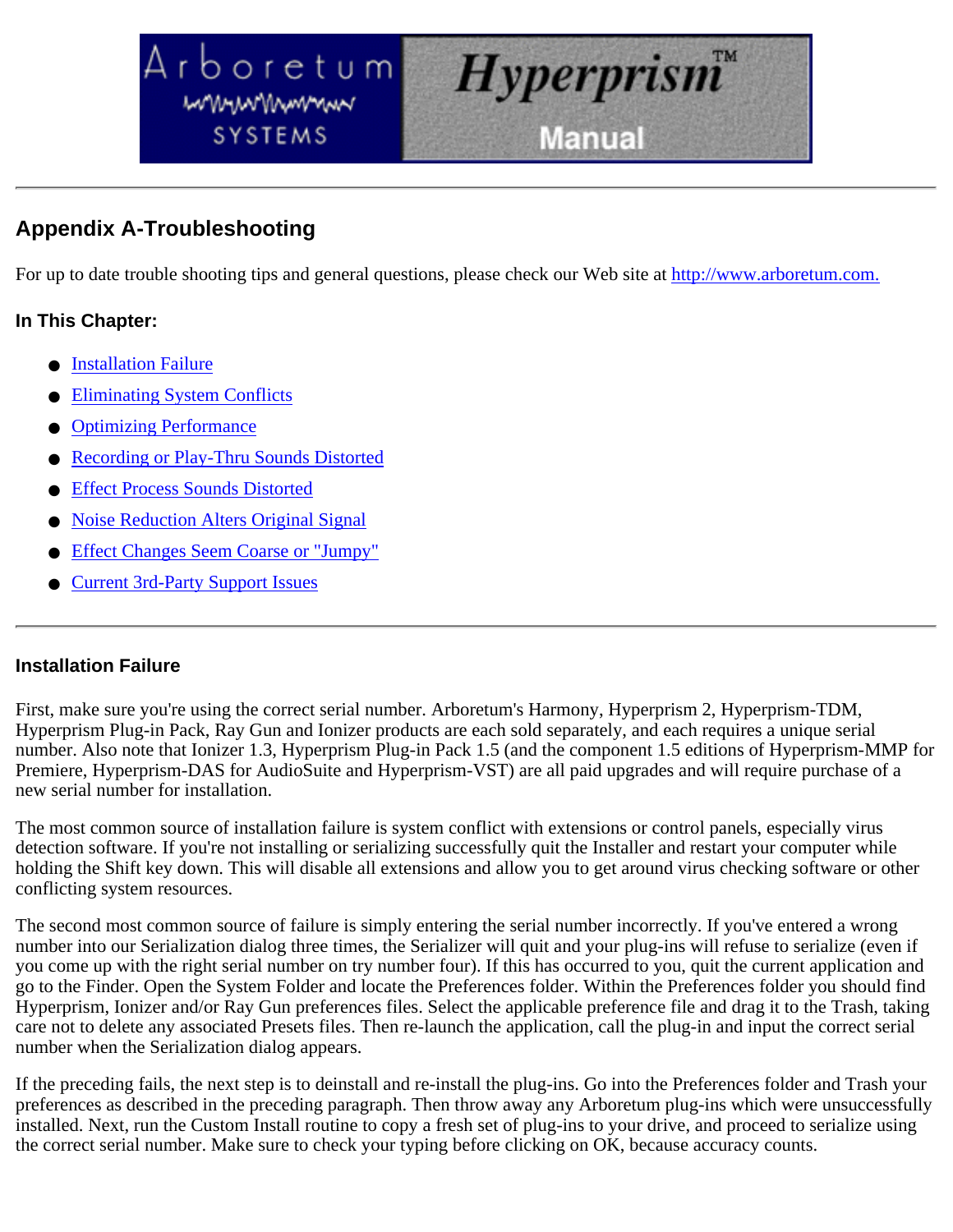## Appendix A-Troubleshooting

For up to date trouble shooting tips and general questions, please check our Web site at http://www.arboretum.com.

### In This Chapter:

- Installation Failure
- Eliminating System Conflicts
- Optimizing Performance
- Recording or Play-Thru Sounds Distorted
- Effect Process Sounds Distorted
- Noise Reduction Alters Original Signal
- Effect Changes Seem Coarse or "Jumpy"
- Current 3rd-Party Support Issues

---

### Installation Failure

First, make sure you're using the correct serial number. Arboretum's Harmony, Hyperprism 2, Hyperprism-TDM, Hyperprism Plug-in Pack, Ray Gun and Ionizer products are each sold separately, and each requires a unique serial number. Also note that Ionizer 1.3, Hyperprism Plug-in Pack 1.5 (and the component 1.5 editions of Hyperprism-MMP for Premiere, Hyperprism-DAS for AudioSuite and Hyperprism-VST) are all paid upgrades and will require purchase of a new serial number for installation.

The most common source of installation failure is system conflict with extensions or control panels, especially virus detection software. If you're not installing or serializing successfully quit the Installer and restart your computer while holding the Shift key down. This will disable all extensions and allow you to get around virus checking software or other conflicting system resources.

The second most common source of failure is simply entering the serial number incorrectly. If you've entered a wrong number into our Serialization dialog three times, the Serializer will quit and your plug-ins will refuse to serialize (even if you come up with the right serial number on try number four). If this has occurred to you, quit the current application and go to the Finder. Open the System Folder and locate the Preferences folder. Within the Preferences folder you should find Hyperprism, Ionizer and/or Ray Gun preferences files. Select the applicable preference file and drag it to the Trash, taking care not to delete any associated Presets files. Then re-launch the application, call the plug-in and input the correct serial number when the Serialization dialog appears.

If the preceding fails, the next step is to deinstall and re-install the plug-ins. Go into the Preferences folder and Trash your preferences as described in the preceding paragraph. Then throw away any Arboretum plug-ins which were unsuccessfully installed. Next, run the Custom Install routine to copy a fresh set of plug-ins to your drive, and proceed to serialize using the correct serial number. Make sure to check your typing before clicking on OK, because accuracy counts.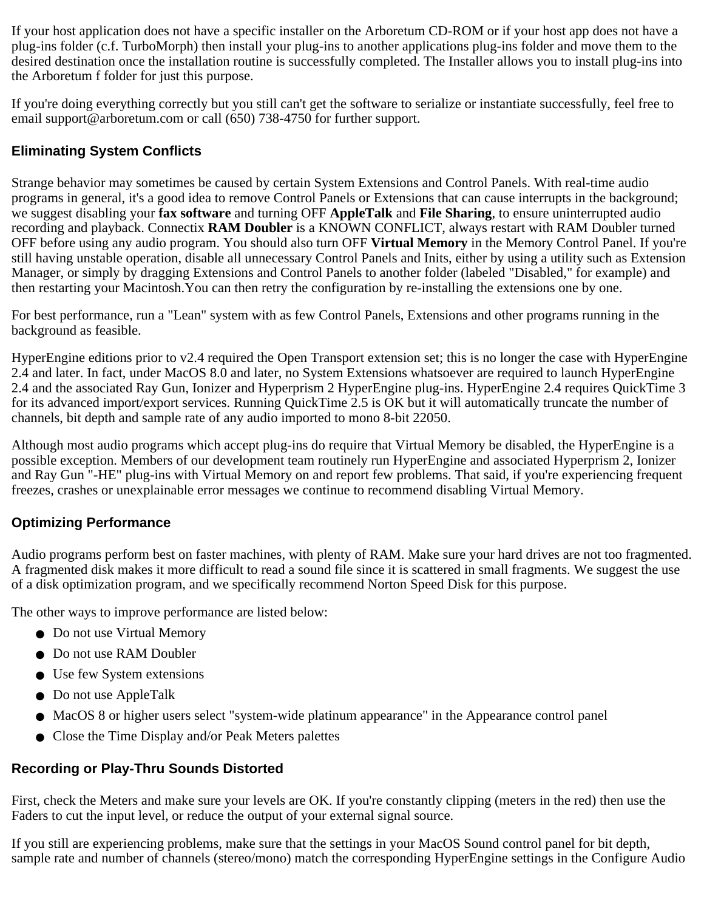If your host application does not have a specific installer on the Arboretum CD-ROM or if your host app does not have a plug-ins folder (c.f. TurboMorph) then install your plug-ins to another applications plug-ins folder and move them to the desired destination once the installation routine is successfully completed. The Installer allows you to install plug-ins into the Arboretum f folder for just this purpose.

If you're doing everything correctly but you still can't get the software to serialize or instantiate successfully, feel free to email support@arboretum.com or call (650) 738-4750 for further support.

### Eliminating System Conflicts

Strange behavior may sometimes be caused by certain System Extensions and Control Panels. With real-time audio programs in general, it's a good idea to remove Control Panels or Extensions that can cause interrupts in the background; we suggest disabling your **fax software** and turning OFF **AppleTalk** and **File Sharing**, to ensure uninterrupted audio recording and playback. Connectix **RAM Doubler** is a KNOWN CONFLICT, always restart with RAM Doubler turned OFF before using any audio program. You should also turn OFF **Virtual Memory** in the Memory Control Panel. If you're still having unstable operation, disable all unnecessary Control Panels and Inits, either by using a utility such as Extension Manager, or simply by dragging Extensions and Control Panels to another folder (labeled "Disabled," for example) and then restarting your Macintosh.You can then retry the configuration by re-installing the extensions one by one.

For best performance, run a "Lean" system with as few Control Panels, Extensions and other programs running in the background as feasible.

HyperEngine editions prior to v2.4 required the Open Transport extension set; this is no longer the case with HyperEngine 2.4 and later. In fact, under MacOS 8.0 and later, no System Extensions whatsoever are required to launch HyperEngine 2.4 and the associated Ray Gun, Ionizer and Hyperprism 2 HyperEngine plug-ins. HyperEngine 2.4 requires QuickTime 3 for its advanced import/export services. Running QuickTime 2.5 is OK but it will automatically truncate the number of channels, bit depth and sample rate of any audio imported to mono 8-bit 22050.

Although most audio programs which accept plug-ins do require that Virtual Memory be disabled, the HyperEngine is a possible exception. Members of our development team routinely run HyperEngine and associated Hyperprism 2, Ionizer and Ray Gun "-HE" plug-ins with Virtual Memory on and report few problems. That said, if you're experiencing frequent freezes, crashes or unexplainable error messages we continue to recommend disabling Virtual Memory.

### Optimizing Performance

Audio programs perform best on faster machines, with plenty of RAM. Make sure your hard drives are not too fragmented. A fragmented disk makes it more difficult to read a sound file since it is scattered in small fragments. We suggest the use of a disk optimization program, and we specifically recommend Norton Speed Disk for this purpose.

The other ways to improve performance are listed below:

- Do not use Virtual Memory
- Do not use RAM Doubler
- Use few System extensions
- Do not use AppleTalk
- MacOS 8 or higher users select "system-wide platinum appearance" in the Appearance control panel
- Close the Time Display and/or Peak Meters palettes

### Recording or Play-Thru Sounds Distorted

First, check the Meters and make sure your levels are OK. If you're constantly clipping (meters in the red) then use the Faders to cut the input level, or reduce the output of your external signal source.

If you still are experiencing problems, make sure that the settings in your MacOS Sound control panel for bit depth, sample rate and number of channels (stereo/mono) match the corresponding HyperEngine settings in the Configure Audio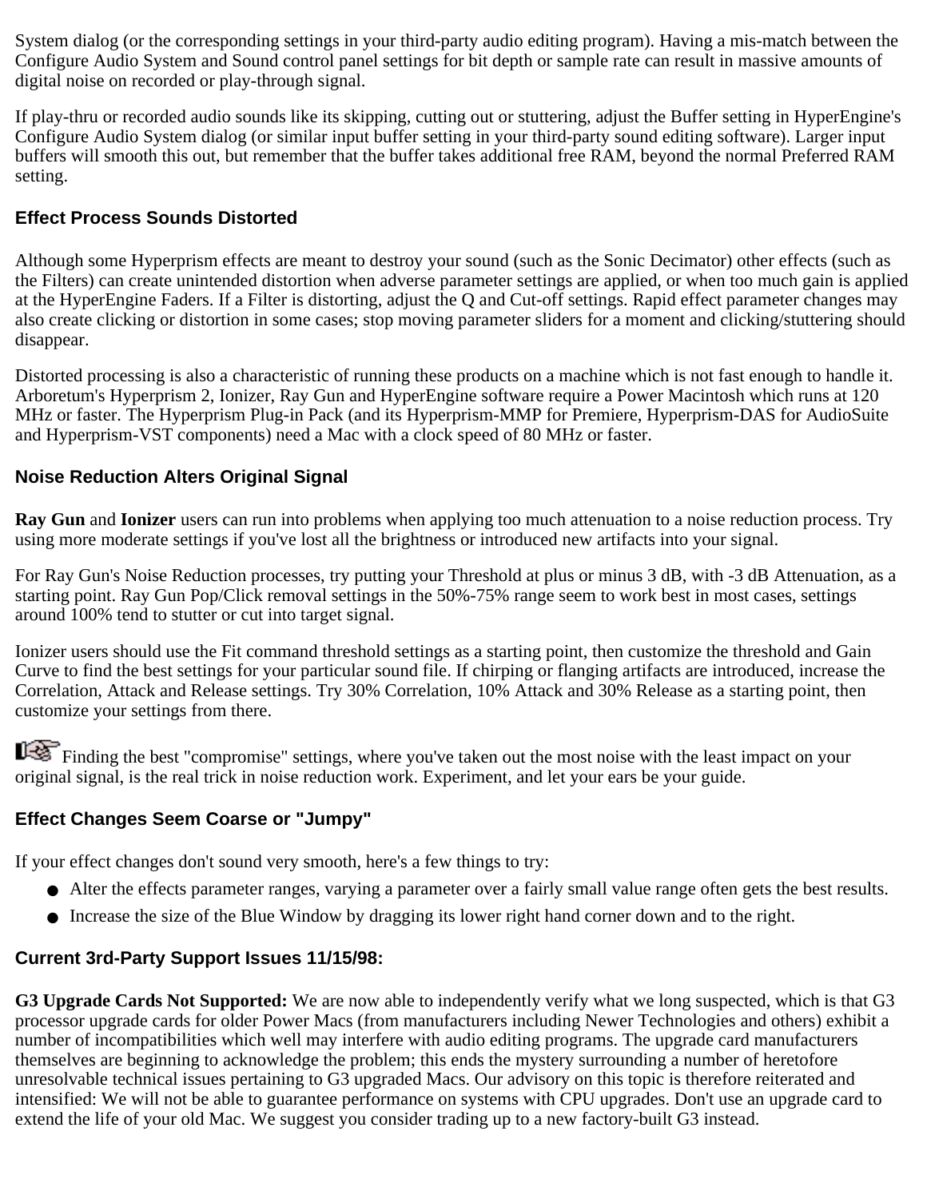System dialog (or the corresponding settings in your third-party audio editing program). Having a mis-match between the Configure Audio System and Sound control panel settings for bit depth or sample rate can result in massive amounts of digital noise on recorded or play-through signal.

If play-thru or recorded audio sounds like its skipping, cutting out or stuttering, adjust the Buffer setting in HyperEngine's Configure Audio System dialog (or similar input buffer setting in your third-party sound editing software). Larger input buffers will smooth this out, but remember that the buffer takes additional free RAM, beyond the normal Preferred RAM setting.

### Effect Process Sounds Distorted

Although some Hyperprism effects are meant to destroy your sound (such as the Sonic Decimator) other effects (such as the Filters) can create unintended distortion when adverse parameter settings are applied, or when too much gain is applied at the HyperEngine Faders. If a Filter is distorting, adjust the Q and Cut-off settings. Rapid effect parameter changes may also create clicking or distortion in some cases; stop moving parameter sliders for a moment and clicking/stuttering should disappear.

Distorted processing is also a characteristic of running these products on a machine which is not fast enough to handle it. Arboretum's Hyperprism 2, Ionizer, Ray Gun and HyperEngine software require a Power Macintosh which runs at 120 MHz or faster. The Hyperprism Plug-in Pack (and its Hyperprism-MMP for Premiere, Hyperprism-DAS for AudioSuite and Hyperprism-VST components) need a Mac with a clock speed of 80 MHz or faster.

### Noise Reduction Alters Original Signal

**Ray Gun** and **Ionizer** users can run into problems when applying too much attenuation to a noise reduction process. Try using more moderate settings if you've lost all the brightness or introduced new artifacts into your signal.

For Ray Gun's Noise Reduction processes, try putting your Threshold at plus or minus 3 dB, with -3 dB Attenuation, as a starting point. Ray Gun Pop/Click removal settings in the 50%-75% range seem to work best in most cases, settings around 100% tend to stutter or cut into target signal.

Ionizer users should use the Fit command threshold settings as a starting point, then customize the threshold and Gain Curve to find the best settings for your particular sound file. If chirping or flanging artifacts are introduced, increase the Correlation, Attack and Release settings. Try 30% Correlation, 10% Attack and 30% Release as a starting point, then customize your settings from there.

Finding the best "compromise" settings, where you've taken out the most noise with the least impact on your original signal, is the real trick in noise reduction work. Experiment, and let your ears be your guide.

### Effect Changes Seem Coarse or "Jumpy"

If your effect changes don't sound very smooth, here's a few things to try:

- Alter the effects parameter ranges, varying a parameter over a fairly small value range often gets the best results.
- Increase the size of the Blue Window by dragging its lower right hand corner down and to the right.

### Current 3rd-Party Support Issues 11/15/98:

**G3 Upgrade Cards Not Supported:** We are now able to independently verify what we long suspected, which is that G3 processor upgrade cards for older Power Macs (from manufacturers including Newer Technologies and others) exhibit a number of incompatibilities which well may interfere with audio editing programs. The upgrade card manufacturers themselves are beginning to acknowledge the problem; this ends the mystery surrounding a number of heretofore unresolvable technical issues pertaining to G3 upgraded Macs. Our advisory on this topic is therefore reiterated and intensified: We will not be able to guarantee performance on systems with CPU upgrades. Don't use an upgrade card to extend the life of your old Mac. We suggest you consider trading up to a new factory-built G3 instead.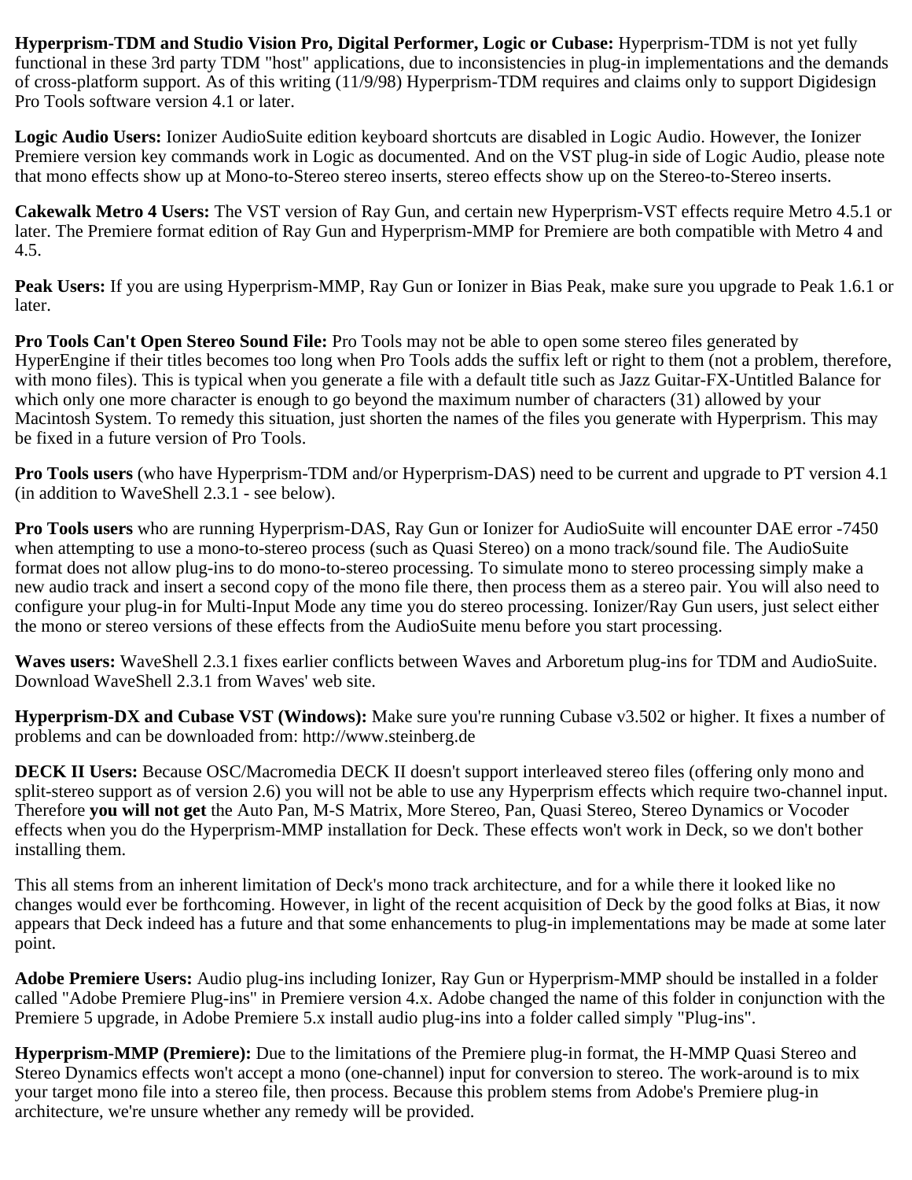**Hyperprism-TDM and Studio Vision Pro, Digital Performer, Logic or Cubase:** Hyperprism-TDM is not yet fully functional in these 3rd party TDM "host" applications, due to inconsistencies in plug-in implementations and the demands of cross-platform support. As of this writing (11/9/98) Hyperprism-TDM requires and claims only to support Digidesign Pro Tools software version 4.1 or later.

**Logic Audio Users:** Ionizer AudioSuite edition keyboard shortcuts are disabled in Logic Audio. However, the Ionizer Premiere version key commands work in Logic as documented. And on the VST plug-in side of Logic Audio, please note that mono effects show up at Mono-to-Stereo stereo inserts, stereo effects show up on the Stereo-to-Stereo inserts.

**Cakewalk Metro 4 Users:** The VST version of Ray Gun, and certain new Hyperprism-VST effects require Metro 4.5.1 or later. The Premiere format edition of Ray Gun and Hyperprism-MMP for Premiere are both compatible with Metro 4 and 4.5.

**Peak Users:** If you are using Hyperprism-MMP, Ray Gun or Ionizer in Bias Peak, make sure you upgrade to Peak 1.6.1 or later.

**Pro Tools Can't Open Stereo Sound File:** Pro Tools may not be able to open some stereo files generated by HyperEngine if their titles becomes too long when Pro Tools adds the suffix left or right to them (not a problem, therefore, with mono files). This is typical when you generate a file with a default title such as Jazz Guitar-FX-Untitled Balance for which only one more character is enough to go beyond the maximum number of characters (31) allowed by your Macintosh System. To remedy this situation, just shorten the names of the files you generate with Hyperprism. This may be fixed in a future version of Pro Tools.

**Pro Tools users** (who have Hyperprism-TDM and/or Hyperprism-DAS) need to be current and upgrade to PT version 4.1 (in addition to WaveShell 2.3.1 - see below).

**Pro Tools users** who are running Hyperprism-DAS, Ray Gun or Ionizer for AudioSuite will encounter DAE error -7450 when attempting to use a mono-to-stereo process (such as Quasi Stereo) on a mono track/sound file. The AudioSuite format does not allow plug-ins to do mono-to-stereo processing. To simulate mono to stereo processing simply make a new audio track and insert a second copy of the mono file there, then process them as a stereo pair. You will also need to configure your plug-in for Multi-Input Mode any time you do stereo processing. Ionizer/Ray Gun users, just select either the mono or stereo versions of these effects from the AudioSuite menu before you start processing.

**Waves users:** WaveShell 2.3.1 fixes earlier conflicts between Waves and Arboretum plug-ins for TDM and AudioSuite. Download WaveShell 2.3.1 from Waves' web site.

**Hyperprism-DX and Cubase VST (Windows):** Make sure you're running Cubase v3.502 or higher. It fixes a number of problems and can be downloaded from: http://www.steinberg.de

**DECK II Users:** Because OSC/Macromedia DECK II doesn't support interleaved stereo files (offering only mono and split-stereo support as of version 2.6) you will not be able to use any Hyperprism effects which require two-channel input. Therefore **you will not get** the Auto Pan, M-S Matrix, More Stereo, Pan, Quasi Stereo, Stereo Dynamics or Vocoder effects when you do the Hyperprism-MMP installation for Deck. These effects won't work in Deck, so we don't bother installing them.

This all stems from an inherent limitation of Deck's mono track architecture, and for a while there it looked like no changes would ever be forthcoming. However, in light of the recent acquisition of Deck by the good folks at Bias, it now appears that Deck indeed has a future and that some enhancements to plug-in implementations may be made at some later point.

**Adobe Premiere Users:** Audio plug-ins including Ionizer, Ray Gun or Hyperprism-MMP should be installed in a folder called "Adobe Premiere Plug-ins" in Premiere version 4.x. Adobe changed the name of this folder in conjunction with the Premiere 5 upgrade, in Adobe Premiere 5.x install audio plug-ins into a folder called simply "Plug-ins".

**Hyperprism-MMP (Premiere):** Due to the limitations of the Premiere plug-in format, the H-MMP Quasi Stereo and Stereo Dynamics effects won't accept a mono (one-channel) input for conversion to stereo. The work-around is to mix your target mono file into a stereo file, then process. Because this problem stems from Adobe's Premiere plug-in architecture, we're unsure whether any remedy will be provided.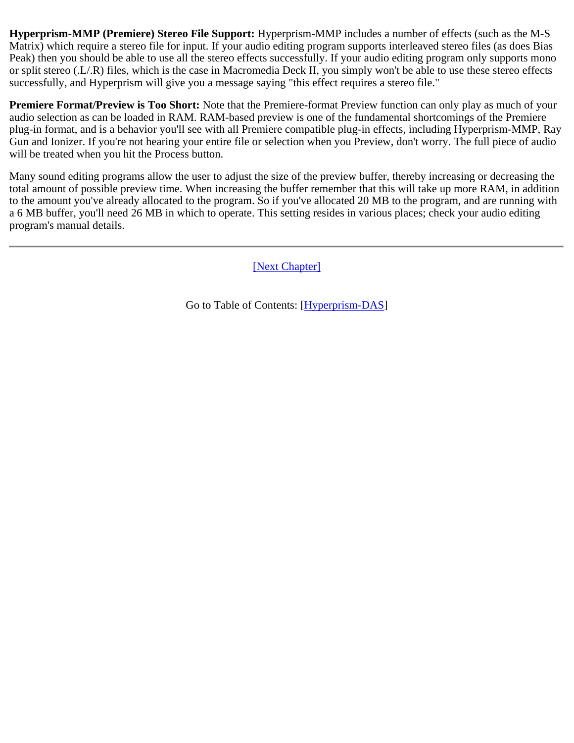**Hyperprism-MMP (Premiere) Stereo File Support:** Hyperprism-MMP includes a number of effects (such as the M-S Matrix) which require a stereo file for input. If your audio editing program supports interleaved stereo files (as does Bias Peak) then you should be able to use all the stereo effects successfully. If your audio editing program only supports mono or split stereo (.L/.R) files, which is the case in Macromedia Deck II, you simply won't be able to use these stereo effects successfully, and Hyperprism will give you a message saying "this effect requires a stereo file."

**Premiere Format/Preview is Too Short:** Note that the Premiere-format Preview function can only play as much of your audio selection as can be loaded in RAM. RAM-based preview is one of the fundamental shortcomings of the Premiere plug-in format, and is a behavior you'll see with all Premiere compatible plug-in effects, including Hyperprism-MMP, Ray Gun and Ionizer. If you're not hearing your entire file or selection when you Preview, don't worry. The full piece of audio will be treated when you hit the Process button.

Many sound editing programs allow the user to adjust the size of the preview buffer, thereby increasing or decreasing the total amount of possible preview time. When increasing the buffer remember that this will take up more RAM, in addition to the amount you've already allocated to the program. So if you've allocated 20 MB to the program, and are running with a 6 MB buffer, you'll need 26 MB in which to operate. This setting resides in various places; check your audio editing program's manual details.

---

[Next Chapter]

Go to Table of Contents: [Hyperprism-DAS]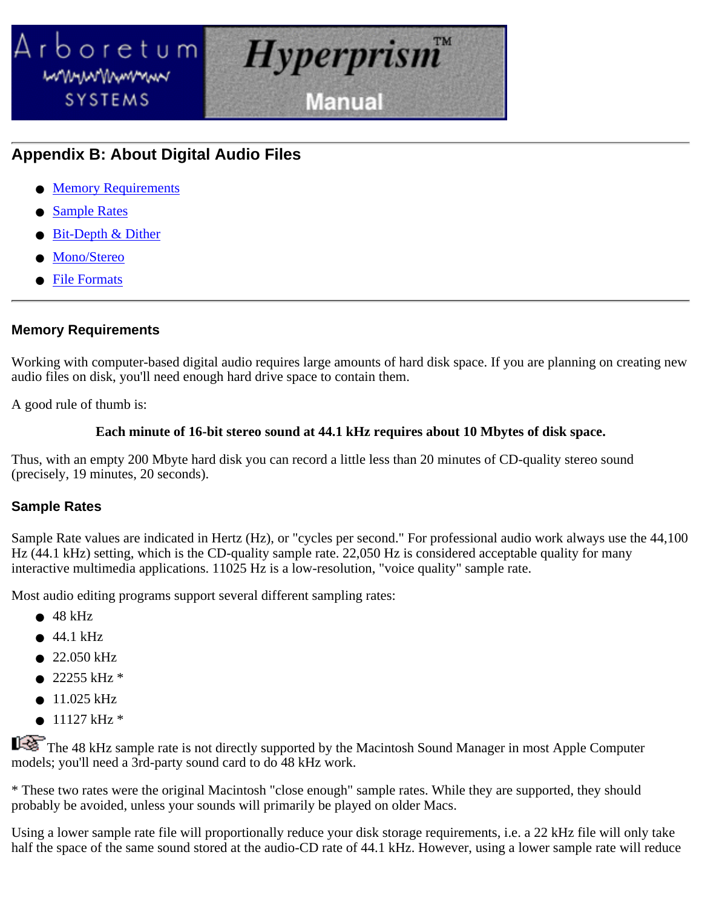## Appendix B: About Digital Audio Files

- Memory Requirements
- Sample Rates
- Bit-Depth & Dither
- Mono/Stereo
- File Formats

---

### Memory Requirements

Working with computer-based digital audio requires large amounts of hard disk space. If you are planning on creating new audio files on disk, you'll need enough hard drive space to contain them.

A good rule of thumb is:

**Each minute of 16-bit stereo sound at 44.1 kHz requires about 10 Mbytes of disk space.**

Thus, with an empty 200 Mbyte hard disk you can record a little less than 20 minutes of CD-quality stereo sound (precisely, 19 minutes, 20 seconds).

### Sample Rates

Sample Rate values are indicated in Hertz (Hz), or "cycles per second." For professional audio work always use the 44,100 Hz (44.1 kHz) setting, which is the CD-quality sample rate. 22,050 Hz is considered acceptable quality for many interactive multimedia applications. 11025 Hz is a low-resolution, "voice quality" sample rate.

Most audio editing programs support several different sampling rates:

- 48 kHz
- 44.1 kHz
- 22.050 kHz
- 22255 kHz *
- 11.025 kHz
- 11127 kHz *

The 48 kHz sample rate is not directly supported by the Macintosh Sound Manager in most Apple Computer models; you'll need a 3rd-party sound card to do 48 kHz work.

* These two rates were the original Macintosh "close enough" sample rates. While they are supported, they should probably be avoided, unless your sounds will primarily be played on older Macs.

Using a lower sample rate file will proportionally reduce your disk storage requirements, i.e. a 22 kHz file will only take half the space of the same sound stored at the audio-CD rate of 44.1 kHz. However, using a lower sample rate will reduce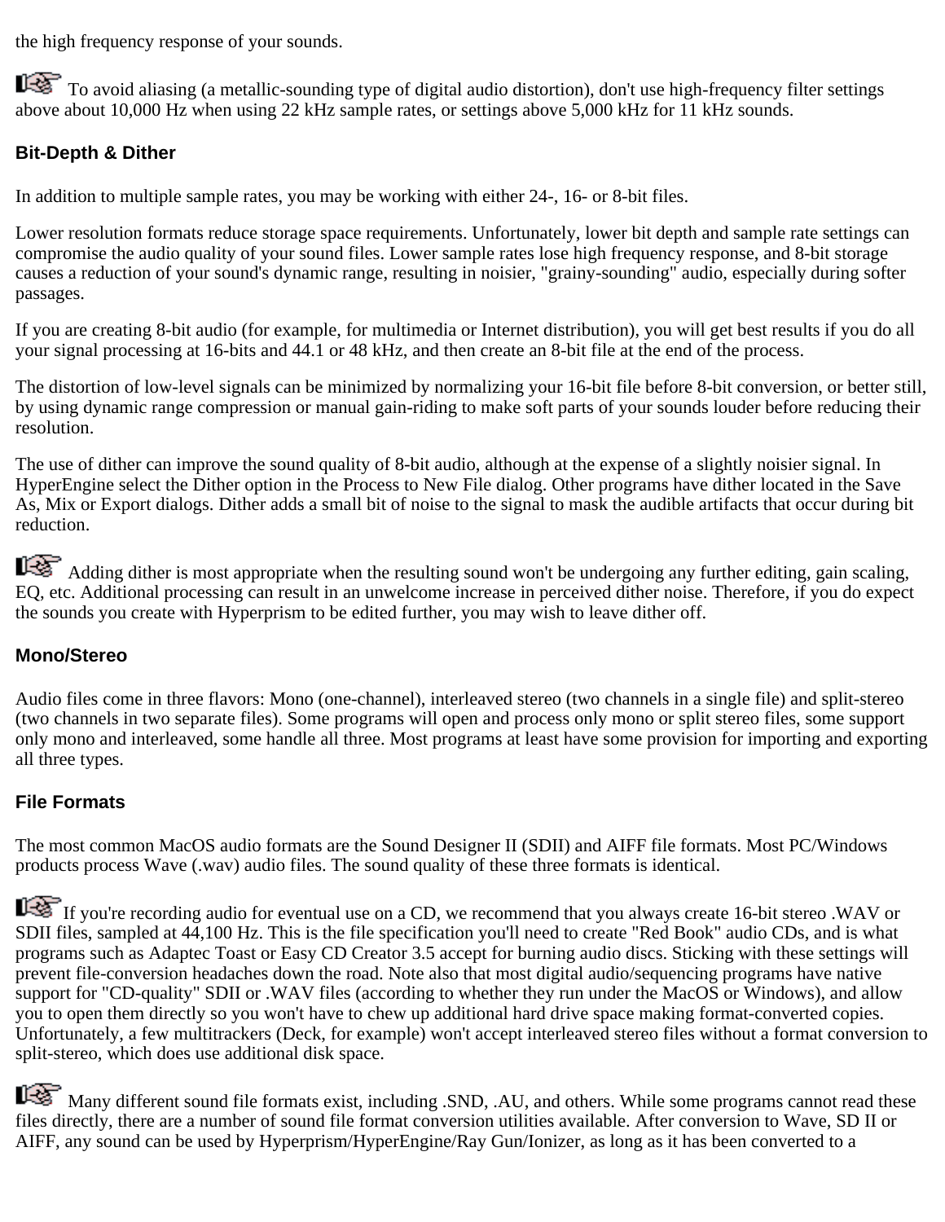the high frequency response of your sounds.

To avoid aliasing (a metallic-sounding type of digital audio distortion), don't use high-frequency filter settings above about 10,000 Hz when using 22 kHz sample rates, or settings above 5,000 kHz for 11 kHz sounds.

### Bit-Depth & Dither

In addition to multiple sample rates, you may be working with either 24-, 16- or 8-bit files.

Lower resolution formats reduce storage space requirements. Unfortunately, lower bit depth and sample rate settings can compromise the audio quality of your sound files. Lower sample rates lose high frequency response, and 8-bit storage causes a reduction of your sound's dynamic range, resulting in noisier, "grainy-sounding" audio, especially during softer passages.

If you are creating 8-bit audio (for example, for multimedia or Internet distribution), you will get best results if you do all your signal processing at 16-bits and 44.1 or 48 kHz, and then create an 8-bit file at the end of the process.

The distortion of low-level signals can be minimized by normalizing your 16-bit file before 8-bit conversion, or better still, by using dynamic range compression or manual gain-riding to make soft parts of your sounds louder before reducing their resolution.

The use of dither can improve the sound quality of 8-bit audio, although at the expense of a slightly noisier signal. In HyperEngine select the Dither option in the Process to New File dialog. Other programs have dither located in the Save As, Mix or Export dialogs. Dither adds a small bit of noise to the signal to mask the audible artifacts that occur during bit reduction.

Adding dither is most appropriate when the resulting sound won't be undergoing any further editing, gain scaling, EQ, etc. Additional processing can result in an unwelcome increase in perceived dither noise. Therefore, if you do expect the sounds you create with Hyperprism to be edited further, you may wish to leave dither off.

### Mono/Stereo

Audio files come in three flavors: Mono (one-channel), interleaved stereo (two channels in a single file) and split-stereo (two channels in two separate files). Some programs will open and process only mono or split stereo files, some support only mono and interleaved, some handle all three. Most programs at least have some provision for importing and exporting all three types.

### File Formats

The most common MacOS audio formats are the Sound Designer II (SDII) and AIFF file formats. Most PC/Windows products process Wave (.wav) audio files. The sound quality of these three formats is identical.

If you're recording audio for eventual use on a CD, we recommend that you always create 16-bit stereo .WAV or SDII files, sampled at 44,100 Hz. This is the file specification you'll need to create "Red Book" audio CDs, and is what programs such as Adaptec Toast or Easy CD Creator 3.5 accept for burning audio discs. Sticking with these settings will prevent file-conversion headaches down the road. Note also that most digital audio/sequencing programs have native support for "CD-quality" SDII or .WAV files (according to whether they run under the MacOS or Windows), and allow you to open them directly so you won't have to chew up additional hard drive space making format-converted copies. Unfortunately, a few multitrackers (Deck, for example) won't accept interleaved stereo files without a format conversion to split-stereo, which does use additional disk space.

Many different sound file formats exist, including .SND, .AU, and others. While some programs cannot read these files directly, there are a number of sound file format conversion utilities available. After conversion to Wave, SD II or AIFF, any sound can be used by Hyperprism/HyperEngine/Ray Gun/Ionizer, as long as it has been converted to a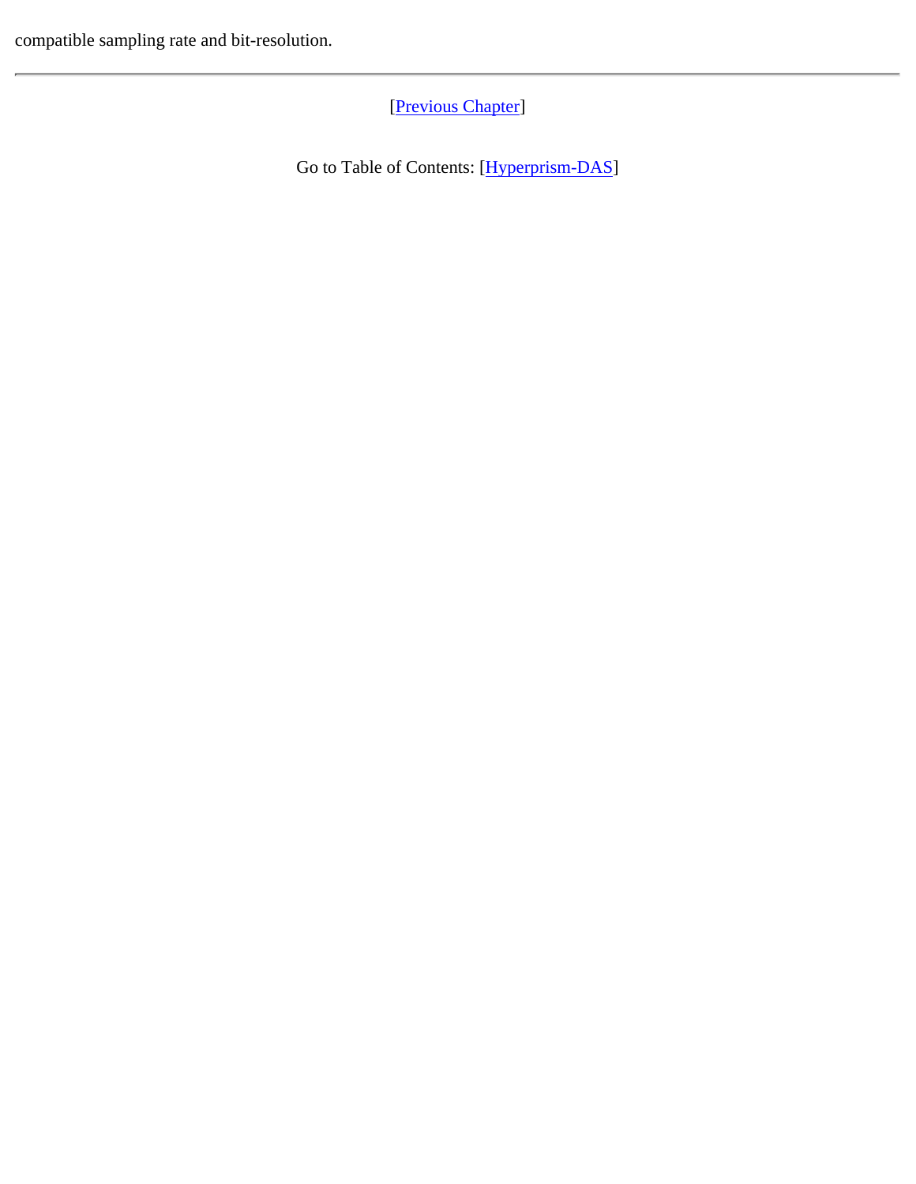compatible sampling rate and bit-resolution.

---

[Previous Chapter]

Go to Table of Contents: [Hyperprism-DAS]